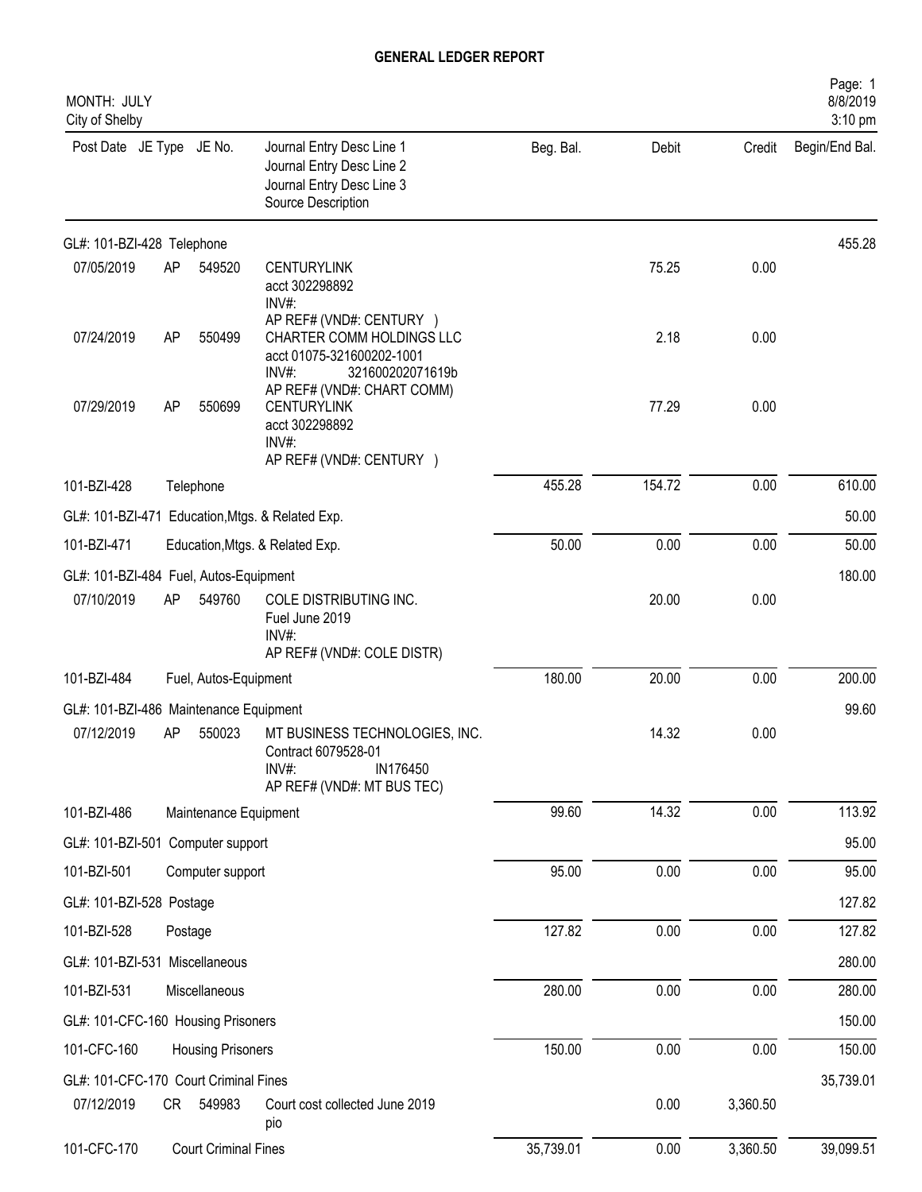# GENERAL LEDGER REPORT

MONTH: JULY
City of Shelby

Page: 1
8/8/2019
3:10 pm

| Post Date | JE Type | JE No. | Journal Entry Desc Line 1<br>Journal Entry Desc Line 2<br>Journal Entry Desc Line 3<br>Source Description | Beg. Bal. | Debit | Credit | Begin/End Bal. |
|---|---|---|---|---|---|---|---|
| GL#: 101-BZI-428 Telephone | | | | | | | 455.28 |
| 07/05/2019 | AP | 549520 | CENTURYLINK<br>acct 302298892<br>INV#:<br>AP REF# (VND#: CENTURY ) | | 75.25 | 0.00 | |
| 07/24/2019 | AP | 550499 | CHARTER COMM HOLDINGS LLC<br>acct 01075-321600202-1001<br>INV#: 321600202071619b<br>AP REF# (VND#: CHART COMM) | | 2.18 | 0.00 | |
| 07/29/2019 | AP | 550699 | CENTURYLINK<br>acct 302298892<br>INV#:<br>AP REF# (VND#: CENTURY ) | | 77.29 | 0.00 | |
| 101-BZI-428 | | | Telephone | 455.28 | 154.72 | 0.00 | 610.00 |
| GL#: 101-BZI-471 Education,Mtgs. & Related Exp. | | | | | | | 50.00 |
| 101-BZI-471 | | | Education,Mtgs. & Related Exp. | 50.00 | 0.00 | 0.00 | 50.00 |
| GL#: 101-BZI-484 Fuel, Autos-Equipment | | | | | | | 180.00 |
| 07/10/2019 | AP | 549760 | COLE DISTRIBUTING INC.<br>Fuel June 2019<br>INV#:<br>AP REF# (VND#: COLE DISTR) | | 20.00 | 0.00 | |
| 101-BZI-484 | | | Fuel, Autos-Equipment | 180.00 | 20.00 | 0.00 | 200.00 |
| GL#: 101-BZI-486 Maintenance Equipment | | | | | | | 99.60 |
| 07/12/2019 | AP | 550023 | MT BUSINESS TECHNOLOGIES, INC.<br>Contract 6079528-01<br>INV#: IN176450<br>AP REF# (VND#: MT BUS TEC) | | 14.32 | 0.00 | |
| 101-BZI-486 | | | Maintenance Equipment | 99.60 | 14.32 | 0.00 | 113.92 |
| GL#: 101-BZI-501 Computer support | | | | | | | 95.00 |
| 101-BZI-501 | | | Computer support | 95.00 | 0.00 | 0.00 | 95.00 |
| GL#: 101-BZI-528 Postage | | | | | | | 127.82 |
| 101-BZI-528 | | | Postage | 127.82 | 0.00 | 0.00 | 127.82 |
| GL#: 101-BZI-531 Miscellaneous | | | | | | | 280.00 |
| 101-BZI-531 | | | Miscellaneous | 280.00 | 0.00 | 0.00 | 280.00 |
| GL#: 101-CFC-160 Housing Prisoners | | | | | | | 150.00 |
| 101-CFC-160 | | | Housing Prisoners | 150.00 | 0.00 | 0.00 | 150.00 |
| GL#: 101-CFC-170 Court Criminal Fines | | | | | | | 35,739.01 |
| 07/12/2019 | CR | 549983 | Court cost collected June 2019<br>pio | | 0.00 | 3,360.50 | |
| 101-CFC-170 | | | Court Criminal Fines | 35,739.01 | 0.00 | 3,360.50 | 39,099.51 |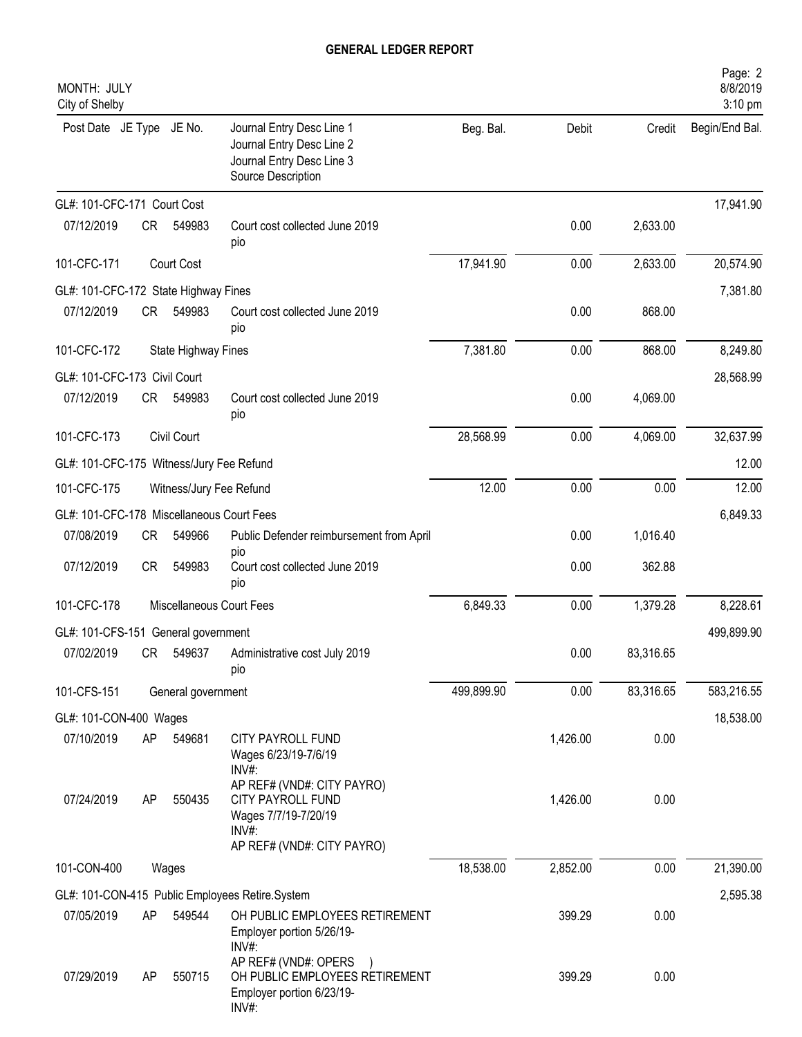# GENERAL LEDGER REPORT

MONTH: JULY
City of Shelby

| Post Date | JE Type | JE No. | Journal Entry Desc Line 1 / Journal Entry Desc Line 2 / Journal Entry Desc Line 3 / Source Description | Beg. Bal. | Debit | Credit | Begin/End Bal. |
|---|---|---|---|---|---|---|---|
| GL#: 101-CFC-171 Court Cost | | | | | | | 17,941.90 |
| 07/12/2019 | CR | 549983 | Court cost collected June 2019 pio | | 0.00 | 2,633.00 | |
| 101-CFC-171 | | | Court Cost | 17,941.90 | 0.00 | 2,633.00 | 20,574.90 |
| GL#: 101-CFC-172 State Highway Fines | | | | | | | 7,381.80 |
| 07/12/2019 | CR | 549983 | Court cost collected June 2019 pio | | 0.00 | 868.00 | |
| 101-CFC-172 | | | State Highway Fines | 7,381.80 | 0.00 | 868.00 | 8,249.80 |
| GL#: 101-CFC-173 Civil Court | | | | | | | 28,568.99 |
| 07/12/2019 | CR | 549983 | Court cost collected June 2019 pio | | 0.00 | 4,069.00 | |
| 101-CFC-173 | | | Civil Court | 28,568.99 | 0.00 | 4,069.00 | 32,637.99 |
| GL#: 101-CFC-175 Witness/Jury Fee Refund | | | | | | | 12.00 |
| 101-CFC-175 | | | Witness/Jury Fee Refund | 12.00 | 0.00 | 0.00 | 12.00 |
| GL#: 101-CFC-178 Miscellaneous Court Fees | | | | | | | 6,849.33 |
| 07/08/2019 | CR | 549966 | Public Defender reimbursement from April pio | | 0.00 | 1,016.40 | |
| 07/12/2019 | CR | 549983 | Court cost collected June 2019 pio | | 0.00 | 362.88 | |
| 101-CFC-178 | | | Miscellaneous Court Fees | 6,849.33 | 0.00 | 1,379.28 | 8,228.61 |
| GL#: 101-CFS-151 General government | | | | | | | 499,899.90 |
| 07/02/2019 | CR | 549637 | Administrative cost July 2019 pio | | 0.00 | 83,316.65 | |
| 101-CFS-151 | | | General government | 499,899.90 | 0.00 | 83,316.65 | 583,216.55 |
| GL#: 101-CON-400 Wages | | | | | | | 18,538.00 |
| 07/10/2019 | AP | 549681 | CITY PAYROLL FUND Wages 6/23/19-7/6/19 INV#: AP REF# (VND#: CITY PAYRO) | | 1,426.00 | 0.00 | |
| 07/24/2019 | AP | 550435 | CITY PAYROLL FUND Wages 7/7/19-7/20/19 INV#: AP REF# (VND#: CITY PAYRO) | | 1,426.00 | 0.00 | |
| 101-CON-400 | | | Wages | 18,538.00 | 2,852.00 | 0.00 | 21,390.00 |
| GL#: 101-CON-415 Public Employees Retire.System | | | | | | | 2,595.38 |
| 07/05/2019 | AP | 549544 | OH PUBLIC EMPLOYEES RETIREMENT Employer portion 5/26/19- INV#: AP REF# (VND#: OPERS ) | | 399.29 | 0.00 | |
| 07/29/2019 | AP | 550715 | OH PUBLIC EMPLOYEES RETIREMENT Employer portion 6/23/19- INV#: | | 399.29 | 0.00 | |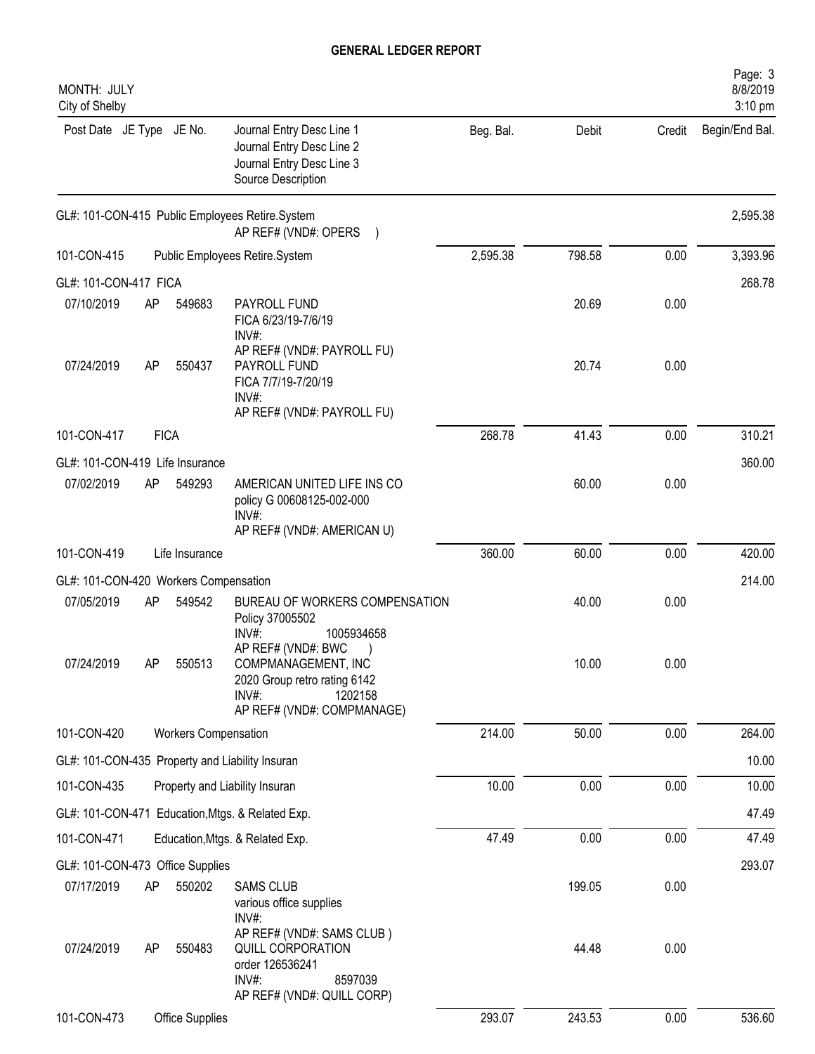# GENERAL LEDGER REPORT

MONTH: JULY
City of Shelby

| Post Date | JE Type | JE No. | Journal Entry Desc Line 1 / Journal Entry Desc Line 2 / Journal Entry Desc Line 3 / Source Description | Beg. Bal. | Debit | Credit | Begin/End Bal. |
|---|---|---|---|---|---|---|---|
| GL#: 101-CON-415 Public Employees Retire.System | | | AP REF# (VND#: OPERS ) | | | | 2,595.38 |
| 101-CON-415 | | | Public Employees Retire.System | 2,595.38 | 798.58 | 0.00 | 3,393.96 |
| GL#: 101-CON-417 FICA | | | | | | | 268.78 |
| 07/10/2019 | AP | 549683 | PAYROLL FUND<br>FICA 6/23/19-7/6/19<br>INV#:<br>AP REF# (VND#: PAYROLL FU) | | 20.69 | 0.00 | |
| 07/24/2019 | AP | 550437 | PAYROLL FUND<br>FICA 7/7/19-7/20/19<br>INV#:<br>AP REF# (VND#: PAYROLL FU) | | 20.74 | 0.00 | |
| 101-CON-417 | FICA | | | 268.78 | 41.43 | 0.00 | 310.21 |
| GL#: 101-CON-419 Life Insurance | | | | | | | 360.00 |
| 07/02/2019 | AP | 549293 | AMERICAN UNITED LIFE INS CO<br>policy G 00608125-002-000<br>INV#:<br>AP REF# (VND#: AMERICAN U) | | 60.00 | 0.00 | |
| 101-CON-419 | Life Insurance | | | 360.00 | 60.00 | 0.00 | 420.00 |
| GL#: 101-CON-420 Workers Compensation | | | | | | | 214.00 |
| 07/05/2019 | AP | 549542 | BUREAU OF WORKERS COMPENSATION<br>Policy 37005502<br>INV#: 1005934658<br>AP REF# (VND#: BWC ) | | 40.00 | 0.00 | |
| 07/24/2019 | AP | 550513 | COMPMANAGEMENT, INC<br>2020 Group retro rating 6142<br>INV#: 1202158<br>AP REF# (VND#: COMPMANAGE) | | 10.00 | 0.00 | |
| 101-CON-420 | Workers Compensation | | | 214.00 | 50.00 | 0.00 | 264.00 |
| GL#: 101-CON-435 Property and Liability Insuran | | | | | | | 10.00 |
| 101-CON-435 | | | Property and Liability Insuran | 10.00 | 0.00 | 0.00 | 10.00 |
| GL#: 101-CON-471 Education,Mtgs. & Related Exp. | | | | | | | 47.49 |
| 101-CON-471 | | | Education,Mtgs. & Related Exp. | 47.49 | 0.00 | 0.00 | 47.49 |
| GL#: 101-CON-473 Office Supplies | | | | | | | 293.07 |
| 07/17/2019 | AP | 550202 | SAMS CLUB<br>various office supplies<br>INV#:<br>AP REF# (VND#: SAMS CLUB ) | | 199.05 | 0.00 | |
| 07/24/2019 | AP | 550483 | QUILL CORPORATION<br>order 126536241<br>INV#: 8597039<br>AP REF# (VND#: QUILL CORP) | | 44.48 | 0.00 | |
| 101-CON-473 | Office Supplies | | | 293.07 | 243.53 | 0.00 | 536.60 |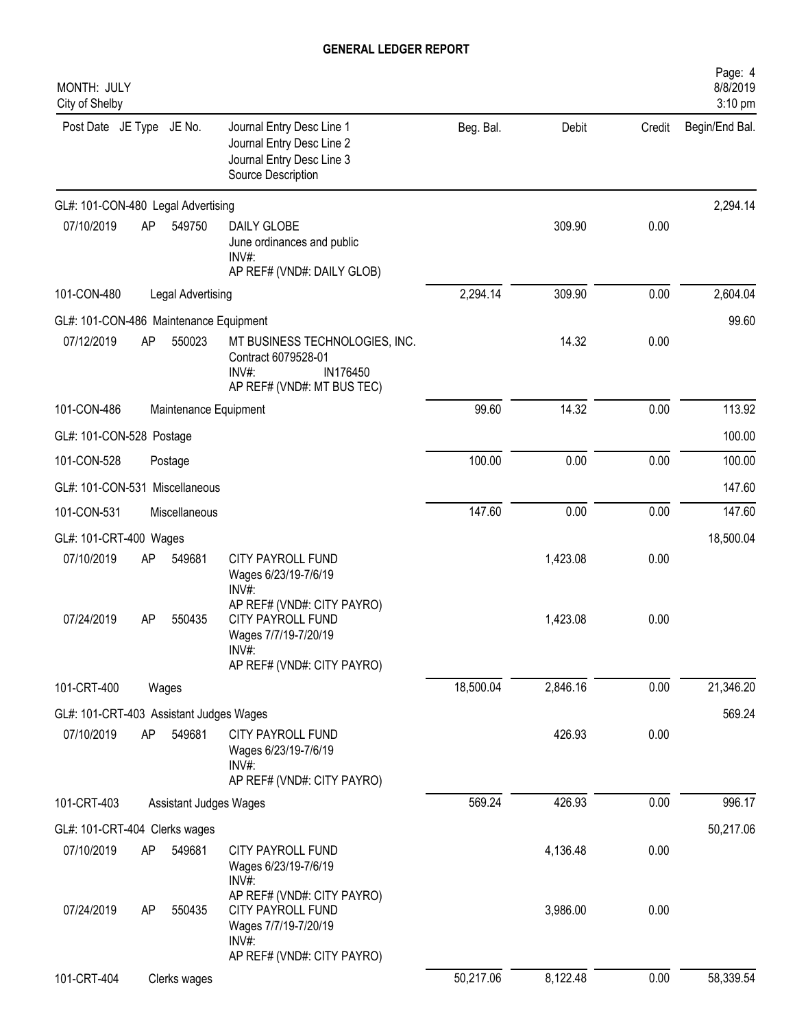# GENERAL LEDGER REPORT

MONTH: JULY
City of Shelby

| Post Date | JE Type | JE No. | Journal Entry Desc Line 1 / Journal Entry Desc Line 2 / Journal Entry Desc Line 3 / Source Description | Beg. Bal. | Debit | Credit | Begin/End Bal. |
|---|---|---|---|---|---|---|---|
| GL#: 101-CON-480 Legal Advertising | | | | | | | 2,294.14 |
| 07/10/2019 | AP | 549750 | DAILY GLOBE<br>June ordinances and public<br>INV#:<br>AP REF# (VND#: DAILY GLOB) | | 309.90 | 0.00 | |
| 101-CON-480 | | | Legal Advertising | 2,294.14 | 309.90 | 0.00 | 2,604.04 |
| GL#: 101-CON-486 Maintenance Equipment | | | | | | | 99.60 |
| 07/12/2019 | AP | 550023 | MT BUSINESS TECHNOLOGIES, INC.<br>Contract 6079528-01<br>INV#: IN176450<br>AP REF# (VND#: MT BUS TEC) | | 14.32 | 0.00 | |
| 101-CON-486 | | | Maintenance Equipment | 99.60 | 14.32 | 0.00 | 113.92 |
| GL#: 101-CON-528 Postage | | | | | | | 100.00 |
| 101-CON-528 | | | Postage | 100.00 | 0.00 | 0.00 | 100.00 |
| GL#: 101-CON-531 Miscellaneous | | | | | | | 147.60 |
| 101-CON-531 | | | Miscellaneous | 147.60 | 0.00 | 0.00 | 147.60 |
| GL#: 101-CRT-400 Wages | | | | | | | 18,500.04 |
| 07/10/2019 | AP | 549681 | CITY PAYROLL FUND<br>Wages 6/23/19-7/6/19<br>INV#:<br>AP REF# (VND#: CITY PAYRO) | | 1,423.08 | 0.00 | |
| 07/24/2019 | AP | 550435 | CITY PAYROLL FUND<br>Wages 7/7/19-7/20/19<br>INV#:<br>AP REF# (VND#: CITY PAYRO) | | 1,423.08 | 0.00 | |
| 101-CRT-400 | | | Wages | 18,500.04 | 2,846.16 | 0.00 | 21,346.20 |
| GL#: 101-CRT-403 Assistant Judges Wages | | | | | | | 569.24 |
| 07/10/2019 | AP | 549681 | CITY PAYROLL FUND<br>Wages 6/23/19-7/6/19<br>INV#:<br>AP REF# (VND#: CITY PAYRO) | | 426.93 | 0.00 | |
| 101-CRT-403 | | | Assistant Judges Wages | 569.24 | 426.93 | 0.00 | 996.17 |
| GL#: 101-CRT-404 Clerks wages | | | | | | | 50,217.06 |
| 07/10/2019 | AP | 549681 | CITY PAYROLL FUND<br>Wages 6/23/19-7/6/19<br>INV#:<br>AP REF# (VND#: CITY PAYRO) | | 4,136.48 | 0.00 | |
| 07/24/2019 | AP | 550435 | CITY PAYROLL FUND<br>Wages 7/7/19-7/20/19<br>INV#:<br>AP REF# (VND#: CITY PAYRO) | | 3,986.00 | 0.00 | |
| 101-CRT-404 | | | Clerks wages | 50,217.06 | 8,122.48 | 0.00 | 58,339.54 |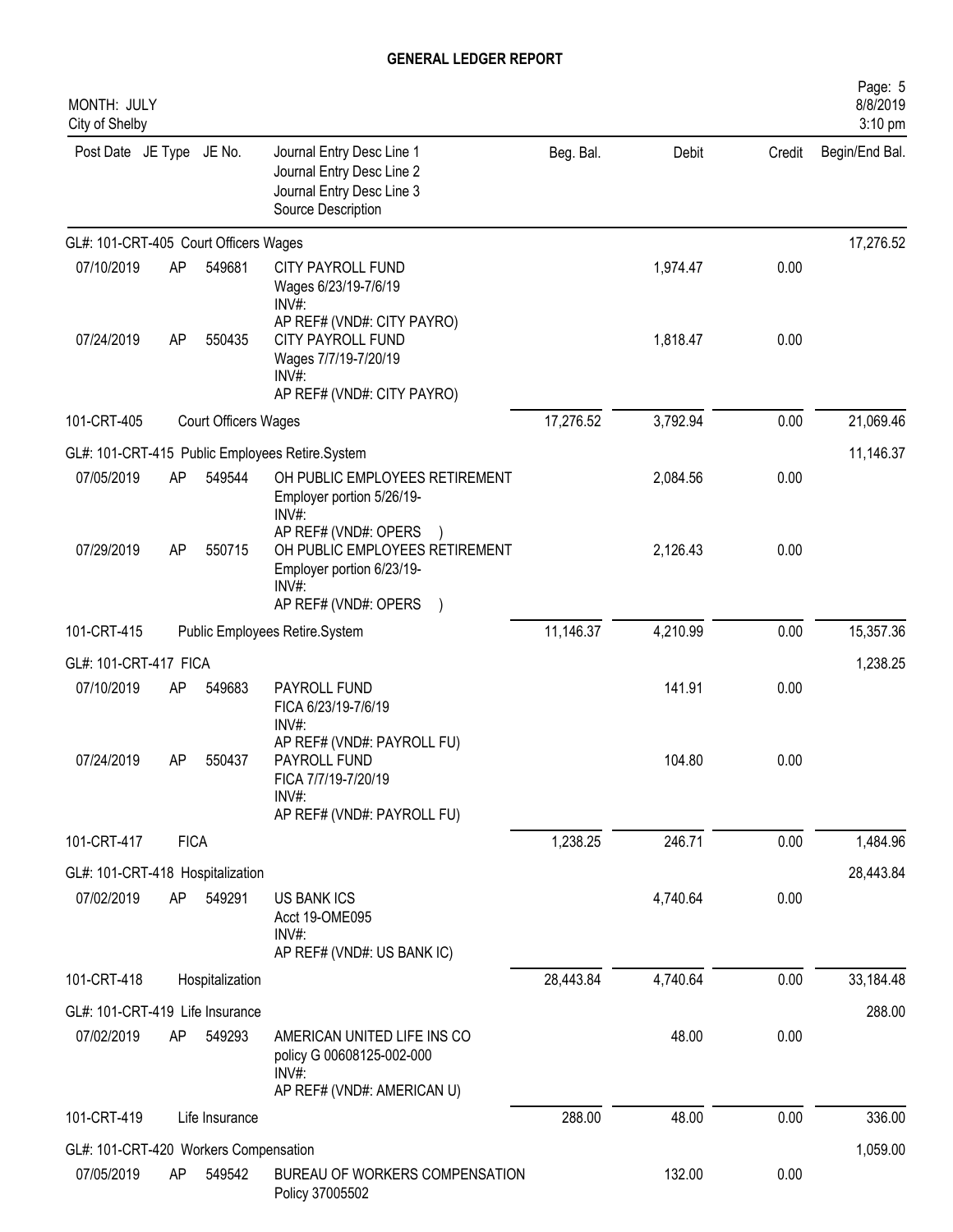**GENERAL LEDGER REPORT**

MONTH: JULY
City of Shelby

| Post Date | JE Type | JE No. | Journal Entry Desc Line 1<br>Journal Entry Desc Line 2<br>Journal Entry Desc Line 3<br>Source Description | Beg. Bal. | Debit | Credit | Begin/End Bal. |
|---|---|---|---|---|---|---|---|
| GL#: 101-CRT-405 Court Officers Wages | | | | | | | 17,276.52 |
| 07/10/2019 | AP | 549681 | CITY PAYROLL FUND<br>Wages 6/23/19-7/6/19<br>INV#:<br>AP REF# (VND#: CITY PAYRO) | | 1,974.47 | 0.00 | |
| 07/24/2019 | AP | 550435 | CITY PAYROLL FUND<br>Wages 7/7/19-7/20/19<br>INV#:<br>AP REF# (VND#: CITY PAYRO) | | 1,818.47 | 0.00 | |
| 101-CRT-405 | | Court Officers Wages | | 17,276.52 | 3,792.94 | 0.00 | 21,069.46 |
| GL#: 101-CRT-415 Public Employees Retire.System | | | | | | | 11,146.37 |
| 07/05/2019 | AP | 549544 | OH PUBLIC EMPLOYEES RETIREMENT<br>Employer portion 5/26/19-<br>INV#:<br>AP REF# (VND#: OPERS ) | | 2,084.56 | 0.00 | |
| 07/29/2019 | AP | 550715 | OH PUBLIC EMPLOYEES RETIREMENT<br>Employer portion 6/23/19-<br>INV#:<br>AP REF# (VND#: OPERS ) | | 2,126.43 | 0.00 | |
| 101-CRT-415 | | Public Employees Retire.System | | 11,146.37 | 4,210.99 | 0.00 | 15,357.36 |
| GL#: 101-CRT-417 FICA | | | | | | | 1,238.25 |
| 07/10/2019 | AP | 549683 | PAYROLL FUND<br>FICA 6/23/19-7/6/19<br>INV#:<br>AP REF# (VND#: PAYROLL FU) | | 141.91 | 0.00 | |
| 07/24/2019 | AP | 550437 | PAYROLL FUND<br>FICA 7/7/19-7/20/19<br>INV#:<br>AP REF# (VND#: PAYROLL FU) | | 104.80 | 0.00 | |
| 101-CRT-417 | FICA | | | 1,238.25 | 246.71 | 0.00 | 1,484.96 |
| GL#: 101-CRT-418 Hospitalization | | | | | | | 28,443.84 |
| 07/02/2019 | AP | 549291 | US BANK ICS<br>Acct 19-OME095<br>INV#:<br>AP REF# (VND#: US BANK IC) | | 4,740.64 | 0.00 | |
| 101-CRT-418 | | Hospitalization | | 28,443.84 | 4,740.64 | 0.00 | 33,184.48 |
| GL#: 101-CRT-419 Life Insurance | | | | | | | 288.00 |
| 07/02/2019 | AP | 549293 | AMERICAN UNITED LIFE INS CO<br>policy G 00608125-002-000<br>INV#:<br>AP REF# (VND#: AMERICAN U) | | 48.00 | 0.00 | |
| 101-CRT-419 | | Life Insurance | | 288.00 | 48.00 | 0.00 | 336.00 |
| GL#: 101-CRT-420 Workers Compensation | | | | | | | 1,059.00 |
| 07/05/2019 | AP | 549542 | BUREAU OF WORKERS COMPENSATION<br>Policy 37005502 | | 132.00 | 0.00 | |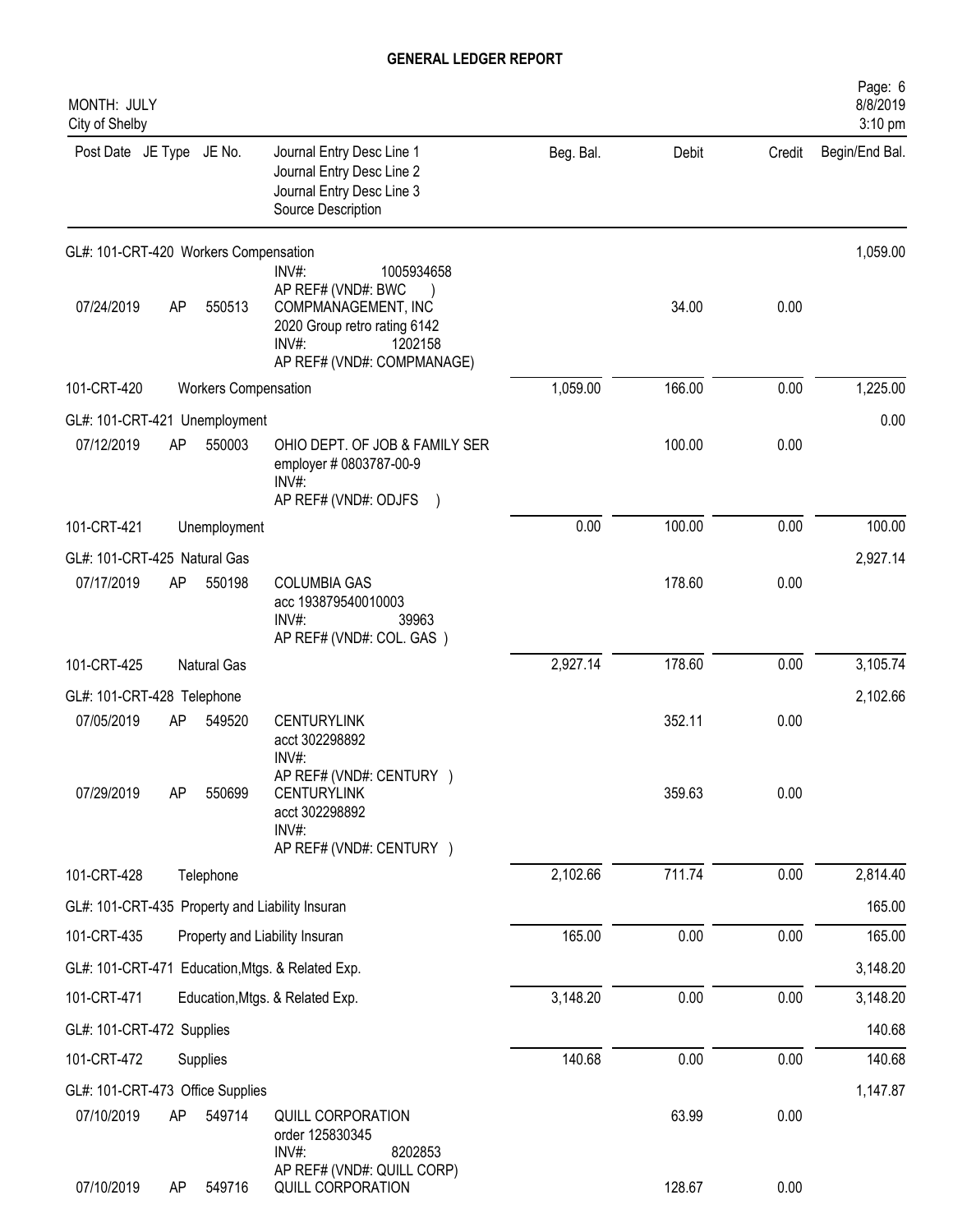# GENERAL LEDGER REPORT

MONTH: JULY
City of Shelby

| Post Date | JE Type | JE No. | Journal Entry Desc Line 1 / Journal Entry Desc Line 2 / Journal Entry Desc Line 3 / Source Description | Beg. Bal. | Debit | Credit | Begin/End Bal. |
|---|---|---|---|---|---|---|---|
| GL#: 101-CRT-420 Workers Compensation | | | | | | | 1,059.00 |
| | | | INV#: 1005934658 AP REF# (VND#: BWC ) | | | | |
| 07/24/2019 | AP | 550513 | COMPMANAGEMENT, INC 2020 Group retro rating 6142 INV#: 1202158 AP REF# (VND#: COMPMANAGE) | | 34.00 | 0.00 | |
| 101-CRT-420 | Workers Compensation | | | 1,059.00 | 166.00 | 0.00 | 1,225.00 |
| GL#: 101-CRT-421 Unemployment | | | | | | | 0.00 |
| 07/12/2019 | AP | 550003 | OHIO DEPT. OF JOB & FAMILY SER employer # 0803787-00-9 INV#: AP REF# (VND#: ODJFS ) | | 100.00 | 0.00 | |
| 101-CRT-421 | Unemployment | | | 0.00 | 100.00 | 0.00 | 100.00 |
| GL#: 101-CRT-425 Natural Gas | | | | | | | 2,927.14 |
| 07/17/2019 | AP | 550198 | COLUMBIA GAS acc 193879540010003 INV#: 39963 AP REF# (VND#: COL. GAS ) | | 178.60 | 0.00 | |
| 101-CRT-425 | Natural Gas | | | 2,927.14 | 178.60 | 0.00 | 3,105.74 |
| GL#: 101-CRT-428 Telephone | | | | | | | 2,102.66 |
| 07/05/2019 | AP | 549520 | CENTURYLINK acct 302298892 INV#: AP REF# (VND#: CENTURY ) | | 352.11 | 0.00 | |
| 07/29/2019 | AP | 550699 | CENTURYLINK acct 302298892 INV#: AP REF# (VND#: CENTURY ) | | 359.63 | 0.00 | |
| 101-CRT-428 | Telephone | | | 2,102.66 | 711.74 | 0.00 | 2,814.40 |
| GL#: 101-CRT-435 Property and Liability Insuran | | | | | | | 165.00 |
| 101-CRT-435 | Property and Liability Insuran | | | 165.00 | 0.00 | 0.00 | 165.00 |
| GL#: 101-CRT-471 Education,Mtgs. & Related Exp. | | | | | | | 3,148.20 |
| 101-CRT-471 | Education,Mtgs. & Related Exp. | | | 3,148.20 | 0.00 | 0.00 | 3,148.20 |
| GL#: 101-CRT-472 Supplies | | | | | | | 140.68 |
| 101-CRT-472 | Supplies | | | 140.68 | 0.00 | 0.00 | 140.68 |
| GL#: 101-CRT-473 Office Supplies | | | | | | | 1,147.87 |
| 07/10/2019 | AP | 549714 | QUILL CORPORATION order 125830345 INV#: 8202853 AP REF# (VND#: QUILL CORP) | | 63.99 | 0.00 | |
| 07/10/2019 | AP | 549716 | QUILL CORPORATION | | 128.67 | 0.00 | |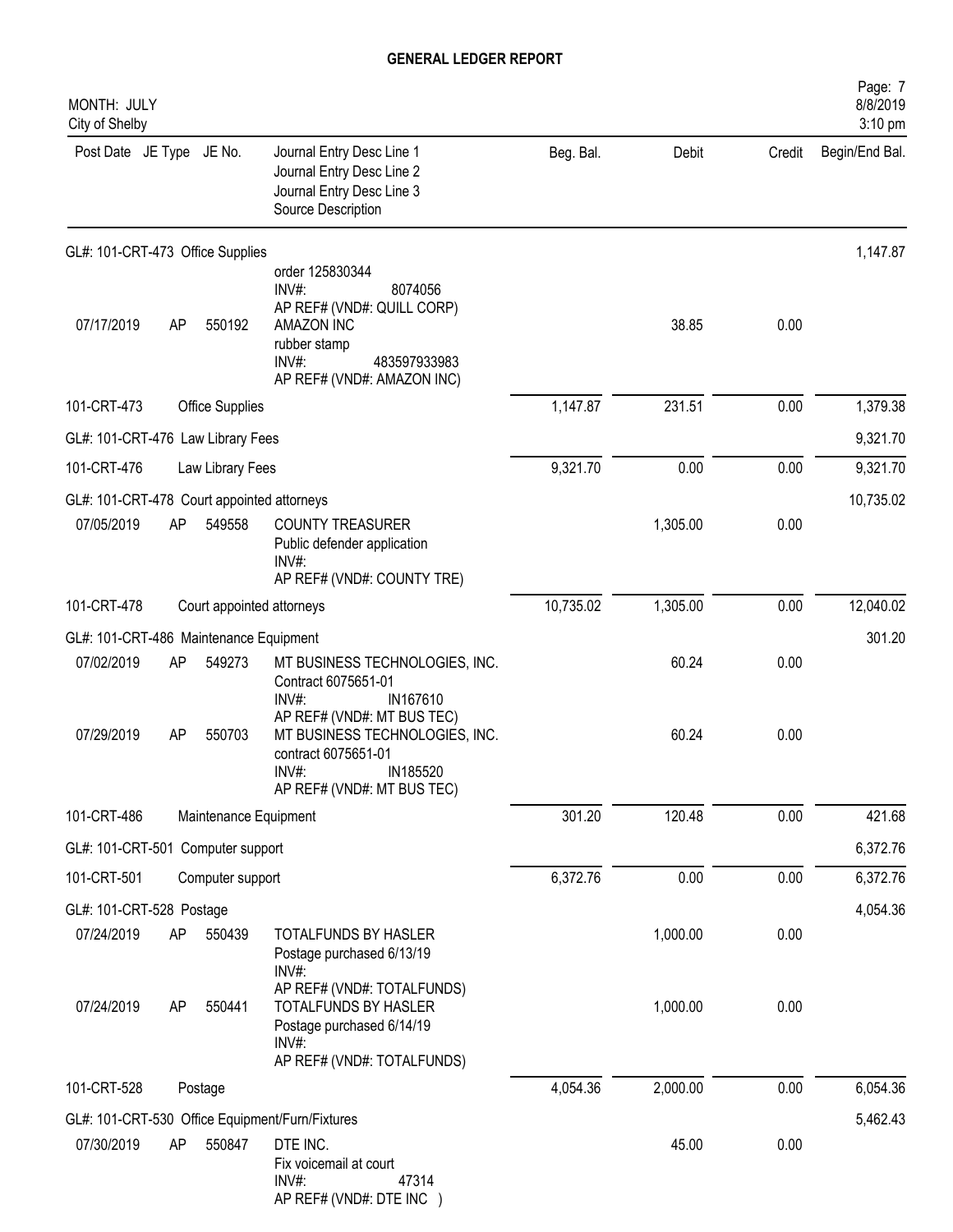## GENERAL LEDGER REPORT

MONTH: JULY
City of Shelby

| Post Date | JE Type | JE No. | Journal Entry Desc Line 1 / Journal Entry Desc Line 2 / Journal Entry Desc Line 3 / Source Description | Beg. Bal. | Debit | Credit | Begin/End Bal. |
|---|---|---|---|---|---|---|---|
| GL#: 101-CRT-473 Office Supplies | | | | | | | 1,147.87 |
| | | | order 125830344<br>INV#: 8074056<br>AP REF# (VND#: QUILL CORP) | | | | |
| 07/17/2019 | AP | 550192 | AMAZON INC<br>rubber stamp<br>INV#: 483597933983<br>AP REF# (VND#: AMAZON INC) | | 38.85 | 0.00 | |
| 101-CRT-473 | | Office Supplies | | 1,147.87 | 231.51 | 0.00 | 1,379.38 |
| GL#: 101-CRT-476 Law Library Fees | | | | | | | 9,321.70 |
| 101-CRT-476 | | Law Library Fees | | 9,321.70 | 0.00 | 0.00 | 9,321.70 |
| GL#: 101-CRT-478 Court appointed attorneys | | | | | | | 10,735.02 |
| 07/05/2019 | AP | 549558 | COUNTY TREASURER<br>Public defender application<br>INV#:<br>AP REF# (VND#: COUNTY TRE) | | 1,305.00 | 0.00 | |
| 101-CRT-478 | | Court appointed attorneys | | 10,735.02 | 1,305.00 | 0.00 | 12,040.02 |
| GL#: 101-CRT-486 Maintenance Equipment | | | | | | | 301.20 |
| 07/02/2019 | AP | 549273 | MT BUSINESS TECHNOLOGIES, INC.<br>Contract 6075651-01<br>INV#: IN167610<br>AP REF# (VND#: MT BUS TEC) | | 60.24 | 0.00 | |
| 07/29/2019 | AP | 550703 | MT BUSINESS TECHNOLOGIES, INC.<br>contract 6075651-01<br>INV#: IN185520<br>AP REF# (VND#: MT BUS TEC) | | 60.24 | 0.00 | |
| 101-CRT-486 | | Maintenance Equipment | | 301.20 | 120.48 | 0.00 | 421.68 |
| GL#: 101-CRT-501 Computer support | | | | | | | 6,372.76 |
| 101-CRT-501 | | Computer support | | 6,372.76 | 0.00 | 0.00 | 6,372.76 |
| GL#: 101-CRT-528 Postage | | | | | | | 4,054.36 |
| 07/24/2019 | AP | 550439 | TOTALFUNDS BY HASLER<br>Postage purchased 6/13/19<br>INV#:<br>AP REF# (VND#: TOTALFUNDS) | | 1,000.00 | 0.00 | |
| 07/24/2019 | AP | 550441 | TOTALFUNDS BY HASLER<br>Postage purchased 6/14/19<br>INV#:<br>AP REF# (VND#: TOTALFUNDS) | | 1,000.00 | 0.00 | |
| 101-CRT-528 | | Postage | | 4,054.36 | 2,000.00 | 0.00 | 6,054.36 |
| GL#: 101-CRT-530 Office Equipment/Furn/Fixtures | | | | | | | 5,462.43 |
| 07/30/2019 | AP | 550847 | DTE INC.<br>Fix voicemail at court<br>INV#: 47314<br>AP REF# (VND#: DTE INC ) | | 45.00 | 0.00 | |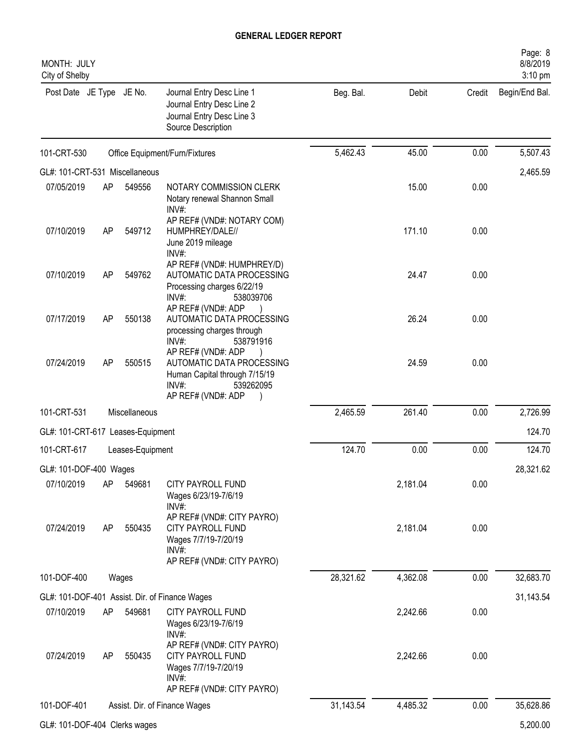# GENERAL LEDGER REPORT

MONTH: JULY
City of Shelby

| Post Date | JE Type | JE No. | Journal Entry Desc Line 1 / Journal Entry Desc Line 2 / Journal Entry Desc Line 3 / Source Description | Beg. Bal. | Debit | Credit | Begin/End Bal. |
|---|---|---|---|---|---|---|---|
| 101-CRT-530 | | | Office Equipment/Furn/Fixtures | 5,462.43 | 45.00 | 0.00 | 5,507.43 |
| GL#: 101-CRT-531 Miscellaneous | | | | | | | 2,465.59 |
| 07/05/2019 | AP | 549556 | NOTARY COMMISSION CLERK<br>Notary renewal Shannon Small<br>INV#:<br>AP REF# (VND#: NOTARY COM) | | 15.00 | 0.00 | |
| 07/10/2019 | AP | 549712 | HUMPHREY/DALE//<br>June 2019 mileage<br>INV#:<br>AP REF# (VND#: HUMPHREY/D) | | 171.10 | 0.00 | |
| 07/10/2019 | AP | 549762 | AUTOMATIC DATA PROCESSING<br>Processing charges 6/22/19<br>INV#: 538039706<br>AP REF# (VND#: ADP ) | | 24.47 | 0.00 | |
| 07/17/2019 | AP | 550138 | AUTOMATIC DATA PROCESSING<br>processing charges through<br>INV#: 538791916<br>AP REF# (VND#: ADP ) | | 26.24 | 0.00 | |
| 07/24/2019 | AP | 550515 | AUTOMATIC DATA PROCESSING<br>Human Capital through 7/15/19<br>INV#: 539262095<br>AP REF# (VND#: ADP ) | | 24.59 | 0.00 | |
| 101-CRT-531 | | | Miscellaneous | 2,465.59 | 261.40 | 0.00 | 2,726.99 |
| GL#: 101-CRT-617 Leases-Equipment | | | | | | | 124.70 |
| 101-CRT-617 | | | Leases-Equipment | 124.70 | 0.00 | 0.00 | 124.70 |
| GL#: 101-DOF-400 Wages | | | | | | | 28,321.62 |
| 07/10/2019 | AP | 549681 | CITY PAYROLL FUND<br>Wages 6/23/19-7/6/19<br>INV#:<br>AP REF# (VND#: CITY PAYRO) | | 2,181.04 | 0.00 | |
| 07/24/2019 | AP | 550435 | CITY PAYROLL FUND<br>Wages 7/7/19-7/20/19<br>INV#:<br>AP REF# (VND#: CITY PAYRO) | | 2,181.04 | 0.00 | |
| 101-DOF-400 | | | Wages | 28,321.62 | 4,362.08 | 0.00 | 32,683.70 |
| GL#: 101-DOF-401 Assist. Dir. of Finance Wages | | | | | | | 31,143.54 |
| 07/10/2019 | AP | 549681 | CITY PAYROLL FUND<br>Wages 6/23/19-7/6/19<br>INV#:<br>AP REF# (VND#: CITY PAYRO) | | 2,242.66 | 0.00 | |
| 07/24/2019 | AP | 550435 | CITY PAYROLL FUND<br>Wages 7/7/19-7/20/19<br>INV#:<br>AP REF# (VND#: CITY PAYRO) | | 2,242.66 | 0.00 | |
| 101-DOF-401 | | | Assist. Dir. of Finance Wages | 31,143.54 | 4,485.32 | 0.00 | 35,628.86 |
| GL#: 101-DOF-404 Clerks wages | | | | | | | 5,200.00 |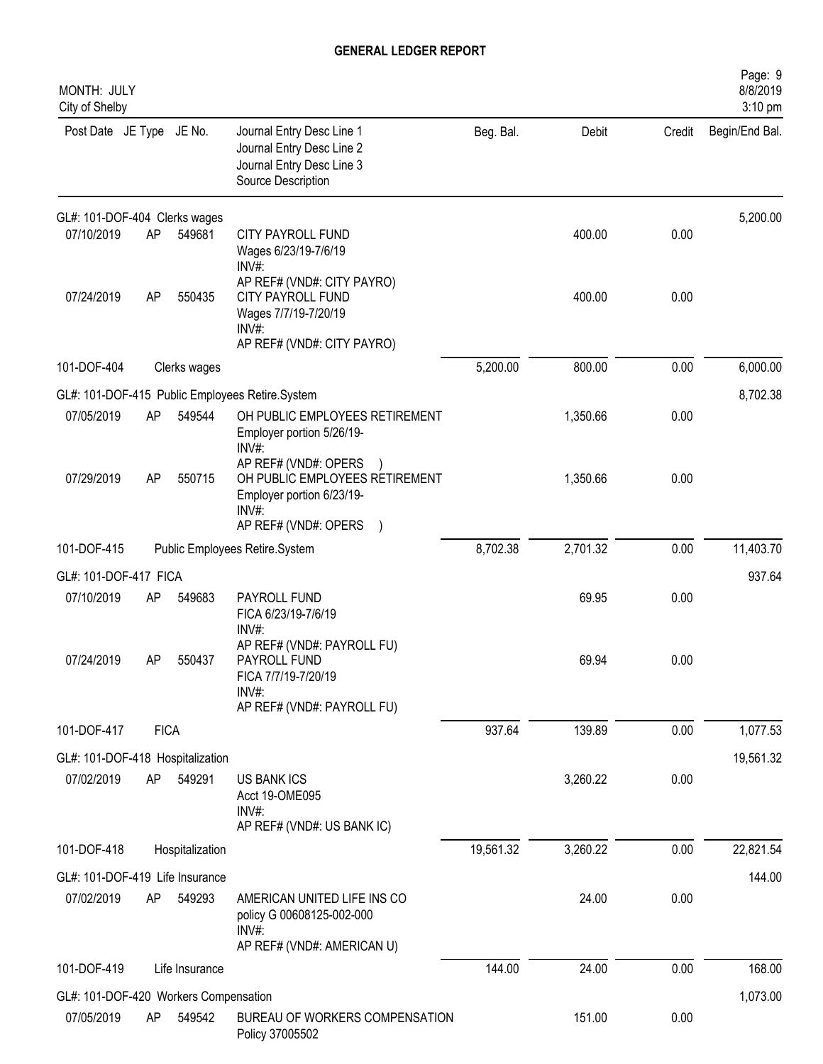# GENERAL LEDGER REPORT

MONTH: JULY
City of Shelby

| Post Date | JE Type | JE No. | Journal Entry Desc Line 1<br>Journal Entry Desc Line 2<br>Journal Entry Desc Line 3<br>Source Description | Beg. Bal. | Debit | Credit | Begin/End Bal. |
|---|---|---|---|---|---|---|---|
| GL#: 101-DOF-404 Clerks wages | | | | | | | 5,200.00 |
| 07/10/2019 | AP | 549681 | CITY PAYROLL FUND<br>Wages 6/23/19-7/6/19<br>INV#:<br>AP REF# (VND#: CITY PAYRO) | | 400.00 | 0.00 | |
| 07/24/2019 | AP | 550435 | CITY PAYROLL FUND<br>Wages 7/7/19-7/20/19<br>INV#:<br>AP REF# (VND#: CITY PAYRO) | | 400.00 | 0.00 | |
| 101-DOF-404 | | Clerks wages | | 5,200.00 | 800.00 | 0.00 | 6,000.00 |
| GL#: 101-DOF-415 Public Employees Retire.System | | | | | | | 8,702.38 |
| 07/05/2019 | AP | 549544 | OH PUBLIC EMPLOYEES RETIREMENT<br>Employer portion 5/26/19-<br>INV#:<br>AP REF# (VND#: OPERS ) | | 1,350.66 | 0.00 | |
| 07/29/2019 | AP | 550715 | OH PUBLIC EMPLOYEES RETIREMENT<br>Employer portion 6/23/19-<br>INV#:<br>AP REF# (VND#: OPERS ) | | 1,350.66 | 0.00 | |
| 101-DOF-415 | | Public Employees Retire.System | | 8,702.38 | 2,701.32 | 0.00 | 11,403.70 |
| GL#: 101-DOF-417 FICA | | | | | | | 937.64 |
| 07/10/2019 | AP | 549683 | PAYROLL FUND<br>FICA 6/23/19-7/6/19<br>INV#:<br>AP REF# (VND#: PAYROLL FU) | | 69.95 | 0.00 | |
| 07/24/2019 | AP | 550437 | PAYROLL FUND<br>FICA 7/7/19-7/20/19<br>INV#:<br>AP REF# (VND#: PAYROLL FU) | | 69.94 | 0.00 | |
| 101-DOF-417 | | FICA | | 937.64 | 139.89 | 0.00 | 1,077.53 |
| GL#: 101-DOF-418 Hospitalization | | | | | | | 19,561.32 |
| 07/02/2019 | AP | 549291 | US BANK ICS<br>Acct 19-OME095<br>INV#:<br>AP REF# (VND#: US BANK IC) | | 3,260.22 | 0.00 | |
| 101-DOF-418 | | Hospitalization | | 19,561.32 | 3,260.22 | 0.00 | 22,821.54 |
| GL#: 101-DOF-419 Life Insurance | | | | | | | 144.00 |
| 07/02/2019 | AP | 549293 | AMERICAN UNITED LIFE INS CO<br>policy G 00608125-002-000<br>INV#:<br>AP REF# (VND#: AMERICAN U) | | 24.00 | 0.00 | |
| 101-DOF-419 | | Life Insurance | | 144.00 | 24.00 | 0.00 | 168.00 |
| GL#: 101-DOF-420 Workers Compensation | | | | | | | 1,073.00 |
| 07/05/2019 | AP | 549542 | BUREAU OF WORKERS COMPENSATION<br>Policy 37005502 | | 151.00 | 0.00 | |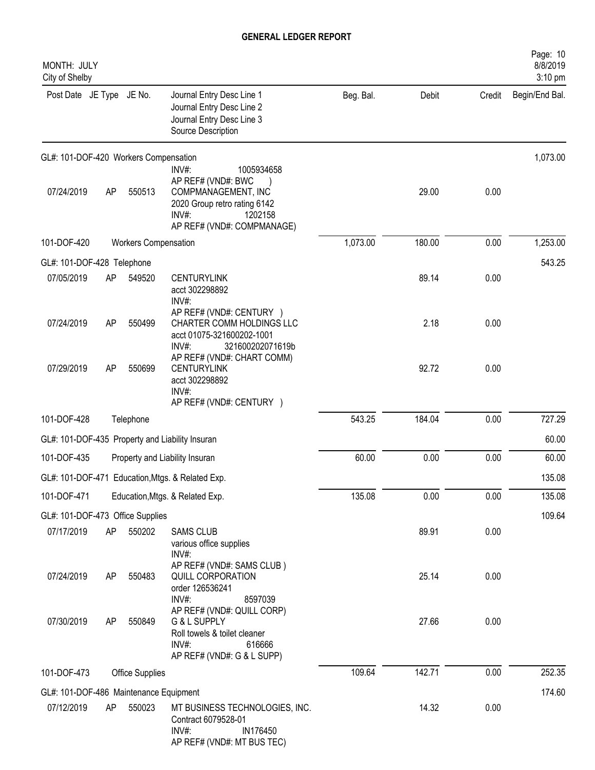# GENERAL LEDGER REPORT

MONTH: JULY
City of Shelby

| Post Date | JE Type | JE No. | Journal Entry Desc Line 1 / Journal Entry Desc Line 2 / Journal Entry Desc Line 3 / Source Description | Beg. Bal. | Debit | Credit | Begin/End Bal. |
|---|---|---|---|---|---|---|---|
| GL#: 101-DOF-420 Workers Compensation | | | | | | | 1,073.00 |
| | | | INV#: 1005934658 AP REF# (VND#: BWC ) | | | | |
| 07/24/2019 | AP | 550513 | COMPMANAGEMENT, INC 2020 Group retro rating 6142 INV#: 1202158 AP REF# (VND#: COMPMANAGE) | | 29.00 | 0.00 | |
| 101-DOF-420 | | | Workers Compensation | 1,073.00 | 180.00 | 0.00 | 1,253.00 |
| GL#: 101-DOF-428 Telephone | | | | | | | 543.25 |
| 07/05/2019 | AP | 549520 | CENTURYLINK acct 302298892 INV#: AP REF# (VND#: CENTURY ) | | 89.14 | 0.00 | |
| 07/24/2019 | AP | 550499 | CHARTER COMM HOLDINGS LLC acct 01075-321600202-1001 INV#: 321600202071619b AP REF# (VND#: CHART COMM) | | 2.18 | 0.00 | |
| 07/29/2019 | AP | 550699 | CENTURYLINK acct 302298892 INV#: AP REF# (VND#: CENTURY ) | | 92.72 | 0.00 | |
| 101-DOF-428 | | | Telephone | 543.25 | 184.04 | 0.00 | 727.29 |
| GL#: 101-DOF-435 Property and Liability Insuran | | | | | | | 60.00 |
| 101-DOF-435 | | | Property and Liability Insuran | 60.00 | 0.00 | 0.00 | 60.00 |
| GL#: 101-DOF-471 Education,Mtgs. & Related Exp. | | | | | | | 135.08 |
| 101-DOF-471 | | | Education,Mtgs. & Related Exp. | 135.08 | 0.00 | 0.00 | 135.08 |
| GL#: 101-DOF-473 Office Supplies | | | | | | | 109.64 |
| 07/17/2019 | AP | 550202 | SAMS CLUB various office supplies INV#: AP REF# (VND#: SAMS CLUB ) | | 89.91 | 0.00 | |
| 07/24/2019 | AP | 550483 | QUILL CORPORATION order 126536241 INV#: 8597039 AP REF# (VND#: QUILL CORP) | | 25.14 | 0.00 | |
| 07/30/2019 | AP | 550849 | G & L SUPPLY Roll towels & toilet cleaner INV#: 616666 AP REF# (VND#: G & L SUPP) | | 27.66 | 0.00 | |
| 101-DOF-473 | | | Office Supplies | 109.64 | 142.71 | 0.00 | 252.35 |
| GL#: 101-DOF-486 Maintenance Equipment | | | | | | | 174.60 |
| 07/12/2019 | AP | 550023 | MT BUSINESS TECHNOLOGIES, INC. Contract 6079528-01 INV#: IN176450 AP REF# (VND#: MT BUS TEC) | | 14.32 | 0.00 | |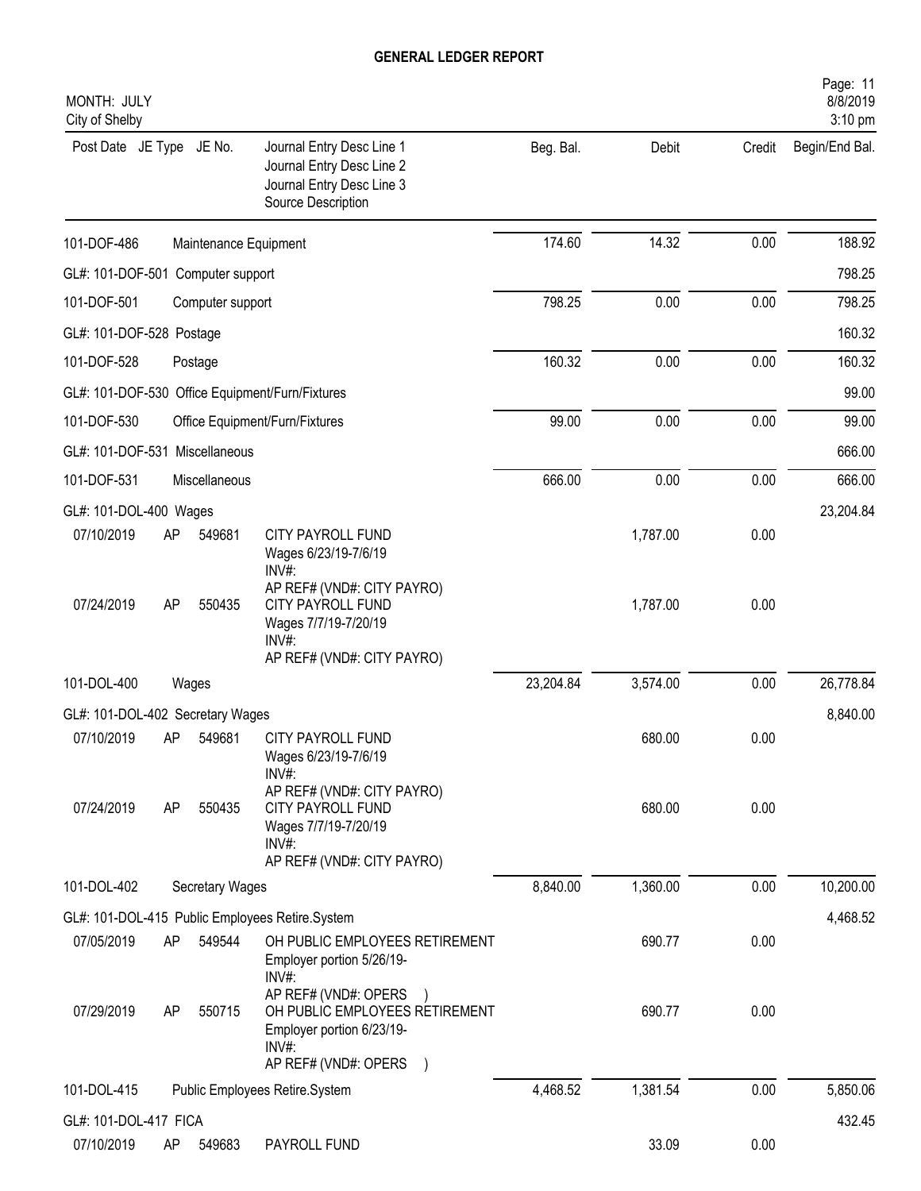# GENERAL LEDGER REPORT

MONTH: JULY
City of Shelby

| Post Date | JE Type | JE No. | Journal Entry Desc Line 1 / Journal Entry Desc Line 2 / Journal Entry Desc Line 3 / Source Description | Beg. Bal. | Debit | Credit | Begin/End Bal. |
|---|---|---|---|---|---|---|---|
| 101-DOF-486 | | | Maintenance Equipment | 174.60 | 14.32 | 0.00 | 188.92 |
| GL#: 101-DOF-501 Computer support | | | | | | | 798.25 |
| 101-DOF-501 | | | Computer support | 798.25 | 0.00 | 0.00 | 798.25 |
| GL#: 101-DOF-528 Postage | | | | | | | 160.32 |
| 101-DOF-528 | | | Postage | 160.32 | 0.00 | 0.00 | 160.32 |
| GL#: 101-DOF-530 Office Equipment/Furn/Fixtures | | | | | | | 99.00 |
| 101-DOF-530 | | | Office Equipment/Furn/Fixtures | 99.00 | 0.00 | 0.00 | 99.00 |
| GL#: 101-DOF-531 Miscellaneous | | | | | | | 666.00 |
| 101-DOF-531 | | | Miscellaneous | 666.00 | 0.00 | 0.00 | 666.00 |
| GL#: 101-DOL-400 Wages | | | | | | | 23,204.84 |
| 07/10/2019 | AP | 549681 | CITY PAYROLL FUND<br>Wages 6/23/19-7/6/19<br>INV#:<br>AP REF# (VND#: CITY PAYRO) | | 1,787.00 | 0.00 | |
| 07/24/2019 | AP | 550435 | CITY PAYROLL FUND<br>Wages 7/7/19-7/20/19<br>INV#:<br>AP REF# (VND#: CITY PAYRO) | | 1,787.00 | 0.00 | |
| 101-DOL-400 | | | Wages | 23,204.84 | 3,574.00 | 0.00 | 26,778.84 |
| GL#: 101-DOL-402 Secretary Wages | | | | | | | 8,840.00 |
| 07/10/2019 | AP | 549681 | CITY PAYROLL FUND<br>Wages 6/23/19-7/6/19<br>INV#:<br>AP REF# (VND#: CITY PAYRO) | | 680.00 | 0.00 | |
| 07/24/2019 | AP | 550435 | CITY PAYROLL FUND<br>Wages 7/7/19-7/20/19<br>INV#:<br>AP REF# (VND#: CITY PAYRO) | | 680.00 | 0.00 | |
| 101-DOL-402 | | | Secretary Wages | 8,840.00 | 1,360.00 | 0.00 | 10,200.00 |
| GL#: 101-DOL-415 Public Employees Retire.System | | | | | | | 4,468.52 |
| 07/05/2019 | AP | 549544 | OH PUBLIC EMPLOYEES RETIREMENT<br>Employer portion 5/26/19-<br>INV#:<br>AP REF# (VND#: OPERS ) | | 690.77 | 0.00 | |
| 07/29/2019 | AP | 550715 | OH PUBLIC EMPLOYEES RETIREMENT<br>Employer portion 6/23/19-<br>INV#:<br>AP REF# (VND#: OPERS ) | | 690.77 | 0.00 | |
| 101-DOL-415 | | | Public Employees Retire.System | 4,468.52 | 1,381.54 | 0.00 | 5,850.06 |
| GL#: 101-DOL-417 FICA | | | | | | | 432.45 |
| 07/10/2019 | AP | 549683 | PAYROLL FUND | | 33.09 | 0.00 | |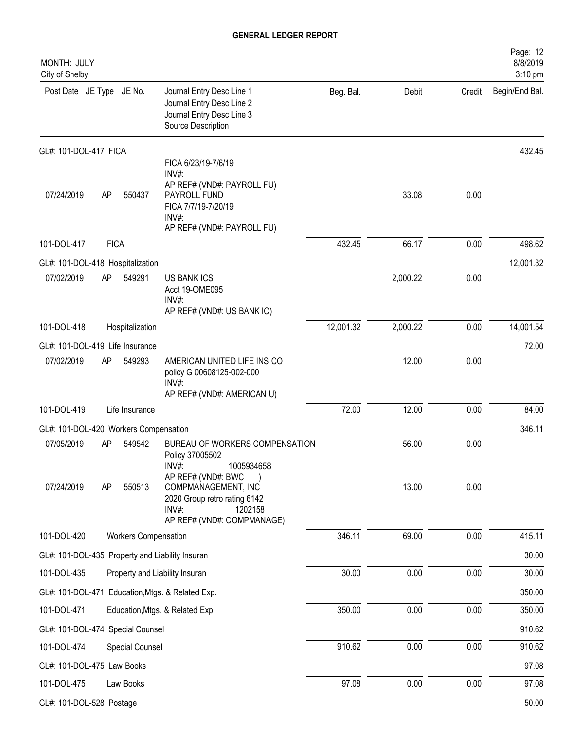# GENERAL LEDGER REPORT

MONTH: JULY
City of Shelby

| Post Date | JE Type | JE No. | Journal Entry Desc Line 1 / Journal Entry Desc Line 2 / Journal Entry Desc Line 3 / Source Description | Beg. Bal. | Debit | Credit | Begin/End Bal. |
|---|---|---|---|---|---|---|---|
| GL#: 101-DOL-417 FICA | | | | | | | 432.45 |
| | | | FICA 6/23/19-7/6/19 INV#: AP REF# (VND#: PAYROLL FU) | | | | |
| 07/24/2019 | AP | 550437 | PAYROLL FUND FICA 7/7/19-7/20/19 INV#: AP REF# (VND#: PAYROLL FU) | | 33.08 | 0.00 | |
| 101-DOL-417 | FICA | | | 432.45 | 66.17 | 0.00 | 498.62 |
| GL#: 101-DOL-418 Hospitalization | | | | | | | 12,001.32 |
| 07/02/2019 | AP | 549291 | US BANK ICS Acct 19-OME095 INV#: AP REF# (VND#: US BANK IC) | | 2,000.22 | 0.00 | |
| 101-DOL-418 | Hospitalization | | | 12,001.32 | 2,000.22 | 0.00 | 14,001.54 |
| GL#: 101-DOL-419 Life Insurance | | | | | | | 72.00 |
| 07/02/2019 | AP | 549293 | AMERICAN UNITED LIFE INS CO policy G 00608125-002-000 INV#: AP REF# (VND#: AMERICAN U) | | 12.00 | 0.00 | |
| 101-DOL-419 | Life Insurance | | | 72.00 | 12.00 | 0.00 | 84.00 |
| GL#: 101-DOL-420 Workers Compensation | | | | | | | 346.11 |
| 07/05/2019 | AP | 549542 | BUREAU OF WORKERS COMPENSATION Policy 37005502 INV#: 1005934658 AP REF# (VND#: BWC ) | | 56.00 | 0.00 | |
| 07/24/2019 | AP | 550513 | COMPMANAGEMENT, INC 2020 Group retro rating 6142 INV#: 1202158 AP REF# (VND#: COMPMANAGE) | | 13.00 | 0.00 | |
| 101-DOL-420 | Workers Compensation | | | 346.11 | 69.00 | 0.00 | 415.11 |
| GL#: 101-DOL-435 Property and Liability Insuran | | | | | | | 30.00 |
| 101-DOL-435 | Property and Liability Insuran | | | 30.00 | 0.00 | 0.00 | 30.00 |
| GL#: 101-DOL-471 Education,Mtgs. & Related Exp. | | | | | | | 350.00 |
| 101-DOL-471 | Education,Mtgs. & Related Exp. | | | 350.00 | 0.00 | 0.00 | 350.00 |
| GL#: 101-DOL-474 Special Counsel | | | | | | | 910.62 |
| 101-DOL-474 | Special Counsel | | | 910.62 | 0.00 | 0.00 | 910.62 |
| GL#: 101-DOL-475 Law Books | | | | | | | 97.08 |
| 101-DOL-475 | Law Books | | | 97.08 | 0.00 | 0.00 | 97.08 |
| GL#: 101-DOL-528 Postage | | | | | | | 50.00 |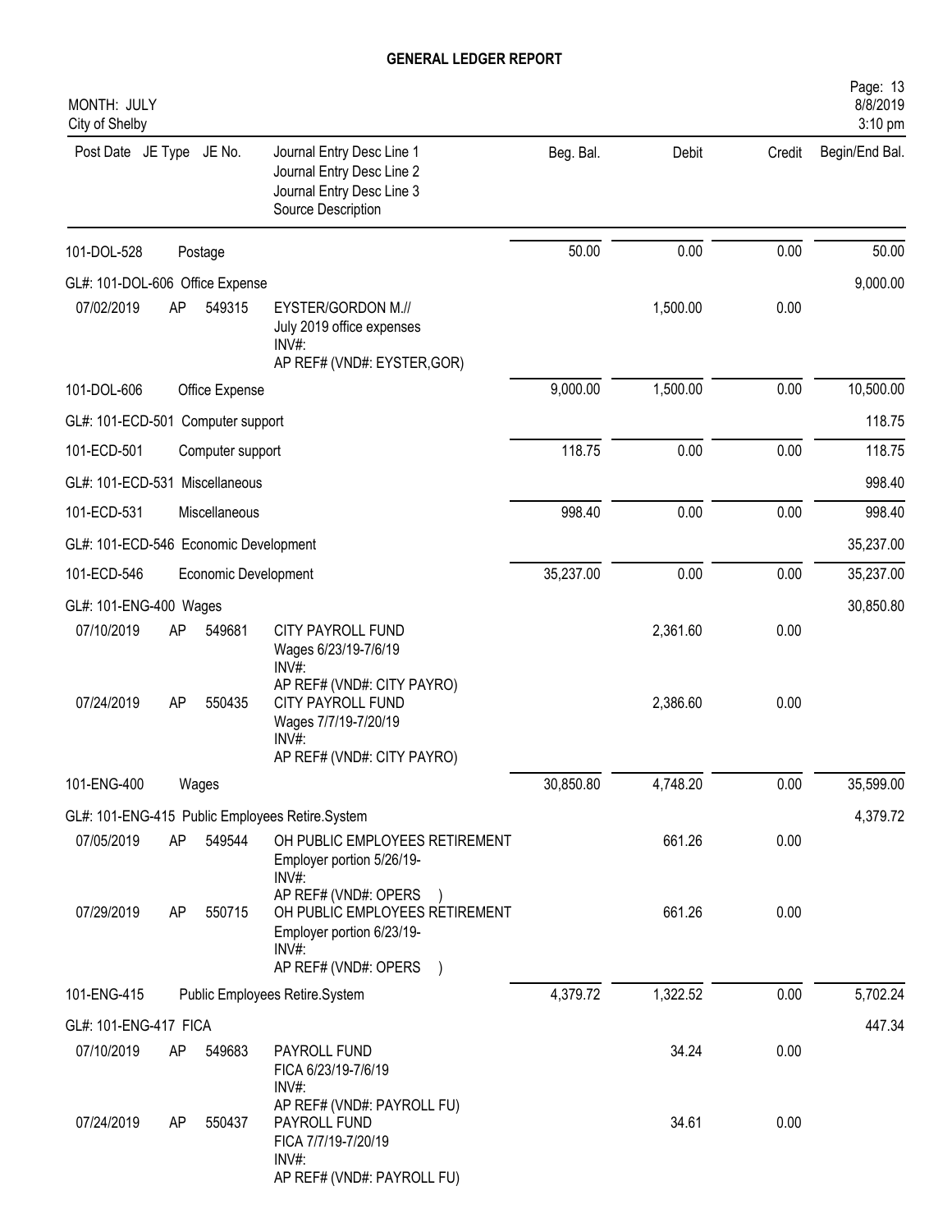# GENERAL LEDGER REPORT

MONTH: JULY
City of Shelby

| Post Date | JE Type | JE No. | Journal Entry Desc Line 1 / Journal Entry Desc Line 2 / Journal Entry Desc Line 3 / Source Description | Beg. Bal. | Debit | Credit | Begin/End Bal. |
|---|---|---|---|---|---|---|---|
| 101-DOL-528 | | | Postage | 50.00 | 0.00 | 0.00 | 50.00 |
| GL#: 101-DOL-606 Office Expense | | | | | | | 9,000.00 |
| 07/02/2019 | AP | 549315 | EYSTER/GORDON M.// July 2019 office expenses INV#: AP REF# (VND#: EYSTER,GOR) | | 1,500.00 | 0.00 | |
| 101-DOL-606 | | | Office Expense | 9,000.00 | 1,500.00 | 0.00 | 10,500.00 |
| GL#: 101-ECD-501 Computer support | | | | | | | 118.75 |
| 101-ECD-501 | | | Computer support | 118.75 | 0.00 | 0.00 | 118.75 |
| GL#: 101-ECD-531 Miscellaneous | | | | | | | 998.40 |
| 101-ECD-531 | | | Miscellaneous | 998.40 | 0.00 | 0.00 | 998.40 |
| GL#: 101-ECD-546 Economic Development | | | | | | | 35,237.00 |
| 101-ECD-546 | | | Economic Development | 35,237.00 | 0.00 | 0.00 | 35,237.00 |
| GL#: 101-ENG-400 Wages | | | | | | | 30,850.80 |
| 07/10/2019 | AP | 549681 | CITY PAYROLL FUND Wages 6/23/19-7/6/19 INV#: AP REF# (VND#: CITY PAYRO) | | 2,361.60 | 0.00 | |
| 07/24/2019 | AP | 550435 | CITY PAYROLL FUND Wages 7/7/19-7/20/19 INV#: AP REF# (VND#: CITY PAYRO) | | 2,386.60 | 0.00 | |
| 101-ENG-400 | | | Wages | 30,850.80 | 4,748.20 | 0.00 | 35,599.00 |
| GL#: 101-ENG-415 Public Employees Retire.System | | | | | | | 4,379.72 |
| 07/05/2019 | AP | 549544 | OH PUBLIC EMPLOYEES RETIREMENT Employer portion 5/26/19- INV#: AP REF# (VND#: OPERS ) | | 661.26 | 0.00 | |
| 07/29/2019 | AP | 550715 | OH PUBLIC EMPLOYEES RETIREMENT Employer portion 6/23/19- INV#: AP REF# (VND#: OPERS ) | | 661.26 | 0.00 | |
| 101-ENG-415 | | | Public Employees Retire.System | 4,379.72 | 1,322.52 | 0.00 | 5,702.24 |
| GL#: 101-ENG-417 FICA | | | | | | | 447.34 |
| 07/10/2019 | AP | 549683 | PAYROLL FUND FICA 6/23/19-7/6/19 INV#: AP REF# (VND#: PAYROLL FU) | | 34.24 | 0.00 | |
| 07/24/2019 | AP | 550437 | PAYROLL FUND FICA 7/7/19-7/20/19 INV#: AP REF# (VND#: PAYROLL FU) | | 34.61 | 0.00 | |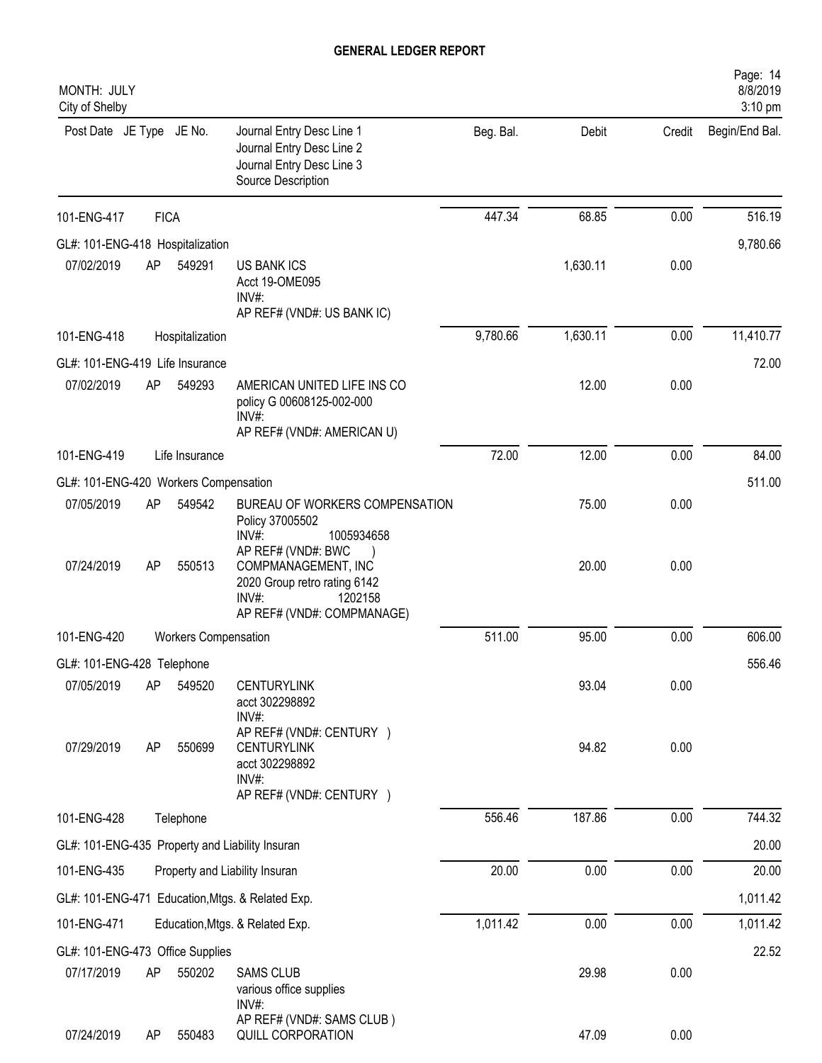# GENERAL LEDGER REPORT

MONTH: JULY
City of Shelby

| Post Date | JE Type | JE No. | Journal Entry Desc Line 1<br>Journal Entry Desc Line 2<br>Journal Entry Desc Line 3<br>Source Description | Beg. Bal. | Debit | Credit | Begin/End Bal. |
|---|---|---|---|---|---|---|---|
| 101-ENG-417 | FICA | | | 447.34 | 68.85 | 0.00 | 516.19 |
| GL#: 101-ENG-418 Hospitalization | | | | | | | 9,780.66 |
| 07/02/2019 | AP | 549291 | US BANK ICS<br>Acct 19-OME095<br>INV#:<br>AP REF# (VND#: US BANK IC) | | 1,630.11 | 0.00 | |
| 101-ENG-418 | Hospitalization | | | 9,780.66 | 1,630.11 | 0.00 | 11,410.77 |
| GL#: 101-ENG-419 Life Insurance | | | | | | | 72.00 |
| 07/02/2019 | AP | 549293 | AMERICAN UNITED LIFE INS CO<br>policy G 00608125-002-000<br>INV#:<br>AP REF# (VND#: AMERICAN U) | | 12.00 | 0.00 | |
| 101-ENG-419 | Life Insurance | | | 72.00 | 12.00 | 0.00 | 84.00 |
| GL#: 101-ENG-420 Workers Compensation | | | | | | | 511.00 |
| 07/05/2019 | AP | 549542 | BUREAU OF WORKERS COMPENSATION<br>Policy 37005502<br>INV#: 1005934658<br>AP REF# (VND#: BWC ) | | 75.00 | 0.00 | |
| 07/24/2019 | AP | 550513 | COMPMANAGEMENT, INC<br>2020 Group retro rating 6142<br>INV#: 1202158<br>AP REF# (VND#: COMPMANAGE) | | 20.00 | 0.00 | |
| 101-ENG-420 | Workers Compensation | | | 511.00 | 95.00 | 0.00 | 606.00 |
| GL#: 101-ENG-428 Telephone | | | | | | | 556.46 |
| 07/05/2019 | AP | 549520 | CENTURYLINK<br>acct 302298892<br>INV#:<br>AP REF# (VND#: CENTURY ) | | 93.04 | 0.00 | |
| 07/29/2019 | AP | 550699 | CENTURYLINK<br>acct 302298892<br>INV#:<br>AP REF# (VND#: CENTURY ) | | 94.82 | 0.00 | |
| 101-ENG-428 | Telephone | | | 556.46 | 187.86 | 0.00 | 744.32 |
| GL#: 101-ENG-435 Property and Liability Insuran | | | | | | | 20.00 |
| 101-ENG-435 | Property and Liability Insuran | | | 20.00 | 0.00 | 0.00 | 20.00 |
| GL#: 101-ENG-471 Education,Mtgs. & Related Exp. | | | | | | | 1,011.42 |
| 101-ENG-471 | Education,Mtgs. & Related Exp. | | | 1,011.42 | 0.00 | 0.00 | 1,011.42 |
| GL#: 101-ENG-473 Office Supplies | | | | | | | 22.52 |
| 07/17/2019 | AP | 550202 | SAMS CLUB<br>various office supplies<br>INV#:<br>AP REF# (VND#: SAMS CLUB ) | | 29.98 | 0.00 | |
| 07/24/2019 | AP | 550483 | QUILL CORPORATION | | 47.09 | 0.00 | |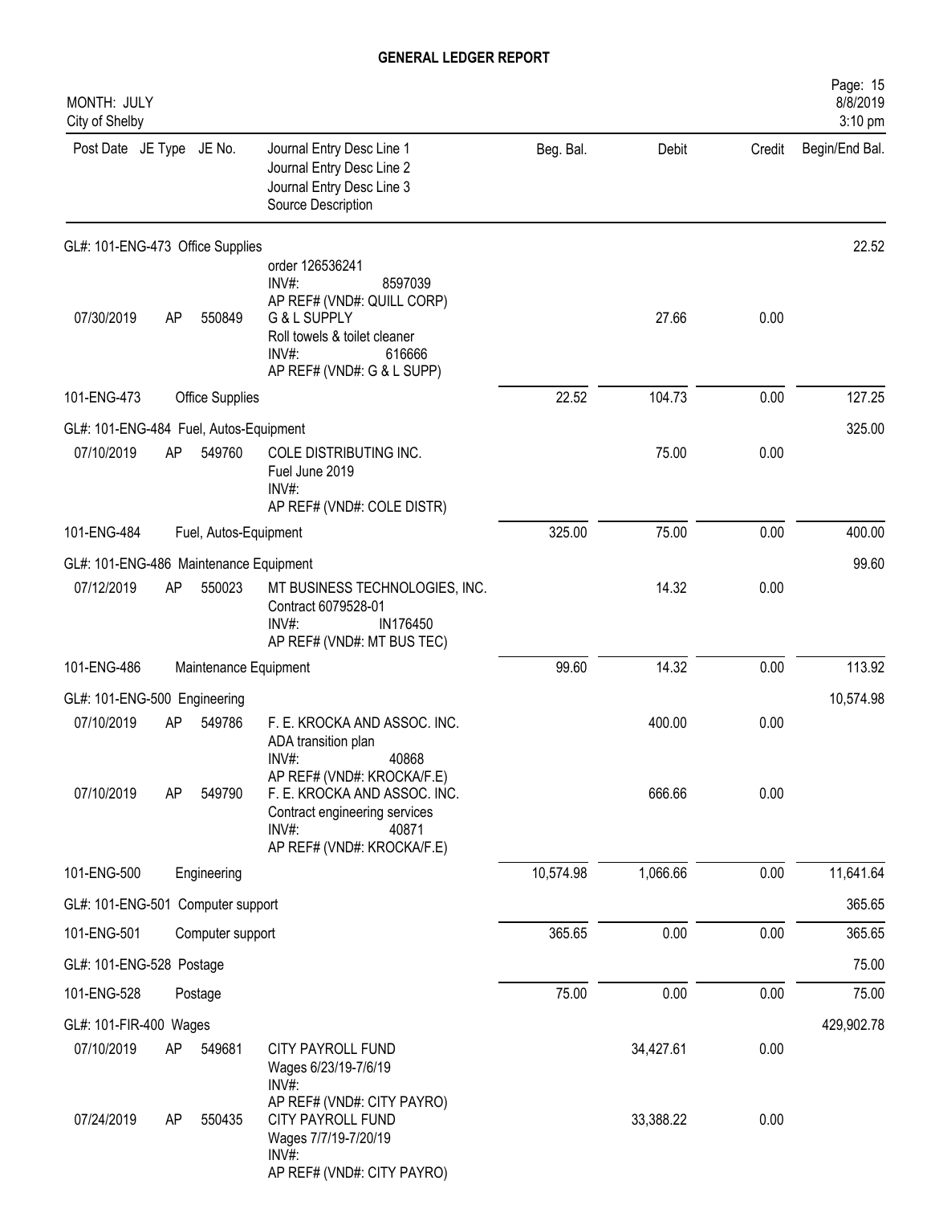# GENERAL LEDGER REPORT

MONTH: JULY
City of Shelby

| Post Date | JE Type | JE No. | Journal Entry Desc Line 1 / Journal Entry Desc Line 2 / Journal Entry Desc Line 3 / Source Description | Beg. Bal. | Debit | Credit | Begin/End Bal. |
|---|---|---|---|---|---|---|---|
| GL#: 101-ENG-473 Office Supplies | | | | | | | 22.52 |
| | | | order 126536241<br>INV#: 8597039<br>AP REF# (VND#: QUILL CORP) | | | | |
| 07/30/2019 | AP | 550849 | G & L SUPPLY<br>Roll towels & toilet cleaner<br>INV#: 616666<br>AP REF# (VND#: G & L SUPP) | | 27.66 | 0.00 | |
| 101-ENG-473 | | Office Supplies | | 22.52 | 104.73 | 0.00 | 127.25 |
| GL#: 101-ENG-484 Fuel, Autos-Equipment | | | | | | | 325.00 |
| 07/10/2019 | AP | 549760 | COLE DISTRIBUTING INC.<br>Fuel June 2019<br>INV#:<br>AP REF# (VND#: COLE DISTR) | | 75.00 | 0.00 | |
| 101-ENG-484 | | Fuel, Autos-Equipment | | 325.00 | 75.00 | 0.00 | 400.00 |
| GL#: 101-ENG-486 Maintenance Equipment | | | | | | | 99.60 |
| 07/12/2019 | AP | 550023 | MT BUSINESS TECHNOLOGIES, INC.<br>Contract 6079528-01<br>INV#: IN176450<br>AP REF# (VND#: MT BUS TEC) | | 14.32 | 0.00 | |
| 101-ENG-486 | | Maintenance Equipment | | 99.60 | 14.32 | 0.00 | 113.92 |
| GL#: 101-ENG-500 Engineering | | | | | | | 10,574.98 |
| 07/10/2019 | AP | 549786 | F. E. KROCKA AND ASSOC. INC.<br>ADA transition plan<br>INV#: 40868<br>AP REF# (VND#: KROCKA/F.E) | | 400.00 | 0.00 | |
| 07/10/2019 | AP | 549790 | F. E. KROCKA AND ASSOC. INC.<br>Contract engineering services<br>INV#: 40871<br>AP REF# (VND#: KROCKA/F.E) | | 666.66 | 0.00 | |
| 101-ENG-500 | | Engineering | | 10,574.98 | 1,066.66 | 0.00 | 11,641.64 |
| GL#: 101-ENG-501 Computer support | | | | | | | 365.65 |
| 101-ENG-501 | | Computer support | | 365.65 | 0.00 | 0.00 | 365.65 |
| GL#: 101-ENG-528 Postage | | | | | | | 75.00 |
| 101-ENG-528 | | Postage | | 75.00 | 0.00 | 0.00 | 75.00 |
| GL#: 101-FIR-400 Wages | | | | | | | 429,902.78 |
| 07/10/2019 | AP | 549681 | CITY PAYROLL FUND<br>Wages 6/23/19-7/6/19<br>INV#:<br>AP REF# (VND#: CITY PAYRO) | | 34,427.61 | 0.00 | |
| 07/24/2019 | AP | 550435 | CITY PAYROLL FUND<br>Wages 7/7/19-7/20/19<br>INV#:<br>AP REF# (VND#: CITY PAYRO) | | 33,388.22 | 0.00 | |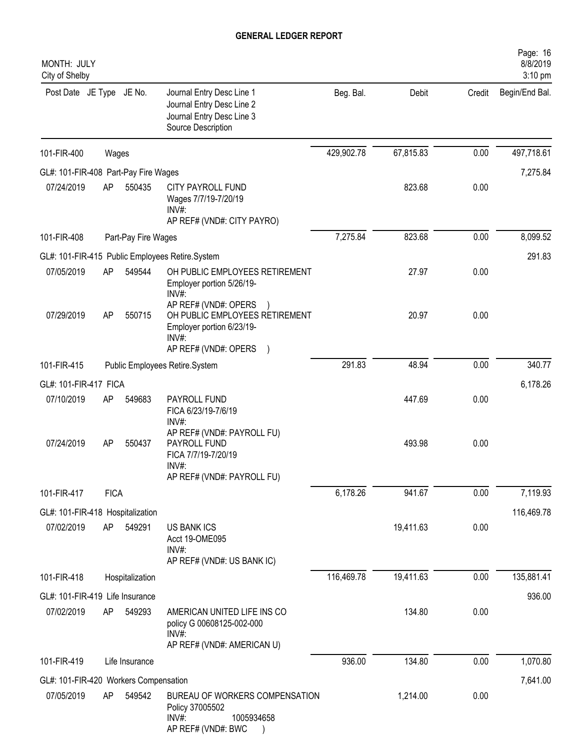# GENERAL LEDGER REPORT

MONTH: JULY
City of Shelby

| Post Date | JE Type | JE No. | Journal Entry Desc Line 1 / Journal Entry Desc Line 2 / Journal Entry Desc Line 3 / Source Description | Beg. Bal. | Debit | Credit | Begin/End Bal. |
|---|---|---|---|---|---|---|---|
| 101-FIR-400 | | | Wages | 429,902.78 | 67,815.83 | 0.00 | 497,718.61 |
| GL#: 101-FIR-408 Part-Pay Fire Wages | | | | | | | 7,275.84 |
| 07/24/2019 | AP | 550435 | CITY PAYROLL FUND<br>Wages 7/7/19-7/20/19<br>INV#:<br>AP REF# (VND#: CITY PAYRO) | | 823.68 | 0.00 | |
| 101-FIR-408 | | | Part-Pay Fire Wages | 7,275.84 | 823.68 | 0.00 | 8,099.52 |
| GL#: 101-FIR-415 Public Employees Retire.System | | | | | | | 291.83 |
| 07/05/2019 | AP | 549544 | OH PUBLIC EMPLOYEES RETIREMENT<br>Employer portion 5/26/19-<br>INV#:<br>AP REF# (VND#: OPERS ) | | 27.97 | 0.00 | |
| 07/29/2019 | AP | 550715 | OH PUBLIC EMPLOYEES RETIREMENT<br>Employer portion 6/23/19-<br>INV#:<br>AP REF# (VND#: OPERS ) | | 20.97 | 0.00 | |
| 101-FIR-415 | | | Public Employees Retire.System | 291.83 | 48.94 | 0.00 | 340.77 |
| GL#: 101-FIR-417 FICA | | | | | | | 6,178.26 |
| 07/10/2019 | AP | 549683 | PAYROLL FUND<br>FICA 6/23/19-7/6/19<br>INV#:<br>AP REF# (VND#: PAYROLL FU) | | 447.69 | 0.00 | |
| 07/24/2019 | AP | 550437 | PAYROLL FUND<br>FICA 7/7/19-7/20/19<br>INV#:<br>AP REF# (VND#: PAYROLL FU) | | 493.98 | 0.00 | |
| 101-FIR-417 | | | FICA | 6,178.26 | 941.67 | 0.00 | 7,119.93 |
| GL#: 101-FIR-418 Hospitalization | | | | | | | 116,469.78 |
| 07/02/2019 | AP | 549291 | US BANK ICS<br>Acct 19-OME095<br>INV#:<br>AP REF# (VND#: US BANK IC) | | 19,411.63 | 0.00 | |
| 101-FIR-418 | | | Hospitalization | 116,469.78 | 19,411.63 | 0.00 | 135,881.41 |
| GL#: 101-FIR-419 Life Insurance | | | | | | | 936.00 |
| 07/02/2019 | AP | 549293 | AMERICAN UNITED LIFE INS CO<br>policy G 00608125-002-000<br>INV#:<br>AP REF# (VND#: AMERICAN U) | | 134.80 | 0.00 | |
| 101-FIR-419 | | | Life Insurance | 936.00 | 134.80 | 0.00 | 1,070.80 |
| GL#: 101-FIR-420 Workers Compensation | | | | | | | 7,641.00 |
| 07/05/2019 | AP | 549542 | BUREAU OF WORKERS COMPENSATION<br>Policy 37005502<br>INV#: 1005934658<br>AP REF# (VND#: BWC ) | | 1,214.00 | 0.00 | |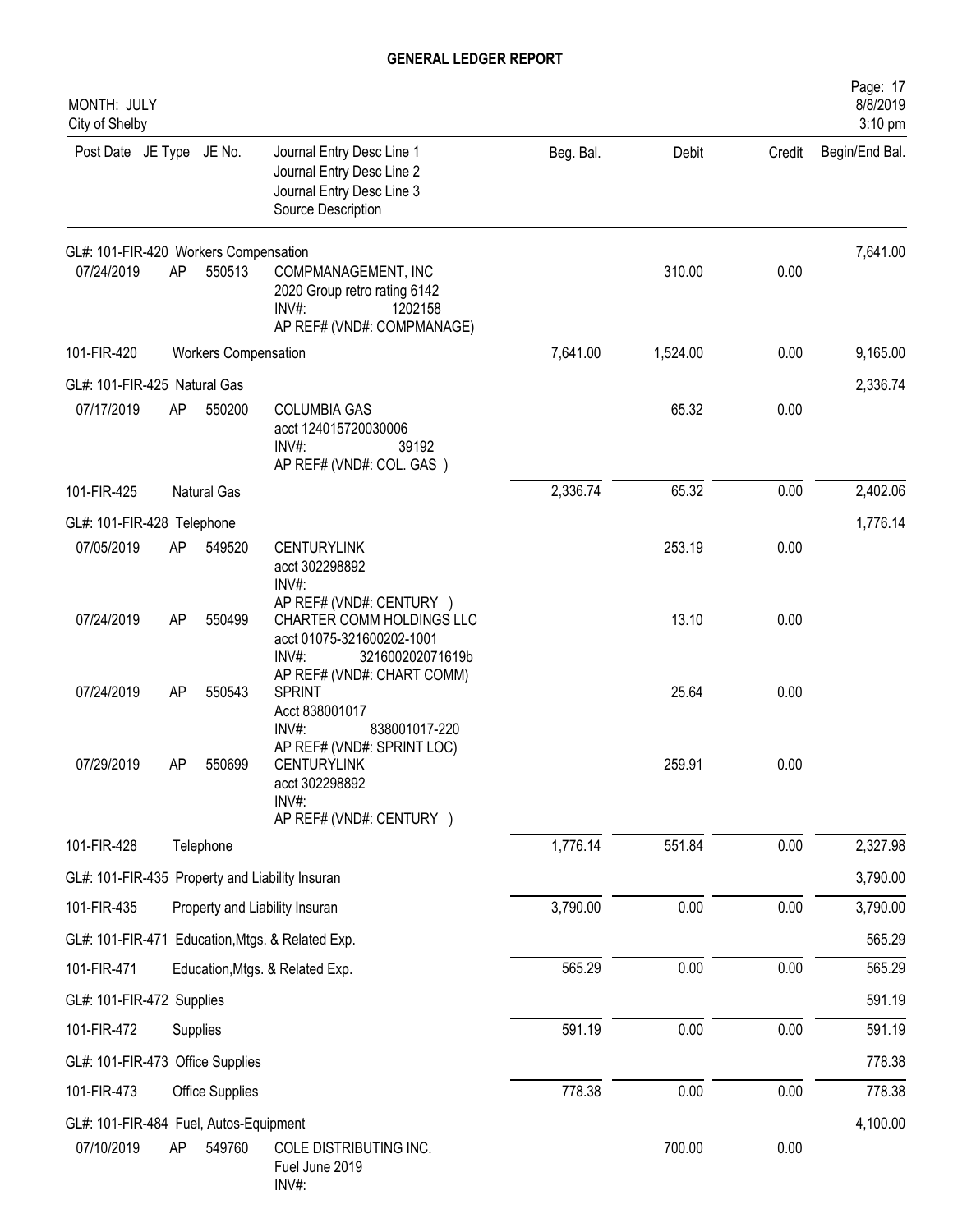# GENERAL LEDGER REPORT

MONTH: JULY
City of Shelby

| Post Date | JE Type | JE No. | Journal Entry Desc Line 1 / Journal Entry Desc Line 2 / Journal Entry Desc Line 3 / Source Description | Beg. Bal. | Debit | Credit | Begin/End Bal. |
|---|---|---|---|---|---|---|---|
| GL#: 101-FIR-420 Workers Compensation | | | | | | | 7,641.00 |
| 07/24/2019 | AP | 550513 | COMPMANAGEMENT, INC<br>2020 Group retro rating 6142<br>INV#: 1202158<br>AP REF# (VND#: COMPMANAGE) | | 310.00 | 0.00 | |
| 101-FIR-420 | | | Workers Compensation | 7,641.00 | 1,524.00 | 0.00 | 9,165.00 |
| GL#: 101-FIR-425 Natural Gas | | | | | | | 2,336.74 |
| 07/17/2019 | AP | 550200 | COLUMBIA GAS<br>acct 124015720030006<br>INV#: 39192<br>AP REF# (VND#: COL. GAS ) | | 65.32 | 0.00 | |
| 101-FIR-425 | | | Natural Gas | 2,336.74 | 65.32 | 0.00 | 2,402.06 |
| GL#: 101-FIR-428 Telephone | | | | | | | 1,776.14 |
| 07/05/2019 | AP | 549520 | CENTURYLINK<br>acct 302298892<br>INV#:<br>AP REF# (VND#: CENTURY ) | | 253.19 | 0.00 | |
| 07/24/2019 | AP | 550499 | CHARTER COMM HOLDINGS LLC<br>acct 01075-321600202-1001<br>INV#: 321600202071619b<br>AP REF# (VND#: CHART COMM) | | 13.10 | 0.00 | |
| 07/24/2019 | AP | 550543 | SPRINT<br>Acct 838001017<br>INV#: 838001017-220<br>AP REF# (VND#: SPRINT LOC) | | 25.64 | 0.00 | |
| 07/29/2019 | AP | 550699 | CENTURYLINK<br>acct 302298892<br>INV#:<br>AP REF# (VND#: CENTURY ) | | 259.91 | 0.00 | |
| 101-FIR-428 | | | Telephone | 1,776.14 | 551.84 | 0.00 | 2,327.98 |
| GL#: 101-FIR-435 Property and Liability Insuran | | | | | | | 3,790.00 |
| 101-FIR-435 | | | Property and Liability Insuran | 3,790.00 | 0.00 | 0.00 | 3,790.00 |
| GL#: 101-FIR-471 Education,Mtgs. & Related Exp. | | | | | | | 565.29 |
| 101-FIR-471 | | | Education,Mtgs. & Related Exp. | 565.29 | 0.00 | 0.00 | 565.29 |
| GL#: 101-FIR-472 Supplies | | | | | | | 591.19 |
| 101-FIR-472 | | | Supplies | 591.19 | 0.00 | 0.00 | 591.19 |
| GL#: 101-FIR-473 Office Supplies | | | | | | | 778.38 |
| 101-FIR-473 | | | Office Supplies | 778.38 | 0.00 | 0.00 | 778.38 |
| GL#: 101-FIR-484 Fuel, Autos-Equipment | | | | | | | 4,100.00 |
| 07/10/2019 | AP | 549760 | COLE DISTRIBUTING INC.<br>Fuel June 2019<br>INV#: | | 700.00 | 0.00 | |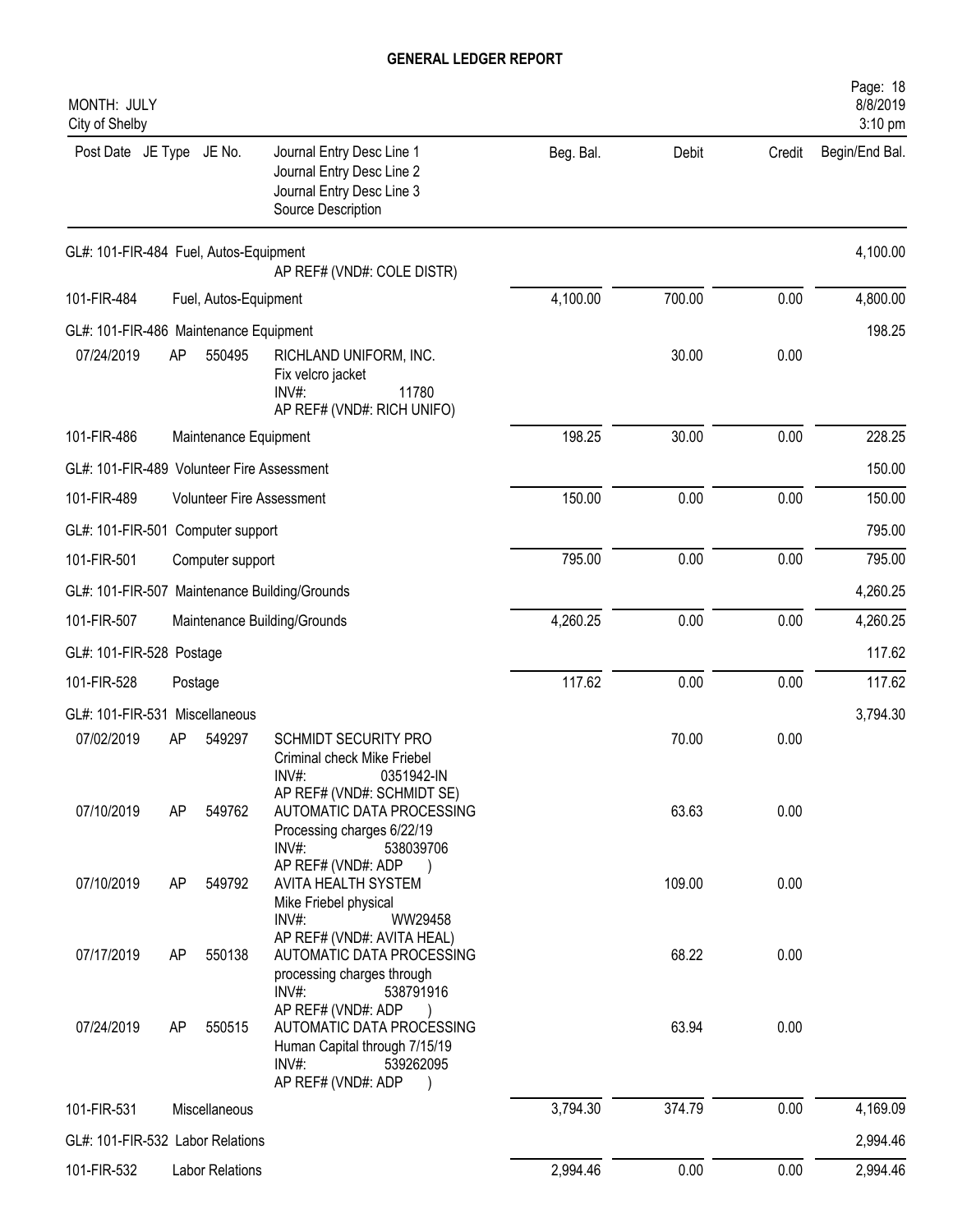# GENERAL LEDGER REPORT

MONTH: JULY
City of Shelby

| Post Date | JE Type | JE No. | Journal Entry Desc Line 1 / Journal Entry Desc Line 2 / Journal Entry Desc Line 3 / Source Description | Beg. Bal. | Debit | Credit | Begin/End Bal. |
|---|---|---|---|---|---|---|---|
| GL#: 101-FIR-484 Fuel, Autos-Equipment | | | | | | | 4,100.00 |
| | | | AP REF# (VND#: COLE DISTR) | | | | |
| 101-FIR-484 | Fuel, Autos-Equipment | | | 4,100.00 | 700.00 | 0.00 | 4,800.00 |
| GL#: 101-FIR-486 Maintenance Equipment | | | | | | | 198.25 |
| 07/24/2019 | AP | 550495 | RICHLAND UNIFORM, INC.<br>Fix velcro jacket<br>INV#: 11780<br>AP REF# (VND#: RICH UNIFO) | | 30.00 | 0.00 | |
| 101-FIR-486 | Maintenance Equipment | | | 198.25 | 30.00 | 0.00 | 228.25 |
| GL#: 101-FIR-489 Volunteer Fire Assessment | | | | | | | 150.00 |
| 101-FIR-489 | Volunteer Fire Assessment | | | 150.00 | 0.00 | 0.00 | 150.00 |
| GL#: 101-FIR-501 Computer support | | | | | | | 795.00 |
| 101-FIR-501 | Computer support | | | 795.00 | 0.00 | 0.00 | 795.00 |
| GL#: 101-FIR-507 Maintenance Building/Grounds | | | | | | | 4,260.25 |
| 101-FIR-507 | Maintenance Building/Grounds | | | 4,260.25 | 0.00 | 0.00 | 4,260.25 |
| GL#: 101-FIR-528 Postage | | | | | | | 117.62 |
| 101-FIR-528 | Postage | | | 117.62 | 0.00 | 0.00 | 117.62 |
| GL#: 101-FIR-531 Miscellaneous | | | | | | | 3,794.30 |
| 07/02/2019 | AP | 549297 | SCHMIDT SECURITY PRO<br>Criminal check Mike Friebel<br>INV#: 0351942-IN<br>AP REF# (VND#: SCHMIDT SE) | | 70.00 | 0.00 | |
| 07/10/2019 | AP | 549762 | AUTOMATIC DATA PROCESSING<br>Processing charges 6/22/19<br>INV#: 538039706<br>AP REF# (VND#: ADP ) | | 63.63 | 0.00 | |
| 07/10/2019 | AP | 549792 | AVITA HEALTH SYSTEM<br>Mike Friebel physical<br>INV#: WW29458<br>AP REF# (VND#: AVITA HEAL) | | 109.00 | 0.00 | |
| 07/17/2019 | AP | 550138 | AUTOMATIC DATA PROCESSING<br>processing charges through<br>INV#: 538791916<br>AP REF# (VND#: ADP ) | | 68.22 | 0.00 | |
| 07/24/2019 | AP | 550515 | AUTOMATIC DATA PROCESSING<br>Human Capital through 7/15/19<br>INV#: 539262095<br>AP REF# (VND#: ADP ) | | 63.94 | 0.00 | |
| 101-FIR-531 | Miscellaneous | | | 3,794.30 | 374.79 | 0.00 | 4,169.09 |
| GL#: 101-FIR-532 Labor Relations | | | | | | | 2,994.46 |
| 101-FIR-532 | Labor Relations | | | 2,994.46 | 0.00 | 0.00 | 2,994.46 |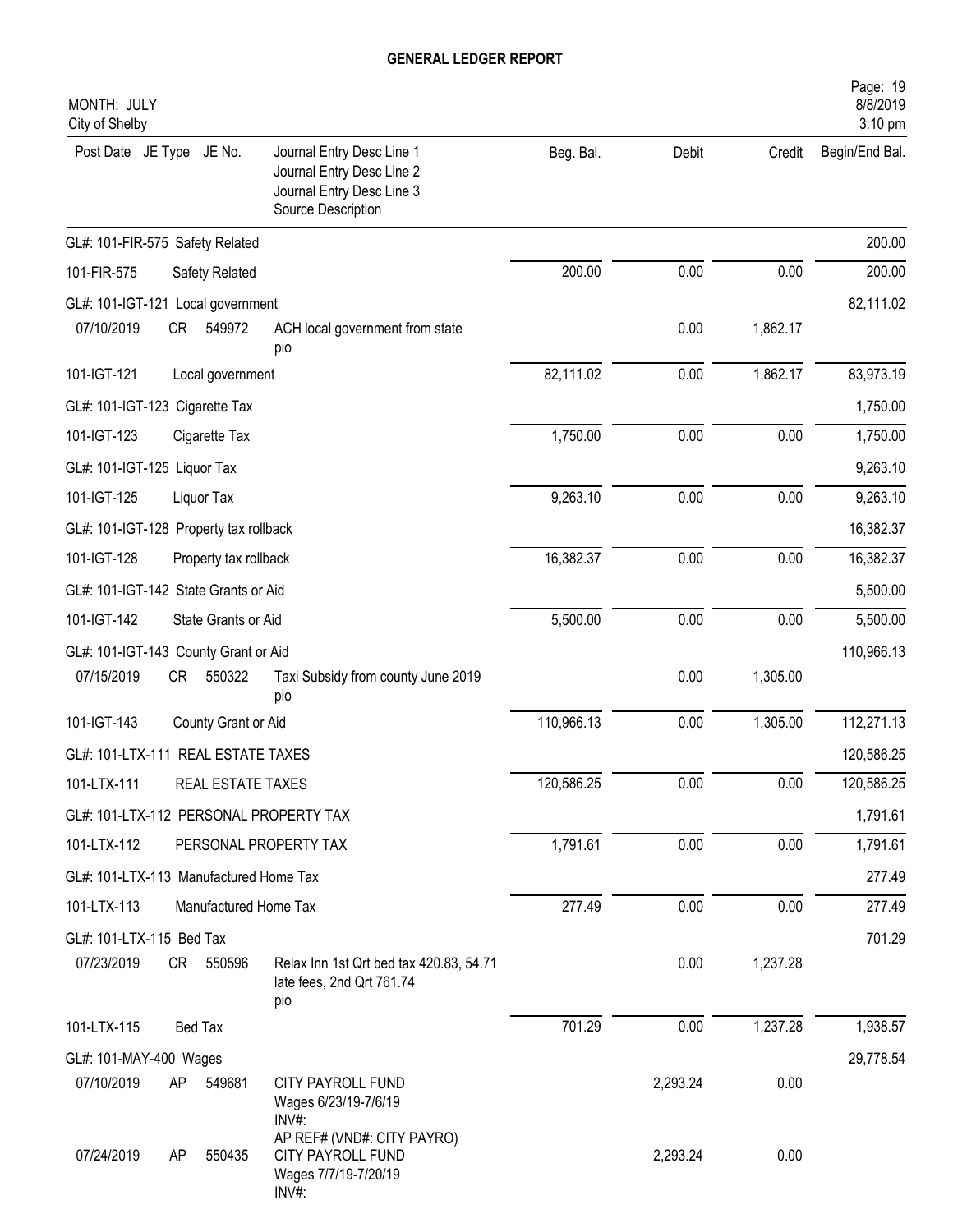# GENERAL LEDGER REPORT

MONTH: JULY
City of Shelby

| Post Date | JE Type | JE No. | Journal Entry Desc Line 1 / Journal Entry Desc Line 2 / Journal Entry Desc Line 3 / Source Description | Beg. Bal. | Debit | Credit | Begin/End Bal. |
|---|---|---|---|---|---|---|---|
| GL#: 101-FIR-575 Safety Related | | | | | | | 200.00 |
| 101-FIR-575 | | | Safety Related | 200.00 | 0.00 | 0.00 | 200.00 |
| GL#: 101-IGT-121 Local government | | | | | | | 82,111.02 |
| 07/10/2019 | CR | 549972 | ACH local government from state pio | | 0.00 | 1,862.17 | |
| 101-IGT-121 | | | Local government | 82,111.02 | 0.00 | 1,862.17 | 83,973.19 |
| GL#: 101-IGT-123 Cigarette Tax | | | | | | | 1,750.00 |
| 101-IGT-123 | | | Cigarette Tax | 1,750.00 | 0.00 | 0.00 | 1,750.00 |
| GL#: 101-IGT-125 Liquor Tax | | | | | | | 9,263.10 |
| 101-IGT-125 | | | Liquor Tax | 9,263.10 | 0.00 | 0.00 | 9,263.10 |
| GL#: 101-IGT-128 Property tax rollback | | | | | | | 16,382.37 |
| 101-IGT-128 | | | Property tax rollback | 16,382.37 | 0.00 | 0.00 | 16,382.37 |
| GL#: 101-IGT-142 State Grants or Aid | | | | | | | 5,500.00 |
| 101-IGT-142 | | | State Grants or Aid | 5,500.00 | 0.00 | 0.00 | 5,500.00 |
| GL#: 101-IGT-143 County Grant or Aid | | | | | | | 110,966.13 |
| 07/15/2019 | CR | 550322 | Taxi Subsidy from county June 2019 pio | | 0.00 | 1,305.00 | |
| 101-IGT-143 | | | County Grant or Aid | 110,966.13 | 0.00 | 1,305.00 | 112,271.13 |
| GL#: 101-LTX-111 REAL ESTATE TAXES | | | | | | | 120,586.25 |
| 101-LTX-111 | | | REAL ESTATE TAXES | 120,586.25 | 0.00 | 0.00 | 120,586.25 |
| GL#: 101-LTX-112 PERSONAL PROPERTY TAX | | | | | | | 1,791.61 |
| 101-LTX-112 | | | PERSONAL PROPERTY TAX | 1,791.61 | 0.00 | 0.00 | 1,791.61 |
| GL#: 101-LTX-113 Manufactured Home Tax | | | | | | | 277.49 |
| 101-LTX-113 | | | Manufactured Home Tax | 277.49 | 0.00 | 0.00 | 277.49 |
| GL#: 101-LTX-115 Bed Tax | | | | | | | 701.29 |
| 07/23/2019 | CR | 550596 | Relax Inn 1st Qrt bed tax 420.83, 54.71 late fees, 2nd Qrt 761.74 pio | | 0.00 | 1,237.28 | |
| 101-LTX-115 | | | Bed Tax | 701.29 | 0.00 | 1,237.28 | 1,938.57 |
| GL#: 101-MAY-400 Wages | | | | | | | 29,778.54 |
| 07/10/2019 | AP | 549681 | CITY PAYROLL FUND Wages 6/23/19-7/6/19 INV#: AP REF# (VND#: CITY PAYRO) | | 2,293.24 | 0.00 | |
| 07/24/2019 | AP | 550435 | CITY PAYROLL FUND Wages 7/7/19-7/20/19 INV#: | | 2,293.24 | 0.00 | |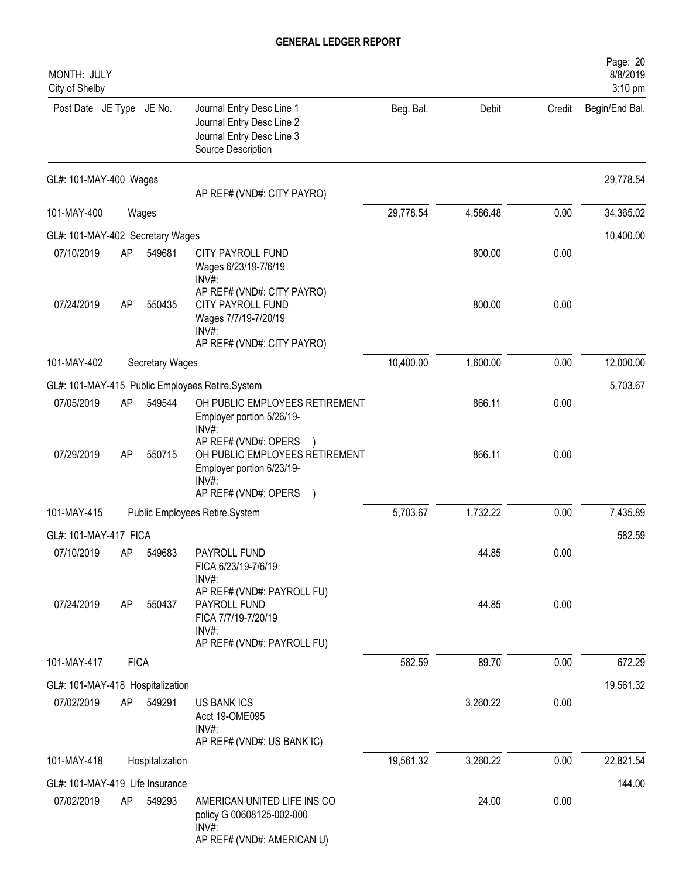# GENERAL LEDGER REPORT

MONTH: JULY
City of Shelby

| Post Date | JE Type | JE No. | Journal Entry Desc Line 1<br>Journal Entry Desc Line 2<br>Journal Entry Desc Line 3<br>Source Description | Beg. Bal. | Debit | Credit | Begin/End Bal. |
|---|---|---|---|---|---|---|---|
| GL#: 101-MAY-400 Wages | | | | | | | 29,778.54 |
| | | | AP REF# (VND#: CITY PAYRO) | | | | |
| 101-MAY-400 | | Wages | | 29,778.54 | 4,586.48 | 0.00 | 34,365.02 |
| GL#: 101-MAY-402 Secretary Wages | | | | | | | 10,400.00 |
| 07/10/2019 | AP | 549681 | CITY PAYROLL FUND<br>Wages 6/23/19-7/6/19<br>INV#:<br>AP REF# (VND#: CITY PAYRO) | | 800.00 | 0.00 | |
| 07/24/2019 | AP | 550435 | CITY PAYROLL FUND<br>Wages 7/7/19-7/20/19<br>INV#:<br>AP REF# (VND#: CITY PAYRO) | | 800.00 | 0.00 | |
| 101-MAY-402 | | Secretary Wages | | 10,400.00 | 1,600.00 | 0.00 | 12,000.00 |
| GL#: 101-MAY-415 Public Employees Retire.System | | | | | | | 5,703.67 |
| 07/05/2019 | AP | 549544 | OH PUBLIC EMPLOYEES RETIREMENT<br>Employer portion 5/26/19-<br>INV#:<br>AP REF# (VND#: OPERS ) | | 866.11 | 0.00 | |
| 07/29/2019 | AP | 550715 | OH PUBLIC EMPLOYEES RETIREMENT<br>Employer portion 6/23/19-<br>INV#:<br>AP REF# (VND#: OPERS ) | | 866.11 | 0.00 | |
| 101-MAY-415 | | Public Employees Retire.System | | 5,703.67 | 1,732.22 | 0.00 | 7,435.89 |
| GL#: 101-MAY-417 FICA | | | | | | | 582.59 |
| 07/10/2019 | AP | 549683 | PAYROLL FUND<br>FICA 6/23/19-7/6/19<br>INV#:<br>AP REF# (VND#: PAYROLL FU) | | 44.85 | 0.00 | |
| 07/24/2019 | AP | 550437 | PAYROLL FUND<br>FICA 7/7/19-7/20/19<br>INV#:<br>AP REF# (VND#: PAYROLL FU) | | 44.85 | 0.00 | |
| 101-MAY-417 | | FICA | | 582.59 | 89.70 | 0.00 | 672.29 |
| GL#: 101-MAY-418 Hospitalization | | | | | | | 19,561.32 |
| 07/02/2019 | AP | 549291 | US BANK ICS<br>Acct 19-OME095<br>INV#:<br>AP REF# (VND#: US BANK IC) | | 3,260.22 | 0.00 | |
| 101-MAY-418 | | Hospitalization | | 19,561.32 | 3,260.22 | 0.00 | 22,821.54 |
| GL#: 101-MAY-419 Life Insurance | | | | | | | 144.00 |
| 07/02/2019 | AP | 549293 | AMERICAN UNITED LIFE INS CO<br>policy G 00608125-002-000<br>INV#:<br>AP REF# (VND#: AMERICAN U) | | 24.00 | 0.00 | |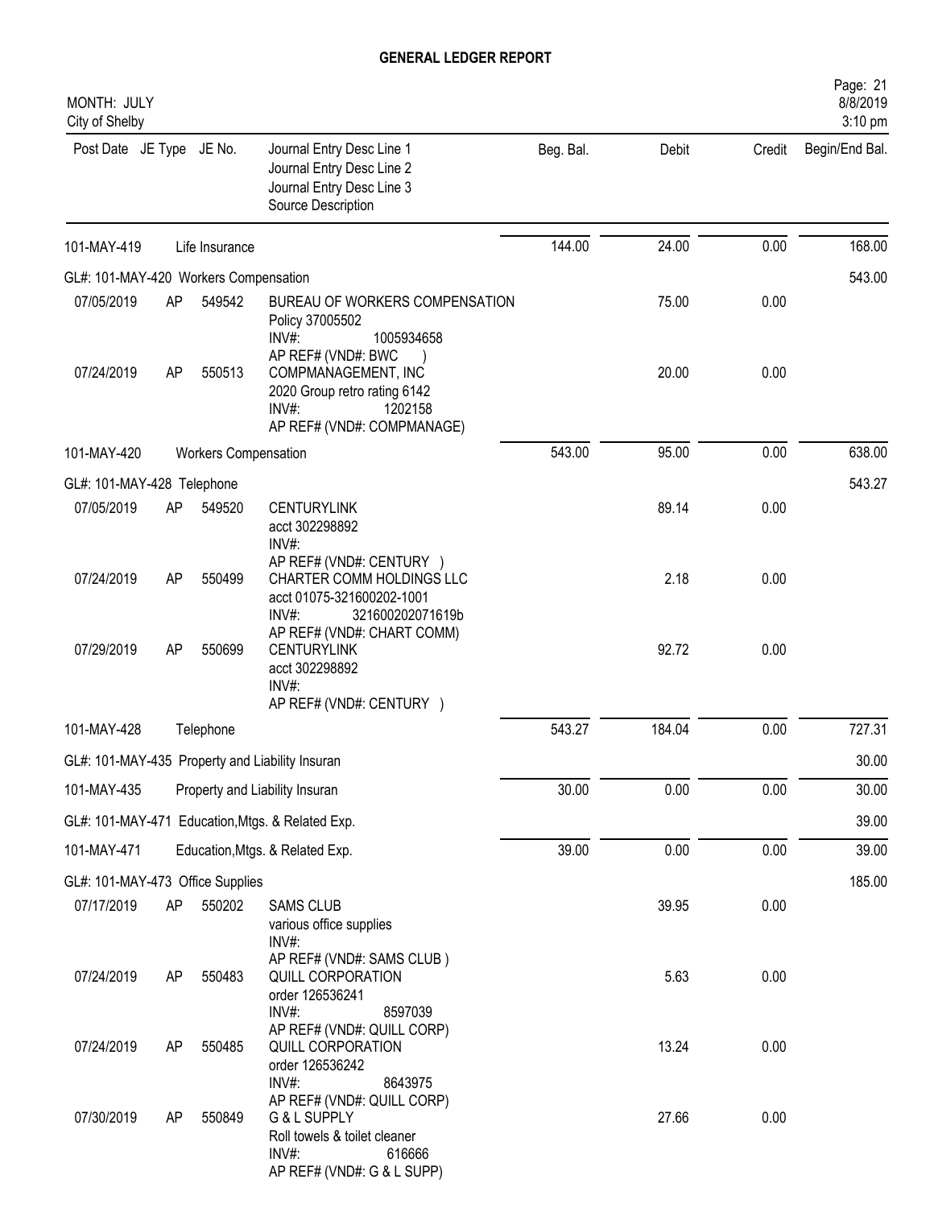# GENERAL LEDGER REPORT

MONTH: JULY
City of Shelby

| Post Date | JE Type | JE No. | Journal Entry Desc Line 1<br>Journal Entry Desc Line 2<br>Journal Entry Desc Line 3<br>Source Description | Beg. Bal. | Debit | Credit | Begin/End Bal. |
|---|---|---|---|---|---|---|---|
| 101-MAY-419 | | Life Insurance | | 144.00 | 24.00 | 0.00 | 168.00 |
| GL#: 101-MAY-420 Workers Compensation | | | | | | | 543.00 |
| 07/05/2019 | AP | 549542 | BUREAU OF WORKERS COMPENSATION<br>Policy 37005502<br>INV#: 1005934658<br>AP REF# (VND#: BWC ) | | 75.00 | 0.00 | |
| 07/24/2019 | AP | 550513 | COMPMANAGEMENT, INC<br>2020 Group retro rating 6142<br>INV#: 1202158<br>AP REF# (VND#: COMPMANAGE) | | 20.00 | 0.00 | |
| 101-MAY-420 | | Workers Compensation | | 543.00 | 95.00 | 0.00 | 638.00 |
| GL#: 101-MAY-428 Telephone | | | | | | | 543.27 |
| 07/05/2019 | AP | 549520 | CENTURYLINK<br>acct 302298892<br>INV#:<br>AP REF# (VND#: CENTURY ) | | 89.14 | 0.00 | |
| 07/24/2019 | AP | 550499 | CHARTER COMM HOLDINGS LLC<br>acct 01075-321600202-1001<br>INV#: 321600202071619b<br>AP REF# (VND#: CHART COMM) | | 2.18 | 0.00 | |
| 07/29/2019 | AP | 550699 | CENTURYLINK<br>acct 302298892<br>INV#:<br>AP REF# (VND#: CENTURY ) | | 92.72 | 0.00 | |
| 101-MAY-428 | | Telephone | | 543.27 | 184.04 | 0.00 | 727.31 |
| GL#: 101-MAY-435 Property and Liability Insuran | | | | | | | 30.00 |
| 101-MAY-435 | | Property and Liability Insuran | | 30.00 | 0.00 | 0.00 | 30.00 |
| GL#: 101-MAY-471 Education,Mtgs. & Related Exp. | | | | | | | 39.00 |
| 101-MAY-471 | | Education,Mtgs. & Related Exp. | | 39.00 | 0.00 | 0.00 | 39.00 |
| GL#: 101-MAY-473 Office Supplies | | | | | | | 185.00 |
| 07/17/2019 | AP | 550202 | SAMS CLUB<br>various office supplies<br>INV#:<br>AP REF# (VND#: SAMS CLUB ) | | 39.95 | 0.00 | |
| 07/24/2019 | AP | 550483 | QUILL CORPORATION<br>order 126536241<br>INV#: 8597039<br>AP REF# (VND#: QUILL CORP) | | 5.63 | 0.00 | |
| 07/24/2019 | AP | 550485 | QUILL CORPORATION<br>order 126536242<br>INV#: 8643975<br>AP REF# (VND#: QUILL CORP) | | 13.24 | 0.00 | |
| 07/30/2019 | AP | 550849 | G & L SUPPLY<br>Roll towels & toilet cleaner<br>INV#: 616666<br>AP REF# (VND#: G & L SUPP) | | 27.66 | 0.00 | |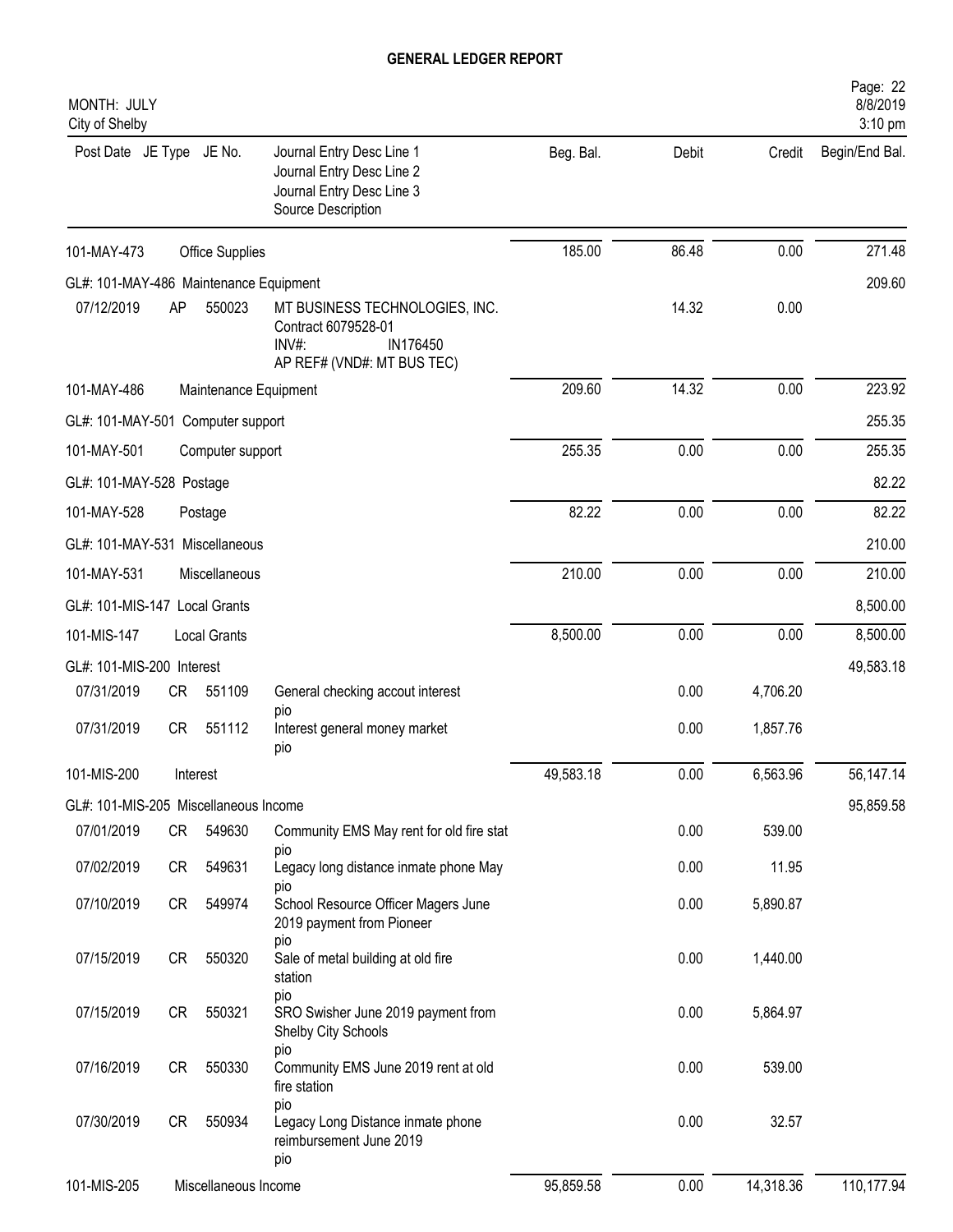# GENERAL LEDGER REPORT

MONTH: JULY
City of Shelby

| Post Date | JE Type | JE No. | Journal Entry Desc Line 1 / Journal Entry Desc Line 2 / Journal Entry Desc Line 3 / Source Description | Beg. Bal. | Debit | Credit | Begin/End Bal. |
|---|---|---|---|---|---|---|---|
| 101-MAY-473 | | | Office Supplies | 185.00 | 86.48 | 0.00 | 271.48 |
| GL#: 101-MAY-486 Maintenance Equipment | | | | | | | 209.60 |
| 07/12/2019 | AP | 550023 | MT BUSINESS TECHNOLOGIES, INC. Contract 6079528-01 INV#: IN176450 AP REF# (VND#: MT BUS TEC) | | 14.32 | 0.00 | |
| 101-MAY-486 | | | Maintenance Equipment | 209.60 | 14.32 | 0.00 | 223.92 |
| GL#: 101-MAY-501 Computer support | | | | | | | 255.35 |
| 101-MAY-501 | | | Computer support | 255.35 | 0.00 | 0.00 | 255.35 |
| GL#: 101-MAY-528 Postage | | | | | | | 82.22 |
| 101-MAY-528 | | | Postage | 82.22 | 0.00 | 0.00 | 82.22 |
| GL#: 101-MAY-531 Miscellaneous | | | | | | | 210.00 |
| 101-MAY-531 | | | Miscellaneous | 210.00 | 0.00 | 0.00 | 210.00 |
| GL#: 101-MIS-147 Local Grants | | | | | | | 8,500.00 |
| 101-MIS-147 | | | Local Grants | 8,500.00 | 0.00 | 0.00 | 8,500.00 |
| GL#: 101-MIS-200 Interest | | | | | | | 49,583.18 |
| 07/31/2019 | CR | 551109 | General checking accout interest pio | | 0.00 | 4,706.20 | |
| 07/31/2019 | CR | 551112 | Interest general money market pio | | 0.00 | 1,857.76 | |
| 101-MIS-200 | | | Interest | 49,583.18 | 0.00 | 6,563.96 | 56,147.14 |
| GL#: 101-MIS-205 Miscellaneous Income | | | | | | | 95,859.58 |
| 07/01/2019 | CR | 549630 | Community EMS May rent for old fire stat pio | | 0.00 | 539.00 | |
| 07/02/2019 | CR | 549631 | Legacy long distance inmate phone May pio | | 0.00 | 11.95 | |
| 07/10/2019 | CR | 549974 | School Resource Officer Magers June 2019 payment from Pioneer pio | | 0.00 | 5,890.87 | |
| 07/15/2019 | CR | 550320 | Sale of metal building at old fire station pio | | 0.00 | 1,440.00 | |
| 07/15/2019 | CR | 550321 | SRO Swisher June 2019 payment from Shelby City Schools pio | | 0.00 | 5,864.97 | |
| 07/16/2019 | CR | 550330 | Community EMS June 2019 rent at old fire station pio | | 0.00 | 539.00 | |
| 07/30/2019 | CR | 550934 | Legacy Long Distance inmate phone reimbursement June 2019 pio | | 0.00 | 32.57 | |
| 101-MIS-205 | | | Miscellaneous Income | 95,859.58 | 0.00 | 14,318.36 | 110,177.94 |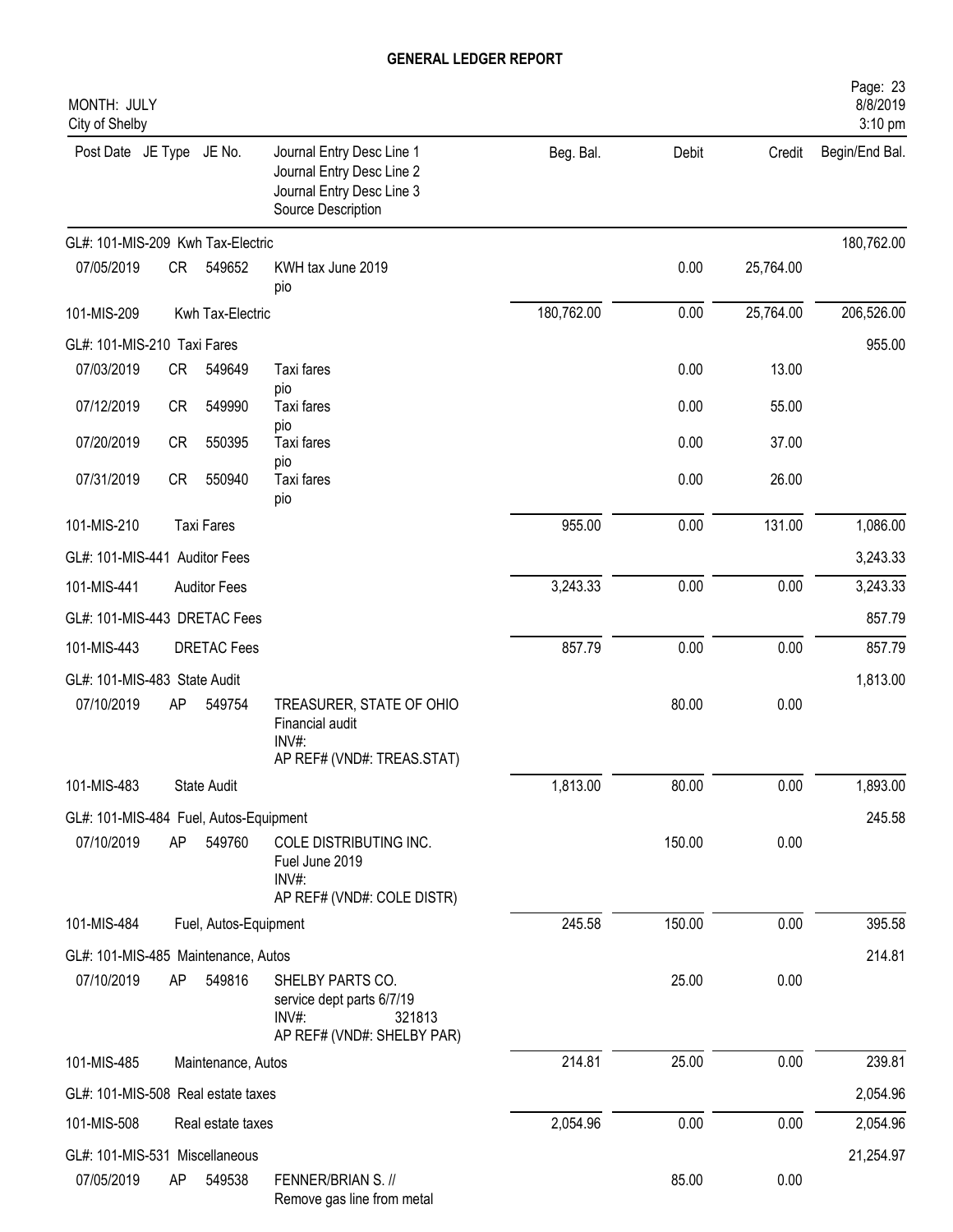# GENERAL LEDGER REPORT

MONTH: JULY
City of Shelby

| Post Date | JE Type | JE No. | Journal Entry Desc Line 1 / Journal Entry Desc Line 2 / Journal Entry Desc Line 3 / Source Description | Beg. Bal. | Debit | Credit | Begin/End Bal. |
|---|---|---|---|---|---|---|---|
| GL#: 101-MIS-209 Kwh Tax-Electric | | | | | | | 180,762.00 |
| 07/05/2019 | CR | 549652 | KWH tax June 2019 pio | | 0.00 | 25,764.00 | |
| 101-MIS-209 | | | Kwh Tax-Electric | 180,762.00 | 0.00 | 25,764.00 | 206,526.00 |
| GL#: 101-MIS-210 Taxi Fares | | | | | | | 955.00 |
| 07/03/2019 | CR | 549649 | Taxi fares pio | | 0.00 | 13.00 | |
| 07/12/2019 | CR | 549990 | Taxi fares pio | | 0.00 | 55.00 | |
| 07/20/2019 | CR | 550395 | Taxi fares pio | | 0.00 | 37.00 | |
| 07/31/2019 | CR | 550940 | Taxi fares pio | | 0.00 | 26.00 | |
| 101-MIS-210 | | | Taxi Fares | 955.00 | 0.00 | 131.00 | 1,086.00 |
| GL#: 101-MIS-441 Auditor Fees | | | | | | | 3,243.33 |
| 101-MIS-441 | | | Auditor Fees | 3,243.33 | 0.00 | 0.00 | 3,243.33 |
| GL#: 101-MIS-443 DRETAC Fees | | | | | | | 857.79 |
| 101-MIS-443 | | | DRETAC Fees | 857.79 | 0.00 | 0.00 | 857.79 |
| GL#: 101-MIS-483 State Audit | | | | | | | 1,813.00 |
| 07/10/2019 | AP | 549754 | TREASURER, STATE OF OHIO Financial audit INV#: AP REF# (VND#: TREAS.STAT) | | 80.00 | 0.00 | |
| 101-MIS-483 | | | State Audit | 1,813.00 | 80.00 | 0.00 | 1,893.00 |
| GL#: 101-MIS-484 Fuel, Autos-Equipment | | | | | | | 245.58 |
| 07/10/2019 | AP | 549760 | COLE DISTRIBUTING INC. Fuel June 2019 INV#: AP REF# (VND#: COLE DISTR) | | 150.00 | 0.00 | |
| 101-MIS-484 | | | Fuel, Autos-Equipment | 245.58 | 150.00 | 0.00 | 395.58 |
| GL#: 101-MIS-485 Maintenance, Autos | | | | | | | 214.81 |
| 07/10/2019 | AP | 549816 | SHELBY PARTS CO. service dept parts 6/7/19 INV#: 321813 AP REF# (VND#: SHELBY PAR) | | 25.00 | 0.00 | |
| 101-MIS-485 | | | Maintenance, Autos | 214.81 | 25.00 | 0.00 | 239.81 |
| GL#: 101-MIS-508 Real estate taxes | | | | | | | 2,054.96 |
| 101-MIS-508 | | | Real estate taxes | 2,054.96 | 0.00 | 0.00 | 2,054.96 |
| GL#: 101-MIS-531 Miscellaneous | | | | | | | 21,254.97 |
| 07/05/2019 | AP | 549538 | FENNER/BRIAN S. // Remove gas line from metal | | 85.00 | 0.00 | |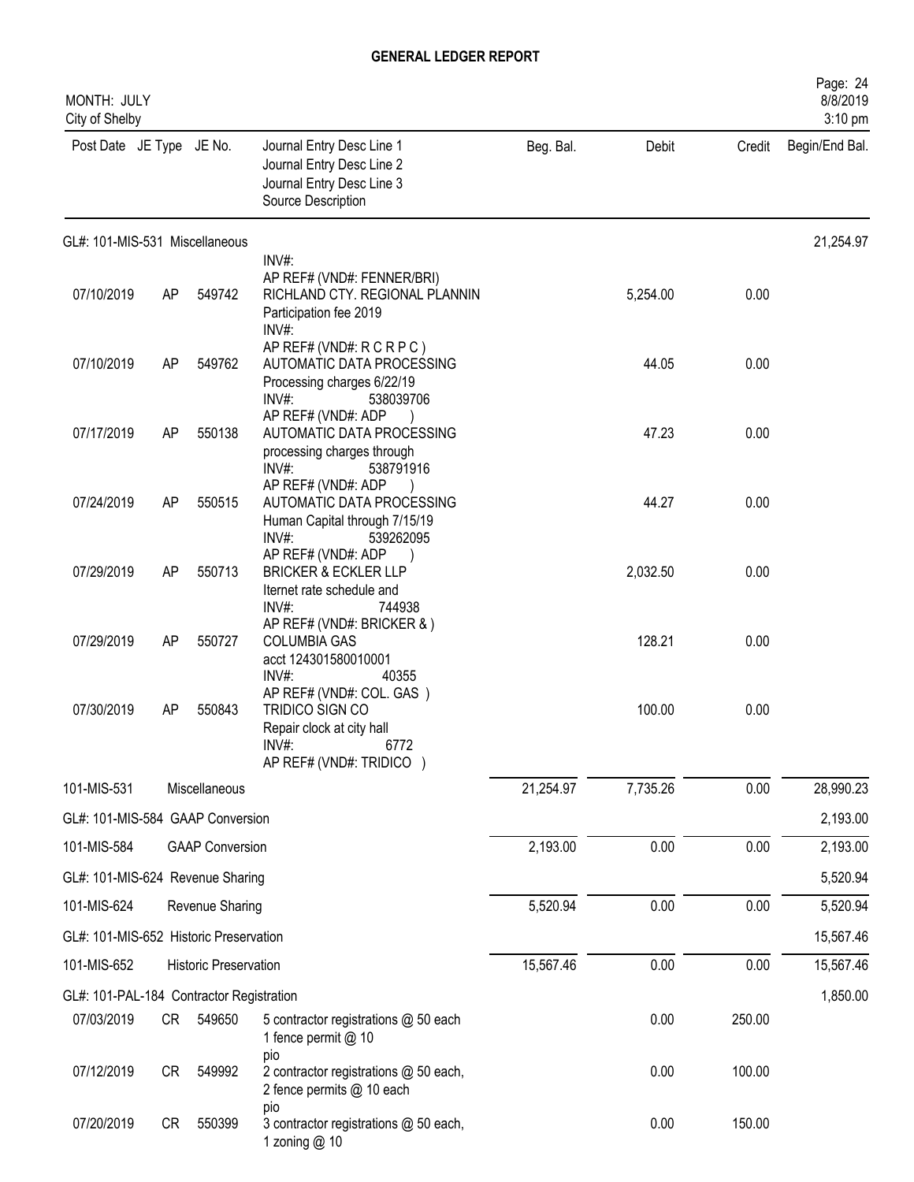## GENERAL LEDGER REPORT

MONTH: JULY
City of Shelby

| Post Date | JE Type | JE No. | Journal Entry Desc Line 1 / Journal Entry Desc Line 2 / Journal Entry Desc Line 3 / Source Description | Beg. Bal. | Debit | Credit | Begin/End Bal. |
|---|---|---|---|---|---|---|---|
| GL#: 101-MIS-531 Miscellaneous | | | | | | | 21,254.97 |
| | | | INV#: AP REF# (VND#: FENNER/BRI) | | | | |
| 07/10/2019 | AP | 549742 | RICHLAND CTY. REGIONAL PLANNIN / Participation fee 2019 / INV#: / AP REF# (VND#: R C R P C ) | | 5,254.00 | 0.00 | |
| 07/10/2019 | AP | 549762 | AUTOMATIC DATA PROCESSING / Processing charges 6/22/19 / INV#: 538039706 / AP REF# (VND#: ADP ) | | 44.05 | 0.00 | |
| 07/17/2019 | AP | 550138 | AUTOMATIC DATA PROCESSING / processing charges through / INV#: 538791916 / AP REF# (VND#: ADP ) | | 47.23 | 0.00 | |
| 07/24/2019 | AP | 550515 | AUTOMATIC DATA PROCESSING / Human Capital through 7/15/19 / INV#: 539262095 / AP REF# (VND#: ADP ) | | 44.27 | 0.00 | |
| 07/29/2019 | AP | 550713 | BRICKER & ECKLER LLP / Iternet rate schedule and / INV#: 744938 / AP REF# (VND#: BRICKER & ) | | 2,032.50 | 0.00 | |
| 07/29/2019 | AP | 550727 | COLUMBIA GAS / acct 124301580010001 / INV#: 40355 / AP REF# (VND#: COL. GAS ) | | 128.21 | 0.00 | |
| 07/30/2019 | AP | 550843 | TRIDICO SIGN CO / Repair clock at city hall / INV#: 6772 / AP REF# (VND#: TRIDICO ) | | 100.00 | 0.00 | |
| 101-MIS-531 | | Miscellaneous | | 21,254.97 | 7,735.26 | 0.00 | 28,990.23 |
| GL#: 101-MIS-584 GAAP Conversion | | | | | | | 2,193.00 |
| 101-MIS-584 | | GAAP Conversion | | 2,193.00 | 0.00 | 0.00 | 2,193.00 |
| GL#: 101-MIS-624 Revenue Sharing | | | | | | | 5,520.94 |
| 101-MIS-624 | | Revenue Sharing | | 5,520.94 | 0.00 | 0.00 | 5,520.94 |
| GL#: 101-MIS-652 Historic Preservation | | | | | | | 15,567.46 |
| 101-MIS-652 | | Historic Preservation | | 15,567.46 | 0.00 | 0.00 | 15,567.46 |
| GL#: 101-PAL-184 Contractor Registration | | | | | | | 1,850.00 |
| 07/03/2019 | CR | 549650 | 5 contractor registrations @ 50 each / 1 fence permit @ 10 / pio | | 0.00 | 250.00 | |
| 07/12/2019 | CR | 549992 | 2 contractor registrations @ 50 each, / 2 fence permits @ 10 each / pio | | 0.00 | 100.00 | |
| 07/20/2019 | CR | 550399 | 3 contractor registrations @ 50 each, / 1 zoning @ 10 | | 0.00 | 150.00 | |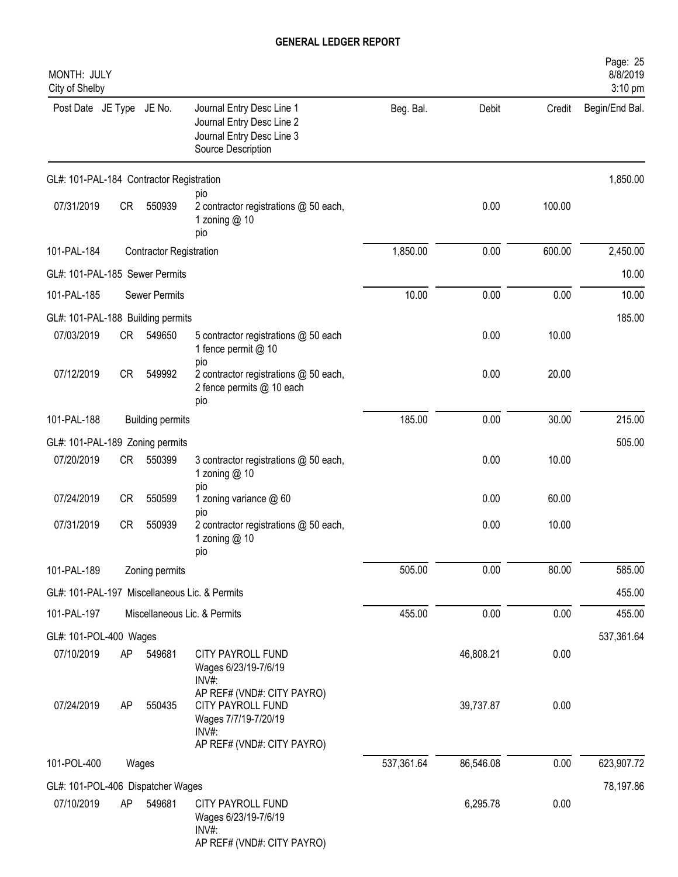# GENERAL LEDGER REPORT

MONTH: JULY
City of Shelby

| Post Date | JE Type | JE No. | Journal Entry Desc Line 1 / Journal Entry Desc Line 2 / Journal Entry Desc Line 3 / Source Description | Beg. Bal. | Debit | Credit | Begin/End Bal. |
|---|---|---|---|---|---|---|---|
| GL#: 101-PAL-184 Contractor Registration | | | | | | | 1,850.00 |
| 07/31/2019 | CR | 550939 | pio<br>2 contractor registrations @ 50 each, 1 zoning @ 10<br>pio | | 0.00 | 100.00 | |
| 101-PAL-184 | | | Contractor Registration | 1,850.00 | 0.00 | 600.00 | 2,450.00 |
| GL#: 101-PAL-185 Sewer Permits | | | | | | | 10.00 |
| 101-PAL-185 | | | Sewer Permits | 10.00 | 0.00 | 0.00 | 10.00 |
| GL#: 101-PAL-188 Building permits | | | | | | | 185.00 |
| 07/03/2019 | CR | 549650 | 5 contractor registrations @ 50 each<br>1 fence permit @ 10<br>pio | | 0.00 | 10.00 | |
| 07/12/2019 | CR | 549992 | 2 contractor registrations @ 50 each,<br>2 fence permits @ 10 each<br>pio | | 0.00 | 20.00 | |
| 101-PAL-188 | | | Building permits | 185.00 | 0.00 | 30.00 | 215.00 |
| GL#: 101-PAL-189 Zoning permits | | | | | | | 505.00 |
| 07/20/2019 | CR | 550399 | 3 contractor registrations @ 50 each,<br>1 zoning @ 10<br>pio | | 0.00 | 10.00 | |
| 07/24/2019 | CR | 550599 | 1 zoning variance @ 60<br>pio | | 0.00 | 60.00 | |
| 07/31/2019 | CR | 550939 | 2 contractor registrations @ 50 each,<br>1 zoning @ 10<br>pio | | 0.00 | 10.00 | |
| 101-PAL-189 | | | Zoning permits | 505.00 | 0.00 | 80.00 | 585.00 |
| GL#: 101-PAL-197 Miscellaneous Lic. & Permits | | | | | | | 455.00 |
| 101-PAL-197 | | | Miscellaneous Lic. & Permits | 455.00 | 0.00 | 0.00 | 455.00 |
| GL#: 101-POL-400 Wages | | | | | | | 537,361.64 |
| 07/10/2019 | AP | 549681 | CITY PAYROLL FUND<br>Wages 6/23/19-7/6/19<br>INV#:<br>AP REF# (VND#: CITY PAYRO) | | 46,808.21 | 0.00 | |
| 07/24/2019 | AP | 550435 | CITY PAYROLL FUND<br>Wages 7/7/19-7/20/19<br>INV#:<br>AP REF# (VND#: CITY PAYRO) | | 39,737.87 | 0.00 | |
| 101-POL-400 | | | Wages | 537,361.64 | 86,546.08 | 0.00 | 623,907.72 |
| GL#: 101-POL-406 Dispatcher Wages | | | | | | | 78,197.86 |
| 07/10/2019 | AP | 549681 | CITY PAYROLL FUND<br>Wages 6/23/19-7/6/19<br>INV#:<br>AP REF# (VND#: CITY PAYRO) | | 6,295.78 | 0.00 | |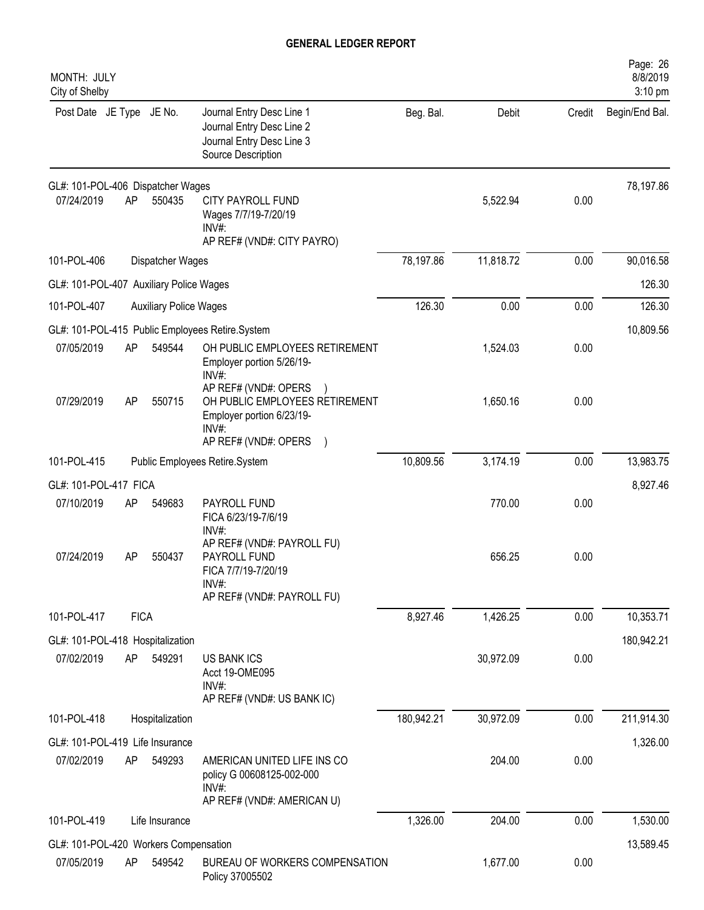# GENERAL LEDGER REPORT

MONTH: JULY
City of Shelby

| Post Date | JE Type | JE No. | Journal Entry Desc Line 1<br>Journal Entry Desc Line 2<br>Journal Entry Desc Line 3<br>Source Description | Beg. Bal. | Debit | Credit | Begin/End Bal. |
|---|---|---|---|---|---|---|---|
| GL#: 101-POL-406 Dispatcher Wages | | | | | | | 78,197.86 |
| 07/24/2019 | AP | 550435 | CITY PAYROLL FUND<br>Wages 7/7/19-7/20/19<br>INV#:<br>AP REF# (VND#: CITY PAYRO) | | 5,522.94 | 0.00 | |
| 101-POL-406 | | Dispatcher Wages | | 78,197.86 | 11,818.72 | 0.00 | 90,016.58 |
| GL#: 101-POL-407 Auxiliary Police Wages | | | | | | | 126.30 |
| 101-POL-407 | | Auxiliary Police Wages | | 126.30 | 0.00 | 0.00 | 126.30 |
| GL#: 101-POL-415 Public Employees Retire.System | | | | | | | 10,809.56 |
| 07/05/2019 | AP | 549544 | OH PUBLIC EMPLOYEES RETIREMENT<br>Employer portion 5/26/19-<br>INV#:<br>AP REF# (VND#: OPERS ) | | 1,524.03 | 0.00 | |
| 07/29/2019 | AP | 550715 | OH PUBLIC EMPLOYEES RETIREMENT<br>Employer portion 6/23/19-<br>INV#:<br>AP REF# (VND#: OPERS ) | | 1,650.16 | 0.00 | |
| 101-POL-415 | | Public Employees Retire.System | | 10,809.56 | 3,174.19 | 0.00 | 13,983.75 |
| GL#: 101-POL-417 FICA | | | | | | | 8,927.46 |
| 07/10/2019 | AP | 549683 | PAYROLL FUND<br>FICA 6/23/19-7/6/19<br>INV#:<br>AP REF# (VND#: PAYROLL FU) | | 770.00 | 0.00 | |
| 07/24/2019 | AP | 550437 | PAYROLL FUND<br>FICA 7/7/19-7/20/19<br>INV#:<br>AP REF# (VND#: PAYROLL FU) | | 656.25 | 0.00 | |
| 101-POL-417 | | FICA | | 8,927.46 | 1,426.25 | 0.00 | 10,353.71 |
| GL#: 101-POL-418 Hospitalization | | | | | | | 180,942.21 |
| 07/02/2019 | AP | 549291 | US BANK ICS<br>Acct 19-OME095<br>INV#:<br>AP REF# (VND#: US BANK IC) | | 30,972.09 | 0.00 | |
| 101-POL-418 | | Hospitalization | | 180,942.21 | 30,972.09 | 0.00 | 211,914.30 |
| GL#: 101-POL-419 Life Insurance | | | | | | | 1,326.00 |
| 07/02/2019 | AP | 549293 | AMERICAN UNITED LIFE INS CO<br>policy G 00608125-002-000<br>INV#:<br>AP REF# (VND#: AMERICAN U) | | 204.00 | 0.00 | |
| 101-POL-419 | | Life Insurance | | 1,326.00 | 204.00 | 0.00 | 1,530.00 |
| GL#: 101-POL-420 Workers Compensation | | | | | | | 13,589.45 |
| 07/05/2019 | AP | 549542 | BUREAU OF WORKERS COMPENSATION<br>Policy 37005502 | | 1,677.00 | 0.00 | |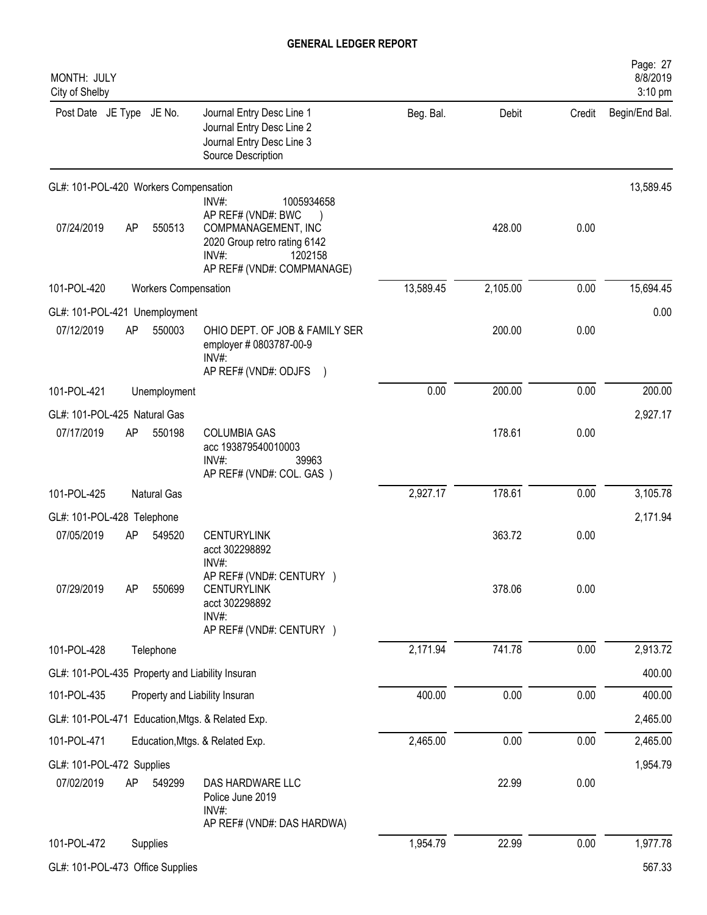# GENERAL LEDGER REPORT

MONTH: JULY
City of Shelby

| Post Date | JE Type | JE No. | Journal Entry Desc Line 1 / Journal Entry Desc Line 2 / Journal Entry Desc Line 3 / Source Description | Beg. Bal. | Debit | Credit | Begin/End Bal. |
|---|---|---|---|---|---|---|---|
| GL#: 101-POL-420 Workers Compensation | | | | | | | 13,589.45 |
| | | | INV#: 1005934658 AP REF# (VND#: BWC ) | | | | |
| 07/24/2019 | AP | 550513 | COMPMANAGEMENT, INC 2020 Group retro rating 6142 INV#: 1202158 AP REF# (VND#: COMPMANAGE) | | 428.00 | 0.00 | |
| 101-POL-420 | | | Workers Compensation | 13,589.45 | 2,105.00 | 0.00 | 15,694.45 |
| GL#: 101-POL-421 Unemployment | | | | | | | 0.00 |
| 07/12/2019 | AP | 550003 | OHIO DEPT. OF JOB & FAMILY SER employer # 0803787-00-9 INV#: AP REF# (VND#: ODJFS ) | | 200.00 | 0.00 | |
| 101-POL-421 | | | Unemployment | 0.00 | 200.00 | 0.00 | 200.00 |
| GL#: 101-POL-425 Natural Gas | | | | | | | 2,927.17 |
| 07/17/2019 | AP | 550198 | COLUMBIA GAS acc 193879540010003 INV#: 39963 AP REF# (VND#: COL. GAS ) | | 178.61 | 0.00 | |
| 101-POL-425 | | | Natural Gas | 2,927.17 | 178.61 | 0.00 | 3,105.78 |
| GL#: 101-POL-428 Telephone | | | | | | | 2,171.94 |
| 07/05/2019 | AP | 549520 | CENTURYLINK acct 302298892 INV#: AP REF# (VND#: CENTURY ) | | 363.72 | 0.00 | |
| 07/29/2019 | AP | 550699 | CENTURYLINK acct 302298892 INV#: AP REF# (VND#: CENTURY ) | | 378.06 | 0.00 | |
| 101-POL-428 | | | Telephone | 2,171.94 | 741.78 | 0.00 | 2,913.72 |
| GL#: 101-POL-435 Property and Liability Insuran | | | | | | | 400.00 |
| 101-POL-435 | | | Property and Liability Insuran | 400.00 | 0.00 | 0.00 | 400.00 |
| GL#: 101-POL-471 Education,Mtgs. & Related Exp. | | | | | | | 2,465.00 |
| 101-POL-471 | | | Education,Mtgs. & Related Exp. | 2,465.00 | 0.00 | 0.00 | 2,465.00 |
| GL#: 101-POL-472 Supplies | | | | | | | 1,954.79 |
| 07/02/2019 | AP | 549299 | DAS HARDWARE LLC Police June 2019 INV#: AP REF# (VND#: DAS HARDWA) | | 22.99 | 0.00 | |
| 101-POL-472 | | | Supplies | 1,954.79 | 22.99 | 0.00 | 1,977.78 |
| GL#: 101-POL-473 Office Supplies | | | | | | | 567.33 |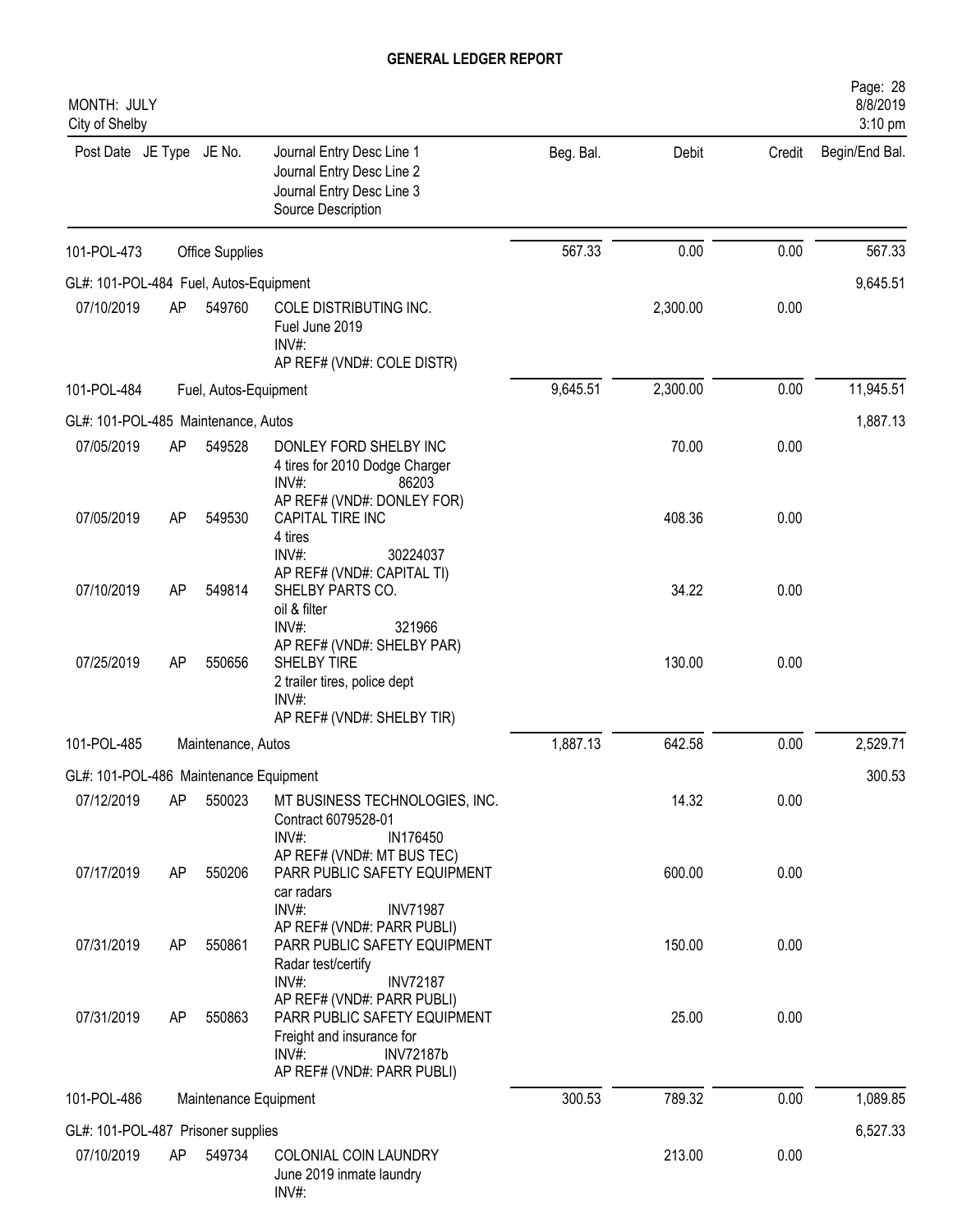# GENERAL LEDGER REPORT

MONTH: JULY
City of Shelby

| Post Date | JE Type | JE No. | Journal Entry Desc Line 1 / Journal Entry Desc Line 2 / Journal Entry Desc Line 3 / Source Description | Beg. Bal. | Debit | Credit | Begin/End Bal. |
|---|---|---|---|---|---|---|---|
| 101-POL-473 | | | Office Supplies | 567.33 | 0.00 | 0.00 | 567.33 |
| GL#: 101-POL-484 Fuel, Autos-Equipment | | | | | | | 9,645.51 |
| 07/10/2019 | AP | 549760 | COLE DISTRIBUTING INC.<br>Fuel June 2019<br>INV#:<br>AP REF# (VND#: COLE DISTR) | | 2,300.00 | 0.00 | |
| 101-POL-484 | | | Fuel, Autos-Equipment | 9,645.51 | 2,300.00 | 0.00 | 11,945.51 |
| GL#: 101-POL-485 Maintenance, Autos | | | | | | | 1,887.13 |
| 07/05/2019 | AP | 549528 | DONLEY FORD SHELBY INC<br>4 tires for 2010 Dodge Charger<br>INV#: 86203<br>AP REF# (VND#: DONLEY FOR) | | 70.00 | 0.00 | |
| 07/05/2019 | AP | 549530 | CAPITAL TIRE INC<br>4 tires<br>INV#: 30224037<br>AP REF# (VND#: CAPITAL TI) | | 408.36 | 0.00 | |
| 07/10/2019 | AP | 549814 | SHELBY PARTS CO.<br>oil & filter<br>INV#: 321966<br>AP REF# (VND#: SHELBY PAR) | | 34.22 | 0.00 | |
| 07/25/2019 | AP | 550656 | SHELBY TIRE<br>2 trailer tires, police dept<br>INV#:<br>AP REF# (VND#: SHELBY TIR) | | 130.00 | 0.00 | |
| 101-POL-485 | | | Maintenance, Autos | 1,887.13 | 642.58 | 0.00 | 2,529.71 |
| GL#: 101-POL-486 Maintenance Equipment | | | | | | | 300.53 |
| 07/12/2019 | AP | 550023 | MT BUSINESS TECHNOLOGIES, INC.<br>Contract 6079528-01<br>INV#: IN176450<br>AP REF# (VND#: MT BUS TEC) | | 14.32 | 0.00 | |
| 07/17/2019 | AP | 550206 | PARR PUBLIC SAFETY EQUIPMENT<br>car radars<br>INV#: INV71987<br>AP REF# (VND#: PARR PUBLI) | | 600.00 | 0.00 | |
| 07/31/2019 | AP | 550861 | PARR PUBLIC SAFETY EQUIPMENT<br>Radar test/certify<br>INV#: INV72187<br>AP REF# (VND#: PARR PUBLI) | | 150.00 | 0.00 | |
| 07/31/2019 | AP | 550863 | PARR PUBLIC SAFETY EQUIPMENT<br>Freight and insurance for<br>INV#: INV72187b<br>AP REF# (VND#: PARR PUBLI) | | 25.00 | 0.00 | |
| 101-POL-486 | | | Maintenance Equipment | 300.53 | 789.32 | 0.00 | 1,089.85 |
| GL#: 101-POL-487 Prisoner supplies | | | | | | | 6,527.33 |
| 07/10/2019 | AP | 549734 | COLONIAL COIN LAUNDRY<br>June 2019 inmate laundry<br>INV#: | | 213.00 | 0.00 | |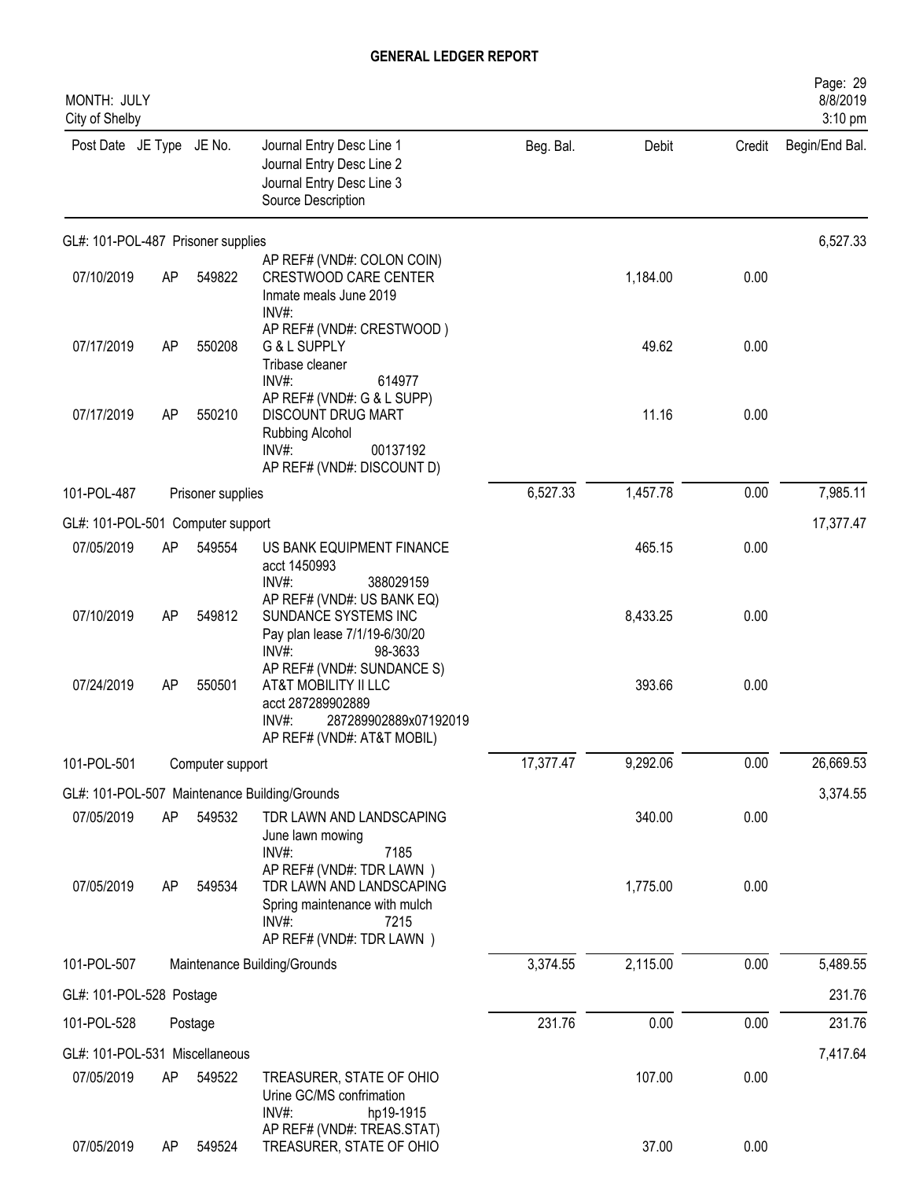# GENERAL LEDGER REPORT

MONTH: JULY
City of Shelby

| Post Date | JE Type | JE No. | Journal Entry Desc Line 1 / Journal Entry Desc Line 2 / Journal Entry Desc Line 3 / Source Description | Beg. Bal. | Debit | Credit | Begin/End Bal. |
|---|---|---|---|---|---|---|---|
| GL#: 101-POL-487 Prisoner supplies | | | | | | | 6,527.33 |
| | | | AP REF# (VND#: COLON COIN) | | | | |
| 07/10/2019 | AP | 549822 | CRESTWOOD CARE CENTER<br>Inmate meals June 2019<br>INV#:<br>AP REF# (VND#: CRESTWOOD ) | | 1,184.00 | 0.00 | |
| 07/17/2019 | AP | 550208 | G & L SUPPLY<br>Tribase cleaner<br>INV#: 614977<br>AP REF# (VND#: G & L SUPP) | | 49.62 | 0.00 | |
| 07/17/2019 | AP | 550210 | DISCOUNT DRUG MART<br>Rubbing Alcohol<br>INV#: 00137192<br>AP REF# (VND#: DISCOUNT D) | | 11.16 | 0.00 | |
| 101-POL-487 | | | Prisoner supplies | 6,527.33 | 1,457.78 | 0.00 | 7,985.11 |
| GL#: 101-POL-501 Computer support | | | | | | | 17,377.47 |
| 07/05/2019 | AP | 549554 | US BANK EQUIPMENT FINANCE<br>acct 1450993<br>INV#: 388029159<br>AP REF# (VND#: US BANK EQ) | | 465.15 | 0.00 | |
| 07/10/2019 | AP | 549812 | SUNDANCE SYSTEMS INC<br>Pay plan lease 7/1/19-6/30/20<br>INV#: 98-3633<br>AP REF# (VND#: SUNDANCE S) | | 8,433.25 | 0.00 | |
| 07/24/2019 | AP | 550501 | AT&T MOBILITY II LLC<br>acct 287289902889<br>INV#: 287289902889x07192019<br>AP REF# (VND#: AT&T MOBIL) | | 393.66 | 0.00 | |
| 101-POL-501 | | | Computer support | 17,377.47 | 9,292.06 | 0.00 | 26,669.53 |
| GL#: 101-POL-507 Maintenance Building/Grounds | | | | | | | 3,374.55 |
| 07/05/2019 | AP | 549532 | TDR LAWN AND LANDSCAPING<br>June lawn mowing<br>INV#: 7185<br>AP REF# (VND#: TDR LAWN ) | | 340.00 | 0.00 | |
| 07/05/2019 | AP | 549534 | TDR LAWN AND LANDSCAPING<br>Spring maintenance with mulch<br>INV#: 7215<br>AP REF# (VND#: TDR LAWN ) | | 1,775.00 | 0.00 | |
| 101-POL-507 | | | Maintenance Building/Grounds | 3,374.55 | 2,115.00 | 0.00 | 5,489.55 |
| GL#: 101-POL-528 Postage | | | | | | | 231.76 |
| 101-POL-528 | | | Postage | 231.76 | 0.00 | 0.00 | 231.76 |
| GL#: 101-POL-531 Miscellaneous | | | | | | | 7,417.64 |
| 07/05/2019 | AP | 549522 | TREASURER, STATE OF OHIO<br>Urine GC/MS confrimation<br>INV#: hp19-1915<br>AP REF# (VND#: TREAS.STAT) | | 107.00 | 0.00 | |
| 07/05/2019 | AP | 549524 | TREASURER, STATE OF OHIO | | 37.00 | 0.00 | |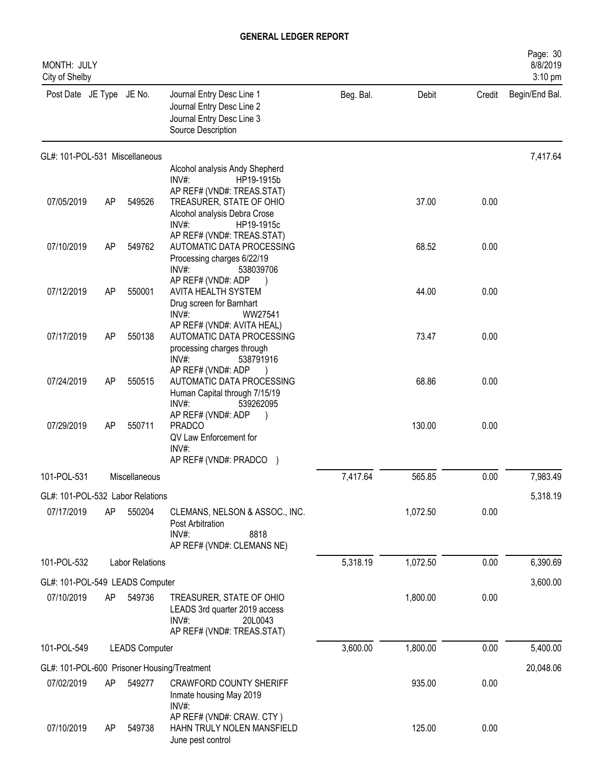# GENERAL LEDGER REPORT

MONTH: JULY
City of Shelby

| Post Date | JE Type | JE No. | Journal Entry Desc Line 1 / Journal Entry Desc Line 2 / Journal Entry Desc Line 3 / Source Description | Beg. Bal. | Debit | Credit | Begin/End Bal. |
|---|---|---|---|---|---|---|---|
| GL#: 101-POL-531 Miscellaneous | | | | | | | 7,417.64 |
| | | | Alcohol analysis Andy Shepherd INV#: HP19-1915b AP REF# (VND#: TREAS.STAT) | | | | |
| 07/05/2019 | AP | 549526 | TREASURER, STATE OF OHIO Alcohol analysis Debra Crose INV#: HP19-1915c AP REF# (VND#: TREAS.STAT) | | 37.00 | 0.00 | |
| 07/10/2019 | AP | 549762 | AUTOMATIC DATA PROCESSING Processing charges 6/22/19 INV#: 538039706 AP REF# (VND#: ADP ) | | 68.52 | 0.00 | |
| 07/12/2019 | AP | 550001 | AVITA HEALTH SYSTEM Drug screen for Barnhart INV#: WW27541 AP REF# (VND#: AVITA HEAL) | | 44.00 | 0.00 | |
| 07/17/2019 | AP | 550138 | AUTOMATIC DATA PROCESSING processing charges through INV#: 538791916 AP REF# (VND#: ADP ) | | 73.47 | 0.00 | |
| 07/24/2019 | AP | 550515 | AUTOMATIC DATA PROCESSING Human Capital through 7/15/19 INV#: 539262095 AP REF# (VND#: ADP ) | | 68.86 | 0.00 | |
| 07/29/2019 | AP | 550711 | PRADCO QV Law Enforcement for INV#: AP REF# (VND#: PRADCO ) | | 130.00 | 0.00 | |
| 101-POL-531 | | Miscellaneous | | 7,417.64 | 565.85 | 0.00 | 7,983.49 |
| GL#: 101-POL-532 Labor Relations | | | | | | | 5,318.19 |
| 07/17/2019 | AP | 550204 | CLEMANS, NELSON & ASSOC., INC. Post Arbitration INV#: 8818 AP REF# (VND#: CLEMANS NE) | | 1,072.50 | 0.00 | |
| 101-POL-532 | | Labor Relations | | 5,318.19 | 1,072.50 | 0.00 | 6,390.69 |
| GL#: 101-POL-549 LEADS Computer | | | | | | | 3,600.00 |
| 07/10/2019 | AP | 549736 | TREASURER, STATE OF OHIO LEADS 3rd quarter 2019 access INV#: 20L0043 AP REF# (VND#: TREAS.STAT) | | 1,800.00 | 0.00 | |
| 101-POL-549 | | LEADS Computer | | 3,600.00 | 1,800.00 | 0.00 | 5,400.00 |
| GL#: 101-POL-600 Prisoner Housing/Treatment | | | | | | | 20,048.06 |
| 07/02/2019 | AP | 549277 | CRAWFORD COUNTY SHERIFF Inmate housing May 2019 INV#: AP REF# (VND#: CRAW. CTY ) | | 935.00 | 0.00 | |
| 07/10/2019 | AP | 549738 | HAHN TRULY NOLEN MANSFIELD June pest control | | 125.00 | 0.00 | |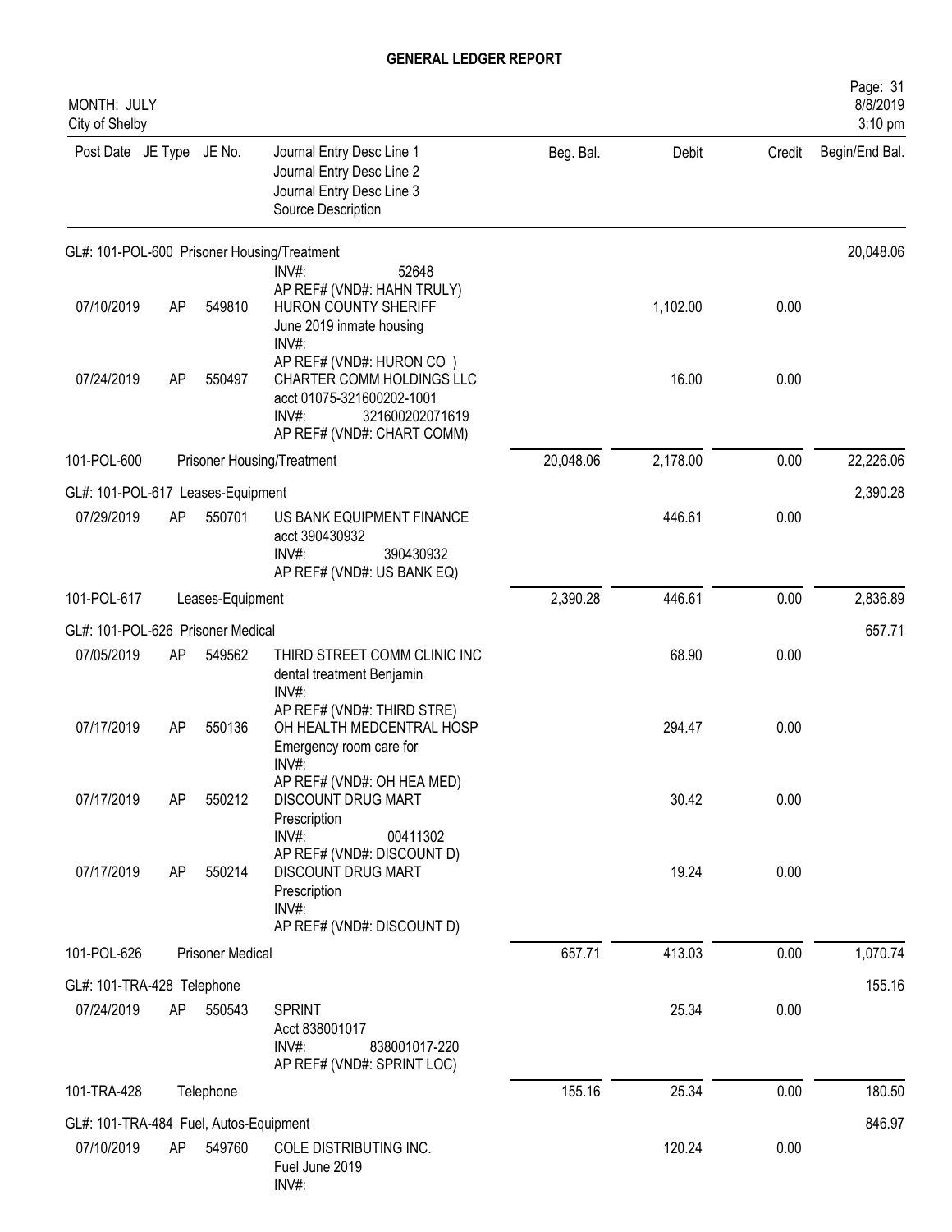# GENERAL LEDGER REPORT

MONTH: JULY
City of Shelby

8/8/2019
3:10 pm

| Post Date | JE Type | JE No. | Journal Entry Desc Line 1 / Journal Entry Desc Line 2 / Journal Entry Desc Line 3 / Source Description | Beg. Bal. | Debit | Credit | Begin/End Bal. |
|---|---|---|---|---|---|---|---|
| GL#: 101-POL-600 Prisoner Housing/Treatment | | | | | | | 20,048.06 |
| | | | INV#: 52648<br>AP REF# (VND#: HAHN TRULY) | | | | |
| 07/10/2019 | AP | 549810 | HURON COUNTY SHERIFF<br>June 2019 inmate housing<br>INV#:<br>AP REF# (VND#: HURON CO ) | | 1,102.00 | 0.00 | |
| 07/24/2019 | AP | 550497 | CHARTER COMM HOLDINGS LLC<br>acct 01075-321600202-1001<br>INV#: 321600202071619<br>AP REF# (VND#: CHART COMM) | | 16.00 | 0.00 | |
| 101-POL-600 | | | Prisoner Housing/Treatment | 20,048.06 | 2,178.00 | 0.00 | 22,226.06 |
| GL#: 101-POL-617 Leases-Equipment | | | | | | | 2,390.28 |
| 07/29/2019 | AP | 550701 | US BANK EQUIPMENT FINANCE<br>acct 390430932<br>INV#: 390430932<br>AP REF# (VND#: US BANK EQ) | | 446.61 | 0.00 | |
| 101-POL-617 | | | Leases-Equipment | 2,390.28 | 446.61 | 0.00 | 2,836.89 |
| GL#: 101-POL-626 Prisoner Medical | | | | | | | 657.71 |
| 07/05/2019 | AP | 549562 | THIRD STREET COMM CLINIC INC<br>dental treatment Benjamin<br>INV#:<br>AP REF# (VND#: THIRD STRE) | | 68.90 | 0.00 | |
| 07/17/2019 | AP | 550136 | OH HEALTH MEDCENTRAL HOSP<br>Emergency room care for<br>INV#:<br>AP REF# (VND#: OH HEA MED) | | 294.47 | 0.00 | |
| 07/17/2019 | AP | 550212 | DISCOUNT DRUG MART<br>Prescription<br>INV#: 00411302<br>AP REF# (VND#: DISCOUNT D) | | 30.42 | 0.00 | |
| 07/17/2019 | AP | 550214 | DISCOUNT DRUG MART<br>Prescription<br>INV#:<br>AP REF# (VND#: DISCOUNT D) | | 19.24 | 0.00 | |
| 101-POL-626 | | | Prisoner Medical | 657.71 | 413.03 | 0.00 | 1,070.74 |
| GL#: 101-TRA-428 Telephone | | | | | | | 155.16 |
| 07/24/2019 | AP | 550543 | SPRINT<br>Acct 838001017<br>INV#: 838001017-220<br>AP REF# (VND#: SPRINT LOC) | | 25.34 | 0.00 | |
| 101-TRA-428 | | | Telephone | 155.16 | 25.34 | 0.00 | 180.50 |
| GL#: 101-TRA-484 Fuel, Autos-Equipment | | | | | | | 846.97 |
| 07/10/2019 | AP | 549760 | COLE DISTRIBUTING INC.<br>Fuel June 2019<br>INV#: | | 120.24 | 0.00 | |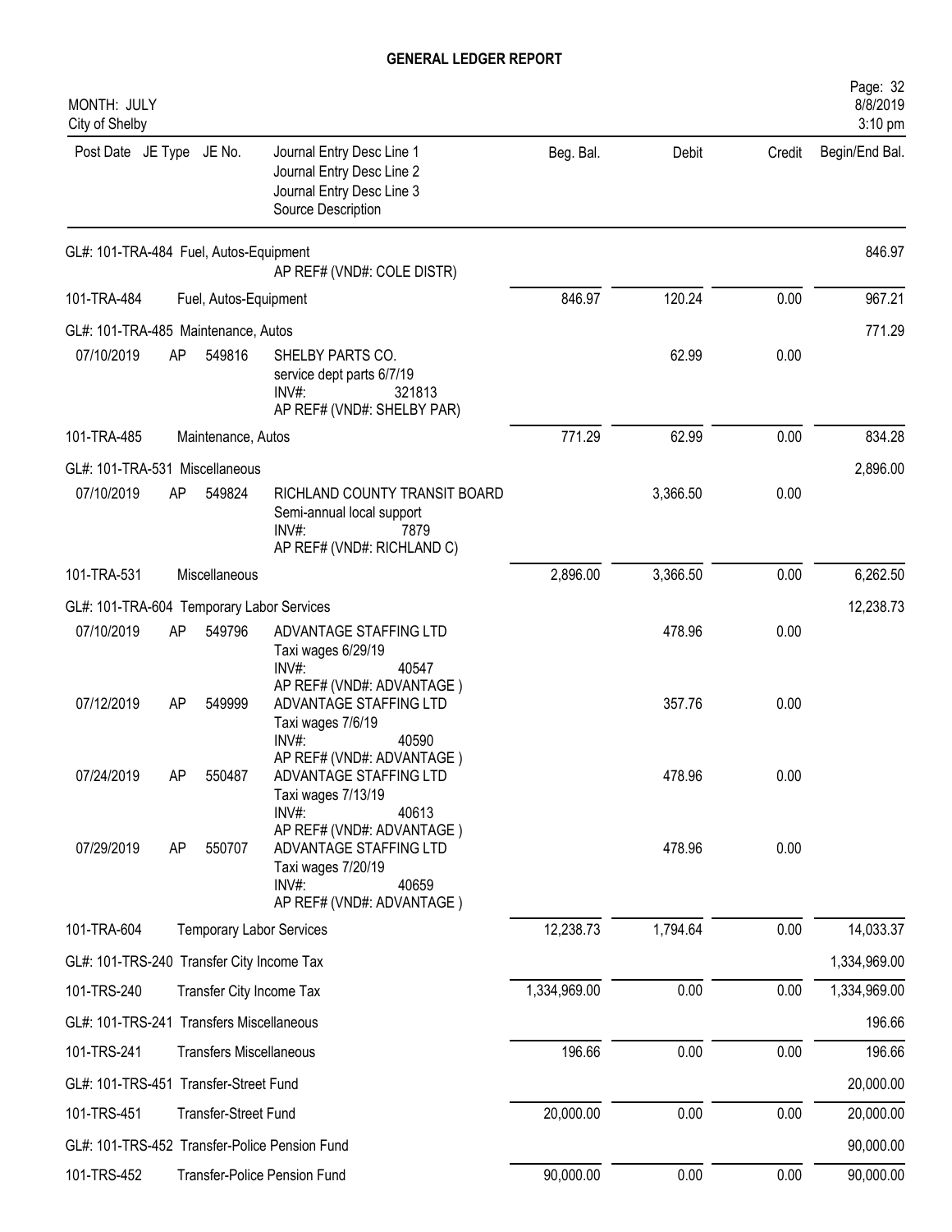# GENERAL LEDGER REPORT

MONTH: JULY
City of Shelby

| Post Date | JE Type | JE No. | Journal Entry Desc Line 1 / Journal Entry Desc Line 2 / Journal Entry Desc Line 3 / Source Description | Beg. Bal. | Debit | Credit | Begin/End Bal. |
|---|---|---|---|---|---|---|---|
| GL#: 101-TRA-484 Fuel, Autos-Equipment | | | | | | | 846.97 |
| | | | AP REF# (VND#: COLE DISTR) | | | | |
| 101-TRA-484 | | | Fuel, Autos-Equipment | 846.97 | 120.24 | 0.00 | 967.21 |
| GL#: 101-TRA-485 Maintenance, Autos | | | | | | | 771.29 |
| 07/10/2019 | AP | 549816 | SHELBY PARTS CO. / service dept parts 6/7/19 / INV#: 321813 / AP REF# (VND#: SHELBY PAR) | | 62.99 | 0.00 | |
| 101-TRA-485 | | | Maintenance, Autos | 771.29 | 62.99 | 0.00 | 834.28 |
| GL#: 101-TRA-531 Miscellaneous | | | | | | | 2,896.00 |
| 07/10/2019 | AP | 549824 | RICHLAND COUNTY TRANSIT BOARD / Semi-annual local support / INV#: 7879 / AP REF# (VND#: RICHLAND C) | | 3,366.50 | 0.00 | |
| 101-TRA-531 | | | Miscellaneous | 2,896.00 | 3,366.50 | 0.00 | 6,262.50 |
| GL#: 101-TRA-604 Temporary Labor Services | | | | | | | 12,238.73 |
| 07/10/2019 | AP | 549796 | ADVANTAGE STAFFING LTD / Taxi wages 6/29/19 / INV#: 40547 / AP REF# (VND#: ADVANTAGE ) | | 478.96 | 0.00 | |
| 07/12/2019 | AP | 549999 | ADVANTAGE STAFFING LTD / Taxi wages 7/6/19 / INV#: 40590 / AP REF# (VND#: ADVANTAGE ) | | 357.76 | 0.00 | |
| 07/24/2019 | AP | 550487 | ADVANTAGE STAFFING LTD / Taxi wages 7/13/19 / INV#: 40613 / AP REF# (VND#: ADVANTAGE ) | | 478.96 | 0.00 | |
| 07/29/2019 | AP | 550707 | ADVANTAGE STAFFING LTD / Taxi wages 7/20/19 / INV#: 40659 / AP REF# (VND#: ADVANTAGE ) | | 478.96 | 0.00 | |
| 101-TRA-604 | | | Temporary Labor Services | 12,238.73 | 1,794.64 | 0.00 | 14,033.37 |
| GL#: 101-TRS-240 Transfer City Income Tax | | | | | | | 1,334,969.00 |
| 101-TRS-240 | | | Transfer City Income Tax | 1,334,969.00 | 0.00 | 0.00 | 1,334,969.00 |
| GL#: 101-TRS-241 Transfers Miscellaneous | | | | | | | 196.66 |
| 101-TRS-241 | | | Transfers Miscellaneous | 196.66 | 0.00 | 0.00 | 196.66 |
| GL#: 101-TRS-451 Transfer-Street Fund | | | | | | | 20,000.00 |
| 101-TRS-451 | | | Transfer-Street Fund | 20,000.00 | 0.00 | 0.00 | 20,000.00 |
| GL#: 101-TRS-452 Transfer-Police Pension Fund | | | | | | | 90,000.00 |
| 101-TRS-452 | | | Transfer-Police Pension Fund | 90,000.00 | 0.00 | 0.00 | 90,000.00 |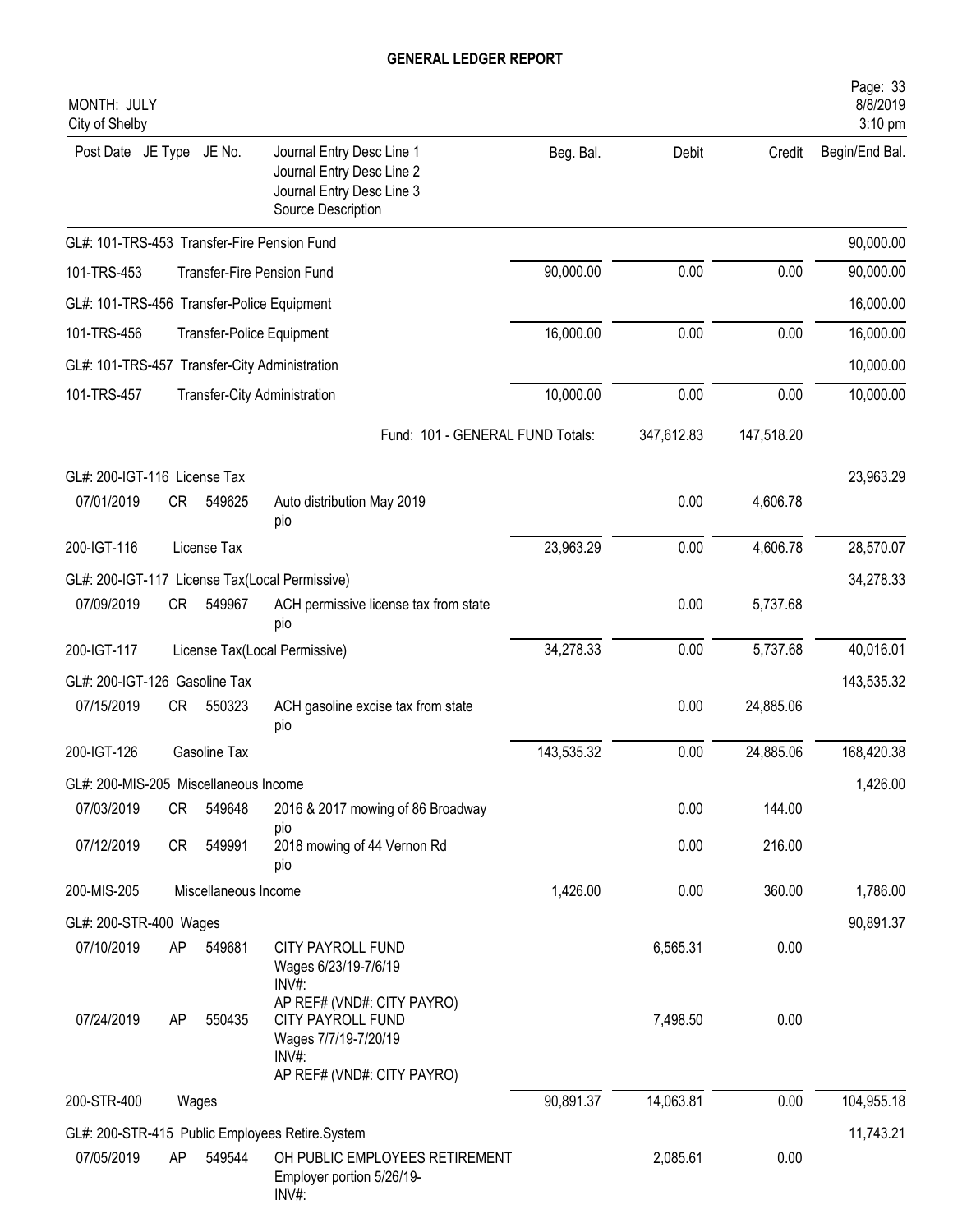# GENERAL LEDGER REPORT

MONTH: JULY
City of Shelby

| Post Date | JE Type | JE No. | Journal Entry Desc Line 1 / Journal Entry Desc Line 2 / Journal Entry Desc Line 3 / Source Description | Beg. Bal. | Debit | Credit | Begin/End Bal. |
|---|---|---|---|---|---|---|---|
| GL#: 101-TRS-453 Transfer-Fire Pension Fund | | | | | | | 90,000.00 |
| 101-TRS-453 | | | Transfer-Fire Pension Fund | 90,000.00 | 0.00 | 0.00 | 90,000.00 |
| GL#: 101-TRS-456 Transfer-Police Equipment | | | | | | | 16,000.00 |
| 101-TRS-456 | | | Transfer-Police Equipment | 16,000.00 | 0.00 | 0.00 | 16,000.00 |
| GL#: 101-TRS-457 Transfer-City Administration | | | | | | | 10,000.00 |
| 101-TRS-457 | | | Transfer-City Administration | 10,000.00 | 0.00 | 0.00 | 10,000.00 |
| | | | Fund: 101 - GENERAL FUND Totals: | | 347,612.83 | 147,518.20 | |
| GL#: 200-IGT-116 License Tax | | | | | | | 23,963.29 |
| 07/01/2019 | CR | 549625 | Auto distribution May 2019<br>pio | | 0.00 | 4,606.78 | |
| 200-IGT-116 | | | License Tax | 23,963.29 | 0.00 | 4,606.78 | 28,570.07 |
| GL#: 200-IGT-117 License Tax(Local Permissive) | | | | | | | 34,278.33 |
| 07/09/2019 | CR | 549967 | ACH permissive license tax from state<br>pio | | 0.00 | 5,737.68 | |
| 200-IGT-117 | | | License Tax(Local Permissive) | 34,278.33 | 0.00 | 5,737.68 | 40,016.01 |
| GL#: 200-IGT-126 Gasoline Tax | | | | | | | 143,535.32 |
| 07/15/2019 | CR | 550323 | ACH gasoline excise tax from state<br>pio | | 0.00 | 24,885.06 | |
| 200-IGT-126 | | | Gasoline Tax | 143,535.32 | 0.00 | 24,885.06 | 168,420.38 |
| GL#: 200-MIS-205 Miscellaneous Income | | | | | | | 1,426.00 |
| 07/03/2019 | CR | 549648 | 2016 & 2017 mowing of 86 Broadway<br>pio | | 0.00 | 144.00 | |
| 07/12/2019 | CR | 549991 | 2018 mowing of 44 Vernon Rd<br>pio | | 0.00 | 216.00 | |
| 200-MIS-205 | | | Miscellaneous Income | 1,426.00 | 0.00 | 360.00 | 1,786.00 |
| GL#: 200-STR-400 Wages | | | | | | | 90,891.37 |
| 07/10/2019 | AP | 549681 | CITY PAYROLL FUND<br>Wages 6/23/19-7/6/19<br>INV#:<br>AP REF# (VND#: CITY PAYRO) | | 6,565.31 | 0.00 | |
| 07/24/2019 | AP | 550435 | CITY PAYROLL FUND<br>Wages 7/7/19-7/20/19<br>INV#:<br>AP REF# (VND#: CITY PAYRO) | | 7,498.50 | 0.00 | |
| 200-STR-400 | | | Wages | 90,891.37 | 14,063.81 | 0.00 | 104,955.18 |
| GL#: 200-STR-415 Public Employees Retire.System | | | | | | | 11,743.21 |
| 07/05/2019 | AP | 549544 | OH PUBLIC EMPLOYEES RETIREMENT<br>Employer portion 5/26/19-<br>INV#: | | 2,085.61 | 0.00 | |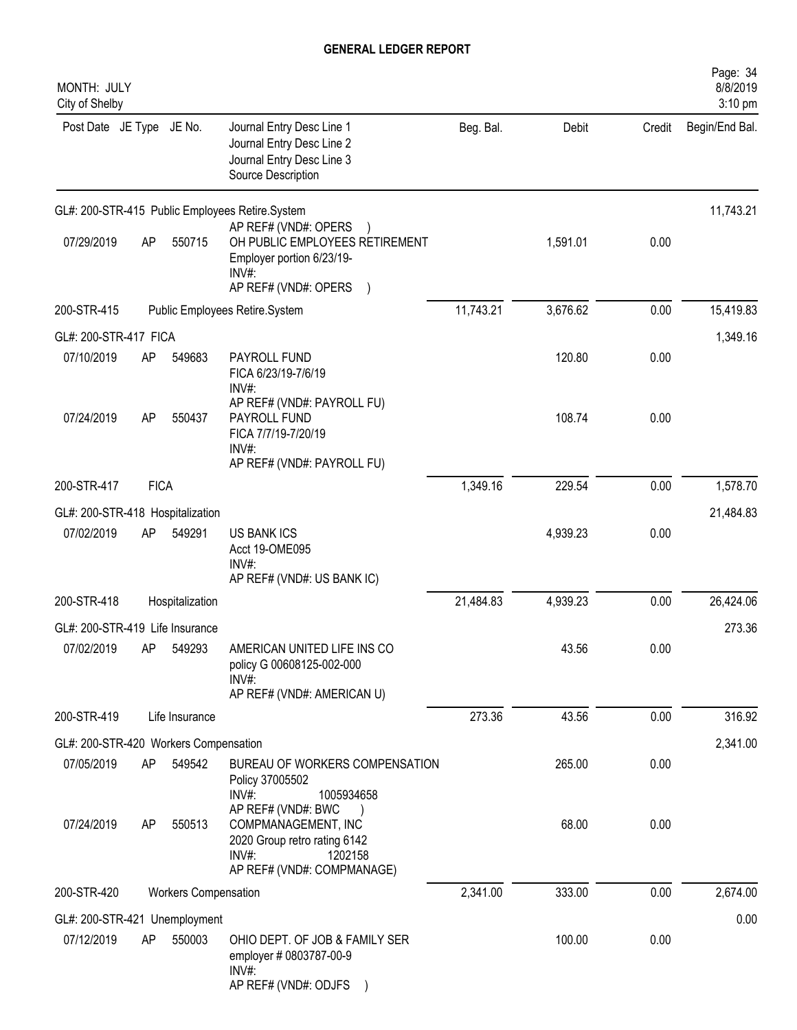# GENERAL LEDGER REPORT

MONTH: JULY
City of Shelby

| Post Date | JE Type | JE No. | Journal Entry Desc Line 1 / Journal Entry Desc Line 2 / Journal Entry Desc Line 3 / Source Description | Beg. Bal. | Debit | Credit | Begin/End Bal. |
|---|---|---|---|---|---|---|---|
| GL#: 200-STR-415 Public Employees Retire.System | | | | | | | 11,743.21 |
| | | | AP REF# (VND#: OPERS ) | | | | |
| 07/29/2019 | AP | 550715 | OH PUBLIC EMPLOYEES RETIREMENT<br>Employer portion 6/23/19-<br>INV#:<br>AP REF# (VND#: OPERS ) | | 1,591.01 | 0.00 | |
| 200-STR-415 | | | Public Employees Retire.System | 11,743.21 | 3,676.62 | 0.00 | 15,419.83 |
| GL#: 200-STR-417 FICA | | | | | | | 1,349.16 |
| 07/10/2019 | AP | 549683 | PAYROLL FUND<br>FICA 6/23/19-7/6/19<br>INV#:<br>AP REF# (VND#: PAYROLL FU) | | 120.80 | 0.00 | |
| 07/24/2019 | AP | 550437 | PAYROLL FUND<br>FICA 7/7/19-7/20/19<br>INV#:<br>AP REF# (VND#: PAYROLL FU) | | 108.74 | 0.00 | |
| 200-STR-417 | FICA | | | 1,349.16 | 229.54 | 0.00 | 1,578.70 |
| GL#: 200-STR-418 Hospitalization | | | | | | | 21,484.83 |
| 07/02/2019 | AP | 549291 | US BANK ICS<br>Acct 19-OME095<br>INV#:<br>AP REF# (VND#: US BANK IC) | | 4,939.23 | 0.00 | |
| 200-STR-418 | | | Hospitalization | 21,484.83 | 4,939.23 | 0.00 | 26,424.06 |
| GL#: 200-STR-419 Life Insurance | | | | | | | 273.36 |
| 07/02/2019 | AP | 549293 | AMERICAN UNITED LIFE INS CO<br>policy G 00608125-002-000<br>INV#:<br>AP REF# (VND#: AMERICAN U) | | 43.56 | 0.00 | |
| 200-STR-419 | | | Life Insurance | 273.36 | 43.56 | 0.00 | 316.92 |
| GL#: 200-STR-420 Workers Compensation | | | | | | | 2,341.00 |
| 07/05/2019 | AP | 549542 | BUREAU OF WORKERS COMPENSATION<br>Policy 37005502<br>INV#: 1005934658<br>AP REF# (VND#: BWC ) | | 265.00 | 0.00 | |
| 07/24/2019 | AP | 550513 | COMPMANAGEMENT, INC<br>2020 Group retro rating 6142<br>INV#: 1202158<br>AP REF# (VND#: COMPMANAGE) | | 68.00 | 0.00 | |
| 200-STR-420 | | | Workers Compensation | 2,341.00 | 333.00 | 0.00 | 2,674.00 |
| GL#: 200-STR-421 Unemployment | | | | | | | 0.00 |
| 07/12/2019 | AP | 550003 | OHIO DEPT. OF JOB & FAMILY SER<br>employer # 0803787-00-9<br>INV#:<br>AP REF# (VND#: ODJFS ) | | 100.00 | 0.00 | |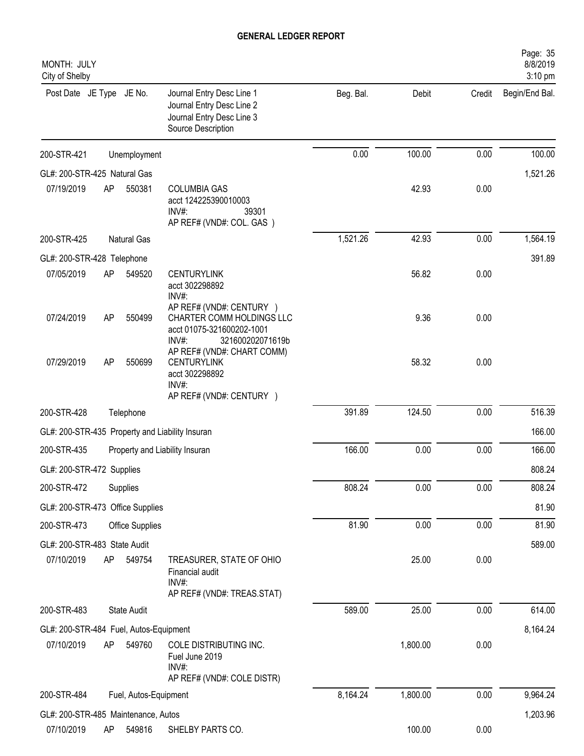# GENERAL LEDGER REPORT

MONTH: JULY
City of Shelby

| Post Date | JE Type | JE No. | Journal Entry Desc Line 1 / Journal Entry Desc Line 2 / Journal Entry Desc Line 3 / Source Description | Beg. Bal. | Debit | Credit | Begin/End Bal. |
|---|---|---|---|---|---|---|---|
| 200-STR-421 | | | Unemployment | 0.00 | 100.00 | 0.00 | 100.00 |
| GL#: 200-STR-425 Natural Gas | | | | | | | 1,521.26 |
| 07/19/2019 | AP | 550381 | COLUMBIA GAS<br>acct 124225390010003<br>INV#: 39301<br>AP REF# (VND#: COL. GAS ) | | 42.93 | 0.00 | |
| 200-STR-425 | | | Natural Gas | 1,521.26 | 42.93 | 0.00 | 1,564.19 |
| GL#: 200-STR-428 Telephone | | | | | | | 391.89 |
| 07/05/2019 | AP | 549520 | CENTURYLINK<br>acct 302298892<br>INV#:<br>AP REF# (VND#: CENTURY ) | | 56.82 | 0.00 | |
| 07/24/2019 | AP | 550499 | CHARTER COMM HOLDINGS LLC<br>acct 01075-321600202-1001<br>INV#: 321600202071619b<br>AP REF# (VND#: CHART COMM) | | 9.36 | 0.00 | |
| 07/29/2019 | AP | 550699 | CENTURYLINK<br>acct 302298892<br>INV#:<br>AP REF# (VND#: CENTURY ) | | 58.32 | 0.00 | |
| 200-STR-428 | | | Telephone | 391.89 | 124.50 | 0.00 | 516.39 |
| GL#: 200-STR-435 Property and Liability Insuran | | | | | | | 166.00 |
| 200-STR-435 | | | Property and Liability Insuran | 166.00 | 0.00 | 0.00 | 166.00 |
| GL#: 200-STR-472 Supplies | | | | | | | 808.24 |
| 200-STR-472 | | | Supplies | 808.24 | 0.00 | 0.00 | 808.24 |
| GL#: 200-STR-473 Office Supplies | | | | | | | 81.90 |
| 200-STR-473 | | | Office Supplies | 81.90 | 0.00 | 0.00 | 81.90 |
| GL#: 200-STR-483 State Audit | | | | | | | 589.00 |
| 07/10/2019 | AP | 549754 | TREASURER, STATE OF OHIO<br>Financial audit<br>INV#:<br>AP REF# (VND#: TREAS.STAT) | | 25.00 | 0.00 | |
| 200-STR-483 | | | State Audit | 589.00 | 25.00 | 0.00 | 614.00 |
| GL#: 200-STR-484 Fuel, Autos-Equipment | | | | | | | 8,164.24 |
| 07/10/2019 | AP | 549760 | COLE DISTRIBUTING INC.<br>Fuel June 2019<br>INV#:<br>AP REF# (VND#: COLE DISTR) | | 1,800.00 | 0.00 | |
| 200-STR-484 | | | Fuel, Autos-Equipment | 8,164.24 | 1,800.00 | 0.00 | 9,964.24 |
| GL#: 200-STR-485 Maintenance, Autos | | | | | | | 1,203.96 |
| 07/10/2019 | AP | 549816 | SHELBY PARTS CO. | | 100.00 | 0.00 | |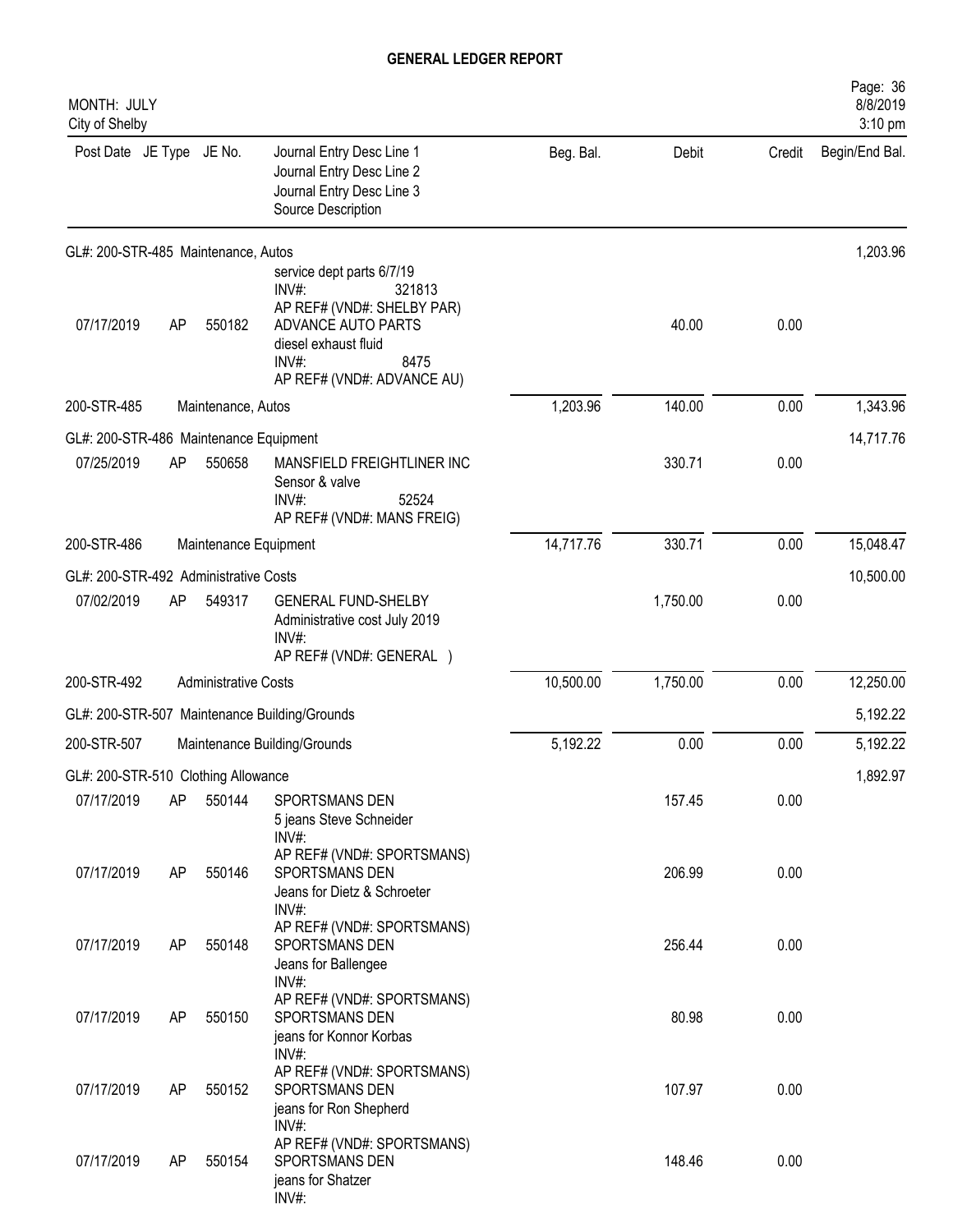# GENERAL LEDGER REPORT

MONTH: JULY
City of Shelby

| Post Date | JE Type | JE No. | Journal Entry Desc Line 1 / Journal Entry Desc Line 2 / Journal Entry Desc Line 3 / Source Description | Beg. Bal. | Debit | Credit | Begin/End Bal. |
|---|---|---|---|---|---|---|---|
| GL#: 200-STR-485 Maintenance, Autos | | | | | | | 1,203.96 |
| | | | service dept parts 6/7/19 INV#: 321813 AP REF# (VND#: SHELBY PAR) | | | | |
| 07/17/2019 | AP | 550182 | ADVANCE AUTO PARTS diesel exhaust fluid INV#: 8475 AP REF# (VND#: ADVANCE AU) | | 40.00 | 0.00 | |
| 200-STR-485 | | | Maintenance, Autos | 1,203.96 | 140.00 | 0.00 | 1,343.96 |
| GL#: 200-STR-486 Maintenance Equipment | | | | | | | 14,717.76 |
| 07/25/2019 | AP | 550658 | MANSFIELD FREIGHTLINER INC Sensor & valve INV#: 52524 AP REF# (VND#: MANS FREIG) | | 330.71 | 0.00 | |
| 200-STR-486 | | | Maintenance Equipment | 14,717.76 | 330.71 | 0.00 | 15,048.47 |
| GL#: 200-STR-492 Administrative Costs | | | | | | | 10,500.00 |
| 07/02/2019 | AP | 549317 | GENERAL FUND-SHELBY Administrative cost July 2019 INV#: AP REF# (VND#: GENERAL ) | | 1,750.00 | 0.00 | |
| 200-STR-492 | | | Administrative Costs | 10,500.00 | 1,750.00 | 0.00 | 12,250.00 |
| GL#: 200-STR-507 Maintenance Building/Grounds | | | | | | | 5,192.22 |
| 200-STR-507 | | | Maintenance Building/Grounds | 5,192.22 | 0.00 | 0.00 | 5,192.22 |
| GL#: 200-STR-510 Clothing Allowance | | | | | | | 1,892.97 |
| 07/17/2019 | AP | 550144 | SPORTSMANS DEN 5 jeans Steve Schneider INV#: AP REF# (VND#: SPORTSMANS) | | 157.45 | 0.00 | |
| 07/17/2019 | AP | 550146 | SPORTSMANS DEN Jeans for Dietz & Schroeter INV#: AP REF# (VND#: SPORTSMANS) | | 206.99 | 0.00 | |
| 07/17/2019 | AP | 550148 | SPORTSMANS DEN Jeans for Ballengee INV#: AP REF# (VND#: SPORTSMANS) | | 256.44 | 0.00 | |
| 07/17/2019 | AP | 550150 | SPORTSMANS DEN jeans for Konnor Korbas INV#: AP REF# (VND#: SPORTSMANS) | | 80.98 | 0.00 | |
| 07/17/2019 | AP | 550152 | SPORTSMANS DEN jeans for Ron Shepherd INV#: AP REF# (VND#: SPORTSMANS) | | 107.97 | 0.00 | |
| 07/17/2019 | AP | 550154 | SPORTSMANS DEN jeans for Shatzer INV#: | | 148.46 | 0.00 | |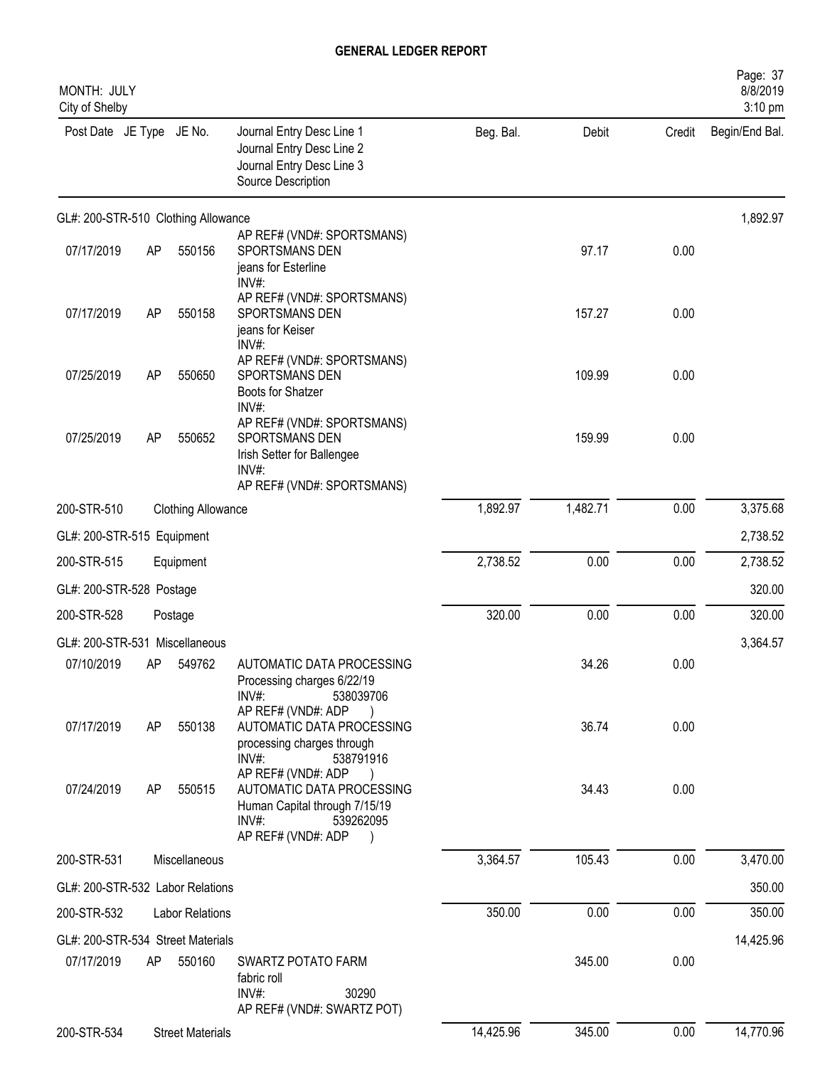# GENERAL LEDGER REPORT

MONTH: JULY
City of Shelby

| Post Date | JE Type | JE No. | Journal Entry Desc Line 1 / Journal Entry Desc Line 2 / Journal Entry Desc Line 3 / Source Description | Beg. Bal. | Debit | Credit | Begin/End Bal. |
|---|---|---|---|---|---|---|---|
| **GL#: 200-STR-510 Clothing Allowance** | | | | | | | 1,892.97 |
| 07/17/2019 | AP | 550156 | SPORTSMANS DEN<br>jeans for Esterline<br>INV#:<br>AP REF# (VND#: SPORTSMANS) | | 97.17 | 0.00 | |
| 07/17/2019 | AP | 550158 | SPORTSMANS DEN<br>jeans for Keiser<br>INV#:<br>AP REF# (VND#: SPORTSMANS) | | 157.27 | 0.00 | |
| 07/25/2019 | AP | 550650 | SPORTSMANS DEN<br>Boots for Shatzer<br>INV#:<br>AP REF# (VND#: SPORTSMANS) | | 109.99 | 0.00 | |
| 07/25/2019 | AP | 550652 | SPORTSMANS DEN<br>Irish Setter for Ballengee<br>INV#:<br>AP REF# (VND#: SPORTSMANS) | | 159.99 | 0.00 | |
| 200-STR-510 | Clothing Allowance | | | 1,892.97 | 1,482.71 | 0.00 | 3,375.68 |
| **GL#: 200-STR-515 Equipment** | | | | | | | 2,738.52 |
| 200-STR-515 | Equipment | | | 2,738.52 | 0.00 | 0.00 | 2,738.52 |
| **GL#: 200-STR-528 Postage** | | | | | | | 320.00 |
| 200-STR-528 | Postage | | | 320.00 | 0.00 | 0.00 | 320.00 |
| **GL#: 200-STR-531 Miscellaneous** | | | | | | | 3,364.57 |
| 07/10/2019 | AP | 549762 | AUTOMATIC DATA PROCESSING<br>Processing charges 6/22/19<br>INV#: 538039706<br>AP REF# (VND#: ADP ) | | 34.26 | 0.00 | |
| 07/17/2019 | AP | 550138 | AUTOMATIC DATA PROCESSING<br>processing charges through<br>INV#: 538791916<br>AP REF# (VND#: ADP ) | | 36.74 | 0.00 | |
| 07/24/2019 | AP | 550515 | AUTOMATIC DATA PROCESSING<br>Human Capital through 7/15/19<br>INV#: 539262095<br>AP REF# (VND#: ADP ) | | 34.43 | 0.00 | |
| 200-STR-531 | Miscellaneous | | | 3,364.57 | 105.43 | 0.00 | 3,470.00 |
| **GL#: 200-STR-532 Labor Relations** | | | | | | | 350.00 |
| 200-STR-532 | Labor Relations | | | 350.00 | 0.00 | 0.00 | 350.00 |
| **GL#: 200-STR-534 Street Materials** | | | | | | | 14,425.96 |
| 07/17/2019 | AP | 550160 | SWARTZ POTATO FARM<br>fabric roll<br>INV#: 30290<br>AP REF# (VND#: SWARTZ POT) | | 345.00 | 0.00 | |
| 200-STR-534 | Street Materials | | | 14,425.96 | 345.00 | 0.00 | 14,770.96 |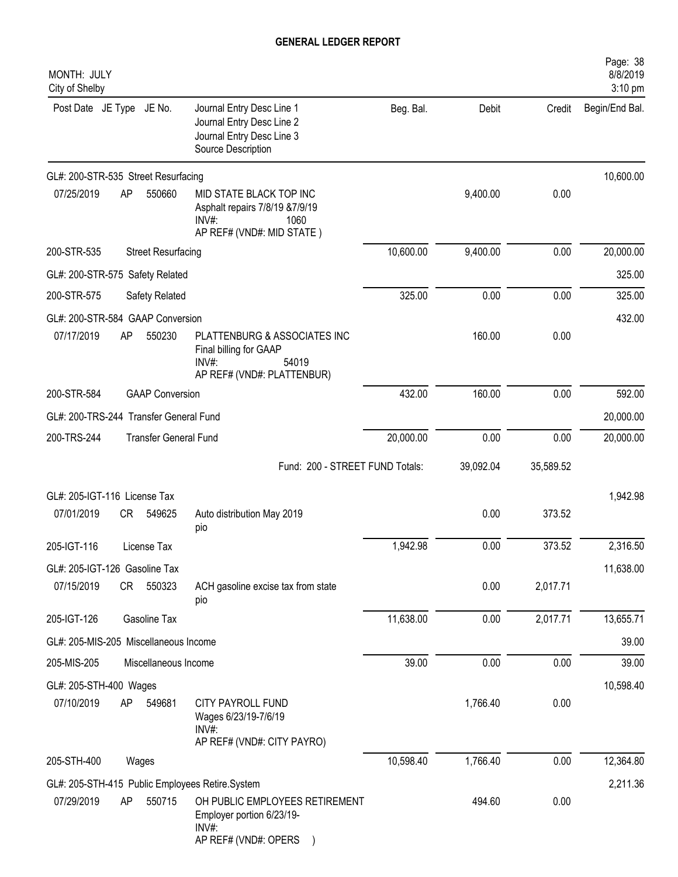# GENERAL LEDGER REPORT

MONTH: JULY
City of Shelby

| Post Date | JE Type | JE No. | Journal Entry Desc Line 1<br>Journal Entry Desc Line 2<br>Journal Entry Desc Line 3<br>Source Description | Beg. Bal. | Debit | Credit | Begin/End Bal. |
|---|---|---|---|---|---|---|---|
| GL#: 200-STR-535 Street Resurfacing | | | | | | | 10,600.00 |
| 07/25/2019 | AP | 550660 | MID STATE BLACK TOP INC<br>Asphalt repairs 7/8/19 &7/9/19<br>INV#: 1060<br>AP REF# (VND#: MID STATE ) | | 9,400.00 | 0.00 | |
| 200-STR-535 | Street Resurfacing | | | 10,600.00 | 9,400.00 | 0.00 | 20,000.00 |
| GL#: 200-STR-575 Safety Related | | | | | | | 325.00 |
| 200-STR-575 | Safety Related | | | 325.00 | 0.00 | 0.00 | 325.00 |
| GL#: 200-STR-584 GAAP Conversion | | | | | | | 432.00 |
| 07/17/2019 | AP | 550230 | PLATTENBURG & ASSOCIATES INC<br>Final billing for GAAP<br>INV#: 54019<br>AP REF# (VND#: PLATTENBUR) | | 160.00 | 0.00 | |
| 200-STR-584 | GAAP Conversion | | | 432.00 | 160.00 | 0.00 | 592.00 |
| GL#: 200-TRS-244 Transfer General Fund | | | | | | | 20,000.00 |
| 200-TRS-244 | Transfer General Fund | | | 20,000.00 | 0.00 | 0.00 | 20,000.00 |
| | | | Fund: 200 - STREET FUND Totals: | | 39,092.04 | 35,589.52 | |
| GL#: 205-IGT-116 License Tax | | | | | | | 1,942.98 |
| 07/01/2019 | CR | 549625 | Auto distribution May 2019<br>pio | | 0.00 | 373.52 | |
| 205-IGT-116 | License Tax | | | 1,942.98 | 0.00 | 373.52 | 2,316.50 |
| GL#: 205-IGT-126 Gasoline Tax | | | | | | | 11,638.00 |
| 07/15/2019 | CR | 550323 | ACH gasoline excise tax from state<br>pio | | 0.00 | 2,017.71 | |
| 205-IGT-126 | Gasoline Tax | | | 11,638.00 | 0.00 | 2,017.71 | 13,655.71 |
| GL#: 205-MIS-205 Miscellaneous Income | | | | | | | 39.00 |
| 205-MIS-205 | Miscellaneous Income | | | 39.00 | 0.00 | 0.00 | 39.00 |
| GL#: 205-STH-400 Wages | | | | | | | 10,598.40 |
| 07/10/2019 | AP | 549681 | CITY PAYROLL FUND<br>Wages 6/23/19-7/6/19<br>INV#:<br>AP REF# (VND#: CITY PAYRO) | | 1,766.40 | 0.00 | |
| 205-STH-400 | Wages | | | 10,598.40 | 1,766.40 | 0.00 | 12,364.80 |
| GL#: 205-STH-415 Public Employees Retire.System | | | | | | | 2,211.36 |
| 07/29/2019 | AP | 550715 | OH PUBLIC EMPLOYEES RETIREMENT<br>Employer portion 6/23/19-<br>INV#:<br>AP REF# (VND#: OPERS ) | | 494.60 | 0.00 | |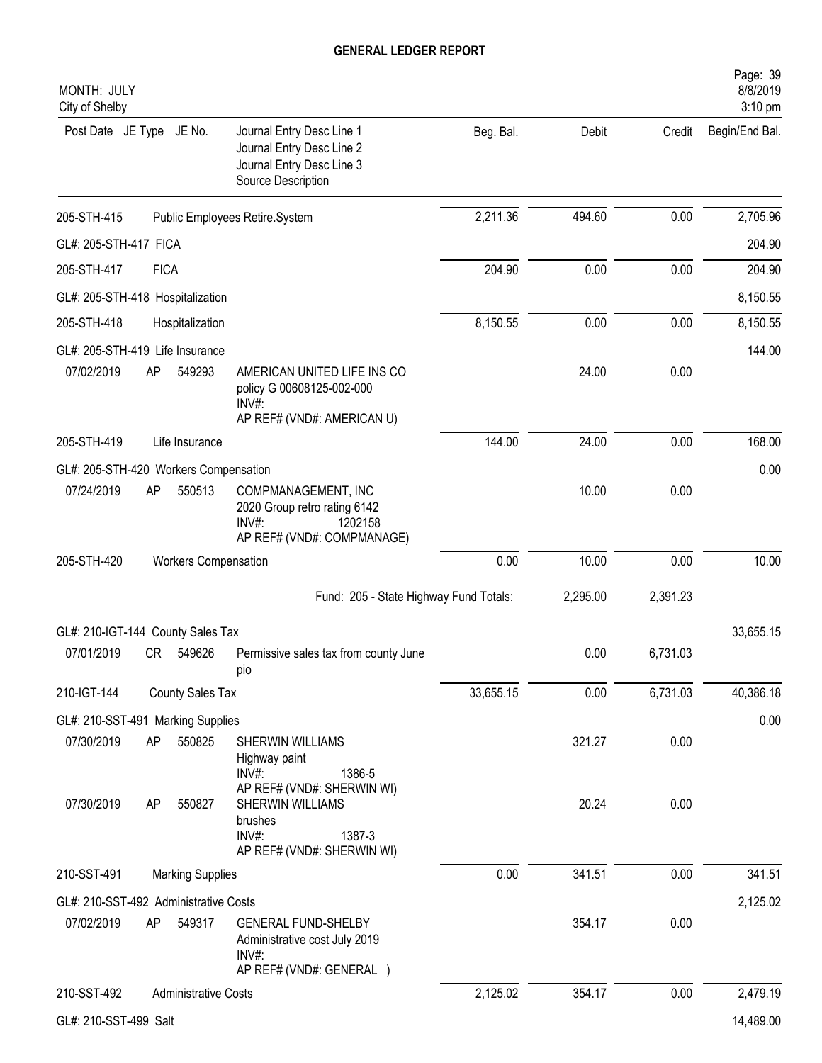# GENERAL LEDGER REPORT

MONTH: JULY
City of Shelby

| Post Date | JE Type | JE No. | Journal Entry Desc Line 1<br>Journal Entry Desc Line 2<br>Journal Entry Desc Line 3<br>Source Description | Beg. Bal. | Debit | Credit | Begin/End Bal. |
|---|---|---|---|---|---|---|---|
| 205-STH-415 | | | Public Employees Retire.System | 2,211.36 | 494.60 | 0.00 | 2,705.96 |
| GL#: 205-STH-417 FICA | | | | | | | 204.90 |
| 205-STH-417 | FICA | | | 204.90 | 0.00 | 0.00 | 204.90 |
| GL#: 205-STH-418 Hospitalization | | | | | | | 8,150.55 |
| 205-STH-418 | Hospitalization | | | 8,150.55 | 0.00 | 0.00 | 8,150.55 |
| GL#: 205-STH-419 Life Insurance | | | | | | | 144.00 |
| 07/02/2019 | AP | 549293 | AMERICAN UNITED LIFE INS CO<br>policy G 00608125-002-000<br>INV#:<br>AP REF# (VND#: AMERICAN U) | | 24.00 | 0.00 | |
| 205-STH-419 | Life Insurance | | | 144.00 | 24.00 | 0.00 | 168.00 |
| GL#: 205-STH-420 Workers Compensation | | | | | | | 0.00 |
| 07/24/2019 | AP | 550513 | COMPMANAGEMENT, INC<br>2020 Group retro rating 6142<br>INV#: 1202158<br>AP REF# (VND#: COMPMANAGE) | | 10.00 | 0.00 | |
| 205-STH-420 | Workers Compensation | | | 0.00 | 10.00 | 0.00 | 10.00 |
| | | | Fund: 205 - State Highway Fund Totals: | | 2,295.00 | 2,391.23 | |
| GL#: 210-IGT-144 County Sales Tax | | | | | | | 33,655.15 |
| 07/01/2019 | CR | 549626 | Permissive sales tax from county June pio | | 0.00 | 6,731.03 | |
| 210-IGT-144 | County Sales Tax | | | 33,655.15 | 0.00 | 6,731.03 | 40,386.18 |
| GL#: 210-SST-491 Marking Supplies | | | | | | | 0.00 |
| 07/30/2019 | AP | 550825 | SHERWIN WILLIAMS<br>Highway paint<br>INV#: 1386-5<br>AP REF# (VND#: SHERWIN WI) | | 321.27 | 0.00 | |
| 07/30/2019 | AP | 550827 | SHERWIN WILLIAMS<br>brushes<br>INV#: 1387-3<br>AP REF# (VND#: SHERWIN WI) | | 20.24 | 0.00 | |
| 210-SST-491 | Marking Supplies | | | 0.00 | 341.51 | 0.00 | 341.51 |
| GL#: 210-SST-492 Administrative Costs | | | | | | | 2,125.02 |
| 07/02/2019 | AP | 549317 | GENERAL FUND-SHELBY<br>Administrative cost July 2019<br>INV#:<br>AP REF# (VND#: GENERAL ) | | 354.17 | 0.00 | |
| 210-SST-492 | Administrative Costs | | | 2,125.02 | 354.17 | 0.00 | 2,479.19 |
| GL#: 210-SST-499 Salt | | | | | | | 14,489.00 |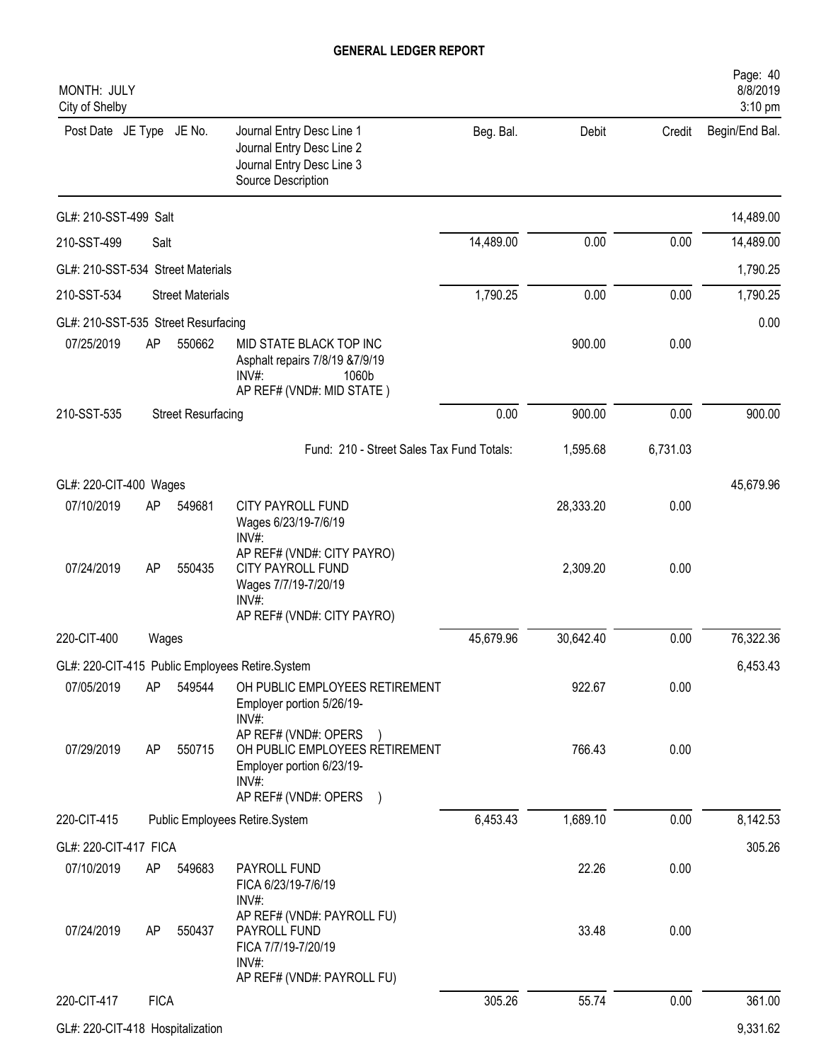# GENERAL LEDGER REPORT

MONTH: JULY
City of Shelby

| Post Date | JE Type | JE No. | Journal Entry Desc Line 1 / Journal Entry Desc Line 2 / Journal Entry Desc Line 3 / Source Description | Beg. Bal. | Debit | Credit | Begin/End Bal. |
|---|---|---|---|---|---|---|---|
| GL#: 210-SST-499 Salt | | | | | | | 14,489.00 |
| 210-SST-499 | Salt | | | 14,489.00 | 0.00 | 0.00 | 14,489.00 |
| GL#: 210-SST-534 Street Materials | | | | | | | 1,790.25 |
| 210-SST-534 | Street Materials | | | 1,790.25 | 0.00 | 0.00 | 1,790.25 |
| GL#: 210-SST-535 Street Resurfacing | | | | | | | 0.00 |
| 07/25/2019 | AP | 550662 | MID STATE BLACK TOP INC<br>Asphalt repairs 7/8/19 &7/9/19<br>INV#: 1060b<br>AP REF# (VND#: MID STATE ) | | 900.00 | 0.00 | |
| 210-SST-535 | Street Resurfacing | | | 0.00 | 900.00 | 0.00 | 900.00 |
| | | | Fund: 210 - Street Sales Tax Fund Totals: | | 1,595.68 | 6,731.03 | |
| GL#: 220-CIT-400 Wages | | | | | | | 45,679.96 |
| 07/10/2019 | AP | 549681 | CITY PAYROLL FUND<br>Wages 6/23/19-7/6/19<br>INV#:<br>AP REF# (VND#: CITY PAYRO) | | 28,333.20 | 0.00 | |
| 07/24/2019 | AP | 550435 | CITY PAYROLL FUND<br>Wages 7/7/19-7/20/19<br>INV#:<br>AP REF# (VND#: CITY PAYRO) | | 2,309.20 | 0.00 | |
| 220-CIT-400 | Wages | | | 45,679.96 | 30,642.40 | 0.00 | 76,322.36 |
| GL#: 220-CIT-415 Public Employees Retire.System | | | | | | | 6,453.43 |
| 07/05/2019 | AP | 549544 | OH PUBLIC EMPLOYEES RETIREMENT<br>Employer portion 5/26/19-<br>INV#:<br>AP REF# (VND#: OPERS ) | | 922.67 | 0.00 | |
| 07/29/2019 | AP | 550715 | OH PUBLIC EMPLOYEES RETIREMENT<br>Employer portion 6/23/19-<br>INV#:<br>AP REF# (VND#: OPERS ) | | 766.43 | 0.00 | |
| 220-CIT-415 | Public Employees Retire.System | | | 6,453.43 | 1,689.10 | 0.00 | 8,142.53 |
| GL#: 220-CIT-417 FICA | | | | | | | 305.26 |
| 07/10/2019 | AP | 549683 | PAYROLL FUND<br>FICA 6/23/19-7/6/19<br>INV#:<br>AP REF# (VND#: PAYROLL FU) | | 22.26 | 0.00 | |
| 07/24/2019 | AP | 550437 | PAYROLL FUND<br>FICA 7/7/19-7/20/19<br>INV#:<br>AP REF# (VND#: PAYROLL FU) | | 33.48 | 0.00 | |
| 220-CIT-417 | FICA | | | 305.26 | 55.74 | 0.00 | 361.00 |
| GL#: 220-CIT-418 Hospitalization | | | | | | | 9,331.62 |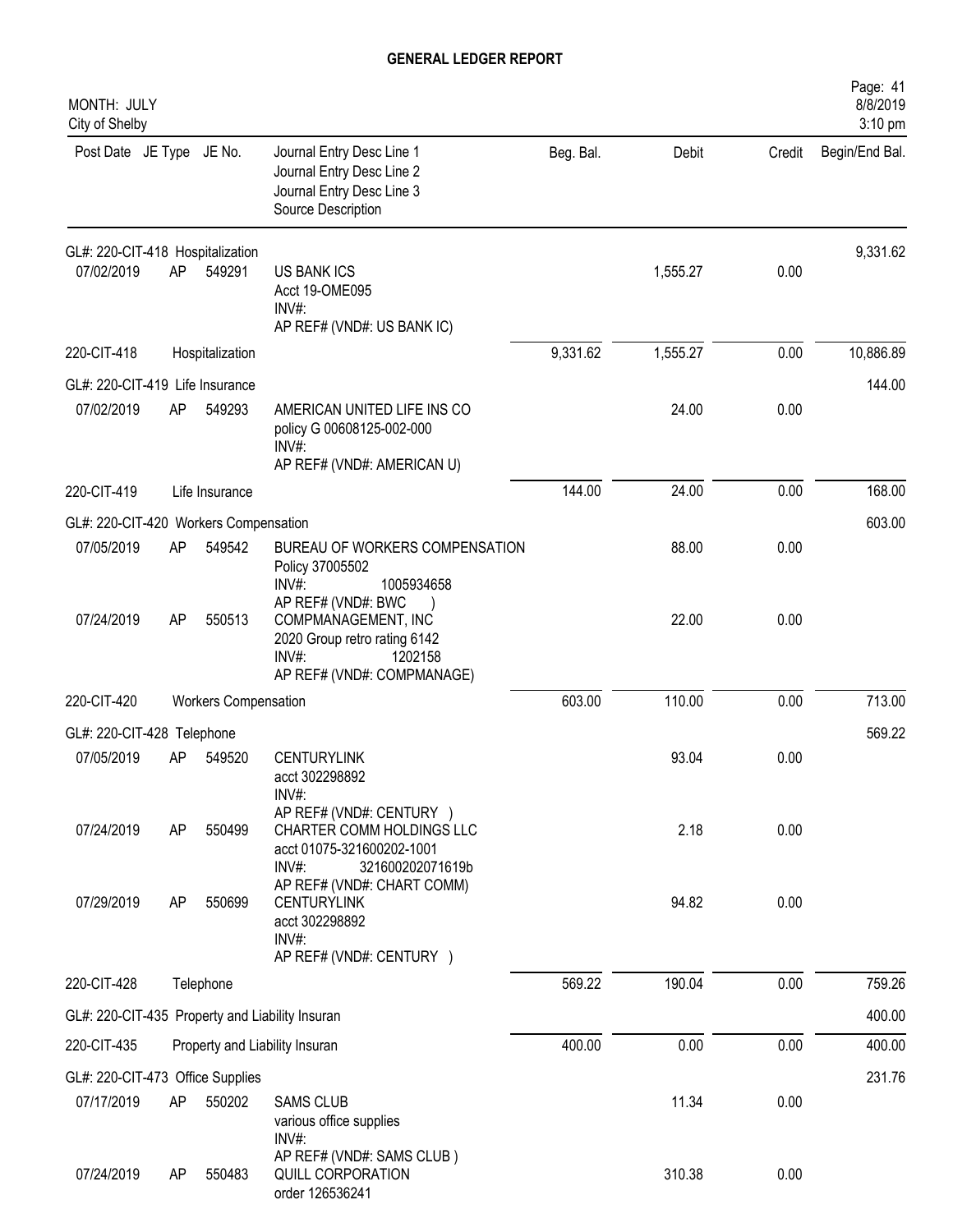# GENERAL LEDGER REPORT

MONTH: JULY
City of Shelby

| Post Date | JE Type | JE No. | Journal Entry Desc Line 1 / Journal Entry Desc Line 2 / Journal Entry Desc Line 3 / Source Description | Beg. Bal. | Debit | Credit | Begin/End Bal. |
|---|---|---|---|---|---|---|---|
| GL#: 220-CIT-418 Hospitalization | | | | | | | 9,331.62 |
| 07/02/2019 | AP | 549291 | US BANK ICS<br>Acct 19-OME095<br>INV#:<br>AP REF# (VND#: US BANK IC) | | 1,555.27 | 0.00 | |
| 220-CIT-418 | | Hospitalization | | 9,331.62 | 1,555.27 | 0.00 | 10,886.89 |
| GL#: 220-CIT-419 Life Insurance | | | | | | | 144.00 |
| 07/02/2019 | AP | 549293 | AMERICAN UNITED LIFE INS CO<br>policy G 00608125-002-000<br>INV#:<br>AP REF# (VND#: AMERICAN U) | | 24.00 | 0.00 | |
| 220-CIT-419 | | Life Insurance | | 144.00 | 24.00 | 0.00 | 168.00 |
| GL#: 220-CIT-420 Workers Compensation | | | | | | | 603.00 |
| 07/05/2019 | AP | 549542 | BUREAU OF WORKERS COMPENSATION<br>Policy 37005502<br>INV#: 1005934658<br>AP REF# (VND#: BWC ) | | 88.00 | 0.00 | |
| 07/24/2019 | AP | 550513 | COMPMANAGEMENT, INC<br>2020 Group retro rating 6142<br>INV#: 1202158<br>AP REF# (VND#: COMPMANAGE) | | 22.00 | 0.00 | |
| 220-CIT-420 | | Workers Compensation | | 603.00 | 110.00 | 0.00 | 713.00 |
| GL#: 220-CIT-428 Telephone | | | | | | | 569.22 |
| 07/05/2019 | AP | 549520 | CENTURYLINK<br>acct 302298892<br>INV#:<br>AP REF# (VND#: CENTURY ) | | 93.04 | 0.00 | |
| 07/24/2019 | AP | 550499 | CHARTER COMM HOLDINGS LLC<br>acct 01075-321600202-1001<br>INV#: 321600202071619b<br>AP REF# (VND#: CHART COMM) | | 2.18 | 0.00 | |
| 07/29/2019 | AP | 550699 | CENTURYLINK<br>acct 302298892<br>INV#:<br>AP REF# (VND#: CENTURY ) | | 94.82 | 0.00 | |
| 220-CIT-428 | | Telephone | | 569.22 | 190.04 | 0.00 | 759.26 |
| GL#: 220-CIT-435 Property and Liability Insuran | | | | | | | 400.00 |
| 220-CIT-435 | | Property and Liability Insuran | | 400.00 | 0.00 | 0.00 | 400.00 |
| GL#: 220-CIT-473 Office Supplies | | | | | | | 231.76 |
| 07/17/2019 | AP | 550202 | SAMS CLUB<br>various office supplies<br>INV#:<br>AP REF# (VND#: SAMS CLUB ) | | 11.34 | 0.00 | |
| 07/24/2019 | AP | 550483 | QUILL CORPORATION<br>order 126536241 | | 310.38 | 0.00 | |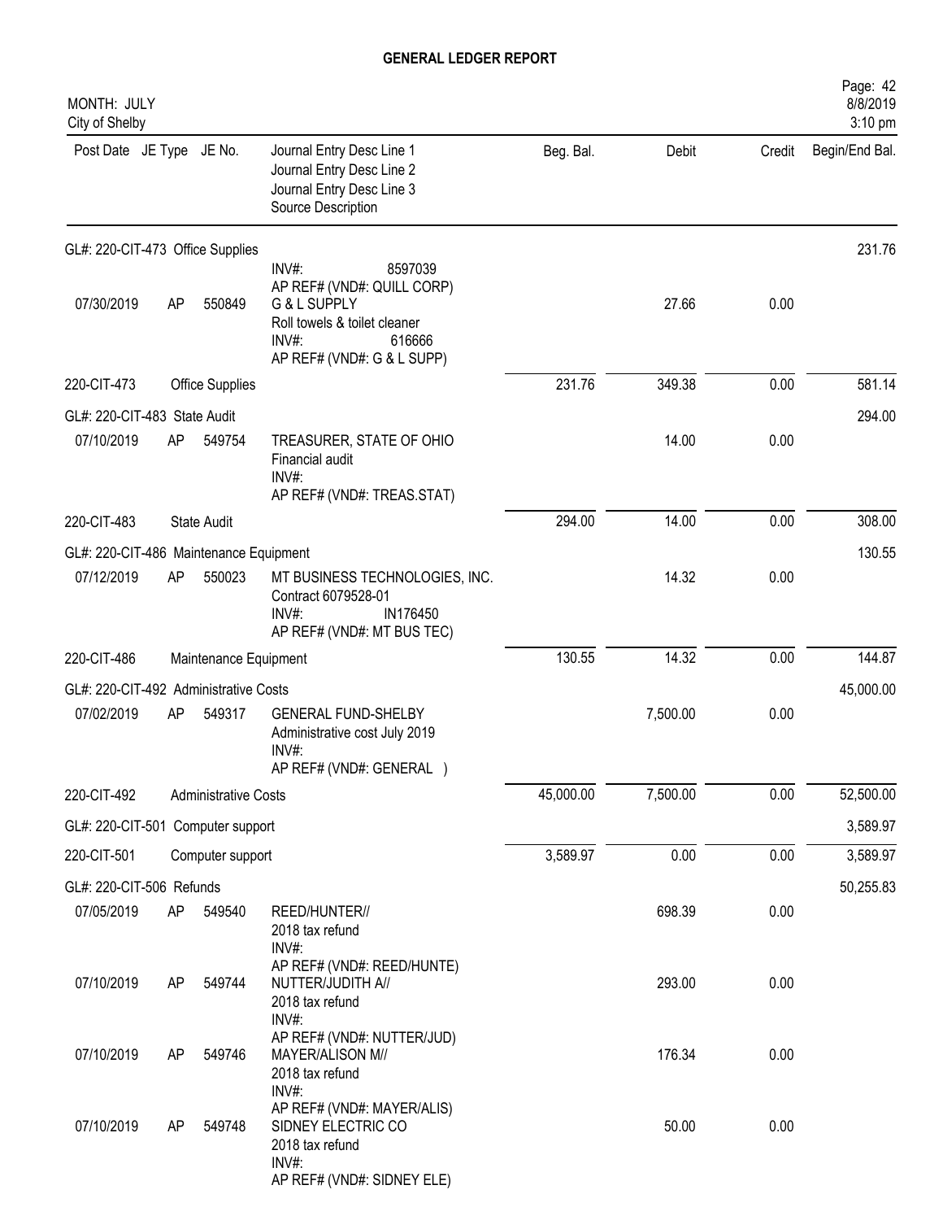# GENERAL LEDGER REPORT

MONTH: JULY
City of Shelby

| Post Date | JE Type | JE No. | Journal Entry Desc Line 1 / Journal Entry Desc Line 2 / Journal Entry Desc Line 3 / Source Description | Beg. Bal. | Debit | Credit | Begin/End Bal. |
|---|---|---|---|---|---|---|---|
| GL#: 220-CIT-473 Office Supplies | | | | | | | 231.76 |
| | | | INV#: 8597039<br>AP REF# (VND#: QUILL CORP) | | | | |
| 07/30/2019 | AP | 550849 | G & L SUPPLY<br>Roll towels & toilet cleaner<br>INV#: 616666<br>AP REF# (VND#: G & L SUPP) | | 27.66 | 0.00 | |
| 220-CIT-473 | Office Supplies | | | 231.76 | 349.38 | 0.00 | 581.14 |
| GL#: 220-CIT-483 State Audit | | | | | | | 294.00 |
| 07/10/2019 | AP | 549754 | TREASURER, STATE OF OHIO<br>Financial audit<br>INV#:<br>AP REF# (VND#: TREAS.STAT) | | 14.00 | 0.00 | |
| 220-CIT-483 | State Audit | | | 294.00 | 14.00 | 0.00 | 308.00 |
| GL#: 220-CIT-486 Maintenance Equipment | | | | | | | 130.55 |
| 07/12/2019 | AP | 550023 | MT BUSINESS TECHNOLOGIES, INC.<br>Contract 6079528-01<br>INV#: IN176450<br>AP REF# (VND#: MT BUS TEC) | | 14.32 | 0.00 | |
| 220-CIT-486 | Maintenance Equipment | | | 130.55 | 14.32 | 0.00 | 144.87 |
| GL#: 220-CIT-492 Administrative Costs | | | | | | | 45,000.00 |
| 07/02/2019 | AP | 549317 | GENERAL FUND-SHELBY<br>Administrative cost July 2019<br>INV#:<br>AP REF# (VND#: GENERAL ) | | 7,500.00 | 0.00 | |
| 220-CIT-492 | Administrative Costs | | | 45,000.00 | 7,500.00 | 0.00 | 52,500.00 |
| GL#: 220-CIT-501 Computer support | | | | | | | 3,589.97 |
| 220-CIT-501 | Computer support | | | 3,589.97 | 0.00 | 0.00 | 3,589.97 |
| GL#: 220-CIT-506 Refunds | | | | | | | 50,255.83 |
| 07/05/2019 | AP | 549540 | REED/HUNTER//<br>2018 tax refund<br>INV#:<br>AP REF# (VND#: REED/HUNTE) | | 698.39 | 0.00 | |
| 07/10/2019 | AP | 549744 | NUTTER/JUDITH A//<br>2018 tax refund<br>INV#:<br>AP REF# (VND#: NUTTER/JUD) | | 293.00 | 0.00 | |
| 07/10/2019 | AP | 549746 | MAYER/ALISON M//<br>2018 tax refund<br>INV#:<br>AP REF# (VND#: MAYER/ALIS) | | 176.34 | 0.00 | |
| 07/10/2019 | AP | 549748 | SIDNEY ELECTRIC CO<br>2018 tax refund<br>INV#:<br>AP REF# (VND#: SIDNEY ELE) | | 50.00 | 0.00 | |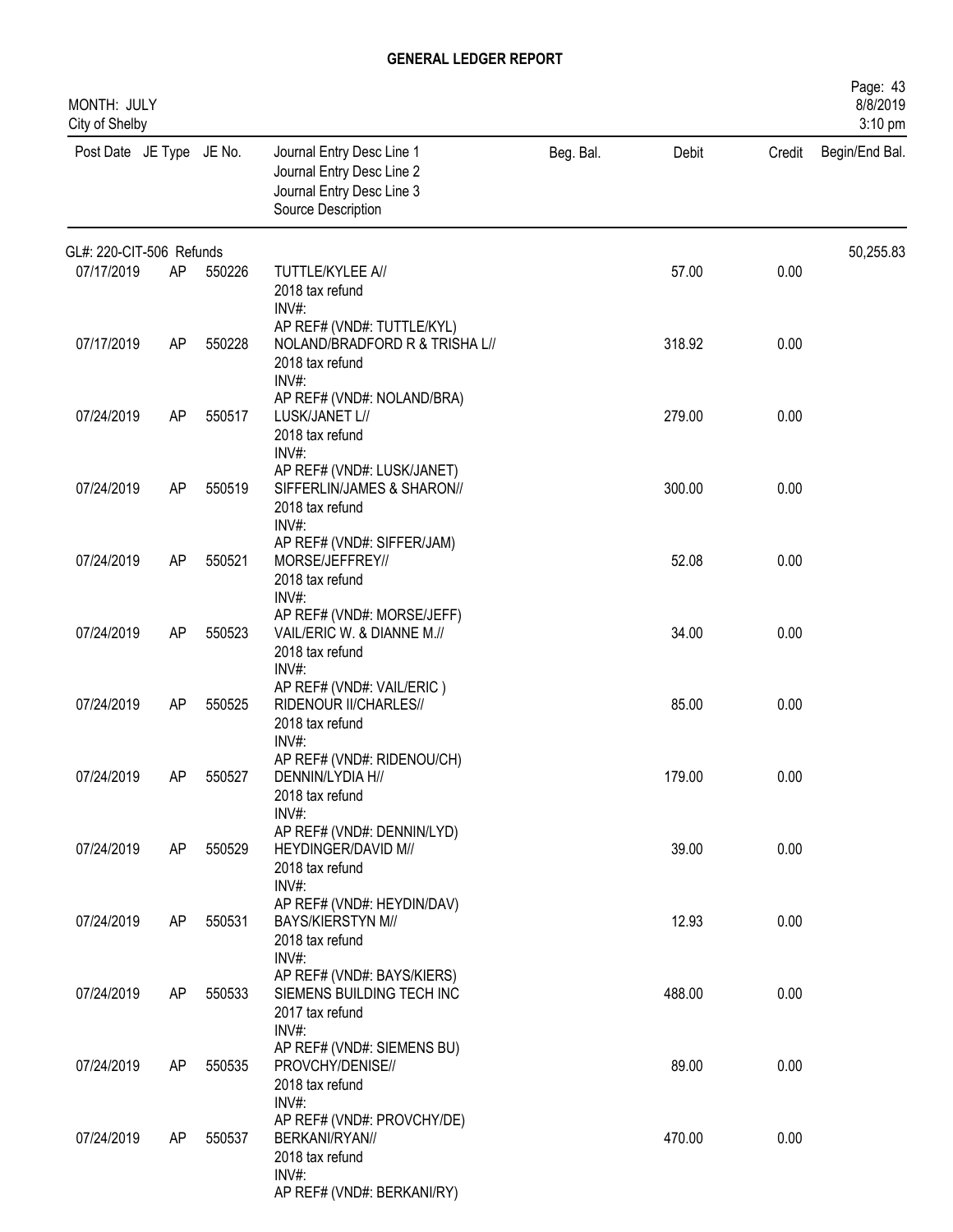# GENERAL LEDGER REPORT

MONTH: JULY
City of Shelby

| Post Date | JE Type | JE No. | Journal Entry Desc Line 1<br>Journal Entry Desc Line 2<br>Journal Entry Desc Line 3<br>Source Description | Beg. Bal. | Debit | Credit | Begin/End Bal. |
|---|---|---|---|---|---|---|---|
| GL#: 220-CIT-506 Refunds | | | | | | | 50,255.83 |
| 07/17/2019 | AP | 550226 | TUTTLE/KYLEE A//<br>2018 tax refund<br>INV#:<br>AP REF# (VND#: TUTTLE/KYL) | | 57.00 | 0.00 | |
| 07/17/2019 | AP | 550228 | NOLAND/BRADFORD R & TRISHA L//<br>2018 tax refund<br>INV#:<br>AP REF# (VND#: NOLAND/BRA) | | 318.92 | 0.00 | |
| 07/24/2019 | AP | 550517 | LUSK/JANET L//<br>2018 tax refund<br>INV#:<br>AP REF# (VND#: LUSK/JANET) | | 279.00 | 0.00 | |
| 07/24/2019 | AP | 550519 | SIFFERLIN/JAMES & SHARON//<br>2018 tax refund<br>INV#:<br>AP REF# (VND#: SIFFER/JAM) | | 300.00 | 0.00 | |
| 07/24/2019 | AP | 550521 | MORSE/JEFFREY//<br>2018 tax refund<br>INV#:<br>AP REF# (VND#: MORSE/JEFF) | | 52.08 | 0.00 | |
| 07/24/2019 | AP | 550523 | VAIL/ERIC W. & DIANNE M.//<br>2018 tax refund<br>INV#:<br>AP REF# (VND#: VAIL/ERIC ) | | 34.00 | 0.00 | |
| 07/24/2019 | AP | 550525 | RIDENOUR II/CHARLES//<br>2018 tax refund<br>INV#:<br>AP REF# (VND#: RIDENOU/CH) | | 85.00 | 0.00 | |
| 07/24/2019 | AP | 550527 | DENNIN/LYDIA H//<br>2018 tax refund<br>INV#:<br>AP REF# (VND#: DENNIN/LYD) | | 179.00 | 0.00 | |
| 07/24/2019 | AP | 550529 | HEYDINGER/DAVID M//<br>2018 tax refund<br>INV#:<br>AP REF# (VND#: HEYDIN/DAV) | | 39.00 | 0.00 | |
| 07/24/2019 | AP | 550531 | BAYS/KIERSTYN M//<br>2018 tax refund<br>INV#:<br>AP REF# (VND#: BAYS/KIERS) | | 12.93 | 0.00 | |
| 07/24/2019 | AP | 550533 | SIEMENS BUILDING TECH INC<br>2017 tax refund<br>INV#:<br>AP REF# (VND#: SIEMENS BU) | | 488.00 | 0.00 | |
| 07/24/2019 | AP | 550535 | PROVCHY/DENISE//<br>2018 tax refund<br>INV#:<br>AP REF# (VND#: PROVCHY/DE) | | 89.00 | 0.00 | |
| 07/24/2019 | AP | 550537 | BERKANI/RYAN//<br>2018 tax refund<br>INV#:<br>AP REF# (VND#: BERKANI/RY) | | 470.00 | 0.00 | |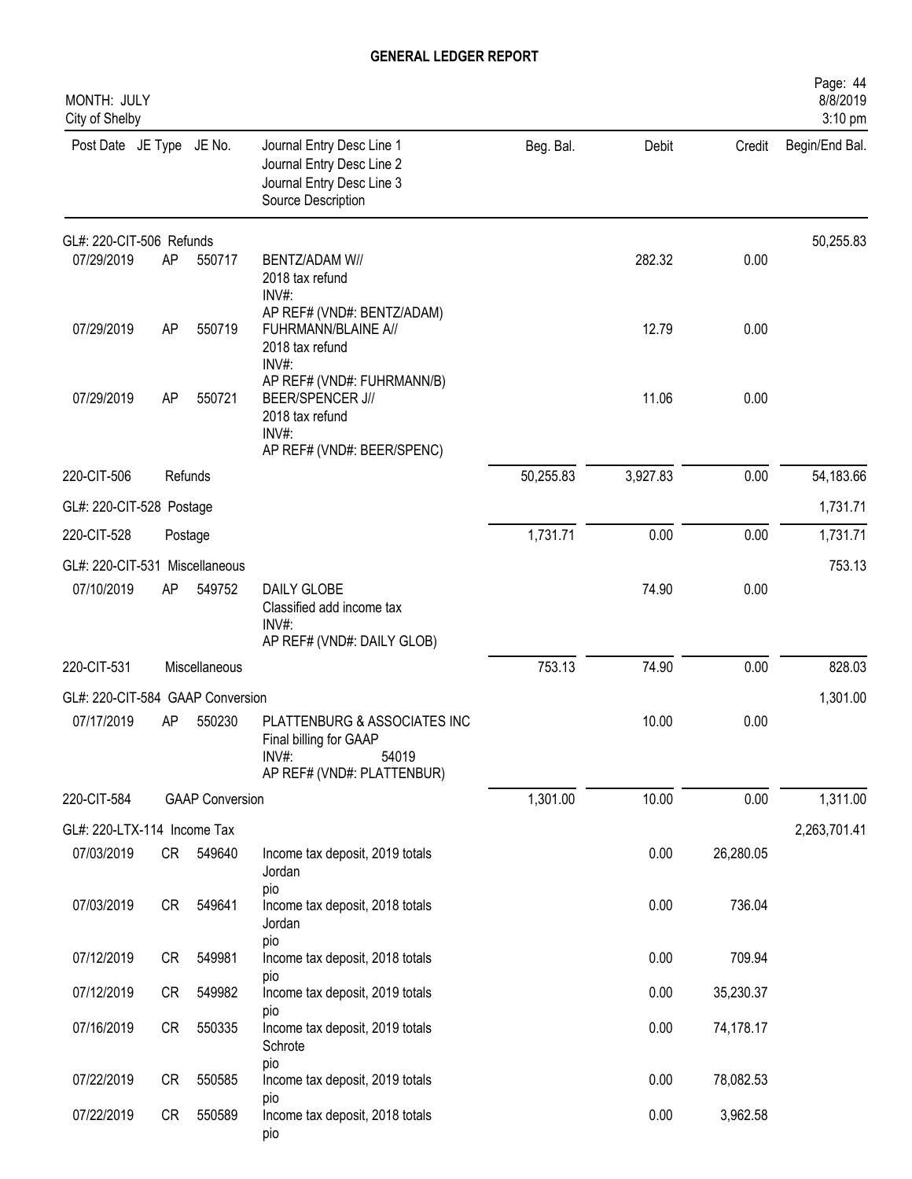## GENERAL LEDGER REPORT

MONTH: JULY
City of Shelby

| Post Date | JE Type | JE No. | Journal Entry Desc Line 1<br>Journal Entry Desc Line 2<br>Journal Entry Desc Line 3<br>Source Description | Beg. Bal. | Debit | Credit | Begin/End Bal. |
|---|---|---|---|---|---|---|---|
| GL#: 220-CIT-506 Refunds | | | | | | | 50,255.83 |
| 07/29/2019 | AP | 550717 | BENTZ/ADAM W//<br>2018 tax refund<br>INV#:<br>AP REF# (VND#: BENTZ/ADAM) | | 282.32 | 0.00 | |
| 07/29/2019 | AP | 550719 | FUHRMANN/BLAINE A//<br>2018 tax refund<br>INV#:<br>AP REF# (VND#: FUHRMANN/B) | | 12.79 | 0.00 | |
| 07/29/2019 | AP | 550721 | BEER/SPENCER J//<br>2018 tax refund<br>INV#:<br>AP REF# (VND#: BEER/SPENC) | | 11.06 | 0.00 | |
| 220-CIT-506 | | Refunds | | 50,255.83 | 3,927.83 | 0.00 | 54,183.66 |
| GL#: 220-CIT-528 Postage | | | | | | | 1,731.71 |
| 220-CIT-528 | | Postage | | 1,731.71 | 0.00 | 0.00 | 1,731.71 |
| GL#: 220-CIT-531 Miscellaneous | | | | | | | 753.13 |
| 07/10/2019 | AP | 549752 | DAILY GLOBE<br>Classified add income tax<br>INV#:<br>AP REF# (VND#: DAILY GLOB) | | 74.90 | 0.00 | |
| 220-CIT-531 | | Miscellaneous | | 753.13 | 74.90 | 0.00 | 828.03 |
| GL#: 220-CIT-584 GAAP Conversion | | | | | | | 1,301.00 |
| 07/17/2019 | AP | 550230 | PLATTENBURG & ASSOCIATES INC<br>Final billing for GAAP<br>INV#: 54019<br>AP REF# (VND#: PLATTENBUR) | | 10.00 | 0.00 | |
| 220-CIT-584 | | GAAP Conversion | | 1,301.00 | 10.00 | 0.00 | 1,311.00 |
| GL#: 220-LTX-114 Income Tax | | | | | | | 2,263,701.41 |
| 07/03/2019 | CR | 549640 | Income tax deposit, 2019 totals<br>Jordan<br>pio | | 0.00 | 26,280.05 | |
| 07/03/2019 | CR | 549641 | Income tax deposit, 2018 totals<br>Jordan<br>pio | | 0.00 | 736.04 | |
| 07/12/2019 | CR | 549981 | Income tax deposit, 2018 totals<br>pio | | 0.00 | 709.94 | |
| 07/12/2019 | CR | 549982 | Income tax deposit, 2019 totals<br>pio | | 0.00 | 35,230.37 | |
| 07/16/2019 | CR | 550335 | Income tax deposit, 2019 totals<br>Schrote<br>pio | | 0.00 | 74,178.17 | |
| 07/22/2019 | CR | 550585 | Income tax deposit, 2019 totals<br>pio | | 0.00 | 78,082.53 | |
| 07/22/2019 | CR | 550589 | Income tax deposit, 2018 totals<br>pio | | 0.00 | 3,962.58 | |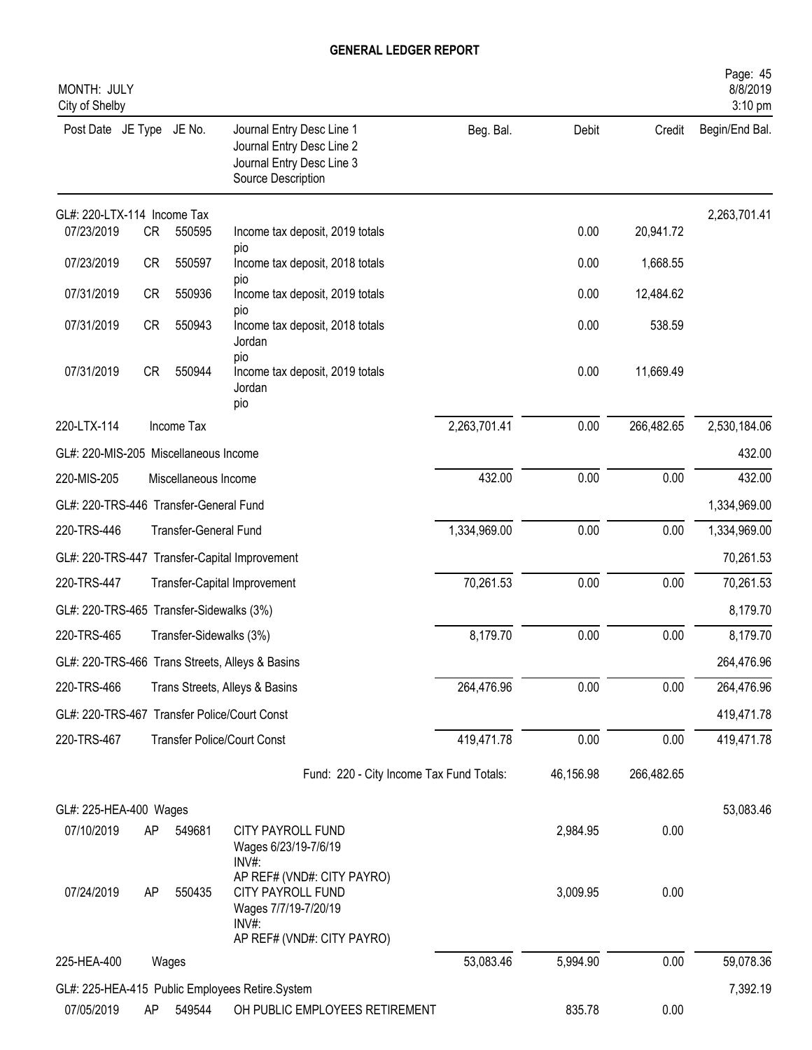# GENERAL LEDGER REPORT

MONTH: JULY
City of Shelby

| Post Date | JE Type | JE No. | Journal Entry Desc Line 1<br>Journal Entry Desc Line 2<br>Journal Entry Desc Line 3<br>Source Description | Beg. Bal. | Debit | Credit | Begin/End Bal. |
|---|---|---|---|---|---|---|---|
| GL#: 220-LTX-114 Income Tax | | | | | | | 2,263,701.41 |
| 07/23/2019 | CR | 550595 | Income tax deposit, 2019 totals<br>pio | | 0.00 | 20,941.72 | |
| 07/23/2019 | CR | 550597 | Income tax deposit, 2018 totals<br>pio | | 0.00 | 1,668.55 | |
| 07/31/2019 | CR | 550936 | Income tax deposit, 2019 totals<br>pio | | 0.00 | 12,484.62 | |
| 07/31/2019 | CR | 550943 | Income tax deposit, 2018 totals<br>Jordan<br>pio | | 0.00 | 538.59 | |
| 07/31/2019 | CR | 550944 | Income tax deposit, 2019 totals<br>Jordan<br>pio | | 0.00 | 11,669.49 | |
| 220-LTX-114 | | Income Tax | | 2,263,701.41 | 0.00 | 266,482.65 | 2,530,184.06 |
| GL#: 220-MIS-205 Miscellaneous Income | | | | | | | 432.00 |
| 220-MIS-205 | | Miscellaneous Income | | 432.00 | 0.00 | 0.00 | 432.00 |
| GL#: 220-TRS-446 Transfer-General Fund | | | | | | | 1,334,969.00 |
| 220-TRS-446 | | Transfer-General Fund | | 1,334,969.00 | 0.00 | 0.00 | 1,334,969.00 |
| GL#: 220-TRS-447 Transfer-Capital Improvement | | | | | | | 70,261.53 |
| 220-TRS-447 | | Transfer-Capital Improvement | | 70,261.53 | 0.00 | 0.00 | 70,261.53 |
| GL#: 220-TRS-465 Transfer-Sidewalks (3%) | | | | | | | 8,179.70 |
| 220-TRS-465 | | Transfer-Sidewalks (3%) | | 8,179.70 | 0.00 | 0.00 | 8,179.70 |
| GL#: 220-TRS-466 Trans Streets, Alleys & Basins | | | | | | | 264,476.96 |
| 220-TRS-466 | | Trans Streets, Alleys & Basins | | 264,476.96 | 0.00 | 0.00 | 264,476.96 |
| GL#: 220-TRS-467 Transfer Police/Court Const | | | | | | | 419,471.78 |
| 220-TRS-467 | | Transfer Police/Court Const | | 419,471.78 | 0.00 | 0.00 | 419,471.78 |
| | | | Fund: 220 - City Income Tax Fund Totals: | | 46,156.98 | 266,482.65 | |
| GL#: 225-HEA-400 Wages | | | | | | | 53,083.46 |
| 07/10/2019 | AP | 549681 | CITY PAYROLL FUND<br>Wages 6/23/19-7/6/19<br>INV#:<br>AP REF# (VND#: CITY PAYRO) | | 2,984.95 | 0.00 | |
| 07/24/2019 | AP | 550435 | CITY PAYROLL FUND<br>Wages 7/7/19-7/20/19<br>INV#:<br>AP REF# (VND#: CITY PAYRO) | | 3,009.95 | 0.00 | |
| 225-HEA-400 | | Wages | | 53,083.46 | 5,994.90 | 0.00 | 59,078.36 |
| GL#: 225-HEA-415 Public Employees Retire.System | | | | | | | 7,392.19 |
| 07/05/2019 | AP | 549544 | OH PUBLIC EMPLOYEES RETIREMENT | | 835.78 | 0.00 | |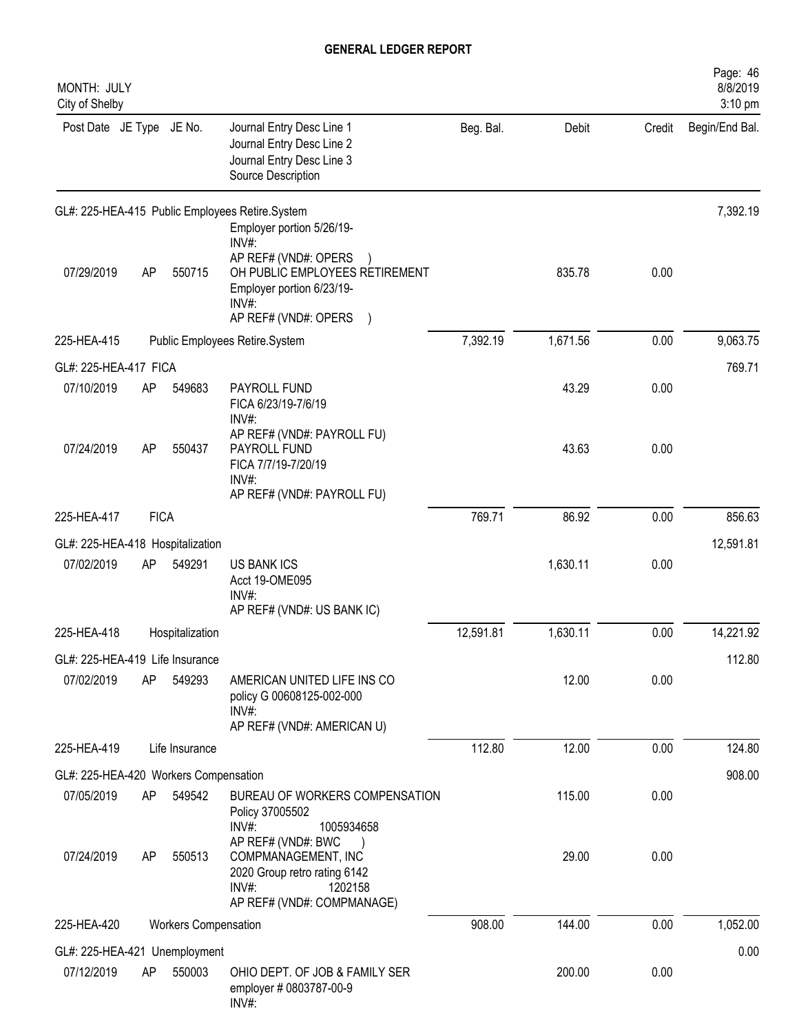# GENERAL LEDGER REPORT

MONTH: JULY
City of Shelby

| Post Date | JE Type | JE No. | Journal Entry Desc Line 1 / Journal Entry Desc Line 2 / Journal Entry Desc Line 3 / Source Description | Beg. Bal. | Debit | Credit | Begin/End Bal. |
|---|---|---|---|---|---|---|---|
| GL#: 225-HEA-415 Public Employees Retire.System | | | | | | | 7,392.19 |
| | | | Employer portion 5/26/19- INV#: AP REF# (VND#: OPERS ) | | | | |
| 07/29/2019 | AP | 550715 | OH PUBLIC EMPLOYEES RETIREMENT Employer portion 6/23/19- INV#: AP REF# (VND#: OPERS ) | | 835.78 | 0.00 | |
| 225-HEA-415 | | | Public Employees Retire.System | 7,392.19 | 1,671.56 | 0.00 | 9,063.75 |
| GL#: 225-HEA-417 FICA | | | | | | | 769.71 |
| 07/10/2019 | AP | 549683 | PAYROLL FUND FICA 6/23/19-7/6/19 INV#: AP REF# (VND#: PAYROLL FU) | | 43.29 | 0.00 | |
| 07/24/2019 | AP | 550437 | PAYROLL FUND FICA 7/7/19-7/20/19 INV#: AP REF# (VND#: PAYROLL FU) | | 43.63 | 0.00 | |
| 225-HEA-417 | FICA | | | 769.71 | 86.92 | 0.00 | 856.63 |
| GL#: 225-HEA-418 Hospitalization | | | | | | | 12,591.81 |
| 07/02/2019 | AP | 549291 | US BANK ICS Acct 19-OME095 INV#: AP REF# (VND#: US BANK IC) | | 1,630.11 | 0.00 | |
| 225-HEA-418 | | Hospitalization | | 12,591.81 | 1,630.11 | 0.00 | 14,221.92 |
| GL#: 225-HEA-419 Life Insurance | | | | | | | 112.80 |
| 07/02/2019 | AP | 549293 | AMERICAN UNITED LIFE INS CO policy G 00608125-002-000 INV#: AP REF# (VND#: AMERICAN U) | | 12.00 | 0.00 | |
| 225-HEA-419 | | Life Insurance | | 112.80 | 12.00 | 0.00 | 124.80 |
| GL#: 225-HEA-420 Workers Compensation | | | | | | | 908.00 |
| 07/05/2019 | AP | 549542 | BUREAU OF WORKERS COMPENSATION Policy 37005502 INV#: 1005934658 AP REF# (VND#: BWC ) | | 115.00 | 0.00 | |
| 07/24/2019 | AP | 550513 | COMPMANAGEMENT, INC 2020 Group retro rating 6142 INV#: 1202158 AP REF# (VND#: COMPMANAGE) | | 29.00 | 0.00 | |
| 225-HEA-420 | | Workers Compensation | | 908.00 | 144.00 | 0.00 | 1,052.00 |
| GL#: 225-HEA-421 Unemployment | | | | | | | 0.00 |
| 07/12/2019 | AP | 550003 | OHIO DEPT. OF JOB & FAMILY SER employer # 0803787-00-9 INV#: | | 200.00 | 0.00 | |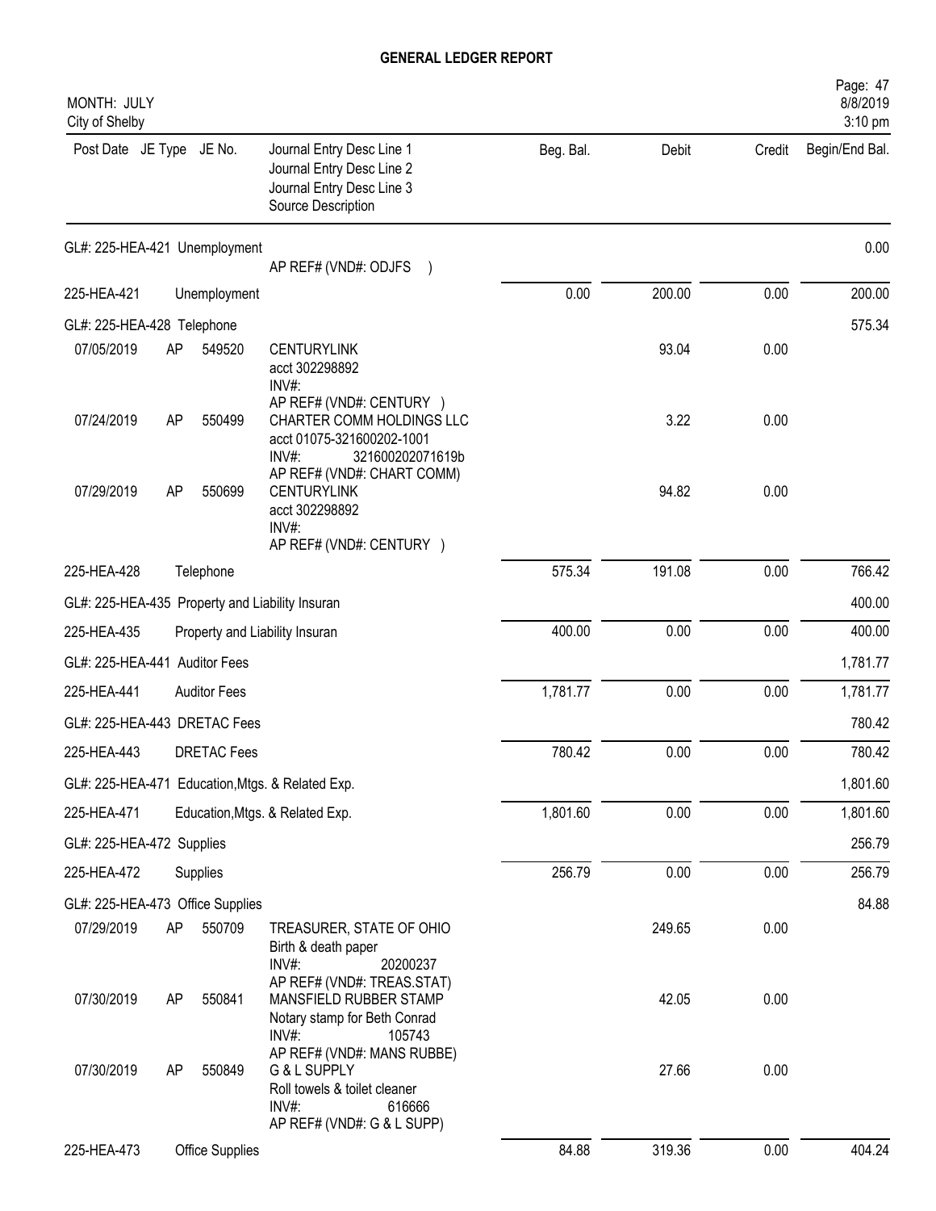# GENERAL LEDGER REPORT

MONTH: JULY
City of Shelby

| Post Date | JE Type | JE No. | Journal Entry Desc Line 1 / Journal Entry Desc Line 2 / Journal Entry Desc Line 3 / Source Description | Beg. Bal. | Debit | Credit | Begin/End Bal. |
|---|---|---|---|---|---|---|---|
| GL#: 225-HEA-421 Unemployment | | | | | | | 0.00 |
| | | | AP REF# (VND#: ODJFS ) | | | | |
| 225-HEA-421 | | Unemployment | | 0.00 | 200.00 | 0.00 | 200.00 |
| GL#: 225-HEA-428 Telephone | | | | | | | 575.34 |
| 07/05/2019 | AP | 549520 | CENTURYLINK<br>acct 302298892<br>INV#:<br>AP REF# (VND#: CENTURY ) | | 93.04 | 0.00 | |
| 07/24/2019 | AP | 550499 | CHARTER COMM HOLDINGS LLC<br>acct 01075-321600202-1001<br>INV#: 321600202071619b<br>AP REF# (VND#: CHART COMM) | | 3.22 | 0.00 | |
| 07/29/2019 | AP | 550699 | CENTURYLINK<br>acct 302298892<br>INV#:<br>AP REF# (VND#: CENTURY ) | | 94.82 | 0.00 | |
| 225-HEA-428 | | Telephone | | 575.34 | 191.08 | 0.00 | 766.42 |
| GL#: 225-HEA-435 Property and Liability Insuran | | | | | | | 400.00 |
| 225-HEA-435 | | Property and Liability Insuran | | 400.00 | 0.00 | 0.00 | 400.00 |
| GL#: 225-HEA-441 Auditor Fees | | | | | | | 1,781.77 |
| 225-HEA-441 | | Auditor Fees | | 1,781.77 | 0.00 | 0.00 | 1,781.77 |
| GL#: 225-HEA-443 DRETAC Fees | | | | | | | 780.42 |
| 225-HEA-443 | | DRETAC Fees | | 780.42 | 0.00 | 0.00 | 780.42 |
| GL#: 225-HEA-471 Education,Mtgs. & Related Exp. | | | | | | | 1,801.60 |
| 225-HEA-471 | | Education,Mtgs. & Related Exp. | | 1,801.60 | 0.00 | 0.00 | 1,801.60 |
| GL#: 225-HEA-472 Supplies | | | | | | | 256.79 |
| 225-HEA-472 | | Supplies | | 256.79 | 0.00 | 0.00 | 256.79 |
| GL#: 225-HEA-473 Office Supplies | | | | | | | 84.88 |
| 07/29/2019 | AP | 550709 | TREASURER, STATE OF OHIO<br>Birth & death paper<br>INV#: 20200237<br>AP REF# (VND#: TREAS.STAT) | | 249.65 | 0.00 | |
| 07/30/2019 | AP | 550841 | MANSFIELD RUBBER STAMP<br>Notary stamp for Beth Conrad<br>INV#: 105743<br>AP REF# (VND#: MANS RUBBE) | | 42.05 | 0.00 | |
| 07/30/2019 | AP | 550849 | G & L SUPPLY<br>Roll towels & toilet cleaner<br>INV#: 616666<br>AP REF# (VND#: G & L SUPP) | | 27.66 | 0.00 | |
| 225-HEA-473 | | Office Supplies | | 84.88 | 319.36 | 0.00 | 404.24 |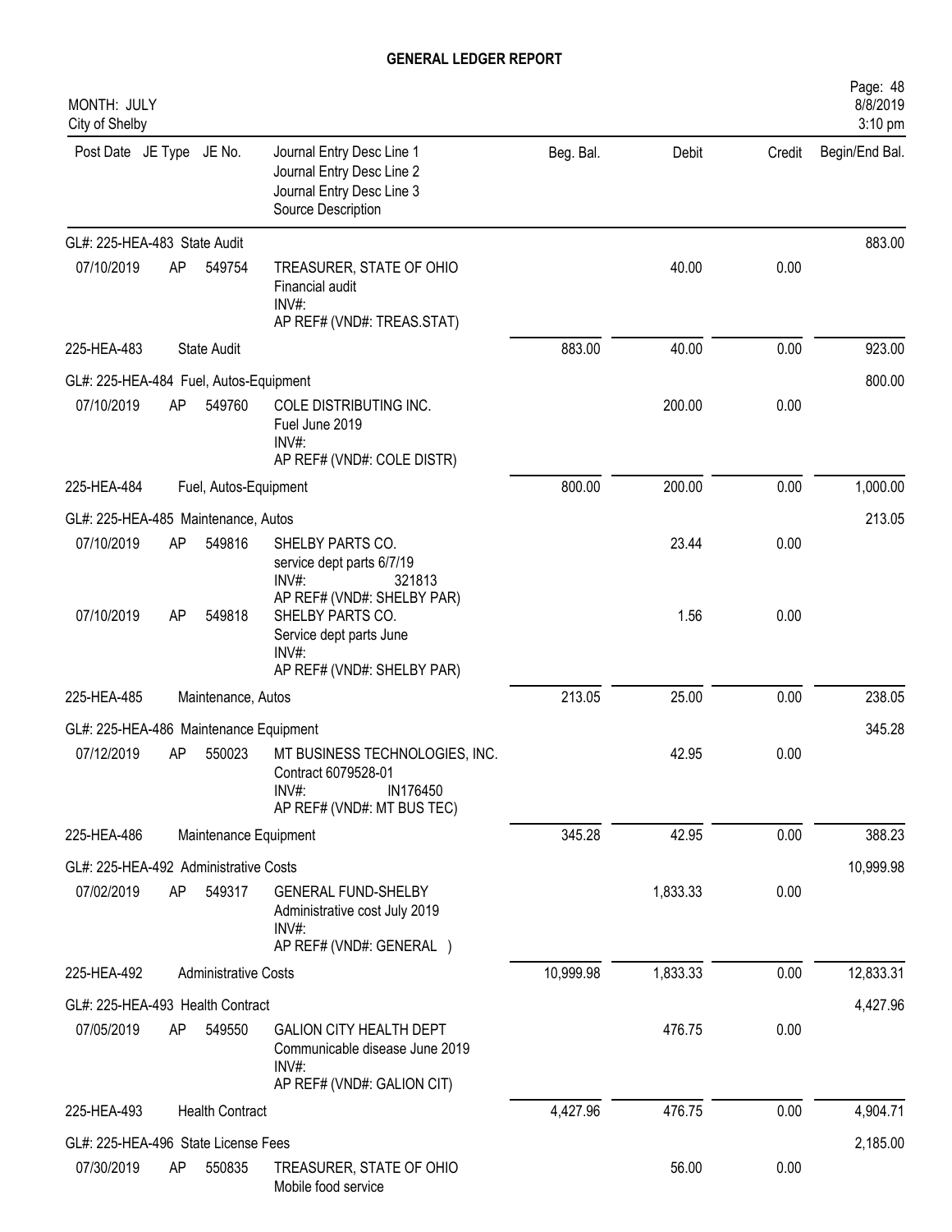# GENERAL LEDGER REPORT

MONTH: JULY
City of Shelby

| Post Date | JE Type | JE No. | Journal Entry Desc Line 1<br>Journal Entry Desc Line 2<br>Journal Entry Desc Line 3<br>Source Description | Beg. Bal. | Debit | Credit | Begin/End Bal. |
|---|---|---|---|---|---|---|---|
| GL#: 225-HEA-483 State Audit | | | | | | | 883.00 |
| 07/10/2019 | AP | 549754 | TREASURER, STATE OF OHIO<br>Financial audit<br>INV#:<br>AP REF# (VND#: TREAS.STAT) | | 40.00 | 0.00 | |
| 225-HEA-483 | | | State Audit | 883.00 | 40.00 | 0.00 | 923.00 |
| GL#: 225-HEA-484 Fuel, Autos-Equipment | | | | | | | 800.00 |
| 07/10/2019 | AP | 549760 | COLE DISTRIBUTING INC.<br>Fuel June 2019<br>INV#:<br>AP REF# (VND#: COLE DISTR) | | 200.00 | 0.00 | |
| 225-HEA-484 | | | Fuel, Autos-Equipment | 800.00 | 200.00 | 0.00 | 1,000.00 |
| GL#: 225-HEA-485 Maintenance, Autos | | | | | | | 213.05 |
| 07/10/2019 | AP | 549816 | SHELBY PARTS CO.<br>service dept parts 6/7/19<br>INV#: 321813<br>AP REF# (VND#: SHELBY PAR) | | 23.44 | 0.00 | |
| 07/10/2019 | AP | 549818 | SHELBY PARTS CO.<br>Service dept parts June<br>INV#:<br>AP REF# (VND#: SHELBY PAR) | | 1.56 | 0.00 | |
| 225-HEA-485 | | | Maintenance, Autos | 213.05 | 25.00 | 0.00 | 238.05 |
| GL#: 225-HEA-486 Maintenance Equipment | | | | | | | 345.28 |
| 07/12/2019 | AP | 550023 | MT BUSINESS TECHNOLOGIES, INC.<br>Contract 6079528-01<br>INV#: IN176450<br>AP REF# (VND#: MT BUS TEC) | | 42.95 | 0.00 | |
| 225-HEA-486 | | | Maintenance Equipment | 345.28 | 42.95 | 0.00 | 388.23 |
| GL#: 225-HEA-492 Administrative Costs | | | | | | | 10,999.98 |
| 07/02/2019 | AP | 549317 | GENERAL FUND-SHELBY<br>Administrative cost July 2019<br>INV#:<br>AP REF# (VND#: GENERAL ) | | 1,833.33 | 0.00 | |
| 225-HEA-492 | | | Administrative Costs | 10,999.98 | 1,833.33 | 0.00 | 12,833.31 |
| GL#: 225-HEA-493 Health Contract | | | | | | | 4,427.96 |
| 07/05/2019 | AP | 549550 | GALION CITY HEALTH DEPT<br>Communicable disease June 2019<br>INV#:<br>AP REF# (VND#: GALION CIT) | | 476.75 | 0.00 | |
| 225-HEA-493 | | | Health Contract | 4,427.96 | 476.75 | 0.00 | 4,904.71 |
| GL#: 225-HEA-496 State License Fees | | | | | | | 2,185.00 |
| 07/30/2019 | AP | 550835 | TREASURER, STATE OF OHIO<br>Mobile food service | | 56.00 | 0.00 | |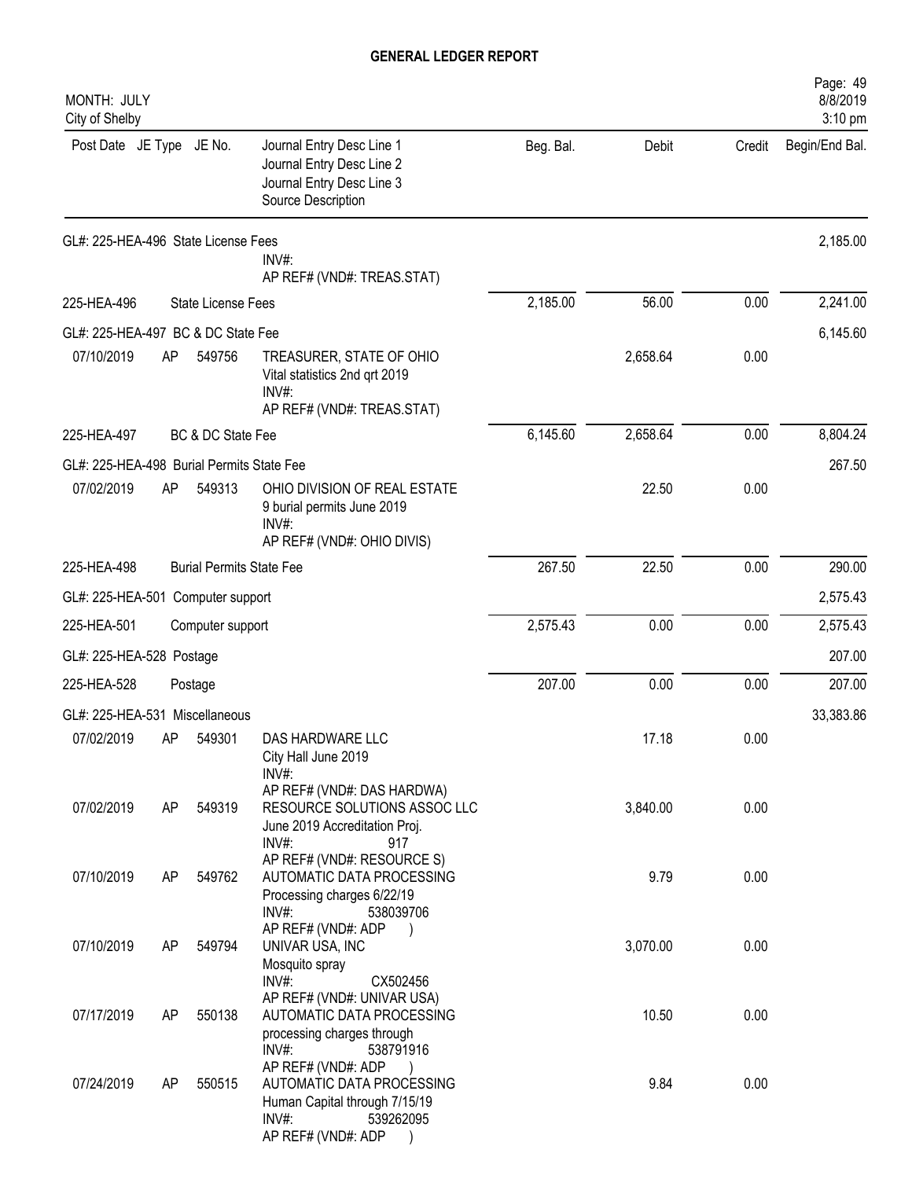## GENERAL LEDGER REPORT

MONTH: JULY
City of Shelby

| Post Date | JE Type | JE No. | Journal Entry Desc Line 1 / Journal Entry Desc Line 2 / Journal Entry Desc Line 3 / Source Description | Beg. Bal. | Debit | Credit | Begin/End Bal. |
|---|---|---|---|---|---|---|---|
| GL#: 225-HEA-496 State License Fees | | | | | | | 2,185.00 |
| | | | INV#: AP REF# (VND#: TREAS.STAT) | | | | |
| 225-HEA-496 | | | State License Fees | 2,185.00 | 56.00 | 0.00 | 2,241.00 |
| GL#: 225-HEA-497 BC & DC State Fee | | | | | | | 6,145.60 |
| 07/10/2019 | AP | 549756 | TREASURER, STATE OF OHIO Vital statistics 2nd qrt 2019 INV#: AP REF# (VND#: TREAS.STAT) | | 2,658.64 | 0.00 | |
| 225-HEA-497 | | | BC & DC State Fee | 6,145.60 | 2,658.64 | 0.00 | 8,804.24 |
| GL#: 225-HEA-498 Burial Permits State Fee | | | | | | | 267.50 |
| 07/02/2019 | AP | 549313 | OHIO DIVISION OF REAL ESTATE 9 burial permits June 2019 INV#: AP REF# (VND#: OHIO DIVIS) | | 22.50 | 0.00 | |
| 225-HEA-498 | | | Burial Permits State Fee | 267.50 | 22.50 | 0.00 | 290.00 |
| GL#: 225-HEA-501 Computer support | | | | | | | 2,575.43 |
| 225-HEA-501 | | | Computer support | 2,575.43 | 0.00 | 0.00 | 2,575.43 |
| GL#: 225-HEA-528 Postage | | | | | | | 207.00 |
| 225-HEA-528 | | | Postage | 207.00 | 0.00 | 0.00 | 207.00 |
| GL#: 225-HEA-531 Miscellaneous | | | | | | | 33,383.86 |
| 07/02/2019 | AP | 549301 | DAS HARDWARE LLC City Hall June 2019 INV#: AP REF# (VND#: DAS HARDWA) | | 17.18 | 0.00 | |
| 07/02/2019 | AP | 549319 | RESOURCE SOLUTIONS ASSOC LLC June 2019 Accreditation Proj. INV#: 917 AP REF# (VND#: RESOURCE S) | | 3,840.00 | 0.00 | |
| 07/10/2019 | AP | 549762 | AUTOMATIC DATA PROCESSING Processing charges 6/22/19 INV#: 538039706 AP REF# (VND#: ADP ) | | 9.79 | 0.00 | |
| 07/10/2019 | AP | 549794 | UNIVAR USA, INC Mosquito spray INV#: CX502456 AP REF# (VND#: UNIVAR USA) | | 3,070.00 | 0.00 | |
| 07/17/2019 | AP | 550138 | AUTOMATIC DATA PROCESSING processing charges through INV#: 538791916 AP REF# (VND#: ADP ) | | 10.50 | 0.00 | |
| 07/24/2019 | AP | 550515 | AUTOMATIC DATA PROCESSING Human Capital through 7/15/19 INV#: 539262095 AP REF# (VND#: ADP ) | | 9.84 | 0.00 | |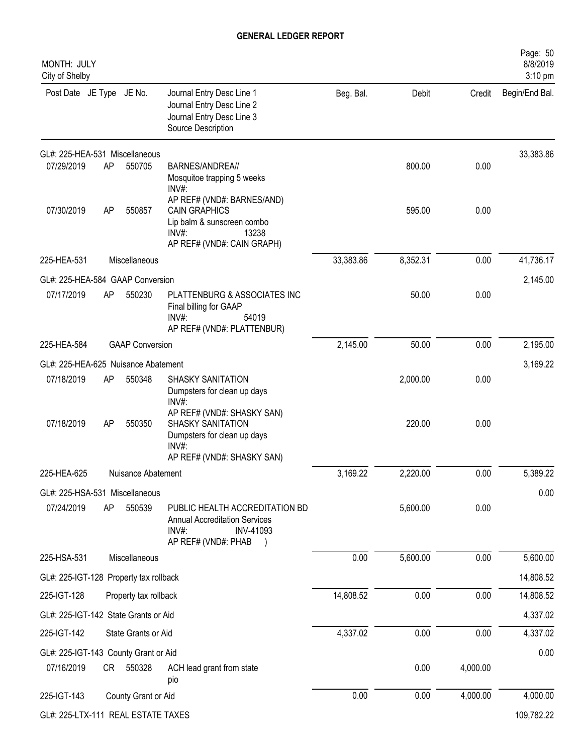# GENERAL LEDGER REPORT

MONTH: JULY
City of Shelby

| Post Date | JE Type | JE No. | Journal Entry Desc Line 1 / Journal Entry Desc Line 2 / Journal Entry Desc Line 3 / Source Description | Beg. Bal. | Debit | Credit | Begin/End Bal. |
|---|---|---|---|---|---|---|---|
| GL#: 225-HEA-531 Miscellaneous | | | | | | | 33,383.86 |
| 07/29/2019 | AP | 550705 | BARNES/ANDREA// Mosquitoe trapping 5 weeks INV#: AP REF# (VND#: BARNES/AND) | | 800.00 | 0.00 | |
| 07/30/2019 | AP | 550857 | CAIN GRAPHICS Lip balm & sunscreen combo INV#: 13238 AP REF# (VND#: CAIN GRAPH) | | 595.00 | 0.00 | |
| 225-HEA-531 | | | Miscellaneous | 33,383.86 | 8,352.31 | 0.00 | 41,736.17 |
| GL#: 225-HEA-584 GAAP Conversion | | | | | | | 2,145.00 |
| 07/17/2019 | AP | 550230 | PLATTENBURG & ASSOCIATES INC Final billing for GAAP INV#: 54019 AP REF# (VND#: PLATTENBUR) | | 50.00 | 0.00 | |
| 225-HEA-584 | | | GAAP Conversion | 2,145.00 | 50.00 | 0.00 | 2,195.00 |
| GL#: 225-HEA-625 Nuisance Abatement | | | | | | | 3,169.22 |
| 07/18/2019 | AP | 550348 | SHASKY SANITATION Dumpsters for clean up days INV#: AP REF# (VND#: SHASKY SAN) | | 2,000.00 | 0.00 | |
| 07/18/2019 | AP | 550350 | SHASKY SANITATION Dumpsters for clean up days INV#: AP REF# (VND#: SHASKY SAN) | | 220.00 | 0.00 | |
| 225-HEA-625 | | | Nuisance Abatement | 3,169.22 | 2,220.00 | 0.00 | 5,389.22 |
| GL#: 225-HSA-531 Miscellaneous | | | | | | | 0.00 |
| 07/24/2019 | AP | 550539 | PUBLIC HEALTH ACCREDITATION BD Annual Accreditation Services INV#: INV-41093 AP REF# (VND#: PHAB ) | | 5,600.00 | 0.00 | |
| 225-HSA-531 | | | Miscellaneous | 0.00 | 5,600.00 | 0.00 | 5,600.00 |
| GL#: 225-IGT-128 Property tax rollback | | | | | | | 14,808.52 |
| 225-IGT-128 | | | Property tax rollback | 14,808.52 | 0.00 | 0.00 | 14,808.52 |
| GL#: 225-IGT-142 State Grants or Aid | | | | | | | 4,337.02 |
| 225-IGT-142 | | | State Grants or Aid | 4,337.02 | 0.00 | 0.00 | 4,337.02 |
| GL#: 225-IGT-143 County Grant or Aid | | | | | | | 0.00 |
| 07/16/2019 | CR | 550328 | ACH lead grant from state pio | | 0.00 | 4,000.00 | |
| 225-IGT-143 | | | County Grant or Aid | 0.00 | 0.00 | 4,000.00 | 4,000.00 |
| GL#: 225-LTX-111 REAL ESTATE TAXES | | | | | | | 109,782.22 |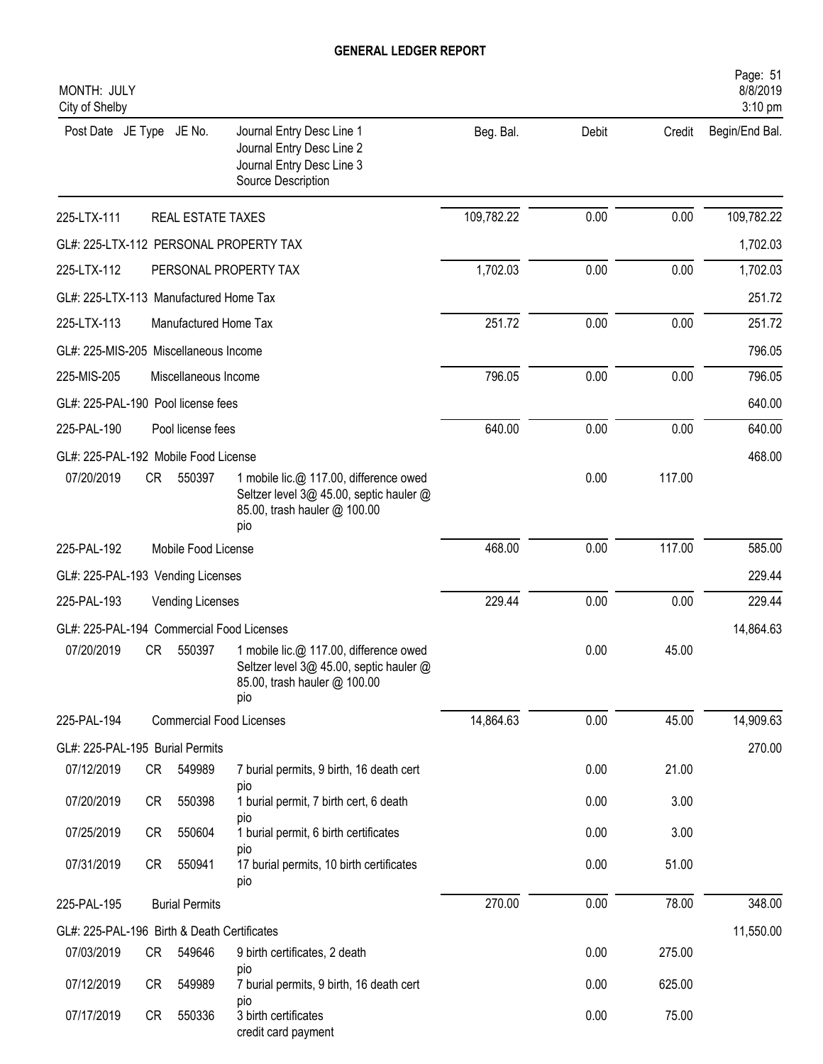# GENERAL LEDGER REPORT

MONTH: JULY
City of Shelby

| Post Date | JE Type | JE No. | Journal Entry Desc Line 1 / Journal Entry Desc Line 2 / Journal Entry Desc Line 3 / Source Description | Beg. Bal. | Debit | Credit | Begin/End Bal. |
|---|---|---|---|---|---|---|---|
| 225-LTX-111 | | | REAL ESTATE TAXES | 109,782.22 | 0.00 | 0.00 | 109,782.22 |
| GL#: 225-LTX-112 PERSONAL PROPERTY TAX | | | | | | | 1,702.03 |
| 225-LTX-112 | | | PERSONAL PROPERTY TAX | 1,702.03 | 0.00 | 0.00 | 1,702.03 |
| GL#: 225-LTX-113 Manufactured Home Tax | | | | | | | 251.72 |
| 225-LTX-113 | | | Manufactured Home Tax | 251.72 | 0.00 | 0.00 | 251.72 |
| GL#: 225-MIS-205 Miscellaneous Income | | | | | | | 796.05 |
| 225-MIS-205 | | | Miscellaneous Income | 796.05 | 0.00 | 0.00 | 796.05 |
| GL#: 225-PAL-190 Pool license fees | | | | | | | 640.00 |
| 225-PAL-190 | | | Pool license fees | 640.00 | 0.00 | 0.00 | 640.00 |
| GL#: 225-PAL-192 Mobile Food License | | | | | | | 468.00 |
| 07/20/2019 | CR | 550397 | 1 mobile lic.@ 117.00, difference owed Seltzer level 3@ 45.00, septic hauler @ 85.00, trash hauler @ 100.00 pio | | 0.00 | 117.00 | |
| 225-PAL-192 | | | Mobile Food License | 468.00 | 0.00 | 117.00 | 585.00 |
| GL#: 225-PAL-193 Vending Licenses | | | | | | | 229.44 |
| 225-PAL-193 | | | Vending Licenses | 229.44 | 0.00 | 0.00 | 229.44 |
| GL#: 225-PAL-194 Commercial Food Licenses | | | | | | | 14,864.63 |
| 07/20/2019 | CR | 550397 | 1 mobile lic.@ 117.00, difference owed Seltzer level 3@ 45.00, septic hauler @ 85.00, trash hauler @ 100.00 pio | | 0.00 | 45.00 | |
| 225-PAL-194 | | | Commercial Food Licenses | 14,864.63 | 0.00 | 45.00 | 14,909.63 |
| GL#: 225-PAL-195 Burial Permits | | | | | | | 270.00 |
| 07/12/2019 | CR | 549989 | 7 burial permits, 9 birth, 16 death cert pio | | 0.00 | 21.00 | |
| 07/20/2019 | CR | 550398 | 1 burial permit, 7 birth cert, 6 death pio | | 0.00 | 3.00 | |
| 07/25/2019 | CR | 550604 | 1 burial permit, 6 birth certificates pio | | 0.00 | 3.00 | |
| 07/31/2019 | CR | 550941 | 17 burial permits, 10 birth certificates pio | | 0.00 | 51.00 | |
| 225-PAL-195 | | | Burial Permits | 270.00 | 0.00 | 78.00 | 348.00 |
| GL#: 225-PAL-196 Birth & Death Certificates | | | | | | | 11,550.00 |
| 07/03/2019 | CR | 549646 | 9 birth certificates, 2 death pio | | 0.00 | 275.00 | |
| 07/12/2019 | CR | 549989 | 7 burial permits, 9 birth, 16 death cert pio | | 0.00 | 625.00 | |
| 07/17/2019 | CR | 550336 | 3 birth certificates credit card payment | | 0.00 | 75.00 | |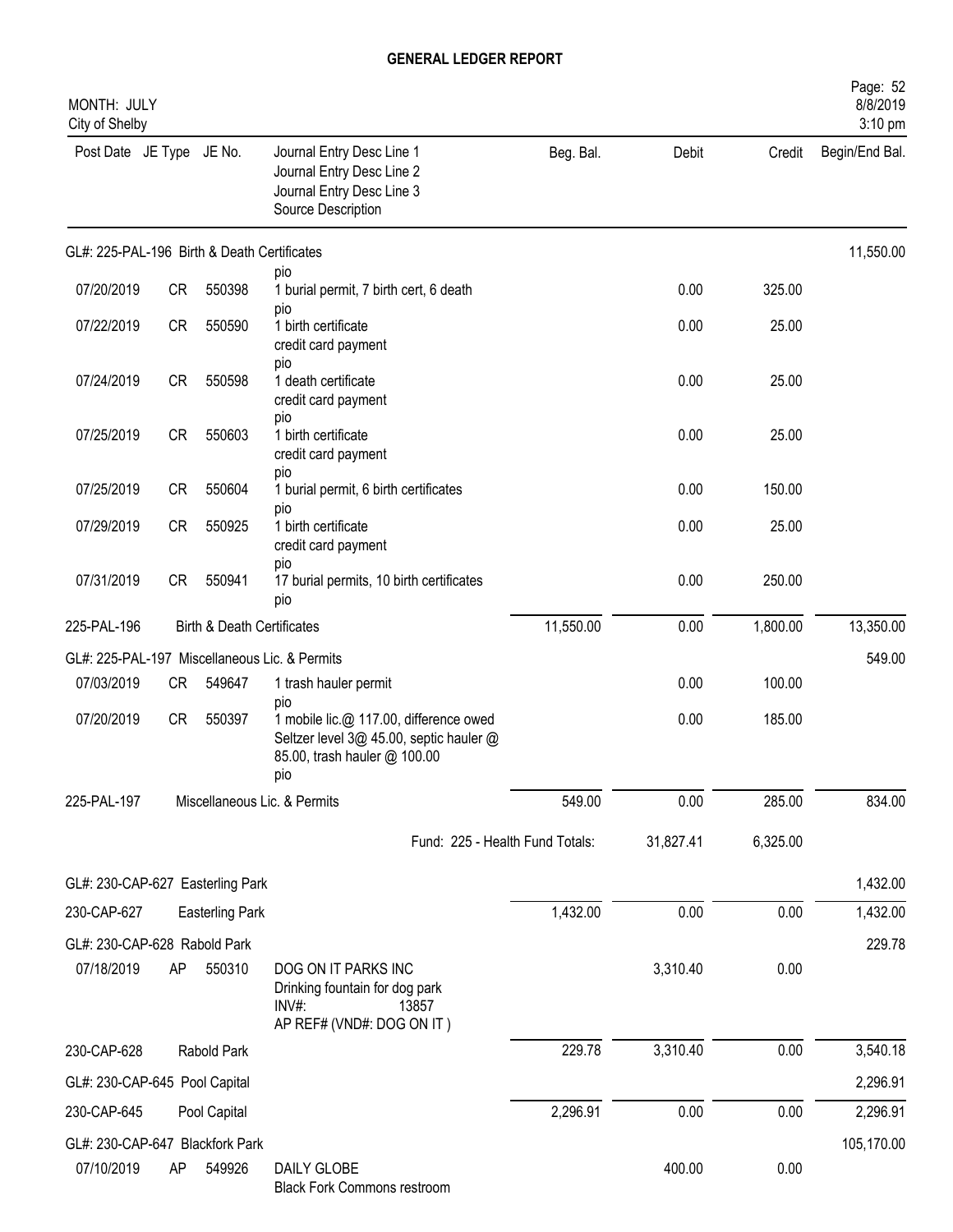# GENERAL LEDGER REPORT

MONTH: JULY
City of Shelby

| Post Date | JE Type | JE No. | Journal Entry Desc Line 1 / Journal Entry Desc Line 2 / Journal Entry Desc Line 3 / Source Description | Beg. Bal. | Debit | Credit | Begin/End Bal. |
|---|---|---|---|---|---|---|---|
| GL#: 225-PAL-196 Birth & Death Certificates | | | | | | | 11,550.00 |
| | | | pio | | | | |
| 07/20/2019 | CR | 550398 | 1 burial permit, 7 birth cert, 6 death pio | | 0.00 | 325.00 | |
| 07/22/2019 | CR | 550590 | 1 birth certificate credit card payment pio | | 0.00 | 25.00 | |
| 07/24/2019 | CR | 550598 | 1 death certificate credit card payment pio | | 0.00 | 25.00 | |
| 07/25/2019 | CR | 550603 | 1 birth certificate credit card payment pio | | 0.00 | 25.00 | |
| 07/25/2019 | CR | 550604 | 1 burial permit, 6 birth certificates pio | | 0.00 | 150.00 | |
| 07/29/2019 | CR | 550925 | 1 birth certificate credit card payment pio | | 0.00 | 25.00 | |
| 07/31/2019 | CR | 550941 | 17 burial permits, 10 birth certificates pio | | 0.00 | 250.00 | |
| 225-PAL-196 | | | Birth & Death Certificates | 11,550.00 | 0.00 | 1,800.00 | 13,350.00 |
| GL#: 225-PAL-197 Miscellaneous Lic. & Permits | | | | | | | 549.00 |
| 07/03/2019 | CR | 549647 | 1 trash hauler permit pio | | 0.00 | 100.00 | |
| 07/20/2019 | CR | 550397 | 1 mobile lic.@ 117.00, difference owed Seltzer level 3@ 45.00, septic hauler @ 85.00, trash hauler @ 100.00 pio | | 0.00 | 185.00 | |
| 225-PAL-197 | | | Miscellaneous Lic. & Permits | 549.00 | 0.00 | 285.00 | 834.00 |
| | | | | Fund: 225 - Health Fund Totals: | 31,827.41 | 6,325.00 | |
| GL#: 230-CAP-627 Easterling Park | | | | | | | 1,432.00 |
| 230-CAP-627 | | | Easterling Park | 1,432.00 | 0.00 | 0.00 | 1,432.00 |
| GL#: 230-CAP-628 Rabold Park | | | | | | | 229.78 |
| 07/18/2019 | AP | 550310 | DOG ON IT PARKS INC Drinking fountain for dog park INV#: 13857 AP REF# (VND#: DOG ON IT ) | | 3,310.40 | 0.00 | |
| 230-CAP-628 | | | Rabold Park | 229.78 | 3,310.40 | 0.00 | 3,540.18 |
| GL#: 230-CAP-645 Pool Capital | | | | | | | 2,296.91 |
| 230-CAP-645 | | | Pool Capital | 2,296.91 | 0.00 | 0.00 | 2,296.91 |
| GL#: 230-CAP-647 Blackfork Park | | | | | | | 105,170.00 |
| 07/10/2019 | AP | 549926 | DAILY GLOBE Black Fork Commons restroom | | 400.00 | 0.00 | |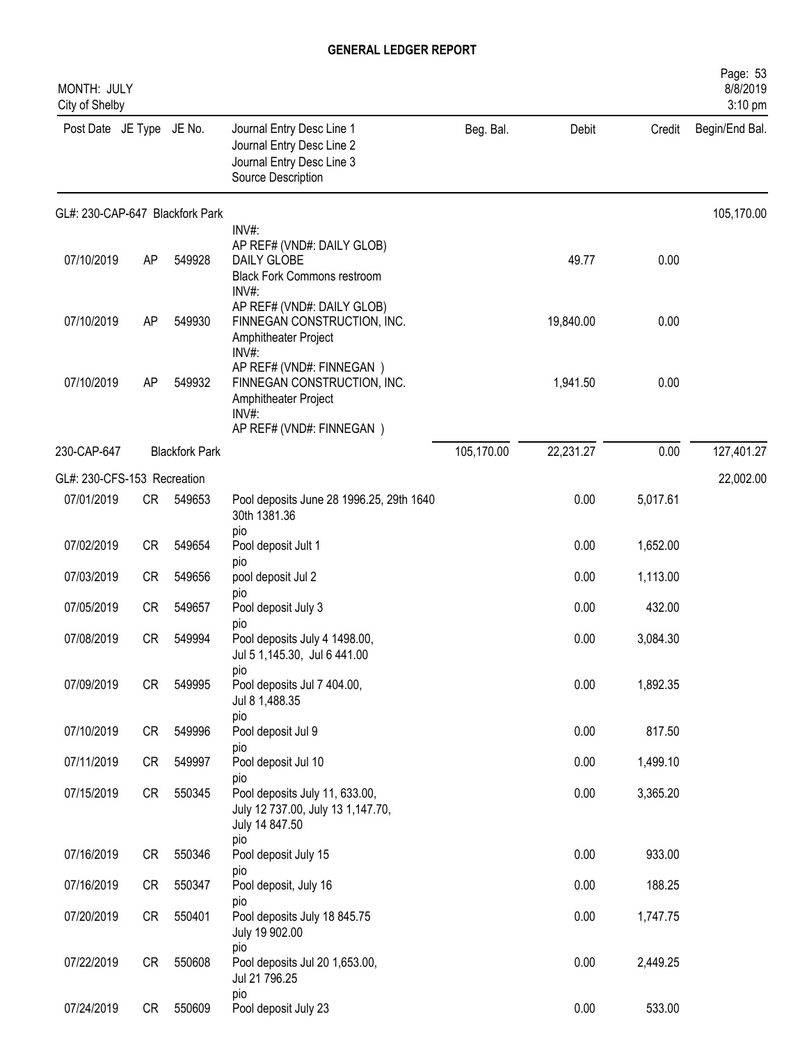# GENERAL LEDGER REPORT

MONTH: JULY
City of Shelby

| Post Date | JE Type | JE No. | Journal Entry Desc Line 1 / Journal Entry Desc Line 2 / Journal Entry Desc Line 3 / Source Description | Beg. Bal. | Debit | Credit | Begin/End Bal. |
|---|---|---|---|---|---|---|---|
| **GL#: 230-CAP-647 Blackfork Park** | | | | | | | 105,170.00 |
| | | | INV#: AP REF# (VND#: DAILY GLOB) | | | | |
| 07/10/2019 | AP | 549928 | DAILY GLOBE Black Fork Commons restroom INV#: AP REF# (VND#: DAILY GLOB) | | 49.77 | 0.00 | |
| 07/10/2019 | AP | 549930 | FINNEGAN CONSTRUCTION, INC. Amphitheater Project INV#: AP REF# (VND#: FINNEGAN ) | | 19,840.00 | 0.00 | |
| 07/10/2019 | AP | 549932 | FINNEGAN CONSTRUCTION, INC. Amphitheater Project INV#: AP REF# (VND#: FINNEGAN ) | | 1,941.50 | 0.00 | |
| 230-CAP-647 | | Blackfork Park | | 105,170.00 | 22,231.27 | 0.00 | 127,401.27 |
| **GL#: 230-CFS-153 Recreation** | | | | | | | 22,002.00 |
| 07/01/2019 | CR | 549653 | Pool deposits June 28 1996.25, 29th 1640 30th 1381.36 pio | | 0.00 | 5,017.61 | |
| 07/02/2019 | CR | 549654 | Pool deposit Jult 1 pio | | 0.00 | 1,652.00 | |
| 07/03/2019 | CR | 549656 | pool deposit Jul 2 pio | | 0.00 | 1,113.00 | |
| 07/05/2019 | CR | 549657 | Pool deposit July 3 pio | | 0.00 | 432.00 | |
| 07/08/2019 | CR | 549994 | Pool deposits July 4 1498.00, Jul 5 1,145.30, Jul 6 441.00 pio | | 0.00 | 3,084.30 | |
| 07/09/2019 | CR | 549995 | Pool deposits Jul 7 404.00, Jul 8 1,488.35 pio | | 0.00 | 1,892.35 | |
| 07/10/2019 | CR | 549996 | Pool deposit Jul 9 pio | | 0.00 | 817.50 | |
| 07/11/2019 | CR | 549997 | Pool deposit Jul 10 pio | | 0.00 | 1,499.10 | |
| 07/15/2019 | CR | 550345 | Pool deposits July 11, 633.00, July 12 737.00, July 13 1,147.70, July 14 847.50 pio | | 0.00 | 3,365.20 | |
| 07/16/2019 | CR | 550346 | Pool deposit July 15 pio | | 0.00 | 933.00 | |
| 07/16/2019 | CR | 550347 | Pool deposit, July 16 pio | | 0.00 | 188.25 | |
| 07/20/2019 | CR | 550401 | Pool deposits July 18 845.75 July 19 902.00 pio | | 0.00 | 1,747.75 | |
| 07/22/2019 | CR | 550608 | Pool deposits Jul 20 1,653.00, Jul 21 796.25 pio | | 0.00 | 2,449.25 | |
| 07/24/2019 | CR | 550609 | Pool deposit July 23 | | 0.00 | 533.00 | |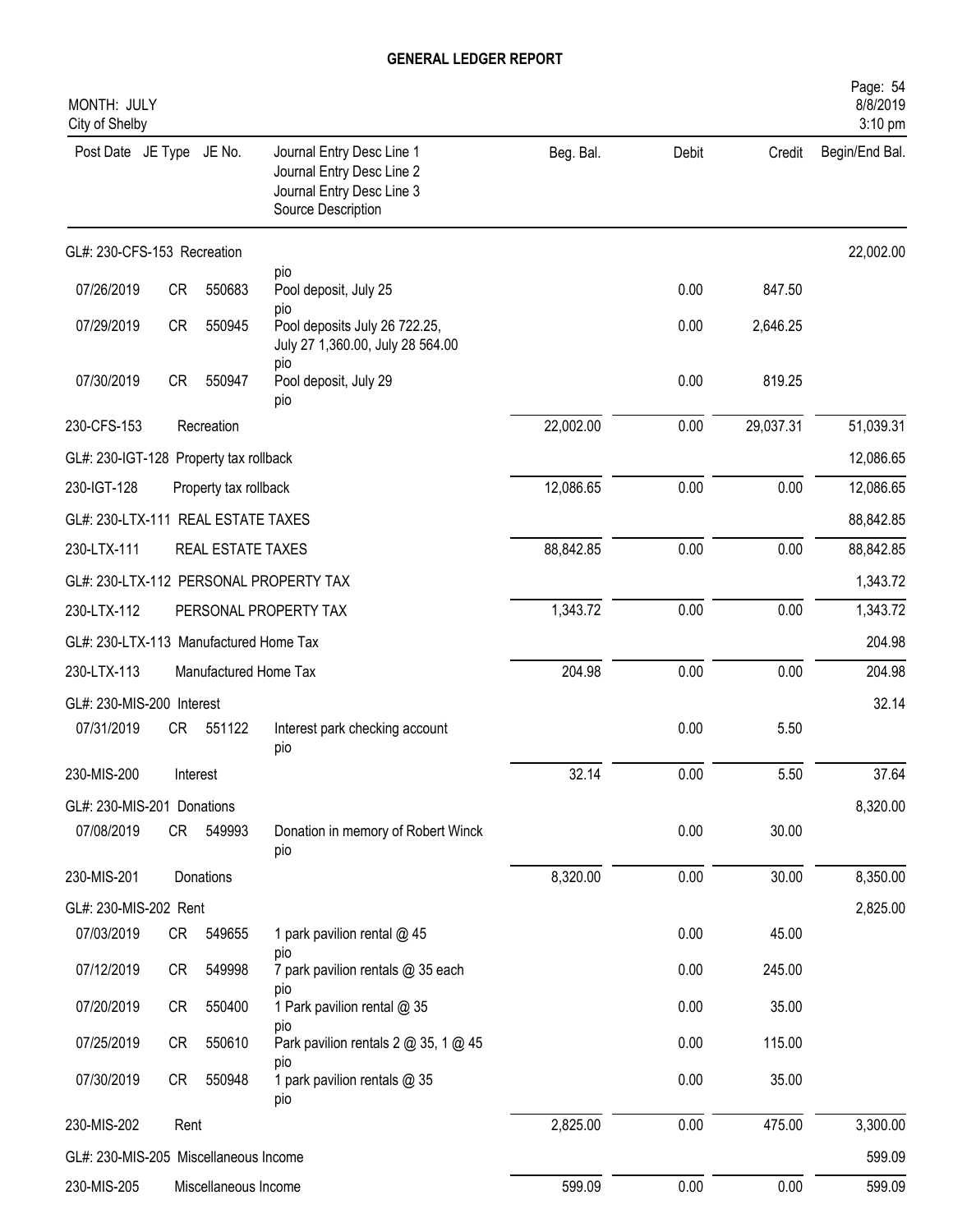## GENERAL LEDGER REPORT

MONTH: JULY
City of Shelby

| Post Date | JE Type | JE No. | Journal Entry Desc Line 1 / Journal Entry Desc Line 2 / Journal Entry Desc Line 3 / Source Description | Beg. Bal. | Debit | Credit | Begin/End Bal. |
|---|---|---|---|---|---|---|---|
| GL#: 230-CFS-153 Recreation | | | | | | | 22,002.00 |
| | | | pio | | | | |
| 07/26/2019 | CR | 550683 | Pool deposit, July 25 pio | | 0.00 | 847.50 | |
| 07/29/2019 | CR | 550945 | Pool deposits July 26 722.25, July 27 1,360.00, July 28 564.00 pio | | 0.00 | 2,646.25 | |
| 07/30/2019 | CR | 550947 | Pool deposit, July 29 pio | | 0.00 | 819.25 | |
| 230-CFS-153 | | Recreation | | 22,002.00 | 0.00 | 29,037.31 | 51,039.31 |
| GL#: 230-IGT-128 Property tax rollback | | | | | | | 12,086.65 |
| 230-IGT-128 | | Property tax rollback | | 12,086.65 | 0.00 | 0.00 | 12,086.65 |
| GL#: 230-LTX-111 REAL ESTATE TAXES | | | | | | | 88,842.85 |
| 230-LTX-111 | | REAL ESTATE TAXES | | 88,842.85 | 0.00 | 0.00 | 88,842.85 |
| GL#: 230-LTX-112 PERSONAL PROPERTY TAX | | | | | | | 1,343.72 |
| 230-LTX-112 | | PERSONAL PROPERTY TAX | | 1,343.72 | 0.00 | 0.00 | 1,343.72 |
| GL#: 230-LTX-113 Manufactured Home Tax | | | | | | | 204.98 |
| 230-LTX-113 | | Manufactured Home Tax | | 204.98 | 0.00 | 0.00 | 204.98 |
| GL#: 230-MIS-200 Interest | | | | | | | 32.14 |
| 07/31/2019 | CR | 551122 | Interest park checking account pio | | 0.00 | 5.50 | |
| 230-MIS-200 | | Interest | | 32.14 | 0.00 | 5.50 | 37.64 |
| GL#: 230-MIS-201 Donations | | | | | | | 8,320.00 |
| 07/08/2019 | CR | 549993 | Donation in memory of Robert Winck pio | | 0.00 | 30.00 | |
| 230-MIS-201 | | Donations | | 8,320.00 | 0.00 | 30.00 | 8,350.00 |
| GL#: 230-MIS-202 Rent | | | | | | | 2,825.00 |
| 07/03/2019 | CR | 549655 | 1 park pavilion rental @ 45 pio | | 0.00 | 45.00 | |
| 07/12/2019 | CR | 549998 | 7 park pavilion rentals @ 35 each pio | | 0.00 | 245.00 | |
| 07/20/2019 | CR | 550400 | 1 Park pavilion rental @ 35 pio | | 0.00 | 35.00 | |
| 07/25/2019 | CR | 550610 | Park pavilion rentals 2 @ 35, 1 @ 45 pio | | 0.00 | 115.00 | |
| 07/30/2019 | CR | 550948 | 1 park pavilion rentals @ 35 pio | | 0.00 | 35.00 | |
| 230-MIS-202 | | Rent | | 2,825.00 | 0.00 | 475.00 | 3,300.00 |
| GL#: 230-MIS-205 Miscellaneous Income | | | | | | | 599.09 |
| 230-MIS-205 | | Miscellaneous Income | | 599.09 | 0.00 | 0.00 | 599.09 |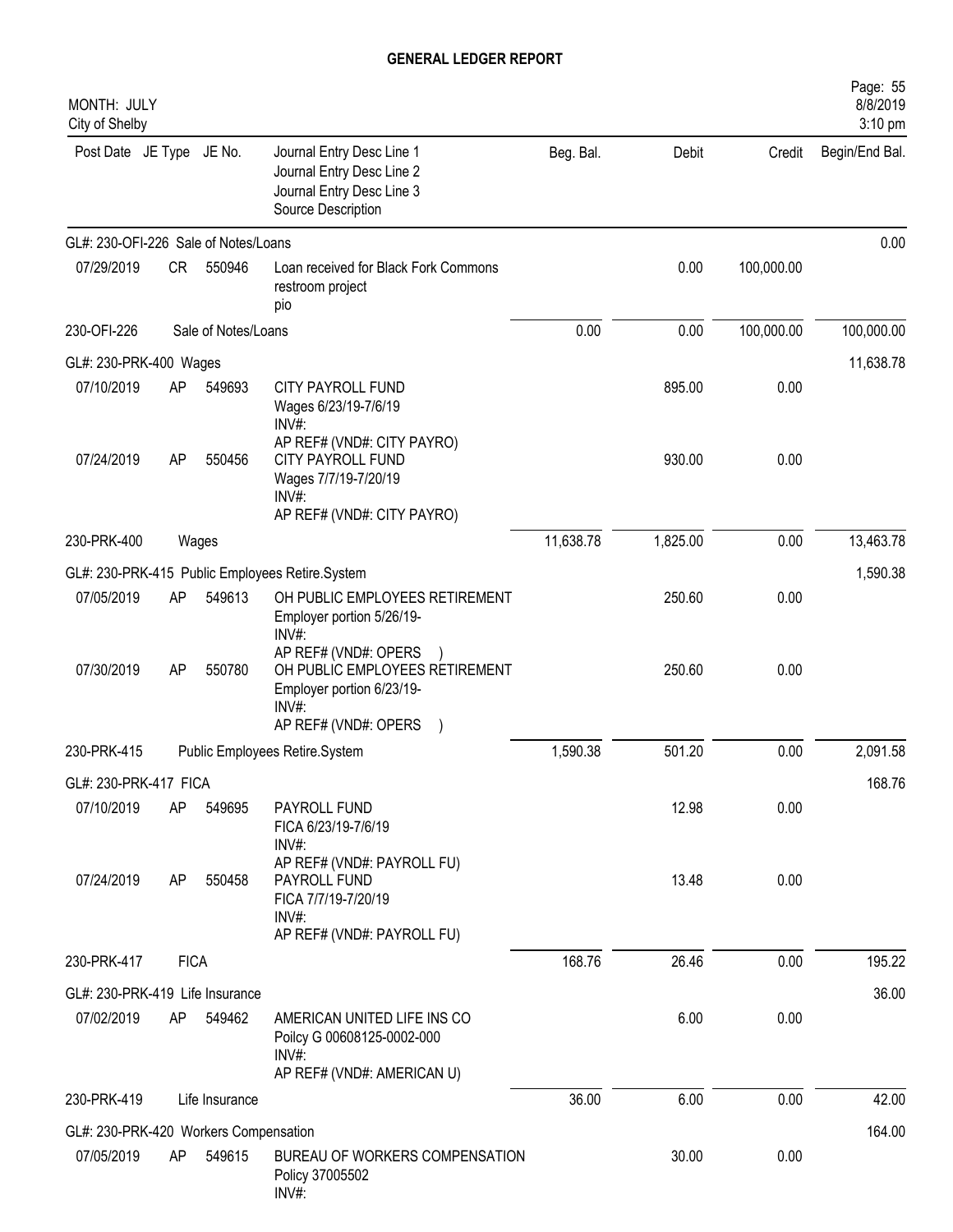# GENERAL LEDGER REPORT

MONTH: JULY
City of Shelby

Page: 55
8/8/2019
3:10 pm

| Post Date | JE Type | JE No. | Journal Entry Desc Line 1 / Journal Entry Desc Line 2 / Journal Entry Desc Line 3 / Source Description | Beg. Bal. | Debit | Credit | Begin/End Bal. |
|---|---|---|---|---|---|---|---|
| GL#: 230-OFI-226 Sale of Notes/Loans | | | | | | | 0.00 |
| 07/29/2019 | CR | 550946 | Loan received for Black Fork Commons restroom project pio | | 0.00 | 100,000.00 | |
| 230-OFI-226 | | Sale of Notes/Loans | | 0.00 | 0.00 | 100,000.00 | 100,000.00 |
| GL#: 230-PRK-400 Wages | | | | | | | 11,638.78 |
| 07/10/2019 | AP | 549693 | CITY PAYROLL FUND Wages 6/23/19-7/6/19 INV#: AP REF# (VND#: CITY PAYRO) | | 895.00 | 0.00 | |
| 07/24/2019 | AP | 550456 | CITY PAYROLL FUND Wages 7/7/19-7/20/19 INV#: AP REF# (VND#: CITY PAYRO) | | 930.00 | 0.00 | |
| 230-PRK-400 | | Wages | | 11,638.78 | 1,825.00 | 0.00 | 13,463.78 |
| GL#: 230-PRK-415 Public Employees Retire.System | | | | | | | 1,590.38 |
| 07/05/2019 | AP | 549613 | OH PUBLIC EMPLOYEES RETIREMENT Employer portion 5/26/19- INV#: AP REF# (VND#: OPERS ) | | 250.60 | 0.00 | |
| 07/30/2019 | AP | 550780 | OH PUBLIC EMPLOYEES RETIREMENT Employer portion 6/23/19- INV#: AP REF# (VND#: OPERS ) | | 250.60 | 0.00 | |
| 230-PRK-415 | | Public Employees Retire.System | | 1,590.38 | 501.20 | 0.00 | 2,091.58 |
| GL#: 230-PRK-417 FICA | | | | | | | 168.76 |
| 07/10/2019 | AP | 549695 | PAYROLL FUND FICA 6/23/19-7/6/19 INV#: AP REF# (VND#: PAYROLL FU) | | 12.98 | 0.00 | |
| 07/24/2019 | AP | 550458 | PAYROLL FUND FICA 7/7/19-7/20/19 INV#: AP REF# (VND#: PAYROLL FU) | | 13.48 | 0.00 | |
| 230-PRK-417 | | FICA | | 168.76 | 26.46 | 0.00 | 195.22 |
| GL#: 230-PRK-419 Life Insurance | | | | | | | 36.00 |
| 07/02/2019 | AP | 549462 | AMERICAN UNITED LIFE INS CO Poilcy G 00608125-0002-000 INV#: AP REF# (VND#: AMERICAN U) | | 6.00 | 0.00 | |
| 230-PRK-419 | | Life Insurance | | 36.00 | 6.00 | 0.00 | 42.00 |
| GL#: 230-PRK-420 Workers Compensation | | | | | | | 164.00 |
| 07/05/2019 | AP | 549615 | BUREAU OF WORKERS COMPENSATION Policy 37005502 INV#: | | 30.00 | 0.00 | |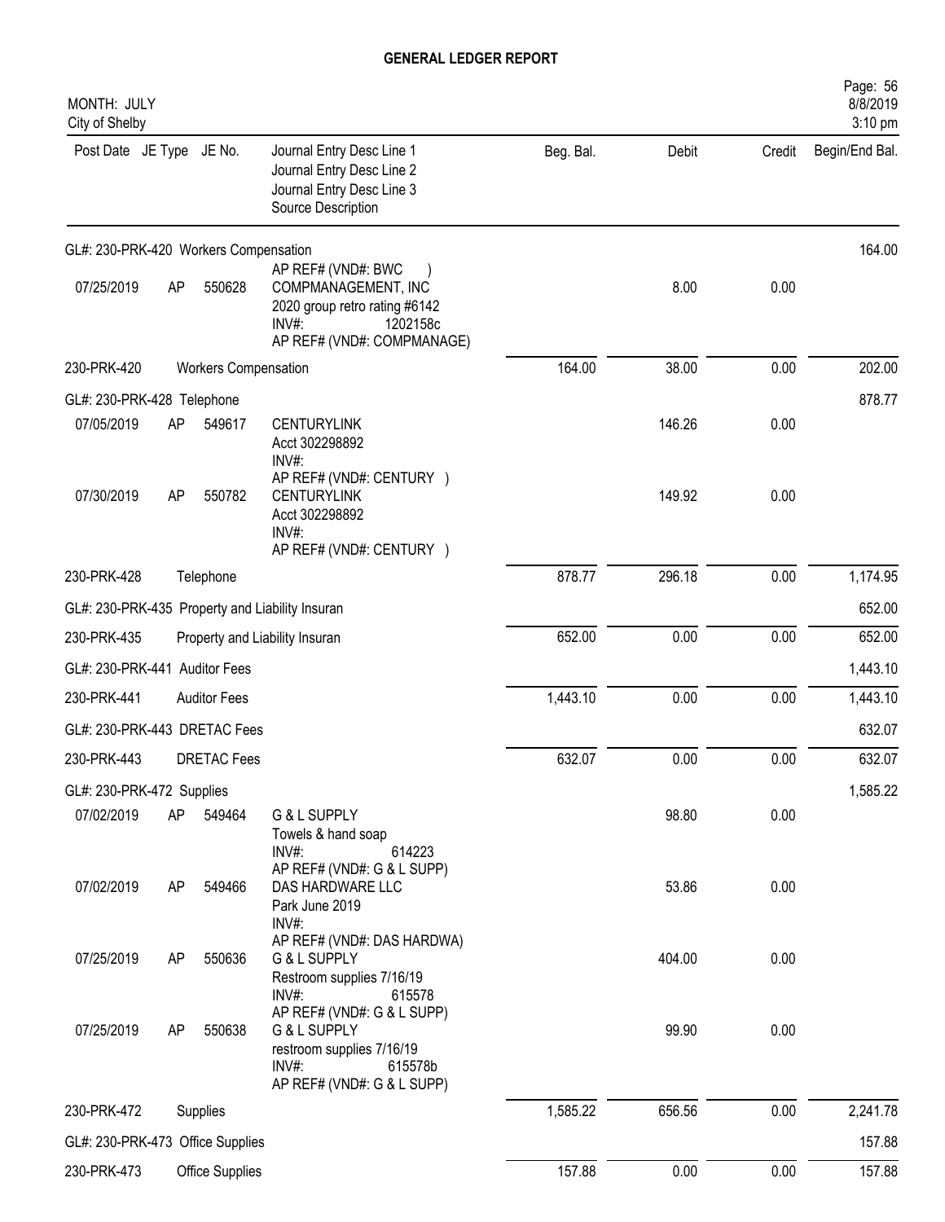# GENERAL LEDGER REPORT

MONTH: JULY
City of Shelby

| Post Date | JE Type | JE No. | Journal Entry Desc Line 1 / Journal Entry Desc Line 2 / Journal Entry Desc Line 3 / Source Description | Beg. Bal. | Debit | Credit | Begin/End Bal. |
|---|---|---|---|---|---|---|---|
| GL#: 230-PRK-420 Workers Compensation | | | | | | | 164.00 |
| 07/25/2019 | AP | 550628 | AP REF# (VND#: BWC ) COMPMANAGEMENT, INC 2020 group retro rating #6142 INV#: 1202158c AP REF# (VND#: COMPMANAGE) | | 8.00 | 0.00 | |
| 230-PRK-420 | Workers Compensation | | | 164.00 | 38.00 | 0.00 | 202.00 |
| GL#: 230-PRK-428 Telephone | | | | | | | 878.77 |
| 07/05/2019 | AP | 549617 | CENTURYLINK Acct 302298892 INV#: AP REF# (VND#: CENTURY ) | | 146.26 | 0.00 | |
| 07/30/2019 | AP | 550782 | CENTURYLINK Acct 302298892 INV#: AP REF# (VND#: CENTURY ) | | 149.92 | 0.00 | |
| 230-PRK-428 | Telephone | | | 878.77 | 296.18 | 0.00 | 1,174.95 |
| GL#: 230-PRK-435 Property and Liability Insuran | | | | | | | 652.00 |
| 230-PRK-435 | Property and Liability Insuran | | | 652.00 | 0.00 | 0.00 | 652.00 |
| GL#: 230-PRK-441 Auditor Fees | | | | | | | 1,443.10 |
| 230-PRK-441 | Auditor Fees | | | 1,443.10 | 0.00 | 0.00 | 1,443.10 |
| GL#: 230-PRK-443 DRETAC Fees | | | | | | | 632.07 |
| 230-PRK-443 | DRETAC Fees | | | 632.07 | 0.00 | 0.00 | 632.07 |
| GL#: 230-PRK-472 Supplies | | | | | | | 1,585.22 |
| 07/02/2019 | AP | 549464 | G & L SUPPLY Towels & hand soap INV#: 614223 AP REF# (VND#: G & L SUPP) | | 98.80 | 0.00 | |
| 07/02/2019 | AP | 549466 | DAS HARDWARE LLC Park June 2019 INV#: AP REF# (VND#: DAS HARDWA) | | 53.86 | 0.00 | |
| 07/25/2019 | AP | 550636 | G & L SUPPLY Restroom supplies 7/16/19 INV#: 615578 AP REF# (VND#: G & L SUPP) | | 404.00 | 0.00 | |
| 07/25/2019 | AP | 550638 | G & L SUPPLY restroom supplies 7/16/19 INV#: 615578b AP REF# (VND#: G & L SUPP) | | 99.90 | 0.00 | |
| 230-PRK-472 | Supplies | | | 1,585.22 | 656.56 | 0.00 | 2,241.78 |
| GL#: 230-PRK-473 Office Supplies | | | | | | | 157.88 |
| 230-PRK-473 | Office Supplies | | | 157.88 | 0.00 | 0.00 | 157.88 |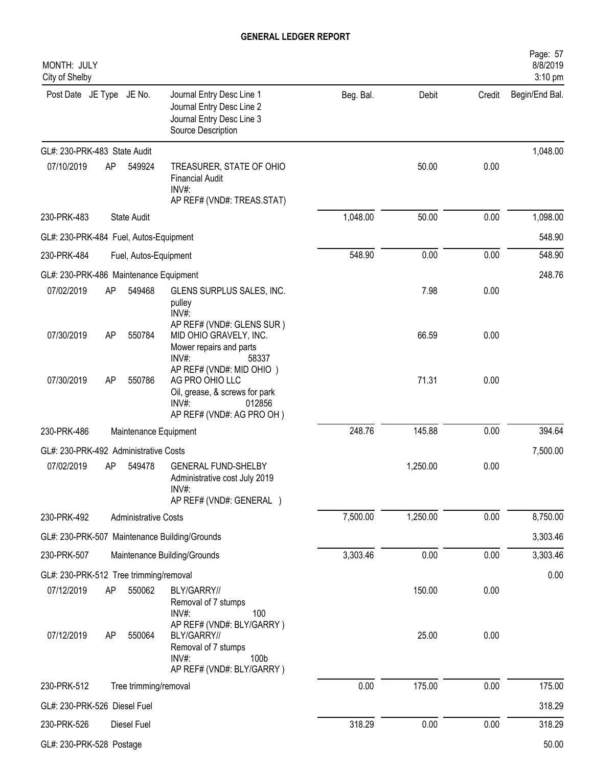# GENERAL LEDGER REPORT

MONTH: JULY
City of Shelby

| Post Date | JE Type | JE No. | Journal Entry Desc Line 1<br>Journal Entry Desc Line 2<br>Journal Entry Desc Line 3<br>Source Description | Beg. Bal. | Debit | Credit | Begin/End Bal. |
|---|---|---|---|---|---|---|---|
| GL#: 230-PRK-483 State Audit | | | | | | | 1,048.00 |
| 07/10/2019 | AP | 549924 | TREASURER, STATE OF OHIO<br>Financial Audit<br>INV#:<br>AP REF# (VND#: TREAS.STAT) | | 50.00 | 0.00 | |
| 230-PRK-483 | | State Audit | | 1,048.00 | 50.00 | 0.00 | 1,098.00 |
| GL#: 230-PRK-484 Fuel, Autos-Equipment | | | | | | | 548.90 |
| 230-PRK-484 | | Fuel, Autos-Equipment | | 548.90 | 0.00 | 0.00 | 548.90 |
| GL#: 230-PRK-486 Maintenance Equipment | | | | | | | 248.76 |
| 07/02/2019 | AP | 549468 | GLENS SURPLUS SALES, INC.<br>pulley<br>INV#:<br>AP REF# (VND#: GLENS SUR ) | | 7.98 | 0.00 | |
| 07/30/2019 | AP | 550784 | MID OHIO GRAVELY, INC.<br>Mower repairs and parts<br>INV#: 58337<br>AP REF# (VND#: MID OHIO ) | | 66.59 | 0.00 | |
| 07/30/2019 | AP | 550786 | AG PRO OHIO LLC<br>Oil, grease, & screws for park<br>INV#: 012856<br>AP REF# (VND#: AG PRO OH ) | | 71.31 | 0.00 | |
| 230-PRK-486 | | Maintenance Equipment | | 248.76 | 145.88 | 0.00 | 394.64 |
| GL#: 230-PRK-492 Administrative Costs | | | | | | | 7,500.00 |
| 07/02/2019 | AP | 549478 | GENERAL FUND-SHELBY<br>Administrative cost July 2019<br>INV#:<br>AP REF# (VND#: GENERAL ) | | 1,250.00 | 0.00 | |
| 230-PRK-492 | | Administrative Costs | | 7,500.00 | 1,250.00 | 0.00 | 8,750.00 |
| GL#: 230-PRK-507 Maintenance Building/Grounds | | | | | | | 3,303.46 |
| 230-PRK-507 | | Maintenance Building/Grounds | | 3,303.46 | 0.00 | 0.00 | 3,303.46 |
| GL#: 230-PRK-512 Tree trimming/removal | | | | | | | 0.00 |
| 07/12/2019 | AP | 550062 | BLY/GARRY//<br>Removal of 7 stumps<br>INV#: 100<br>AP REF# (VND#: BLY/GARRY ) | | 150.00 | 0.00 | |
| 07/12/2019 | AP | 550064 | BLY/GARRY//<br>Removal of 7 stumps<br>INV#: 100b<br>AP REF# (VND#: BLY/GARRY ) | | 25.00 | 0.00 | |
| 230-PRK-512 | | Tree trimming/removal | | 0.00 | 175.00 | 0.00 | 175.00 |
| GL#: 230-PRK-526 Diesel Fuel | | | | | | | 318.29 |
| 230-PRK-526 | | Diesel Fuel | | 318.29 | 0.00 | 0.00 | 318.29 |
| GL#: 230-PRK-528 Postage | | | | | | | 50.00 |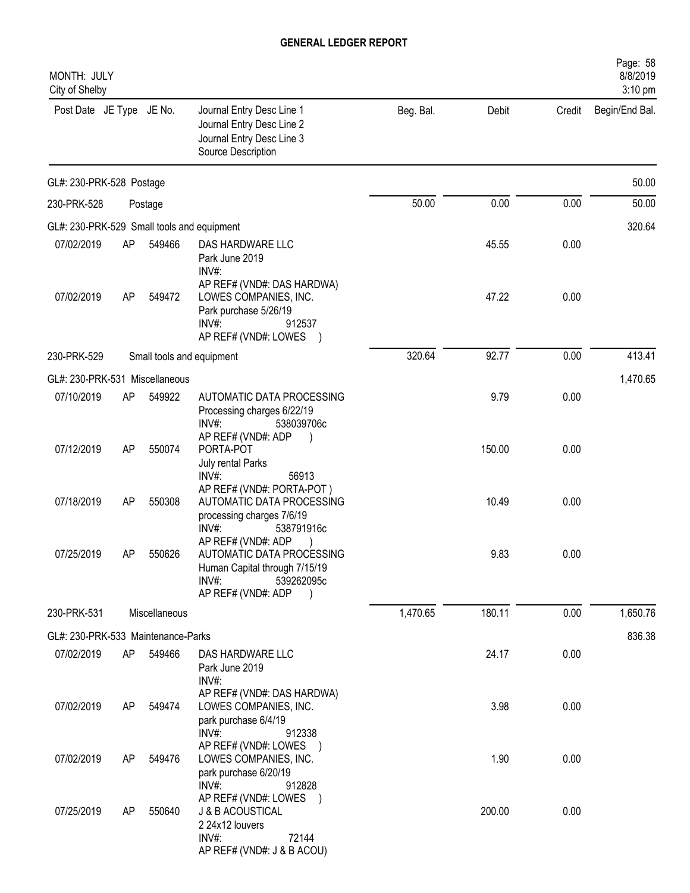# GENERAL LEDGER REPORT

MONTH: JULY
City of Shelby

| Post Date | JE Type | JE No. | Journal Entry Desc Line 1<br>Journal Entry Desc Line 2<br>Journal Entry Desc Line 3<br>Source Description | Beg. Bal. | Debit | Credit | Begin/End Bal. |
|---|---|---|---|---|---|---|---|
| GL#: 230-PRK-528 Postage | | | | | | | 50.00 |
| 230-PRK-528 | | | Postage | 50.00 | 0.00 | 0.00 | 50.00 |
| GL#: 230-PRK-529 Small tools and equipment | | | | | | | 320.64 |
| 07/02/2019 | AP | 549466 | DAS HARDWARE LLC<br>Park June 2019<br>INV#:<br>AP REF# (VND#: DAS HARDWA) | | 45.55 | 0.00 | |
| 07/02/2019 | AP | 549472 | LOWES COMPANIES, INC.<br>Park purchase 5/26/19<br>INV#: 912537<br>AP REF# (VND#: LOWES ) | | 47.22 | 0.00 | |
| 230-PRK-529 | | | Small tools and equipment | 320.64 | 92.77 | 0.00 | 413.41 |
| GL#: 230-PRK-531 Miscellaneous | | | | | | | 1,470.65 |
| 07/10/2019 | AP | 549922 | AUTOMATIC DATA PROCESSING<br>Processing charges 6/22/19<br>INV#: 538039706c<br>AP REF# (VND#: ADP ) | | 9.79 | 0.00 | |
| 07/12/2019 | AP | 550074 | PORTA-POT<br>July rental Parks<br>INV#: 56913<br>AP REF# (VND#: PORTA-POT ) | | 150.00 | 0.00 | |
| 07/18/2019 | AP | 550308 | AUTOMATIC DATA PROCESSING<br>processing charges 7/6/19<br>INV#: 538791916c<br>AP REF# (VND#: ADP ) | | 10.49 | 0.00 | |
| 07/25/2019 | AP | 550626 | AUTOMATIC DATA PROCESSING<br>Human Capital through 7/15/19<br>INV#: 539262095c<br>AP REF# (VND#: ADP ) | | 9.83 | 0.00 | |
| 230-PRK-531 | | | Miscellaneous | 1,470.65 | 180.11 | 0.00 | 1,650.76 |
| GL#: 230-PRK-533 Maintenance-Parks | | | | | | | 836.38 |
| 07/02/2019 | AP | 549466 | DAS HARDWARE LLC<br>Park June 2019<br>INV#:<br>AP REF# (VND#: DAS HARDWA) | | 24.17 | 0.00 | |
| 07/02/2019 | AP | 549474 | LOWES COMPANIES, INC.<br>park purchase 6/4/19<br>INV#: 912338<br>AP REF# (VND#: LOWES ) | | 3.98 | 0.00 | |
| 07/02/2019 | AP | 549476 | LOWES COMPANIES, INC.<br>park purchase 6/20/19<br>INV#: 912828<br>AP REF# (VND#: LOWES ) | | 1.90 | 0.00 | |
| 07/25/2019 | AP | 550640 | J & B ACOUSTICAL<br>2 24x12 louvers<br>INV#: 72144<br>AP REF# (VND#: J & B ACOU) | | 200.00 | 0.00 | |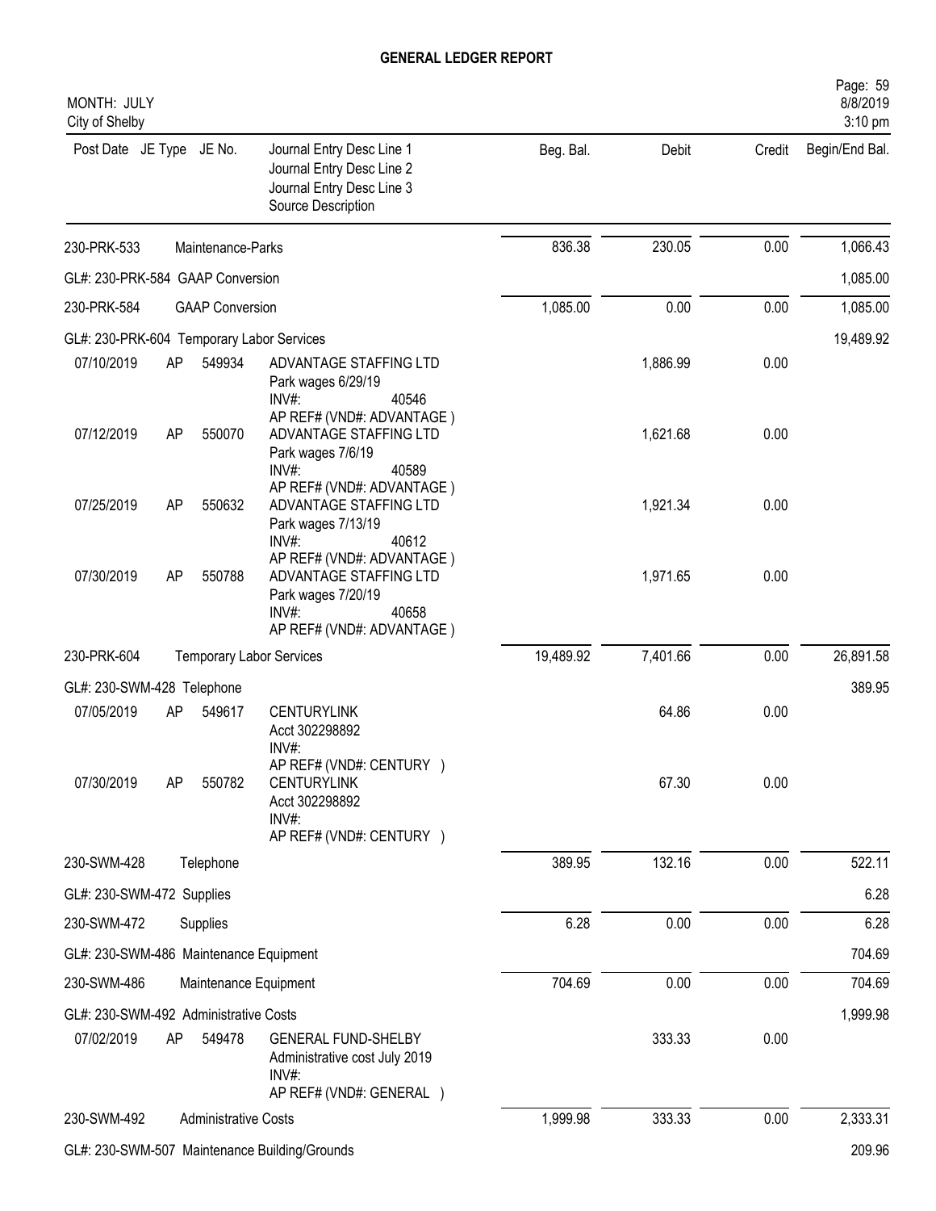# GENERAL LEDGER REPORT

MONTH: JULY
City of Shelby

| Post Date | JE Type | JE No. | Journal Entry Desc Line 1<br>Journal Entry Desc Line 2<br>Journal Entry Desc Line 3<br>Source Description | Beg. Bal. | Debit | Credit | Begin/End Bal. |
|---|---|---|---|---|---|---|---|
| 230-PRK-533 | | | Maintenance-Parks | 836.38 | 230.05 | 0.00 | 1,066.43 |
| GL#: 230-PRK-584 GAAP Conversion | | | | | | | 1,085.00 |
| 230-PRK-584 | | | GAAP Conversion | 1,085.00 | 0.00 | 0.00 | 1,085.00 |
| GL#: 230-PRK-604 Temporary Labor Services | | | | | | | 19,489.92 |
| 07/10/2019 | AP | 549934 | ADVANTAGE STAFFING LTD<br>Park wages 6/29/19<br>INV#: 40546<br>AP REF# (VND#: ADVANTAGE ) | | 1,886.99 | 0.00 | |
| 07/12/2019 | AP | 550070 | ADVANTAGE STAFFING LTD<br>Park wages 7/6/19<br>INV#: 40589<br>AP REF# (VND#: ADVANTAGE ) | | 1,621.68 | 0.00 | |
| 07/25/2019 | AP | 550632 | ADVANTAGE STAFFING LTD<br>Park wages 7/13/19<br>INV#: 40612<br>AP REF# (VND#: ADVANTAGE ) | | 1,921.34 | 0.00 | |
| 07/30/2019 | AP | 550788 | ADVANTAGE STAFFING LTD<br>Park wages 7/20/19<br>INV#: 40658<br>AP REF# (VND#: ADVANTAGE ) | | 1,971.65 | 0.00 | |
| 230-PRK-604 | | | Temporary Labor Services | 19,489.92 | 7,401.66 | 0.00 | 26,891.58 |
| GL#: 230-SWM-428 Telephone | | | | | | | 389.95 |
| 07/05/2019 | AP | 549617 | CENTURYLINK<br>Acct 302298892<br>INV#:<br>AP REF# (VND#: CENTURY ) | | 64.86 | 0.00 | |
| 07/30/2019 | AP | 550782 | CENTURYLINK<br>Acct 302298892<br>INV#:<br>AP REF# (VND#: CENTURY ) | | 67.30 | 0.00 | |
| 230-SWM-428 | | | Telephone | 389.95 | 132.16 | 0.00 | 522.11 |
| GL#: 230-SWM-472 Supplies | | | | | | | 6.28 |
| 230-SWM-472 | | | Supplies | 6.28 | 0.00 | 0.00 | 6.28 |
| GL#: 230-SWM-486 Maintenance Equipment | | | | | | | 704.69 |
| 230-SWM-486 | | | Maintenance Equipment | 704.69 | 0.00 | 0.00 | 704.69 |
| GL#: 230-SWM-492 Administrative Costs | | | | | | | 1,999.98 |
| 07/02/2019 | AP | 549478 | GENERAL FUND-SHELBY<br>Administrative cost July 2019<br>INV#:<br>AP REF# (VND#: GENERAL ) | | 333.33 | 0.00 | |
| 230-SWM-492 | | | Administrative Costs | 1,999.98 | 333.33 | 0.00 | 2,333.31 |
| GL#: 230-SWM-507 Maintenance Building/Grounds | | | | | | | 209.96 |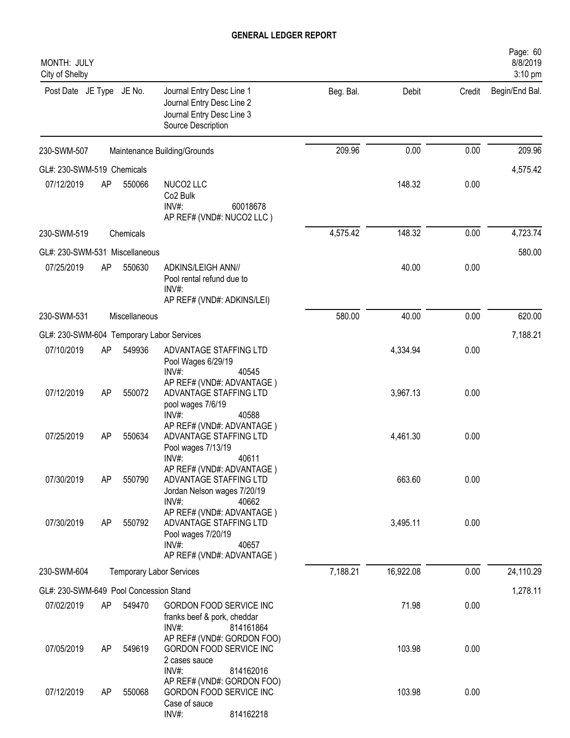# GENERAL LEDGER REPORT

MONTH: JULY
City of Shelby

| Post Date | JE Type | JE No. | Journal Entry Desc Line 1 / Journal Entry Desc Line 2 / Journal Entry Desc Line 3 / Source Description | Beg. Bal. | Debit | Credit | Begin/End Bal. |
|---|---|---|---|---|---|---|---|
| 230-SWM-507 | | | Maintenance Building/Grounds | 209.96 | 0.00 | 0.00 | 209.96 |
| GL#: 230-SWM-519 Chemicals | | | | | | | 4,575.42 |
| 07/12/2019 | AP | 550066 | NUCO2 LLC<br>Co2 Bulk<br>INV#: 60018678<br>AP REF# (VND#: NUCO2 LLC ) | | 148.32 | 0.00 | |
| 230-SWM-519 | | | Chemicals | 4,575.42 | 148.32 | 0.00 | 4,723.74 |
| GL#: 230-SWM-531 Miscellaneous | | | | | | | 580.00 |
| 07/25/2019 | AP | 550630 | ADKINS/LEIGH ANN//<br>Pool rental refund due to<br>INV#:<br>AP REF# (VND#: ADKINS/LEI) | | 40.00 | 0.00 | |
| 230-SWM-531 | | | Miscellaneous | 580.00 | 40.00 | 0.00 | 620.00 |
| GL#: 230-SWM-604 Temporary Labor Services | | | | | | | 7,188.21 |
| 07/10/2019 | AP | 549936 | ADVANTAGE STAFFING LTD<br>Pool Wages 6/29/19<br>INV#: 40545<br>AP REF# (VND#: ADVANTAGE ) | | 4,334.94 | 0.00 | |
| 07/12/2019 | AP | 550072 | ADVANTAGE STAFFING LTD<br>pool wages 7/6/19<br>INV#: 40588<br>AP REF# (VND#: ADVANTAGE ) | | 3,967.13 | 0.00 | |
| 07/25/2019 | AP | 550634 | ADVANTAGE STAFFING LTD<br>Pool wages 7/13/19<br>INV#: 40611<br>AP REF# (VND#: ADVANTAGE ) | | 4,461.30 | 0.00 | |
| 07/30/2019 | AP | 550790 | ADVANTAGE STAFFING LTD<br>Jordan Nelson wages 7/20/19<br>INV#: 40662<br>AP REF# (VND#: ADVANTAGE ) | | 663.60 | 0.00 | |
| 07/30/2019 | AP | 550792 | ADVANTAGE STAFFING LTD<br>Pool wages 7/20/19<br>INV#: 40657<br>AP REF# (VND#: ADVANTAGE ) | | 3,495.11 | 0.00 | |
| 230-SWM-604 | | | Temporary Labor Services | 7,188.21 | 16,922.08 | 0.00 | 24,110.29 |
| GL#: 230-SWM-649 Pool Concession Stand | | | | | | | 1,278.11 |
| 07/02/2019 | AP | 549470 | GORDON FOOD SERVICE INC<br>franks beef & pork, cheddar<br>INV#: 814161864<br>AP REF# (VND#: GORDON FOO) | | 71.98 | 0.00 | |
| 07/05/2019 | AP | 549619 | GORDON FOOD SERVICE INC<br>2 cases sauce<br>INV#: 814162016<br>AP REF# (VND#: GORDON FOO) | | 103.98 | 0.00 | |
| 07/12/2019 | AP | 550068 | GORDON FOOD SERVICE INC<br>Case of sauce<br>INV#: 814162218 | | 103.98 | 0.00 | |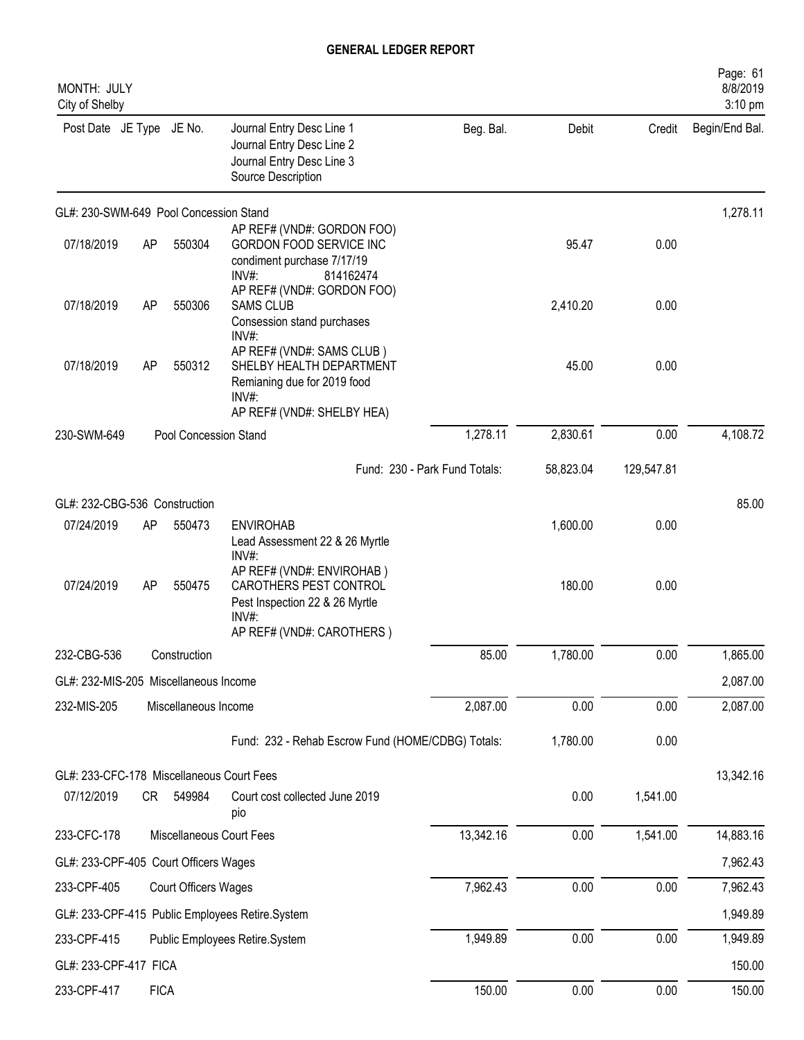# GENERAL LEDGER REPORT

MONTH: JULY
City of Shelby

| Post Date | JE Type | JE No. | Journal Entry Desc Line 1 / Journal Entry Desc Line 2 / Journal Entry Desc Line 3 / Source Description | Beg. Bal. | Debit | Credit | Begin/End Bal. |
|---|---|---|---|---|---|---|---|
| GL#: 230-SWM-649 Pool Concession Stand | | | | | | | 1,278.11 |
| 07/18/2019 | AP | 550304 | GORDON FOOD SERVICE INC<br>condiment purchase 7/17/19<br>INV#: 814162474<br>AP REF# (VND#: GORDON FOO) | | 95.47 | 0.00 | |
| 07/18/2019 | AP | 550306 | SAMS CLUB<br>Consession stand purchases<br>INV#:<br>AP REF# (VND#: SAMS CLUB ) | | 2,410.20 | 0.00 | |
| 07/18/2019 | AP | 550312 | SHELBY HEALTH DEPARTMENT<br>Remianing due for 2019 food<br>INV#:<br>AP REF# (VND#: SHELBY HEA) | | 45.00 | 0.00 | |
| 230-SWM-649 | | | Pool Concession Stand | 1,278.11 | 2,830.61 | 0.00 | 4,108.72 |
| | | | Fund: 230 - Park Fund Totals: | | 58,823.04 | 129,547.81 | |
| GL#: 232-CBG-536 Construction | | | | | | | 85.00 |
| 07/24/2019 | AP | 550473 | ENVIROHAB<br>Lead Assessment 22 & 26 Myrtle<br>INV#:<br>AP REF# (VND#: ENVIROHAB ) | | 1,600.00 | 0.00 | |
| 07/24/2019 | AP | 550475 | CAROTHERS PEST CONTROL<br>Pest Inspection 22 & 26 Myrtle<br>INV#:<br>AP REF# (VND#: CAROTHERS ) | | 180.00 | 0.00 | |
| 232-CBG-536 | | | Construction | 85.00 | 1,780.00 | 0.00 | 1,865.00 |
| GL#: 232-MIS-205 Miscellaneous Income | | | | | | | 2,087.00 |
| 232-MIS-205 | | | Miscellaneous Income | 2,087.00 | 0.00 | 0.00 | 2,087.00 |
| | | | Fund: 232 - Rehab Escrow Fund (HOME/CDBG) Totals: | | 1,780.00 | 0.00 | |
| GL#: 233-CFC-178 Miscellaneous Court Fees | | | | | | | 13,342.16 |
| 07/12/2019 | CR | 549984 | Court cost collected June 2019<br>pio | | 0.00 | 1,541.00 | |
| 233-CFC-178 | | | Miscellaneous Court Fees | 13,342.16 | 0.00 | 1,541.00 | 14,883.16 |
| GL#: 233-CPF-405 Court Officers Wages | | | | | | | 7,962.43 |
| 233-CPF-405 | | | Court Officers Wages | 7,962.43 | 0.00 | 0.00 | 7,962.43 |
| GL#: 233-CPF-415 Public Employees Retire.System | | | | | | | 1,949.89 |
| 233-CPF-415 | | | Public Employees Retire.System | 1,949.89 | 0.00 | 0.00 | 1,949.89 |
| GL#: 233-CPF-417 FICA | | | | | | | 150.00 |
| 233-CPF-417 | | | FICA | 150.00 | 0.00 | 0.00 | 150.00 |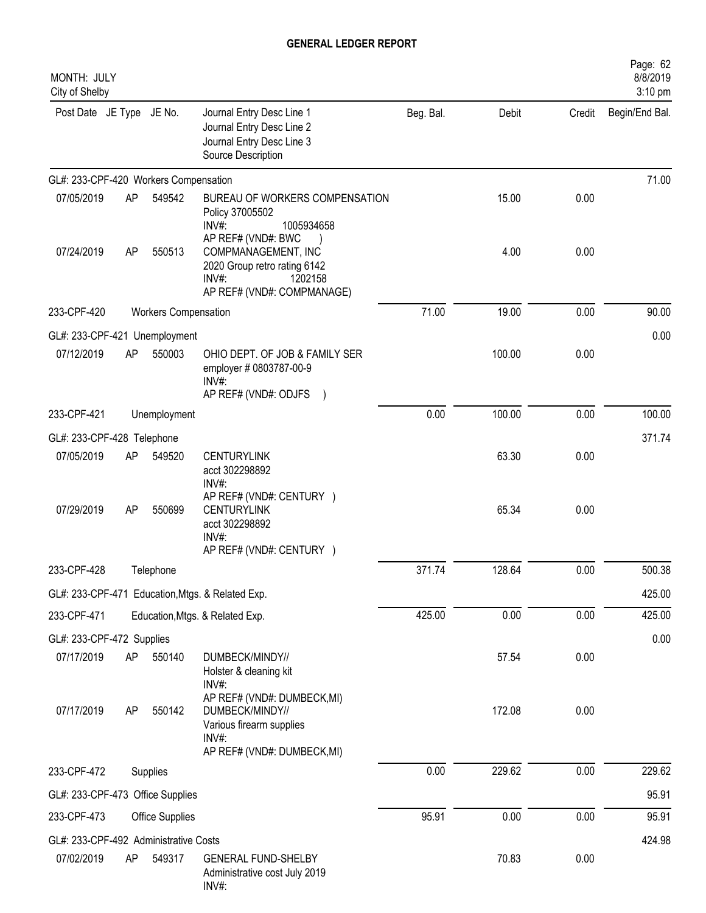# GENERAL LEDGER REPORT

MONTH: JULY
City of Shelby

| Post Date | JE Type | JE No. | Journal Entry Desc Line 1 / Journal Entry Desc Line 2 / Journal Entry Desc Line 3 / Source Description | Beg. Bal. | Debit | Credit | Begin/End Bal. |
|---|---|---|---|---|---|---|---|
| GL#: 233-CPF-420 Workers Compensation | | | | | | | 71.00 |
| 07/05/2019 | AP | 549542 | BUREAU OF WORKERS COMPENSATION<br>Policy 37005502<br>INV#: 1005934658<br>AP REF# (VND#: BWC ) | | 15.00 | 0.00 | |
| 07/24/2019 | AP | 550513 | COMPMANAGEMENT, INC<br>2020 Group retro rating 6142<br>INV#: 1202158<br>AP REF# (VND#: COMPMANAGE) | | 4.00 | 0.00 | |
| 233-CPF-420 | | Workers Compensation | | 71.00 | 19.00 | 0.00 | 90.00 |
| GL#: 233-CPF-421 Unemployment | | | | | | | 0.00 |
| 07/12/2019 | AP | 550003 | OHIO DEPT. OF JOB & FAMILY SER<br>employer # 0803787-00-9<br>INV#:<br>AP REF# (VND#: ODJFS ) | | 100.00 | 0.00 | |
| 233-CPF-421 | | Unemployment | | 0.00 | 100.00 | 0.00 | 100.00 |
| GL#: 233-CPF-428 Telephone | | | | | | | 371.74 |
| 07/05/2019 | AP | 549520 | CENTURYLINK<br>acct 302298892<br>INV#:<br>AP REF# (VND#: CENTURY ) | | 63.30 | 0.00 | |
| 07/29/2019 | AP | 550699 | CENTURYLINK<br>acct 302298892<br>INV#:<br>AP REF# (VND#: CENTURY ) | | 65.34 | 0.00 | |
| 233-CPF-428 | | Telephone | | 371.74 | 128.64 | 0.00 | 500.38 |
| GL#: 233-CPF-471 Education,Mtgs. & Related Exp. | | | | | | | 425.00 |
| 233-CPF-471 | | Education,Mtgs. & Related Exp. | | 425.00 | 0.00 | 0.00 | 425.00 |
| GL#: 233-CPF-472 Supplies | | | | | | | 0.00 |
| 07/17/2019 | AP | 550140 | DUMBECK/MINDY//<br>Holster & cleaning kit<br>INV#:<br>AP REF# (VND#: DUMBECK,MI) | | 57.54 | 0.00 | |
| 07/17/2019 | AP | 550142 | DUMBECK/MINDY//<br>Various firearm supplies<br>INV#:<br>AP REF# (VND#: DUMBECK,MI) | | 172.08 | 0.00 | |
| 233-CPF-472 | | Supplies | | 0.00 | 229.62 | 0.00 | 229.62 |
| GL#: 233-CPF-473 Office Supplies | | | | | | | 95.91 |
| 233-CPF-473 | | Office Supplies | | 95.91 | 0.00 | 0.00 | 95.91 |
| GL#: 233-CPF-492 Administrative Costs | | | | | | | 424.98 |
| 07/02/2019 | AP | 549317 | GENERAL FUND-SHELBY<br>Administrative cost July 2019<br>INV#: | | 70.83 | 0.00 | |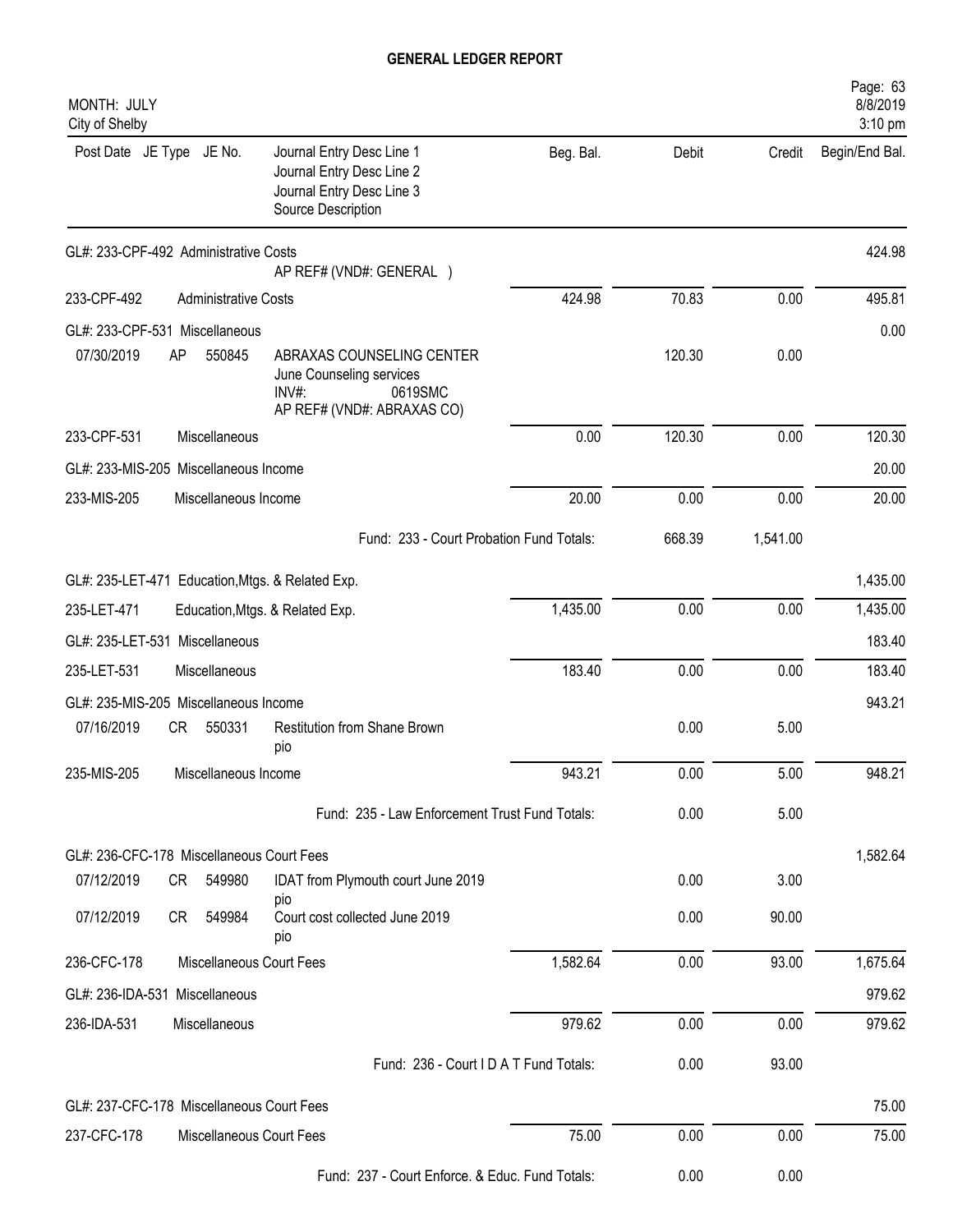# GENERAL LEDGER REPORT

MONTH: JULY
City of Shelby

| Post Date | JE Type | JE No. | Journal Entry Desc Line 1 / Journal Entry Desc Line 2 / Journal Entry Desc Line 3 / Source Description | Beg. Bal. | Debit | Credit | Begin/End Bal. |
|---|---|---|---|---|---|---|---|
| GL#: 233-CPF-492 Administrative Costs | | | | | | | 424.98 |
| | | | AP REF# (VND#: GENERAL ) | | | | |
| 233-CPF-492 | | | Administrative Costs | 424.98 | 70.83 | 0.00 | 495.81 |
| GL#: 233-CPF-531 Miscellaneous | | | | | | | 0.00 |
| 07/30/2019 | AP | 550845 | ABRAXAS COUNSELING CENTER<br>June Counseling services<br>INV#: 0619SMC<br>AP REF# (VND#: ABRAXAS CO) | | 120.30 | 0.00 | |
| 233-CPF-531 | | | Miscellaneous | 0.00 | 120.30 | 0.00 | 120.30 |
| GL#: 233-MIS-205 Miscellaneous Income | | | | | | | 20.00 |
| 233-MIS-205 | | | Miscellaneous Income | 20.00 | 0.00 | 0.00 | 20.00 |
| | | | Fund: 233 - Court Probation Fund Totals: | | 668.39 | 1,541.00 | |
| GL#: 235-LET-471 Education,Mtgs. & Related Exp. | | | | | | | 1,435.00 |
| 235-LET-471 | | | Education,Mtgs. & Related Exp. | 1,435.00 | 0.00 | 0.00 | 1,435.00 |
| GL#: 235-LET-531 Miscellaneous | | | | | | | 183.40 |
| 235-LET-531 | | | Miscellaneous | 183.40 | 0.00 | 0.00 | 183.40 |
| GL#: 235-MIS-205 Miscellaneous Income | | | | | | | 943.21 |
| 07/16/2019 | CR | 550331 | Restitution from Shane Brown<br>pio | | 0.00 | 5.00 | |
| 235-MIS-205 | | | Miscellaneous Income | 943.21 | 0.00 | 5.00 | 948.21 |
| | | | Fund: 235 - Law Enforcement Trust Fund Totals: | | 0.00 | 5.00 | |
| GL#: 236-CFC-178 Miscellaneous Court Fees | | | | | | | 1,582.64 |
| 07/12/2019 | CR | 549980 | IDAT from Plymouth court June 2019<br>pio | | 0.00 | 3.00 | |
| 07/12/2019 | CR | 549984 | Court cost collected June 2019<br>pio | | 0.00 | 90.00 | |
| 236-CFC-178 | | | Miscellaneous Court Fees | 1,582.64 | 0.00 | 93.00 | 1,675.64 |
| GL#: 236-IDA-531 Miscellaneous | | | | | | | 979.62 |
| 236-IDA-531 | | | Miscellaneous | 979.62 | 0.00 | 0.00 | 979.62 |
| | | | Fund: 236 - Court I D A T Fund Totals: | | 0.00 | 93.00 | |
| GL#: 237-CFC-178 Miscellaneous Court Fees | | | | | | | 75.00 |
| 237-CFC-178 | | | Miscellaneous Court Fees | 75.00 | 0.00 | 0.00 | 75.00 |
| | | | Fund: 237 - Court Enforce. & Educ. Fund Totals: | | 0.00 | 0.00 | |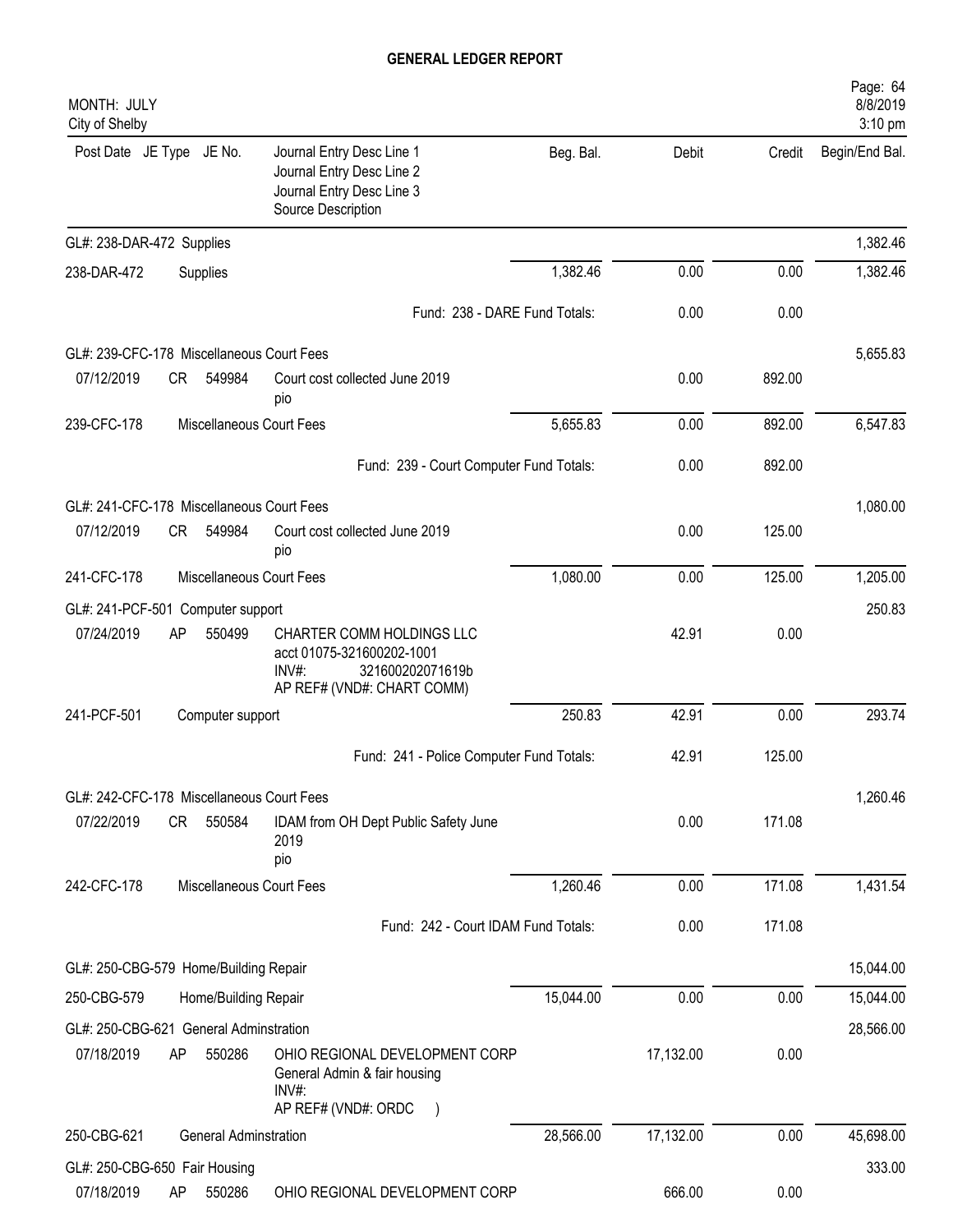# GENERAL LEDGER REPORT

MONTH: JULY
City of Shelby

| Post Date | JE Type | JE No. | Journal Entry Desc Line 1 / Journal Entry Desc Line 2 / Journal Entry Desc Line 3 / Source Description | Beg. Bal. | Debit | Credit | Begin/End Bal. |
|---|---|---|---|---|---|---|---|
| GL#: 238-DAR-472 Supplies | | | | | | | 1,382.46 |
| 238-DAR-472 | | | Supplies | 1,382.46 | 0.00 | 0.00 | 1,382.46 |
| | | | Fund: 238 - DARE Fund Totals: | | 0.00 | 0.00 | |
| GL#: 239-CFC-178 Miscellaneous Court Fees | | | | | | | 5,655.83 |
| 07/12/2019 | CR | 549984 | Court cost collected June 2019 pio | | 0.00 | 892.00 | |
| 239-CFC-178 | | | Miscellaneous Court Fees | 5,655.83 | 0.00 | 892.00 | 6,547.83 |
| | | | Fund: 239 - Court Computer Fund Totals: | | 0.00 | 892.00 | |
| GL#: 241-CFC-178 Miscellaneous Court Fees | | | | | | | 1,080.00 |
| 07/12/2019 | CR | 549984 | Court cost collected June 2019 pio | | 0.00 | 125.00 | |
| 241-CFC-178 | | | Miscellaneous Court Fees | 1,080.00 | 0.00 | 125.00 | 1,205.00 |
| GL#: 241-PCF-501 Computer support | | | | | | | 250.83 |
| 07/24/2019 | AP | 550499 | CHARTER COMM HOLDINGS LLC acct 01075-321600202-1001 INV#: 321600202071619b AP REF# (VND#: CHART COMM) | | 42.91 | 0.00 | |
| 241-PCF-501 | | | Computer support | 250.83 | 42.91 | 0.00 | 293.74 |
| | | | Fund: 241 - Police Computer Fund Totals: | | 42.91 | 125.00 | |
| GL#: 242-CFC-178 Miscellaneous Court Fees | | | | | | | 1,260.46 |
| 07/22/2019 | CR | 550584 | IDAM from OH Dept Public Safety June 2019 pio | | 0.00 | 171.08 | |
| 242-CFC-178 | | | Miscellaneous Court Fees | 1,260.46 | 0.00 | 171.08 | 1,431.54 |
| | | | Fund: 242 - Court IDAM Fund Totals: | | 0.00 | 171.08 | |
| GL#: 250-CBG-579 Home/Building Repair | | | | | | | 15,044.00 |
| 250-CBG-579 | | | Home/Building Repair | 15,044.00 | 0.00 | 0.00 | 15,044.00 |
| GL#: 250-CBG-621 General Adminstration | | | | | | | 28,566.00 |
| 07/18/2019 | AP | 550286 | OHIO REGIONAL DEVELOPMENT CORP General Admin & fair housing INV#: AP REF# (VND#: ORDC ) | | 17,132.00 | 0.00 | |
| 250-CBG-621 | | | General Adminstration | 28,566.00 | 17,132.00 | 0.00 | 45,698.00 |
| GL#: 250-CBG-650 Fair Housing | | | | | | | 333.00 |
| 07/18/2019 | AP | 550286 | OHIO REGIONAL DEVELOPMENT CORP | | 666.00 | 0.00 | |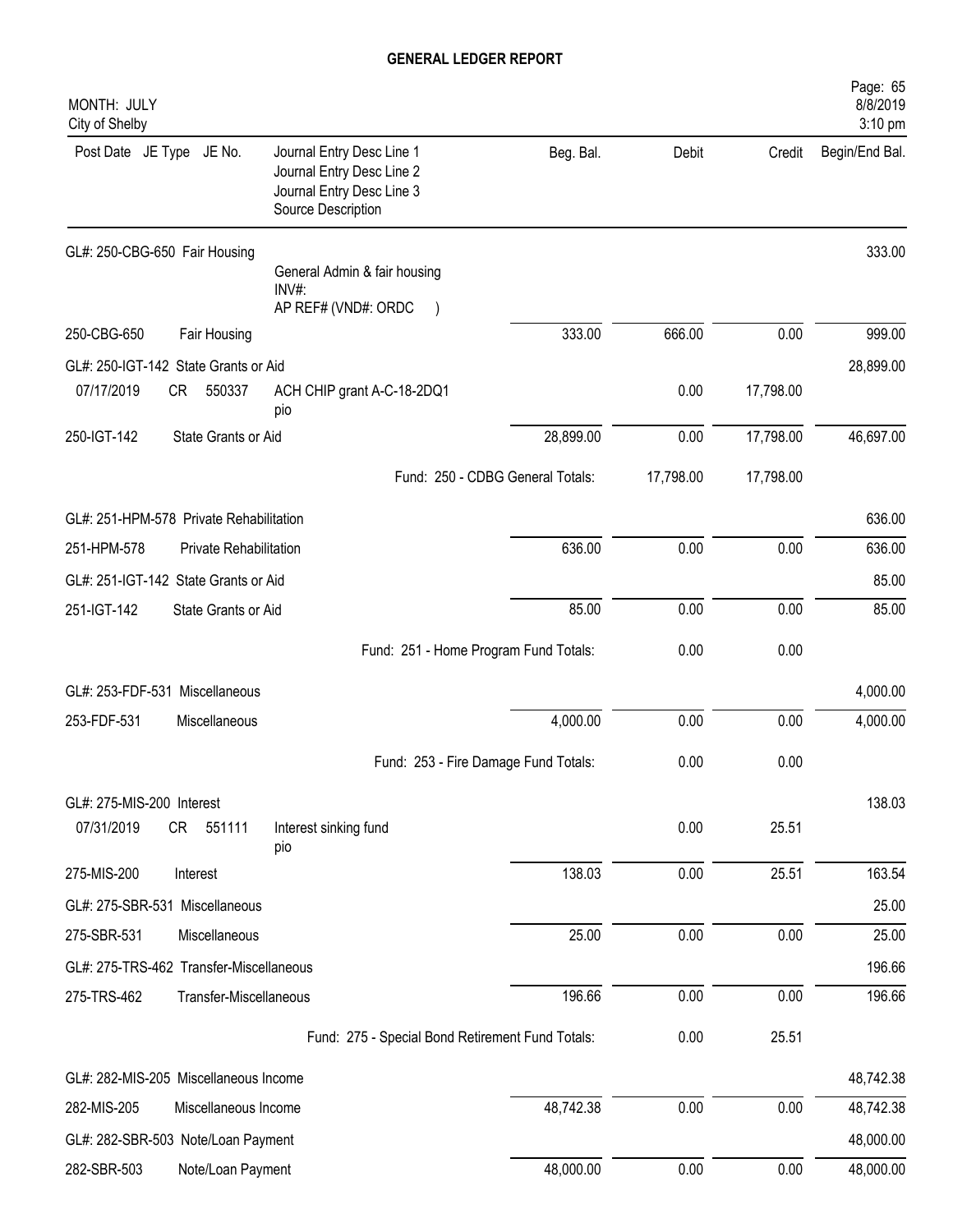# GENERAL LEDGER REPORT

MONTH: JULY
City of Shelby

| Post Date | JE Type | JE No. | Journal Entry Desc Line 1 / Journal Entry Desc Line 2 / Journal Entry Desc Line 3 / Source Description | Beg. Bal. | Debit | Credit | Begin/End Bal. |
|---|---|---|---|---|---|---|---|
| GL#: 250-CBG-650 Fair Housing | | | | | | | 333.00 |
| | | | General Admin & fair housing INV#: AP REF# (VND#: ORDC ) | | | | |
| 250-CBG-650 | Fair Housing | | | 333.00 | 666.00 | 0.00 | 999.00 |
| GL#: 250-IGT-142 State Grants or Aid | | | | | | | 28,899.00 |
| 07/17/2019 | CR | 550337 | ACH CHIP grant A-C-18-2DQ1 pio | | 0.00 | 17,798.00 | |
| 250-IGT-142 | State Grants or Aid | | | 28,899.00 | 0.00 | 17,798.00 | 46,697.00 |
| | | | Fund: 250 - CDBG General Totals: | | 17,798.00 | 17,798.00 | |
| GL#: 251-HPM-578 Private Rehabilitation | | | | | | | 636.00 |
| 251-HPM-578 | Private Rehabilitation | | | 636.00 | 0.00 | 0.00 | 636.00 |
| GL#: 251-IGT-142 State Grants or Aid | | | | | | | 85.00 |
| 251-IGT-142 | State Grants or Aid | | | 85.00 | 0.00 | 0.00 | 85.00 |
| | | | Fund: 251 - Home Program Fund Totals: | | 0.00 | 0.00 | |
| GL#: 253-FDF-531 Miscellaneous | | | | | | | 4,000.00 |
| 253-FDF-531 | Miscellaneous | | | 4,000.00 | 0.00 | 0.00 | 4,000.00 |
| | | | Fund: 253 - Fire Damage Fund Totals: | | 0.00 | 0.00 | |
| GL#: 275-MIS-200 Interest | | | | | | | 138.03 |
| 07/31/2019 | CR | 551111 | Interest sinking fund pio | | 0.00 | 25.51 | |
| 275-MIS-200 | Interest | | | 138.03 | 0.00 | 25.51 | 163.54 |
| GL#: 275-SBR-531 Miscellaneous | | | | | | | 25.00 |
| 275-SBR-531 | Miscellaneous | | | 25.00 | 0.00 | 0.00 | 25.00 |
| GL#: 275-TRS-462 Transfer-Miscellaneous | | | | | | | 196.66 |
| 275-TRS-462 | Transfer-Miscellaneous | | | 196.66 | 0.00 | 0.00 | 196.66 |
| | | | Fund: 275 - Special Bond Retirement Fund Totals: | | 0.00 | 25.51 | |
| GL#: 282-MIS-205 Miscellaneous Income | | | | | | | 48,742.38 |
| 282-MIS-205 | Miscellaneous Income | | | 48,742.38 | 0.00 | 0.00 | 48,742.38 |
| GL#: 282-SBR-503 Note/Loan Payment | | | | | | | 48,000.00 |
| 282-SBR-503 | Note/Loan Payment | | | 48,000.00 | 0.00 | 0.00 | 48,000.00 |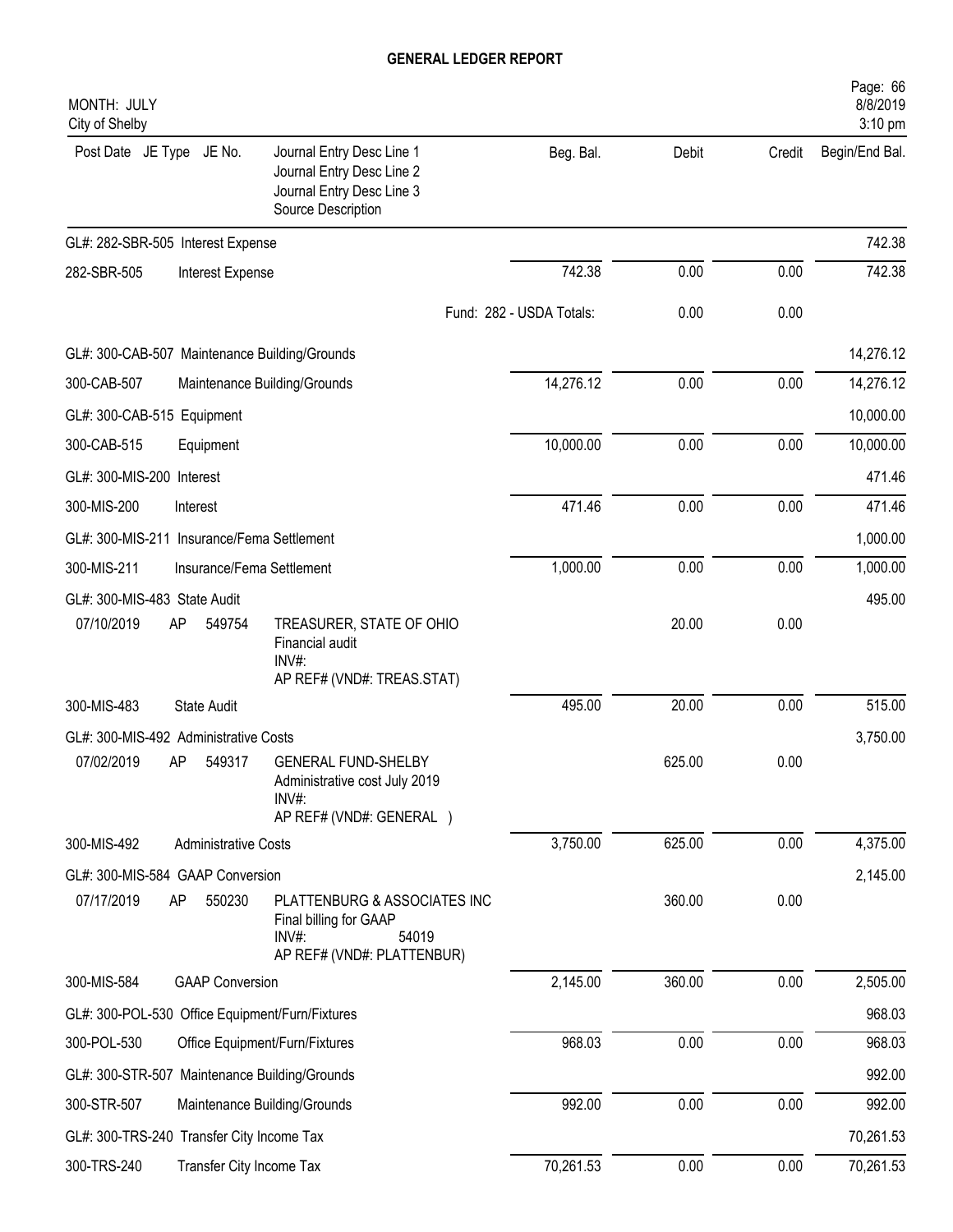# GENERAL LEDGER REPORT

MONTH: JULY
City of Shelby

8/8/2019
3:10 pm

| Post Date | JE Type | JE No. | Journal Entry Desc Line 1 / Journal Entry Desc Line 2 / Journal Entry Desc Line 3 / Source Description | Beg. Bal. | Debit | Credit | Begin/End Bal. |
|---|---|---|---|---|---|---|---|
| GL#: 282-SBR-505 Interest Expense | | | | | | | 742.38 |
| 282-SBR-505 | | | Interest Expense | 742.38 | 0.00 | 0.00 | 742.38 |
| | | | Fund: 282 - USDA Totals: | | 0.00 | 0.00 | |
| GL#: 300-CAB-507 Maintenance Building/Grounds | | | | | | | 14,276.12 |
| 300-CAB-507 | | | Maintenance Building/Grounds | 14,276.12 | 0.00 | 0.00 | 14,276.12 |
| GL#: 300-CAB-515 Equipment | | | | | | | 10,000.00 |
| 300-CAB-515 | | | Equipment | 10,000.00 | 0.00 | 0.00 | 10,000.00 |
| GL#: 300-MIS-200 Interest | | | | | | | 471.46 |
| 300-MIS-200 | | | Interest | 471.46 | 0.00 | 0.00 | 471.46 |
| GL#: 300-MIS-211 Insurance/Fema Settlement | | | | | | | 1,000.00 |
| 300-MIS-211 | | | Insurance/Fema Settlement | 1,000.00 | 0.00 | 0.00 | 1,000.00 |
| GL#: 300-MIS-483 State Audit | | | | | | | 495.00 |
| 07/10/2019 | AP | 549754 | TREASURER, STATE OF OHIO<br>Financial audit<br>INV#:<br>AP REF# (VND#: TREAS.STAT) | | 20.00 | 0.00 | |
| 300-MIS-483 | | | State Audit | 495.00 | 20.00 | 0.00 | 515.00 |
| GL#: 300-MIS-492 Administrative Costs | | | | | | | 3,750.00 |
| 07/02/2019 | AP | 549317 | GENERAL FUND-SHELBY<br>Administrative cost July 2019<br>INV#:<br>AP REF# (VND#: GENERAL ) | | 625.00 | 0.00 | |
| 300-MIS-492 | | | Administrative Costs | 3,750.00 | 625.00 | 0.00 | 4,375.00 |
| GL#: 300-MIS-584 GAAP Conversion | | | | | | | 2,145.00 |
| 07/17/2019 | AP | 550230 | PLATTENBURG & ASSOCIATES INC<br>Final billing for GAAP<br>INV#: 54019<br>AP REF# (VND#: PLATTENBUR) | | 360.00 | 0.00 | |
| 300-MIS-584 | | | GAAP Conversion | 2,145.00 | 360.00 | 0.00 | 2,505.00 |
| GL#: 300-POL-530 Office Equipment/Furn/Fixtures | | | | | | | 968.03 |
| 300-POL-530 | | | Office Equipment/Furn/Fixtures | 968.03 | 0.00 | 0.00 | 968.03 |
| GL#: 300-STR-507 Maintenance Building/Grounds | | | | | | | 992.00 |
| 300-STR-507 | | | Maintenance Building/Grounds | 992.00 | 0.00 | 0.00 | 992.00 |
| GL#: 300-TRS-240 Transfer City Income Tax | | | | | | | 70,261.53 |
| 300-TRS-240 | | | Transfer City Income Tax | 70,261.53 | 0.00 | 0.00 | 70,261.53 |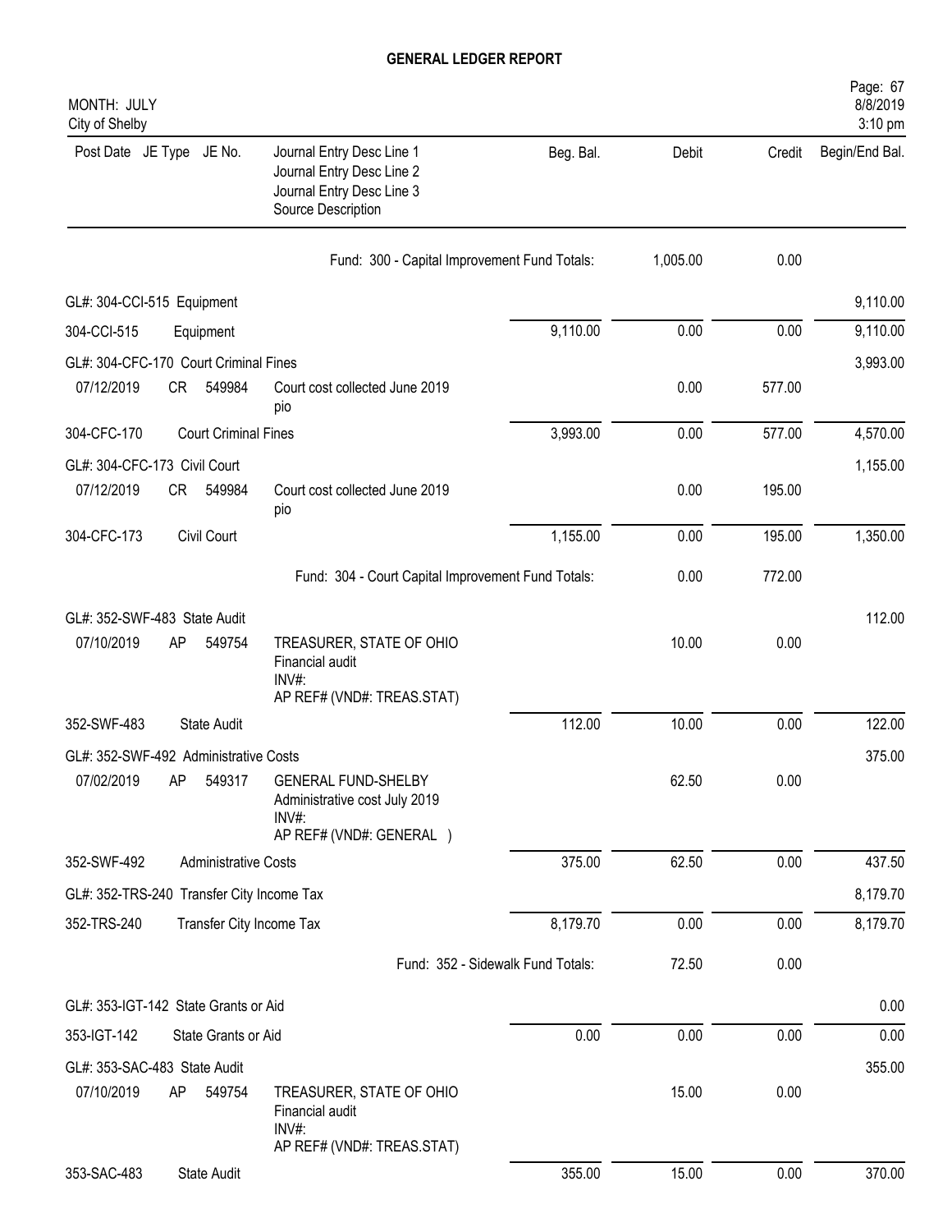# GENERAL LEDGER REPORT

MONTH: JULY
City of Shelby

| Post Date | JE Type | JE No. | Journal Entry Desc Line 1 / Journal Entry Desc Line 2 / Journal Entry Desc Line 3 / Source Description | Beg. Bal. | Debit | Credit | Begin/End Bal. |
|---|---|---|---|---|---|---|---|
| | | | Fund: 300 - Capital Improvement Fund Totals: | | 1,005.00 | 0.00 | |
| GL#: 304-CCI-515 Equipment | | | | | | | 9,110.00 |
| 304-CCI-515 | | | Equipment | 9,110.00 | 0.00 | 0.00 | 9,110.00 |
| GL#: 304-CFC-170 Court Criminal Fines | | | | | | | 3,993.00 |
| 07/12/2019 | CR | 549984 | Court cost collected June 2019 pio | | 0.00 | 577.00 | |
| 304-CFC-170 | | | Court Criminal Fines | 3,993.00 | 0.00 | 577.00 | 4,570.00 |
| GL#: 304-CFC-173 Civil Court | | | | | | | 1,155.00 |
| 07/12/2019 | CR | 549984 | Court cost collected June 2019 pio | | 0.00 | 195.00 | |
| 304-CFC-173 | | | Civil Court | 1,155.00 | 0.00 | 195.00 | 1,350.00 |
| | | | Fund: 304 - Court Capital Improvement Fund Totals: | | 0.00 | 772.00 | |
| GL#: 352-SWF-483 State Audit | | | | | | | 112.00 |
| 07/10/2019 | AP | 549754 | TREASURER, STATE OF OHIO Financial audit INV#: AP REF# (VND#: TREAS.STAT) | | 10.00 | 0.00 | |
| 352-SWF-483 | | | State Audit | 112.00 | 10.00 | 0.00 | 122.00 |
| GL#: 352-SWF-492 Administrative Costs | | | | | | | 375.00 |
| 07/02/2019 | AP | 549317 | GENERAL FUND-SHELBY Administrative cost July 2019 INV#: AP REF# (VND#: GENERAL ) | | 62.50 | 0.00 | |
| 352-SWF-492 | | | Administrative Costs | 375.00 | 62.50 | 0.00 | 437.50 |
| GL#: 352-TRS-240 Transfer City Income Tax | | | | | | | 8,179.70 |
| 352-TRS-240 | | | Transfer City Income Tax | 8,179.70 | 0.00 | 0.00 | 8,179.70 |
| | | | Fund: 352 - Sidewalk Fund Totals: | | 72.50 | 0.00 | |
| GL#: 353-IGT-142 State Grants or Aid | | | | | | | 0.00 |
| 353-IGT-142 | | | State Grants or Aid | 0.00 | 0.00 | 0.00 | 0.00 |
| GL#: 353-SAC-483 State Audit | | | | | | | 355.00 |
| 07/10/2019 | AP | 549754 | TREASURER, STATE OF OHIO Financial audit INV#: AP REF# (VND#: TREAS.STAT) | | 15.00 | 0.00 | |
| 353-SAC-483 | | | State Audit | 355.00 | 15.00 | 0.00 | 370.00 |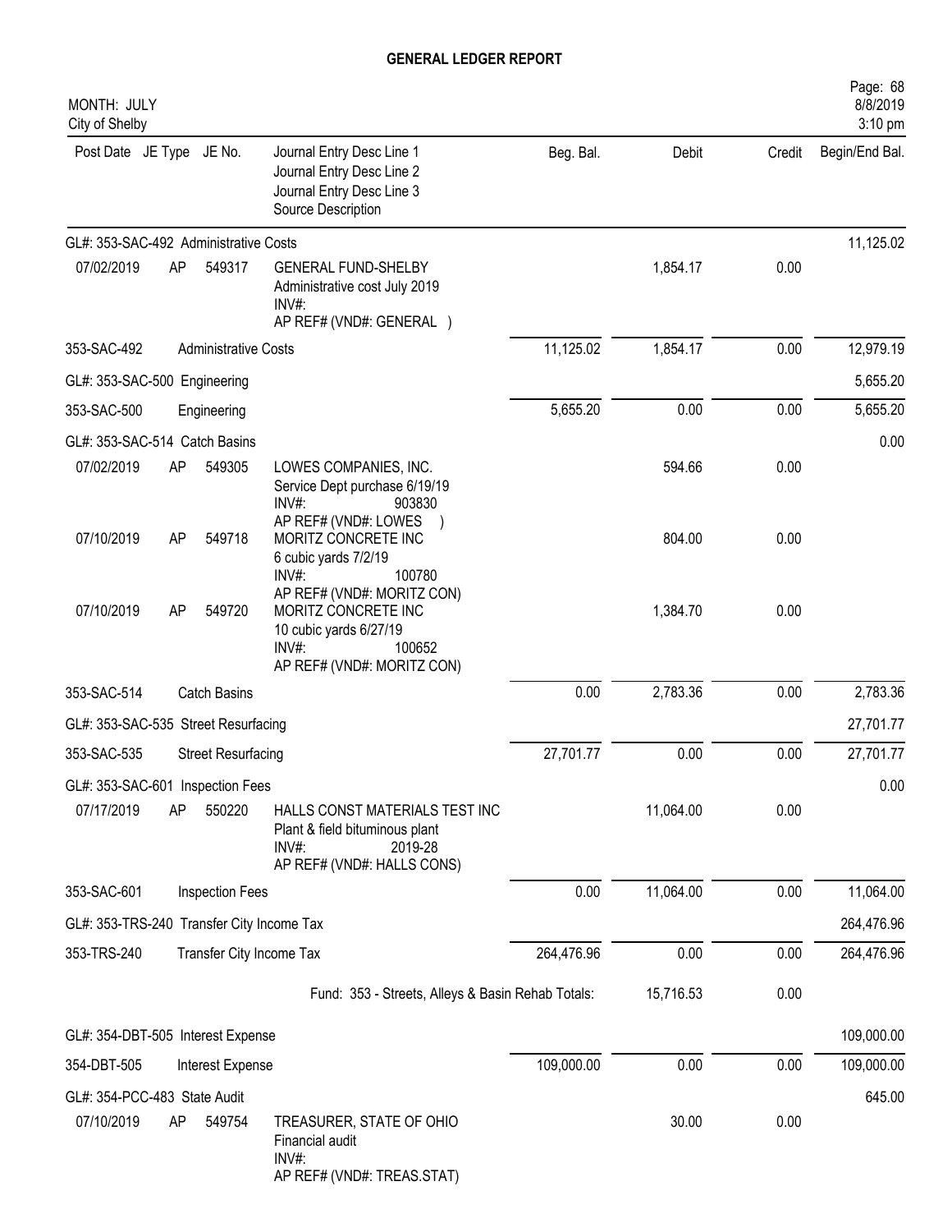# GENERAL LEDGER REPORT

MONTH: JULY
City of Shelby

8/8/2019
3:10 pm

| Post Date | JE Type | JE No. | Journal Entry Desc Line 1<br>Journal Entry Desc Line 2<br>Journal Entry Desc Line 3<br>Source Description | Beg. Bal. | Debit | Credit | Begin/End Bal. |
|---|---|---|---|---|---|---|---|
| GL#: 353-SAC-492 Administrative Costs | | | | | | | 11,125.02 |
| 07/02/2019 | AP | 549317 | GENERAL FUND-SHELBY<br>Administrative cost July 2019<br>INV#:<br>AP REF# (VND#: GENERAL ) | | 1,854.17 | 0.00 | |
| 353-SAC-492 | Administrative Costs | | | 11,125.02 | 1,854.17 | 0.00 | 12,979.19 |
| GL#: 353-SAC-500 Engineering | | | | | | | 5,655.20 |
| 353-SAC-500 | Engineering | | | 5,655.20 | 0.00 | 0.00 | 5,655.20 |
| GL#: 353-SAC-514 Catch Basins | | | | | | | 0.00 |
| 07/02/2019 | AP | 549305 | LOWES COMPANIES, INC.<br>Service Dept purchase 6/19/19<br>INV#: 903830<br>AP REF# (VND#: LOWES ) | | 594.66 | 0.00 | |
| 07/10/2019 | AP | 549718 | MORITZ CONCRETE INC<br>6 cubic yards 7/2/19<br>INV#: 100780<br>AP REF# (VND#: MORITZ CON) | | 804.00 | 0.00 | |
| 07/10/2019 | AP | 549720 | MORITZ CONCRETE INC<br>10 cubic yards 6/27/19<br>INV#: 100652<br>AP REF# (VND#: MORITZ CON) | | 1,384.70 | 0.00 | |
| 353-SAC-514 | Catch Basins | | | 0.00 | 2,783.36 | 0.00 | 2,783.36 |
| GL#: 353-SAC-535 Street Resurfacing | | | | | | | 27,701.77 |
| 353-SAC-535 | Street Resurfacing | | | 27,701.77 | 0.00 | 0.00 | 27,701.77 |
| GL#: 353-SAC-601 Inspection Fees | | | | | | | 0.00 |
| 07/17/2019 | AP | 550220 | HALLS CONST MATERIALS TEST INC<br>Plant & field bituminous plant<br>INV#: 2019-28<br>AP REF# (VND#: HALLS CONS) | | 11,064.00 | 0.00 | |
| 353-SAC-601 | Inspection Fees | | | 0.00 | 11,064.00 | 0.00 | 11,064.00 |
| GL#: 353-TRS-240 Transfer City Income Tax | | | | | | | 264,476.96 |
| 353-TRS-240 | Transfer City Income Tax | | | 264,476.96 | 0.00 | 0.00 | 264,476.96 |
| | | | Fund: 353 - Streets, Alleys & Basin Rehab Totals: | | 15,716.53 | 0.00 | |
| GL#: 354-DBT-505 Interest Expense | | | | | | | 109,000.00 |
| 354-DBT-505 | Interest Expense | | | 109,000.00 | 0.00 | 0.00 | 109,000.00 |
| GL#: 354-PCC-483 State Audit | | | | | | | 645.00 |
| 07/10/2019 | AP | 549754 | TREASURER, STATE OF OHIO<br>Financial audit<br>INV#:<br>AP REF# (VND#: TREAS.STAT) | | 30.00 | 0.00 | |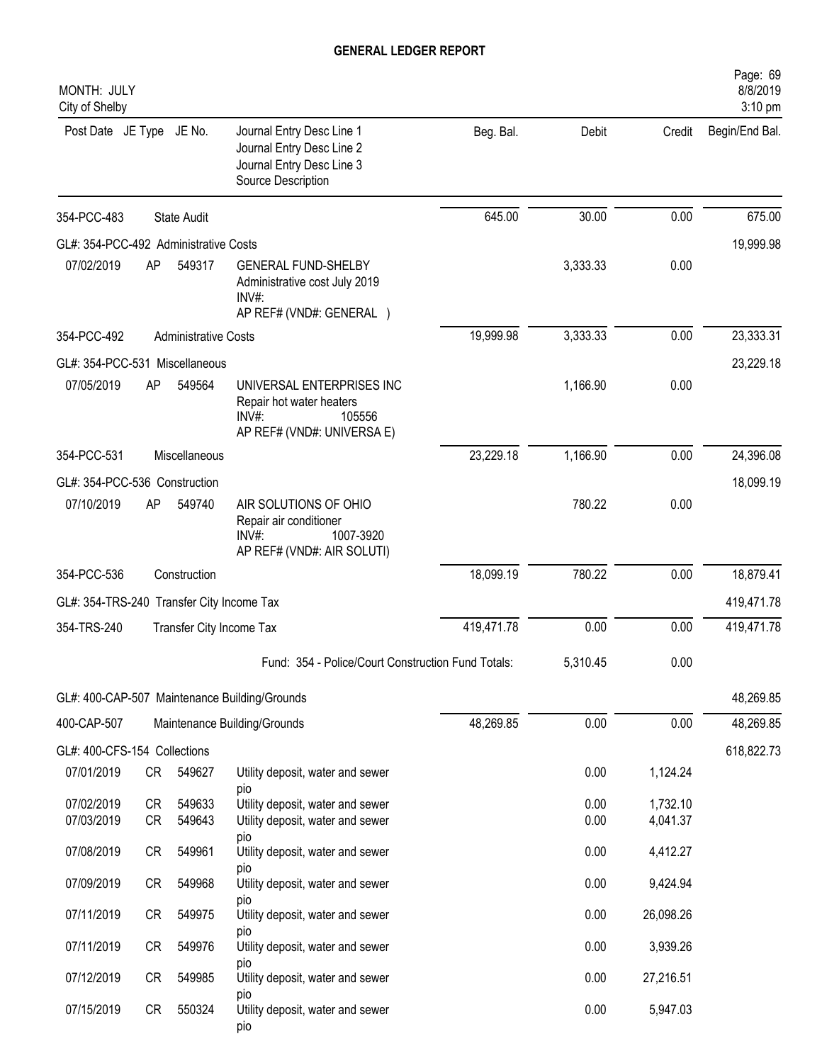# GENERAL LEDGER REPORT

MONTH: JULY
City of Shelby

| Post Date | JE Type | JE No. | Journal Entry Desc Line 1 / Journal Entry Desc Line 2 / Journal Entry Desc Line 3 / Source Description | Beg. Bal. | Debit | Credit | Begin/End Bal. |
|---|---|---|---|---|---|---|---|
| 354-PCC-483 | | State Audit | | 645.00 | 30.00 | 0.00 | 675.00 |
| GL#: 354-PCC-492 Administrative Costs | | | | | | | 19,999.98 |
| 07/02/2019 | AP | 549317 | GENERAL FUND-SHELBY / Administrative cost July 2019 / INV#: / AP REF# (VND#: GENERAL ) | | 3,333.33 | 0.00 | |
| 354-PCC-492 | | Administrative Costs | | 19,999.98 | 3,333.33 | 0.00 | 23,333.31 |
| GL#: 354-PCC-531 Miscellaneous | | | | | | | 23,229.18 |
| 07/05/2019 | AP | 549564 | UNIVERSAL ENTERPRISES INC / Repair hot water heaters / INV#: 105556 / AP REF# (VND#: UNIVERSA E) | | 1,166.90 | 0.00 | |
| 354-PCC-531 | | Miscellaneous | | 23,229.18 | 1,166.90 | 0.00 | 24,396.08 |
| GL#: 354-PCC-536 Construction | | | | | | | 18,099.19 |
| 07/10/2019 | AP | 549740 | AIR SOLUTIONS OF OHIO / Repair air conditioner / INV#: 1007-3920 / AP REF# (VND#: AIR SOLUTI) | | 780.22 | 0.00 | |
| 354-PCC-536 | | Construction | | 18,099.19 | 780.22 | 0.00 | 18,879.41 |
| GL#: 354-TRS-240 Transfer City Income Tax | | | | | | | 419,471.78 |
| 354-TRS-240 | | Transfer City Income Tax | | 419,471.78 | 0.00 | 0.00 | 419,471.78 |
| | | | Fund: 354 - Police/Court Construction Fund Totals: | | 5,310.45 | 0.00 | |
| GL#: 400-CAP-507 Maintenance Building/Grounds | | | | | | | 48,269.85 |
| 400-CAP-507 | | Maintenance Building/Grounds | | 48,269.85 | 0.00 | 0.00 | 48,269.85 |
| GL#: 400-CFS-154 Collections | | | | | | | 618,822.73 |
| 07/01/2019 | CR | 549627 | Utility deposit, water and sewer / pio | | 0.00 | 1,124.24 | |
| 07/02/2019 | CR | 549633 | Utility deposit, water and sewer | | 0.00 | 1,732.10 | |
| 07/03/2019 | CR | 549643 | Utility deposit, water and sewer / pio | | 0.00 | 4,041.37 | |
| 07/08/2019 | CR | 549961 | Utility deposit, water and sewer / pio | | 0.00 | 4,412.27 | |
| 07/09/2019 | CR | 549968 | Utility deposit, water and sewer / pio | | 0.00 | 9,424.94 | |
| 07/11/2019 | CR | 549975 | Utility deposit, water and sewer / pio | | 0.00 | 26,098.26 | |
| 07/11/2019 | CR | 549976 | Utility deposit, water and sewer / pio | | 0.00 | 3,939.26 | |
| 07/12/2019 | CR | 549985 | Utility deposit, water and sewer / pio | | 0.00 | 27,216.51 | |
| 07/15/2019 | CR | 550324 | Utility deposit, water and sewer / pio | | 0.00 | 5,947.03 | |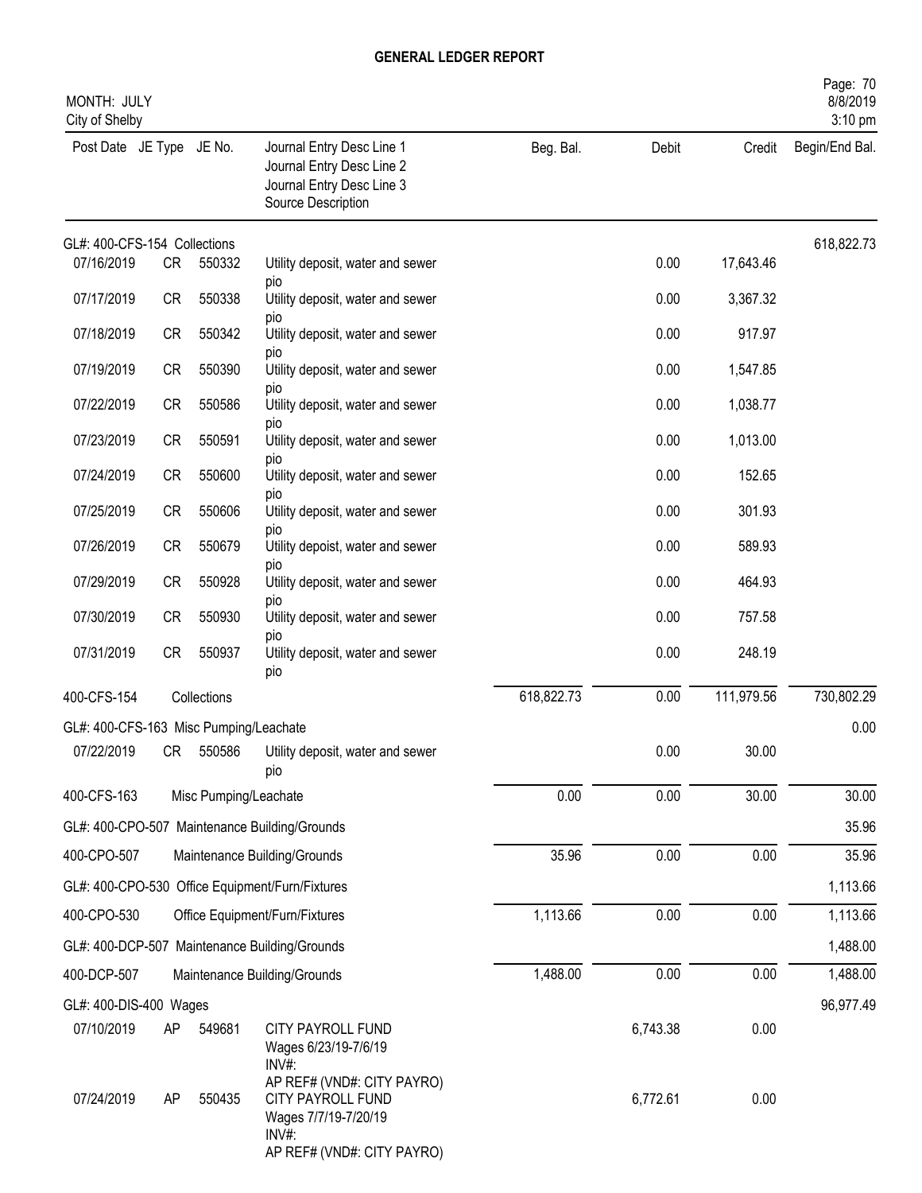# GENERAL LEDGER REPORT

MONTH: JULY
City of Shelby

| Post Date | JE Type | JE No. | Journal Entry Desc Line 1 / Journal Entry Desc Line 2 / Journal Entry Desc Line 3 / Source Description | Beg. Bal. | Debit | Credit | Begin/End Bal. |
|---|---|---|---|---|---|---|---|
| GL#: 400-CFS-154 Collections | | | | | | | 618,822.73 |
| 07/16/2019 | CR | 550332 | Utility deposit, water and sewer pio | | 0.00 | 17,643.46 | |
| 07/17/2019 | CR | 550338 | Utility deposit, water and sewer pio | | 0.00 | 3,367.32 | |
| 07/18/2019 | CR | 550342 | Utility deposit, water and sewer pio | | 0.00 | 917.97 | |
| 07/19/2019 | CR | 550390 | Utility deposit, water and sewer pio | | 0.00 | 1,547.85 | |
| 07/22/2019 | CR | 550586 | Utility deposit, water and sewer pio | | 0.00 | 1,038.77 | |
| 07/23/2019 | CR | 550591 | Utility deposit, water and sewer pio | | 0.00 | 1,013.00 | |
| 07/24/2019 | CR | 550600 | Utility deposit, water and sewer pio | | 0.00 | 152.65 | |
| 07/25/2019 | CR | 550606 | Utility deposit, water and sewer pio | | 0.00 | 301.93 | |
| 07/26/2019 | CR | 550679 | Utility depoist, water and sewer pio | | 0.00 | 589.93 | |
| 07/29/2019 | CR | 550928 | Utility deposit, water and sewer pio | | 0.00 | 464.93 | |
| 07/30/2019 | CR | 550930 | Utility deposit, water and sewer pio | | 0.00 | 757.58 | |
| 07/31/2019 | CR | 550937 | Utility deposit, water and sewer pio | | 0.00 | 248.19 | |
| 400-CFS-154 | | | Collections | 618,822.73 | 0.00 | 111,979.56 | 730,802.29 |
| GL#: 400-CFS-163 Misc Pumping/Leachate | | | | | | | 0.00 |
| 07/22/2019 | CR | 550586 | Utility deposit, water and sewer pio | | 0.00 | 30.00 | |
| 400-CFS-163 | | | Misc Pumping/Leachate | 0.00 | 0.00 | 30.00 | 30.00 |
| GL#: 400-CPO-507 Maintenance Building/Grounds | | | | | | | 35.96 |
| 400-CPO-507 | | | Maintenance Building/Grounds | 35.96 | 0.00 | 0.00 | 35.96 |
| GL#: 400-CPO-530 Office Equipment/Furn/Fixtures | | | | | | | 1,113.66 |
| 400-CPO-530 | | | Office Equipment/Furn/Fixtures | 1,113.66 | 0.00 | 0.00 | 1,113.66 |
| GL#: 400-DCP-507 Maintenance Building/Grounds | | | | | | | 1,488.00 |
| 400-DCP-507 | | | Maintenance Building/Grounds | 1,488.00 | 0.00 | 0.00 | 1,488.00 |
| GL#: 400-DIS-400 Wages | | | | | | | 96,977.49 |
| 07/10/2019 | AP | 549681 | CITY PAYROLL FUND / Wages 6/23/19-7/6/19 / INV#: / AP REF# (VND#: CITY PAYRO) | | 6,743.38 | 0.00 | |
| 07/24/2019 | AP | 550435 | CITY PAYROLL FUND / Wages 7/7/19-7/20/19 / INV#: / AP REF# (VND#: CITY PAYRO) | | 6,772.61 | 0.00 | |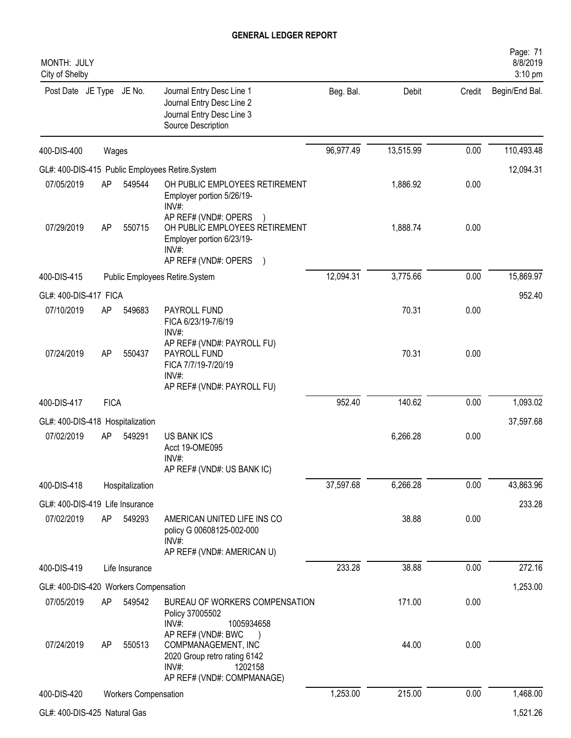# GENERAL LEDGER REPORT

MONTH: JULY
City of Shelby

| Post Date | JE Type | JE No. | Journal Entry Desc Line 1 / Journal Entry Desc Line 2 / Journal Entry Desc Line 3 / Source Description | Beg. Bal. | Debit | Credit | Begin/End Bal. |
|---|---|---|---|---|---|---|---|
| 400-DIS-400 | Wages | | | 96,977.49 | 13,515.99 | 0.00 | 110,493.48 |
| GL#: 400-DIS-415 Public Employees Retire.System | | | | | | | 12,094.31 |
| 07/05/2019 | AP | 549544 | OH PUBLIC EMPLOYEES RETIREMENT<br>Employer portion 5/26/19-<br>INV#:<br>AP REF# (VND#: OPERS ) | | 1,886.92 | 0.00 | |
| 07/29/2019 | AP | 550715 | OH PUBLIC EMPLOYEES RETIREMENT<br>Employer portion 6/23/19-<br>INV#:<br>AP REF# (VND#: OPERS ) | | 1,888.74 | 0.00 | |
| 400-DIS-415 | Public Employees Retire.System | | | 12,094.31 | 3,775.66 | 0.00 | 15,869.97 |
| GL#: 400-DIS-417 FICA | | | | | | | 952.40 |
| 07/10/2019 | AP | 549683 | PAYROLL FUND<br>FICA 6/23/19-7/6/19<br>INV#:<br>AP REF# (VND#: PAYROLL FU) | | 70.31 | 0.00 | |
| 07/24/2019 | AP | 550437 | PAYROLL FUND<br>FICA 7/7/19-7/20/19<br>INV#:<br>AP REF# (VND#: PAYROLL FU) | | 70.31 | 0.00 | |
| 400-DIS-417 | FICA | | | 952.40 | 140.62 | 0.00 | 1,093.02 |
| GL#: 400-DIS-418 Hospitalization | | | | | | | 37,597.68 |
| 07/02/2019 | AP | 549291 | US BANK ICS<br>Acct 19-OME095<br>INV#:<br>AP REF# (VND#: US BANK IC) | | 6,266.28 | 0.00 | |
| 400-DIS-418 | Hospitalization | | | 37,597.68 | 6,266.28 | 0.00 | 43,863.96 |
| GL#: 400-DIS-419 Life Insurance | | | | | | | 233.28 |
| 07/02/2019 | AP | 549293 | AMERICAN UNITED LIFE INS CO<br>policy G 00608125-002-000<br>INV#:<br>AP REF# (VND#: AMERICAN U) | | 38.88 | 0.00 | |
| 400-DIS-419 | Life Insurance | | | 233.28 | 38.88 | 0.00 | 272.16 |
| GL#: 400-DIS-420 Workers Compensation | | | | | | | 1,253.00 |
| 07/05/2019 | AP | 549542 | BUREAU OF WORKERS COMPENSATION<br>Policy 37005502<br>INV#: 1005934658<br>AP REF# (VND#: BWC ) | | 171.00 | 0.00 | |
| 07/24/2019 | AP | 550513 | COMPMANAGEMENT, INC<br>2020 Group retro rating 6142<br>INV#: 1202158<br>AP REF# (VND#: COMPMANAGE) | | 44.00 | 0.00 | |
| 400-DIS-420 | Workers Compensation | | | 1,253.00 | 215.00 | 0.00 | 1,468.00 |
| GL#: 400-DIS-425 Natural Gas | | | | | | | 1,521.26 |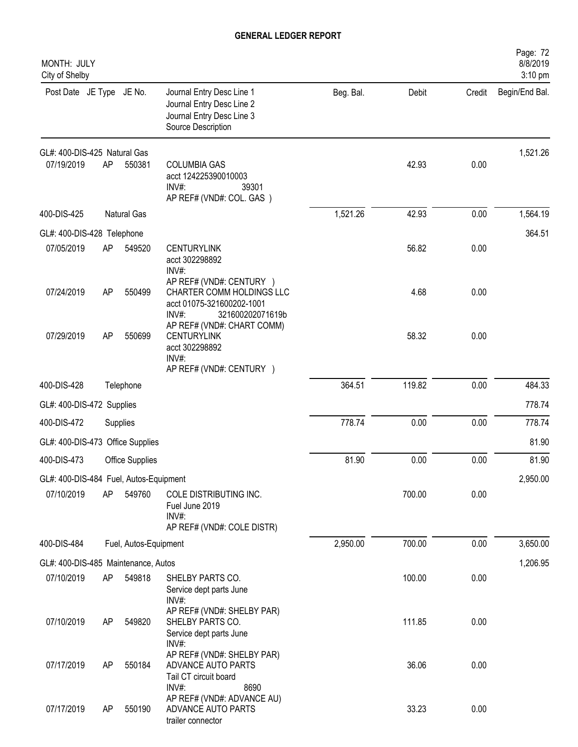# GENERAL LEDGER REPORT

MONTH: JULY
City of Shelby

| Post Date | JE Type | JE No. | Journal Entry Desc Line 1<br>Journal Entry Desc Line 2<br>Journal Entry Desc Line 3<br>Source Description | Beg. Bal. | Debit | Credit | Begin/End Bal. |
|---|---|---|---|---|---|---|---|
| GL#: 400-DIS-425 Natural Gas | | | | | | | 1,521.26 |
| 07/19/2019 | AP | 550381 | COLUMBIA GAS<br>acct 124225390010003<br>INV#: 39301<br>AP REF# (VND#: COL. GAS ) | | 42.93 | 0.00 | |
| 400-DIS-425 | | Natural Gas | | 1,521.26 | 42.93 | 0.00 | 1,564.19 |
| GL#: 400-DIS-428 Telephone | | | | | | | 364.51 |
| 07/05/2019 | AP | 549520 | CENTURYLINK<br>acct 302298892<br>INV#:<br>AP REF# (VND#: CENTURY ) | | 56.82 | 0.00 | |
| 07/24/2019 | AP | 550499 | CHARTER COMM HOLDINGS LLC<br>acct 01075-321600202-1001<br>INV#: 321600202071619b<br>AP REF# (VND#: CHART COMM) | | 4.68 | 0.00 | |
| 07/29/2019 | AP | 550699 | CENTURYLINK<br>acct 302298892<br>INV#:<br>AP REF# (VND#: CENTURY ) | | 58.32 | 0.00 | |
| 400-DIS-428 | | Telephone | | 364.51 | 119.82 | 0.00 | 484.33 |
| GL#: 400-DIS-472 Supplies | | | | | | | 778.74 |
| 400-DIS-472 | | Supplies | | 778.74 | 0.00 | 0.00 | 778.74 |
| GL#: 400-DIS-473 Office Supplies | | | | | | | 81.90 |
| 400-DIS-473 | | Office Supplies | | 81.90 | 0.00 | 0.00 | 81.90 |
| GL#: 400-DIS-484 Fuel, Autos-Equipment | | | | | | | 2,950.00 |
| 07/10/2019 | AP | 549760 | COLE DISTRIBUTING INC.<br>Fuel June 2019<br>INV#:<br>AP REF# (VND#: COLE DISTR) | | 700.00 | 0.00 | |
| 400-DIS-484 | | Fuel, Autos-Equipment | | 2,950.00 | 700.00 | 0.00 | 3,650.00 |
| GL#: 400-DIS-485 Maintenance, Autos | | | | | | | 1,206.95 |
| 07/10/2019 | AP | 549818 | SHELBY PARTS CO.<br>Service dept parts June<br>INV#:<br>AP REF# (VND#: SHELBY PAR) | | 100.00 | 0.00 | |
| 07/10/2019 | AP | 549820 | SHELBY PARTS CO.<br>Service dept parts June<br>INV#:<br>AP REF# (VND#: SHELBY PAR) | | 111.85 | 0.00 | |
| 07/17/2019 | AP | 550184 | ADVANCE AUTO PARTS<br>Tail CT circuit board<br>INV#: 8690<br>AP REF# (VND#: ADVANCE AU) | | 36.06 | 0.00 | |
| 07/17/2019 | AP | 550190 | ADVANCE AUTO PARTS<br>trailer connector | | 33.23 | 0.00 | |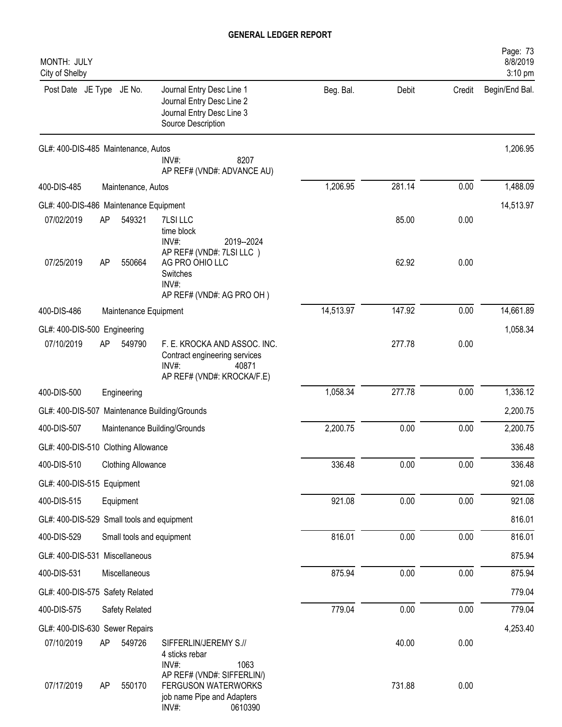# GENERAL LEDGER REPORT

MONTH: JULY
City of Shelby

| Post Date | JE Type | JE No. | Journal Entry Desc Line 1 / Journal Entry Desc Line 2 / Journal Entry Desc Line 3 / Source Description | Beg. Bal. | Debit | Credit | Begin/End Bal. |
|---|---|---|---|---|---|---|---|
| GL#: 400-DIS-485 Maintenance, Autos | | | | | | | 1,206.95 |
| | | | INV#: 8207<br>AP REF# (VND#: ADVANCE AU) | | | | |
| 400-DIS-485 | Maintenance, Autos | | | 1,206.95 | 281.14 | 0.00 | 1,488.09 |
| GL#: 400-DIS-486 Maintenance Equipment | | | | | | | 14,513.97 |
| 07/02/2019 | AP | 549321 | 7LSI LLC<br>time block<br>INV#: 2019--2024<br>AP REF# (VND#: 7LSI LLC ) | | 85.00 | 0.00 | |
| 07/25/2019 | AP | 550664 | AG PRO OHIO LLC<br>Switches<br>INV#:<br>AP REF# (VND#: AG PRO OH ) | | 62.92 | 0.00 | |
| 400-DIS-486 | Maintenance Equipment | | | 14,513.97 | 147.92 | 0.00 | 14,661.89 |
| GL#: 400-DIS-500 Engineering | | | | | | | 1,058.34 |
| 07/10/2019 | AP | 549790 | F. E. KROCKA AND ASSOC. INC.<br>Contract engineering services<br>INV#: 40871<br>AP REF# (VND#: KROCKA/F.E) | | 277.78 | 0.00 | |
| 400-DIS-500 | Engineering | | | 1,058.34 | 277.78 | 0.00 | 1,336.12 |
| GL#: 400-DIS-507 Maintenance Building/Grounds | | | | | | | 2,200.75 |
| 400-DIS-507 | Maintenance Building/Grounds | | | 2,200.75 | 0.00 | 0.00 | 2,200.75 |
| GL#: 400-DIS-510 Clothing Allowance | | | | | | | 336.48 |
| 400-DIS-510 | Clothing Allowance | | | 336.48 | 0.00 | 0.00 | 336.48 |
| GL#: 400-DIS-515 Equipment | | | | | | | 921.08 |
| 400-DIS-515 | Equipment | | | 921.08 | 0.00 | 0.00 | 921.08 |
| GL#: 400-DIS-529 Small tools and equipment | | | | | | | 816.01 |
| 400-DIS-529 | Small tools and equipment | | | 816.01 | 0.00 | 0.00 | 816.01 |
| GL#: 400-DIS-531 Miscellaneous | | | | | | | 875.94 |
| 400-DIS-531 | Miscellaneous | | | 875.94 | 0.00 | 0.00 | 875.94 |
| GL#: 400-DIS-575 Safety Related | | | | | | | 779.04 |
| 400-DIS-575 | Safety Related | | | 779.04 | 0.00 | 0.00 | 779.04 |
| GL#: 400-DIS-630 Sewer Repairs | | | | | | | 4,253.40 |
| 07/10/2019 | AP | 549726 | SIFFERLIN/JEREMY S.//<br>4 sticks rebar<br>INV#: 1063<br>AP REF# (VND#: SIFFERLIN/) | | 40.00 | 0.00 | |
| 07/17/2019 | AP | 550170 | FERGUSON WATERWORKS<br>job name Pipe and Adapters<br>INV#: 0610390 | | 731.88 | 0.00 | |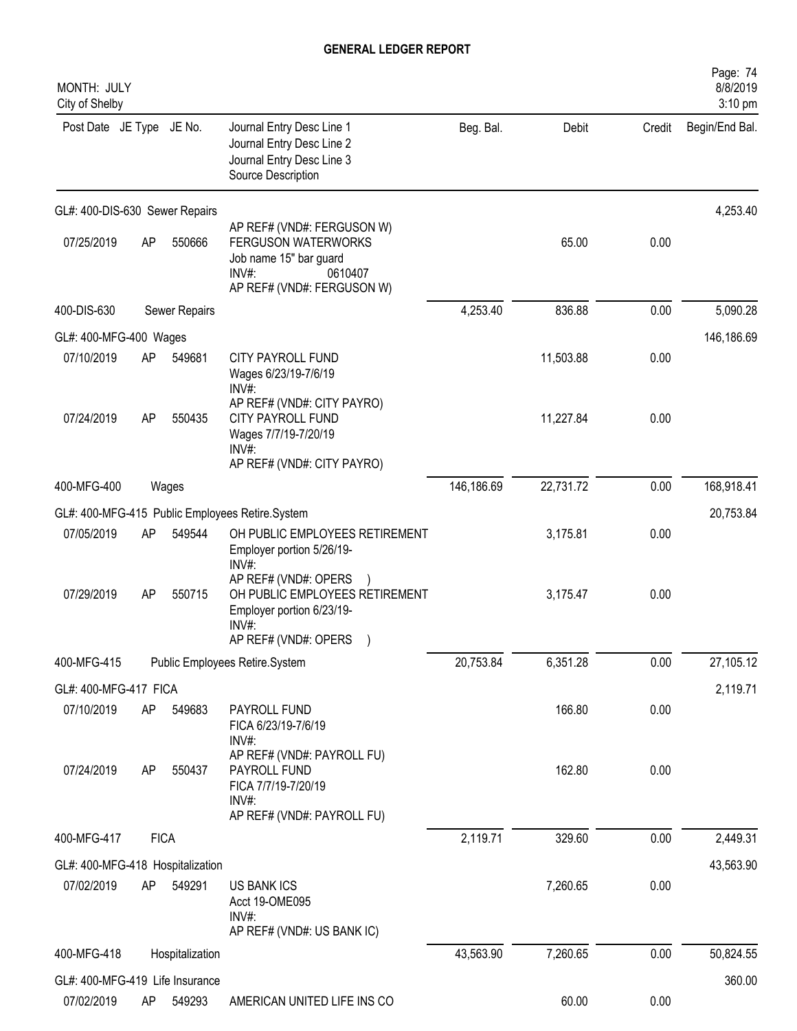# GENERAL LEDGER REPORT

MONTH: JULY
City of Shelby

| Post Date | JE Type | JE No. | Journal Entry Desc Line 1 / Journal Entry Desc Line 2 / Journal Entry Desc Line 3 / Source Description | Beg. Bal. | Debit | Credit | Begin/End Bal. |
|---|---|---|---|---|---|---|---|
| GL#: 400-DIS-630 Sewer Repairs | | | | | | | 4,253.40 |
| | | | AP REF# (VND#: FERGUSON W) | | | | |
| 07/25/2019 | AP | 550666 | FERGUSON WATERWORKS<br>Job name 15" bar guard<br>INV#: 0610407<br>AP REF# (VND#: FERGUSON W) | | 65.00 | 0.00 | |
| 400-DIS-630 | | Sewer Repairs | | 4,253.40 | 836.88 | 0.00 | 5,090.28 |
| GL#: 400-MFG-400 Wages | | | | | | | 146,186.69 |
| 07/10/2019 | AP | 549681 | CITY PAYROLL FUND<br>Wages 6/23/19-7/6/19<br>INV#:<br>AP REF# (VND#: CITY PAYRO) | | 11,503.88 | 0.00 | |
| 07/24/2019 | AP | 550435 | CITY PAYROLL FUND<br>Wages 7/7/19-7/20/19<br>INV#:<br>AP REF# (VND#: CITY PAYRO) | | 11,227.84 | 0.00 | |
| 400-MFG-400 | | Wages | | 146,186.69 | 22,731.72 | 0.00 | 168,918.41 |
| GL#: 400-MFG-415 Public Employees Retire.System | | | | | | | 20,753.84 |
| 07/05/2019 | AP | 549544 | OH PUBLIC EMPLOYEES RETIREMENT<br>Employer portion 5/26/19-<br>INV#:<br>AP REF# (VND#: OPERS ) | | 3,175.81 | 0.00 | |
| 07/29/2019 | AP | 550715 | OH PUBLIC EMPLOYEES RETIREMENT<br>Employer portion 6/23/19-<br>INV#:<br>AP REF# (VND#: OPERS ) | | 3,175.47 | 0.00 | |
| 400-MFG-415 | | Public Employees Retire.System | | 20,753.84 | 6,351.28 | 0.00 | 27,105.12 |
| GL#: 400-MFG-417 FICA | | | | | | | 2,119.71 |
| 07/10/2019 | AP | 549683 | PAYROLL FUND<br>FICA 6/23/19-7/6/19<br>INV#:<br>AP REF# (VND#: PAYROLL FU) | | 166.80 | 0.00 | |
| 07/24/2019 | AP | 550437 | PAYROLL FUND<br>FICA 7/7/19-7/20/19<br>INV#:<br>AP REF# (VND#: PAYROLL FU) | | 162.80 | 0.00 | |
| 400-MFG-417 | | FICA | | 2,119.71 | 329.60 | 0.00 | 2,449.31 |
| GL#: 400-MFG-418 Hospitalization | | | | | | | 43,563.90 |
| 07/02/2019 | AP | 549291 | US BANK ICS<br>Acct 19-OME095<br>INV#:<br>AP REF# (VND#: US BANK IC) | | 7,260.65 | 0.00 | |
| 400-MFG-418 | | Hospitalization | | 43,563.90 | 7,260.65 | 0.00 | 50,824.55 |
| GL#: 400-MFG-419 Life Insurance | | | | | | | 360.00 |
| 07/02/2019 | AP | 549293 | AMERICAN UNITED LIFE INS CO | | 60.00 | 0.00 | |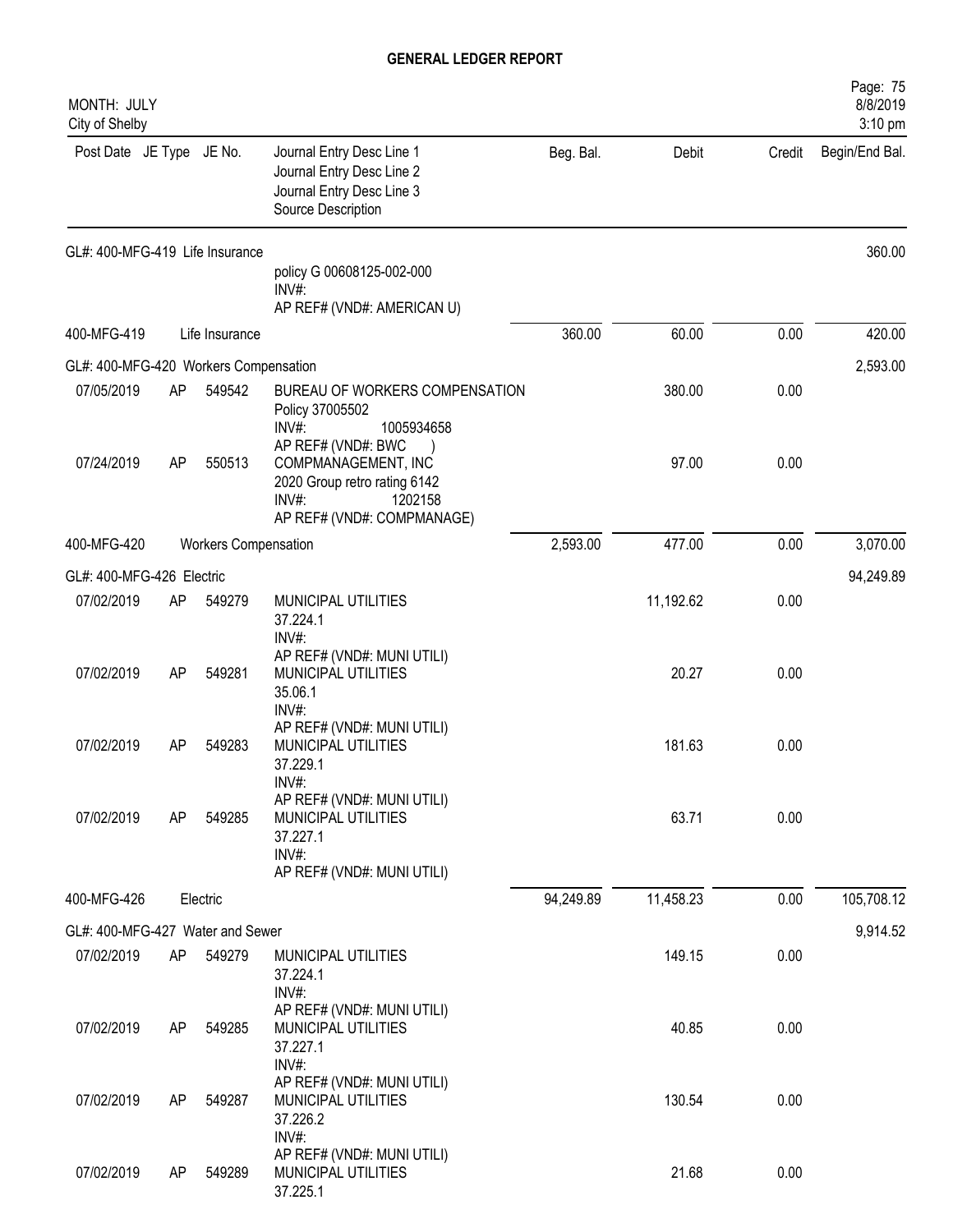# GENERAL LEDGER REPORT

MONTH: JULY
City of Shelby

| Post Date | JE Type | JE No. | Journal Entry Desc Line 1 / Journal Entry Desc Line 2 / Journal Entry Desc Line 3 / Source Description | Beg. Bal. | Debit | Credit | Begin/End Bal. |
|---|---|---|---|---|---|---|---|
| GL#: 400-MFG-419 Life Insurance | | | | | | | 360.00 |
| | | | policy G 00608125-002-000 INV#: AP REF# (VND#: AMERICAN U) | | | | |
| 400-MFG-419 | | Life Insurance | | 360.00 | 60.00 | 0.00 | 420.00 |
| GL#: 400-MFG-420 Workers Compensation | | | | | | | 2,593.00 |
| 07/05/2019 | AP | 549542 | BUREAU OF WORKERS COMPENSATION Policy 37005502 INV#: 1005934658 AP REF# (VND#: BWC ) | | 380.00 | 0.00 | |
| 07/24/2019 | AP | 550513 | COMPMANAGEMENT, INC 2020 Group retro rating 6142 INV#: 1202158 AP REF# (VND#: COMPMANAGE) | | 97.00 | 0.00 | |
| 400-MFG-420 | | Workers Compensation | | 2,593.00 | 477.00 | 0.00 | 3,070.00 |
| GL#: 400-MFG-426 Electric | | | | | | | 94,249.89 |
| 07/02/2019 | AP | 549279 | MUNICIPAL UTILITIES 37.224.1 INV#: AP REF# (VND#: MUNI UTILI) | | 11,192.62 | 0.00 | |
| 07/02/2019 | AP | 549281 | MUNICIPAL UTILITIES 35.06.1 INV#: AP REF# (VND#: MUNI UTILI) | | 20.27 | 0.00 | |
| 07/02/2019 | AP | 549283 | MUNICIPAL UTILITIES 37.229.1 INV#: AP REF# (VND#: MUNI UTILI) | | 181.63 | 0.00 | |
| 07/02/2019 | AP | 549285 | MUNICIPAL UTILITIES 37.227.1 INV#: AP REF# (VND#: MUNI UTILI) | | 63.71 | 0.00 | |
| 400-MFG-426 | | Electric | | 94,249.89 | 11,458.23 | 0.00 | 105,708.12 |
| GL#: 400-MFG-427 Water and Sewer | | | | | | | 9,914.52 |
| 07/02/2019 | AP | 549279 | MUNICIPAL UTILITIES 37.224.1 INV#: AP REF# (VND#: MUNI UTILI) | | 149.15 | 0.00 | |
| 07/02/2019 | AP | 549285 | MUNICIPAL UTILITIES 37.227.1 INV#: AP REF# (VND#: MUNI UTILI) | | 40.85 | 0.00 | |
| 07/02/2019 | AP | 549287 | MUNICIPAL UTILITIES 37.226.2 INV#: AP REF# (VND#: MUNI UTILI) | | 130.54 | 0.00 | |
| 07/02/2019 | AP | 549289 | MUNICIPAL UTILITIES 37.225.1 | | 21.68 | 0.00 | |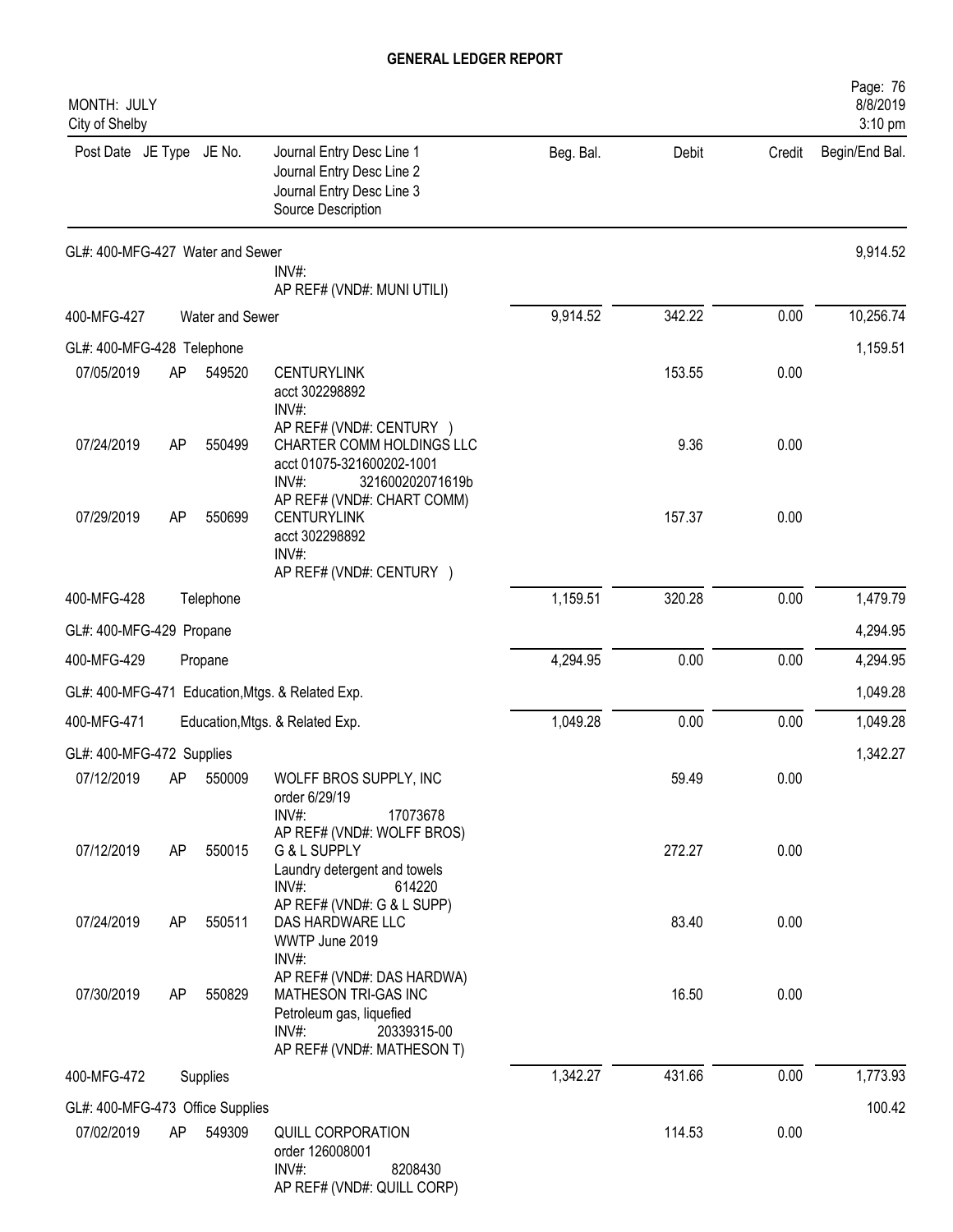# GENERAL LEDGER REPORT

MONTH: JULY
City of Shelby

| Post Date | JE Type | JE No. | Journal Entry Desc Line 1 / Journal Entry Desc Line 2 / Journal Entry Desc Line 3 / Source Description | Beg. Bal. | Debit | Credit | Begin/End Bal. |
|---|---|---|---|---|---|---|---|
| GL#: 400-MFG-427 Water and Sewer | | | | | | | 9,914.52 |
| | | | INV#: AP REF# (VND#: MUNI UTILI) | | | | |
| 400-MFG-427 | | | Water and Sewer | 9,914.52 | 342.22 | 0.00 | 10,256.74 |
| GL#: 400-MFG-428 Telephone | | | | | | | 1,159.51 |
| 07/05/2019 | AP | 549520 | CENTURYLINK acct 302298892 INV#: AP REF# (VND#: CENTURY ) | | 153.55 | 0.00 | |
| 07/24/2019 | AP | 550499 | CHARTER COMM HOLDINGS LLC acct 01075-321600202-1001 INV#: 321600202071619b AP REF# (VND#: CHART COMM) | | 9.36 | 0.00 | |
| 07/29/2019 | AP | 550699 | CENTURYLINK acct 302298892 INV#: AP REF# (VND#: CENTURY ) | | 157.37 | 0.00 | |
| 400-MFG-428 | | | Telephone | 1,159.51 | 320.28 | 0.00 | 1,479.79 |
| GL#: 400-MFG-429 Propane | | | | | | | 4,294.95 |
| 400-MFG-429 | | | Propane | 4,294.95 | 0.00 | 0.00 | 4,294.95 |
| GL#: 400-MFG-471 Education,Mtgs. & Related Exp. | | | | | | | 1,049.28 |
| 400-MFG-471 | | | Education,Mtgs. & Related Exp. | 1,049.28 | 0.00 | 0.00 | 1,049.28 |
| GL#: 400-MFG-472 Supplies | | | | | | | 1,342.27 |
| 07/12/2019 | AP | 550009 | WOLFF BROS SUPPLY, INC order 6/29/19 INV#: 17073678 AP REF# (VND#: WOLFF BROS) | | 59.49 | 0.00 | |
| 07/12/2019 | AP | 550015 | G & L SUPPLY Laundry detergent and towels INV#: 614220 AP REF# (VND#: G & L SUPP) | | 272.27 | 0.00 | |
| 07/24/2019 | AP | 550511 | DAS HARDWARE LLC WWTP June 2019 INV#: AP REF# (VND#: DAS HARDWA) | | 83.40 | 0.00 | |
| 07/30/2019 | AP | 550829 | MATHESON TRI-GAS INC Petroleum gas, liquefied INV#: 20339315-00 AP REF# (VND#: MATHESON T) | | 16.50 | 0.00 | |
| 400-MFG-472 | | | Supplies | 1,342.27 | 431.66 | 0.00 | 1,773.93 |
| GL#: 400-MFG-473 Office Supplies | | | | | | | 100.42 |
| 07/02/2019 | AP | 549309 | QUILL CORPORATION order 126008001 INV#: 8208430 AP REF# (VND#: QUILL CORP) | | 114.53 | 0.00 | |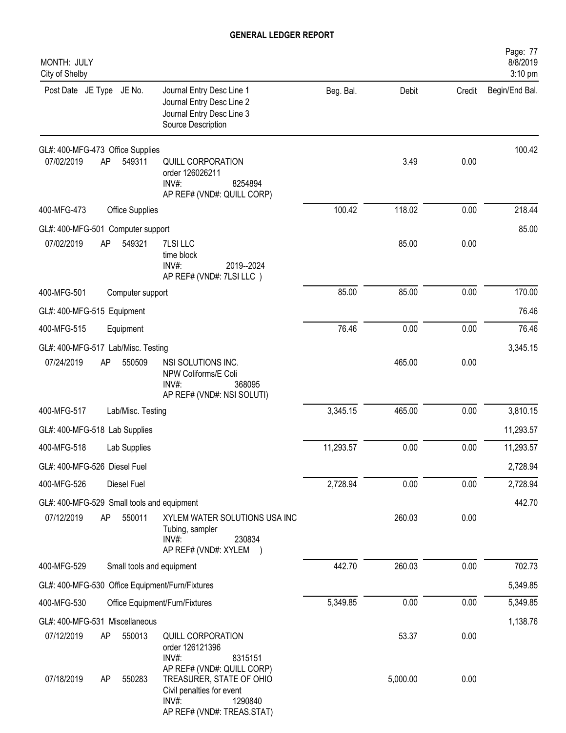## GENERAL LEDGER REPORT

MONTH: JULY
City of Shelby

| Post Date | JE Type | JE No. | Journal Entry Desc Line 1<br>Journal Entry Desc Line 2<br>Journal Entry Desc Line 3<br>Source Description | Beg. Bal. | Debit | Credit | Begin/End Bal. |
|---|---|---|---|---|---|---|---|
| **GL#: 400-MFG-473 Office Supplies** | | | | | | | 100.42 |
| 07/02/2019 | AP | 549311 | QUILL CORPORATION<br>order 126026211<br>INV#: 8254894<br>AP REF# (VND#: QUILL CORP) | | 3.49 | 0.00 | |
| 400-MFG-473 | | | Office Supplies | 100.42 | 118.02 | 0.00 | 218.44 |
| **GL#: 400-MFG-501 Computer support** | | | | | | | 85.00 |
| 07/02/2019 | AP | 549321 | 7LSI LLC<br>time block<br>INV#: 2019--2024<br>AP REF# (VND#: 7LSI LLC ) | | 85.00 | 0.00 | |
| 400-MFG-501 | | | Computer support | 85.00 | 85.00 | 0.00 | 170.00 |
| **GL#: 400-MFG-515 Equipment** | | | | | | | 76.46 |
| 400-MFG-515 | | | Equipment | 76.46 | 0.00 | 0.00 | 76.46 |
| **GL#: 400-MFG-517 Lab/Misc. Testing** | | | | | | | 3,345.15 |
| 07/24/2019 | AP | 550509 | NSI SOLUTIONS INC.<br>NPW Coliforms/E Coli<br>INV#: 368095<br>AP REF# (VND#: NSI SOLUTI) | | 465.00 | 0.00 | |
| 400-MFG-517 | | | Lab/Misc. Testing | 3,345.15 | 465.00 | 0.00 | 3,810.15 |
| **GL#: 400-MFG-518 Lab Supplies** | | | | | | | 11,293.57 |
| 400-MFG-518 | | | Lab Supplies | 11,293.57 | 0.00 | 0.00 | 11,293.57 |
| **GL#: 400-MFG-526 Diesel Fuel** | | | | | | | 2,728.94 |
| 400-MFG-526 | | | Diesel Fuel | 2,728.94 | 0.00 | 0.00 | 2,728.94 |
| **GL#: 400-MFG-529 Small tools and equipment** | | | | | | | 442.70 |
| 07/12/2019 | AP | 550011 | XYLEM WATER SOLUTIONS USA INC<br>Tubing, sampler<br>INV#: 230834<br>AP REF# (VND#: XYLEM ) | | 260.03 | 0.00 | |
| 400-MFG-529 | | | Small tools and equipment | 442.70 | 260.03 | 0.00 | 702.73 |
| **GL#: 400-MFG-530 Office Equipment/Furn/Fixtures** | | | | | | | 5,349.85 |
| 400-MFG-530 | | | Office Equipment/Furn/Fixtures | 5,349.85 | 0.00 | 0.00 | 5,349.85 |
| **GL#: 400-MFG-531 Miscellaneous** | | | | | | | 1,138.76 |
| 07/12/2019 | AP | 550013 | QUILL CORPORATION<br>order 126121396<br>INV#: 8315151<br>AP REF# (VND#: QUILL CORP) | | 53.37 | 0.00 | |
| 07/18/2019 | AP | 550283 | TREASURER, STATE OF OHIO<br>Civil penalties for event<br>INV#: 1290840<br>AP REF# (VND#: TREAS.STAT) | | 5,000.00 | 0.00 | |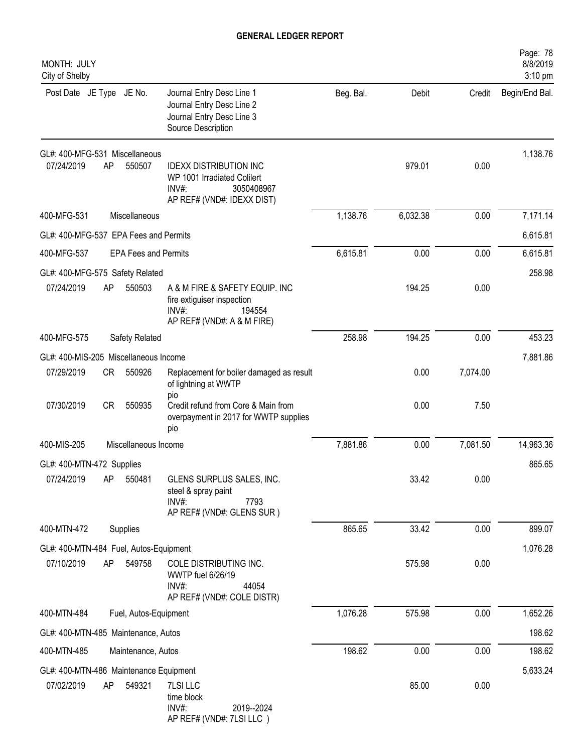# GENERAL LEDGER REPORT

MONTH: JULY
City of Shelby

| Post Date | JE Type | JE No. | Journal Entry Desc Line 1 / Journal Entry Desc Line 2 / Journal Entry Desc Line 3 / Source Description | Beg. Bal. | Debit | Credit | Begin/End Bal. |
|---|---|---|---|---|---|---|---|
| GL#: 400-MFG-531 Miscellaneous | | | | | | | 1,138.76 |
| 07/24/2019 | AP | 550507 | IDEXX DISTRIBUTION INC<br>WP 1001 Irradiated Colilert<br>INV#: 3050408967<br>AP REF# (VND#: IDEXX DIST) | | 979.01 | 0.00 | |
| 400-MFG-531 | | | Miscellaneous | 1,138.76 | 6,032.38 | 0.00 | 7,171.14 |
| GL#: 400-MFG-537 EPA Fees and Permits | | | | | | | 6,615.81 |
| 400-MFG-537 | | | EPA Fees and Permits | 6,615.81 | 0.00 | 0.00 | 6,615.81 |
| GL#: 400-MFG-575 Safety Related | | | | | | | 258.98 |
| 07/24/2019 | AP | 550503 | A & M FIRE & SAFETY EQUIP. INC<br>fire extiguiser inspection<br>INV#: 194554<br>AP REF# (VND#: A & M FIRE) | | 194.25 | 0.00 | |
| 400-MFG-575 | | | Safety Related | 258.98 | 194.25 | 0.00 | 453.23 |
| GL#: 400-MIS-205 Miscellaneous Income | | | | | | | 7,881.86 |
| 07/29/2019 | CR | 550926 | Replacement for boiler damaged as result of lightning at WWTP<br>pio | | 0.00 | 7,074.00 | |
| 07/30/2019 | CR | 550935 | Credit refund from Core & Main from overpayment in 2017 for WWTP supplies<br>pio | | 0.00 | 7.50 | |
| 400-MIS-205 | | | Miscellaneous Income | 7,881.86 | 0.00 | 7,081.50 | 14,963.36 |
| GL#: 400-MTN-472 Supplies | | | | | | | 865.65 |
| 07/24/2019 | AP | 550481 | GLENS SURPLUS SALES, INC.<br>steel & spray paint<br>INV#: 7793<br>AP REF# (VND#: GLENS SUR ) | | 33.42 | 0.00 | |
| 400-MTN-472 | | | Supplies | 865.65 | 33.42 | 0.00 | 899.07 |
| GL#: 400-MTN-484 Fuel, Autos-Equipment | | | | | | | 1,076.28 |
| 07/10/2019 | AP | 549758 | COLE DISTRIBUTING INC.<br>WWTP fuel 6/26/19<br>INV#: 44054<br>AP REF# (VND#: COLE DISTR) | | 575.98 | 0.00 | |
| 400-MTN-484 | | | Fuel, Autos-Equipment | 1,076.28 | 575.98 | 0.00 | 1,652.26 |
| GL#: 400-MTN-485 Maintenance, Autos | | | | | | | 198.62 |
| 400-MTN-485 | | | Maintenance, Autos | 198.62 | 0.00 | 0.00 | 198.62 |
| GL#: 400-MTN-486 Maintenance Equipment | | | | | | | 5,633.24 |
| 07/02/2019 | AP | 549321 | 7LSI LLC<br>time block<br>INV#: 2019--2024<br>AP REF# (VND#: 7LSI LLC ) | | 85.00 | 0.00 | |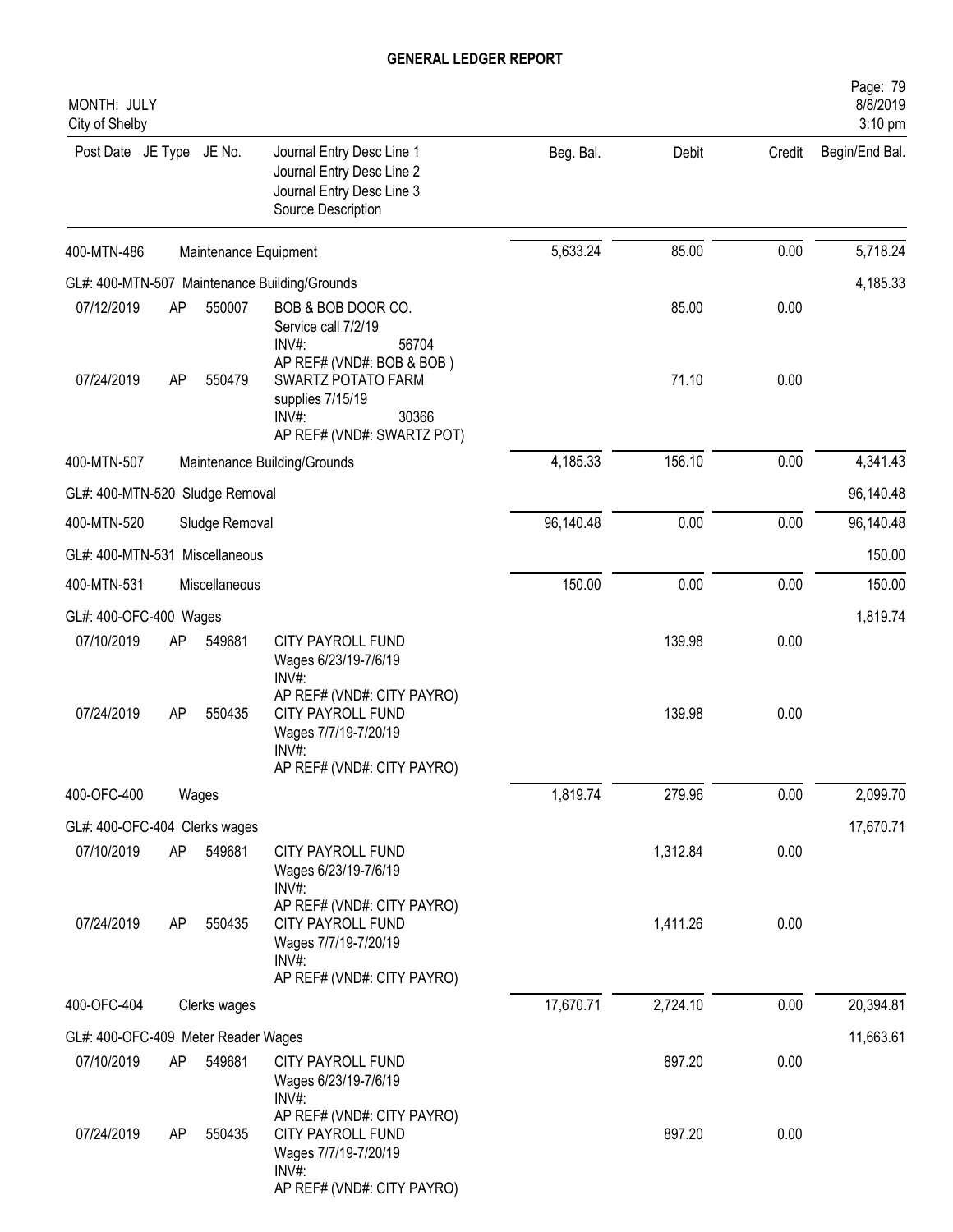# GENERAL LEDGER REPORT

MONTH: JULY
City of Shelby

| Post Date | JE Type | JE No. | Journal Entry Desc Line 1<br>Journal Entry Desc Line 2<br>Journal Entry Desc Line 3<br>Source Description | Beg. Bal. | Debit | Credit | Begin/End Bal. |
|---|---|---|---|---|---|---|---|
| 400-MTN-486 | | | Maintenance Equipment | 5,633.24 | 85.00 | 0.00 | 5,718.24 |
| GL#: 400-MTN-507 Maintenance Building/Grounds | | | | | | | 4,185.33 |
| 07/12/2019 | AP | 550007 | BOB & BOB DOOR CO.<br>Service call 7/2/19<br>INV#: 56704<br>AP REF# (VND#: BOB & BOB ) | | 85.00 | 0.00 | |
| 07/24/2019 | AP | 550479 | SWARTZ POTATO FARM<br>supplies 7/15/19<br>INV#: 30366<br>AP REF# (VND#: SWARTZ POT) | | 71.10 | 0.00 | |
| 400-MTN-507 | | | Maintenance Building/Grounds | 4,185.33 | 156.10 | 0.00 | 4,341.43 |
| GL#: 400-MTN-520 Sludge Removal | | | | | | | 96,140.48 |
| 400-MTN-520 | | | Sludge Removal | 96,140.48 | 0.00 | 0.00 | 96,140.48 |
| GL#: 400-MTN-531 Miscellaneous | | | | | | | 150.00 |
| 400-MTN-531 | | | Miscellaneous | 150.00 | 0.00 | 0.00 | 150.00 |
| GL#: 400-OFC-400 Wages | | | | | | | 1,819.74 |
| 07/10/2019 | AP | 549681 | CITY PAYROLL FUND<br>Wages 6/23/19-7/6/19<br>INV#:<br>AP REF# (VND#: CITY PAYRO) | | 139.98 | 0.00 | |
| 07/24/2019 | AP | 550435 | CITY PAYROLL FUND<br>Wages 7/7/19-7/20/19<br>INV#:<br>AP REF# (VND#: CITY PAYRO) | | 139.98 | 0.00 | |
| 400-OFC-400 | | | Wages | 1,819.74 | 279.96 | 0.00 | 2,099.70 |
| GL#: 400-OFC-404 Clerks wages | | | | | | | 17,670.71 |
| 07/10/2019 | AP | 549681 | CITY PAYROLL FUND<br>Wages 6/23/19-7/6/19<br>INV#:<br>AP REF# (VND#: CITY PAYRO) | | 1,312.84 | 0.00 | |
| 07/24/2019 | AP | 550435 | CITY PAYROLL FUND<br>Wages 7/7/19-7/20/19<br>INV#:<br>AP REF# (VND#: CITY PAYRO) | | 1,411.26 | 0.00 | |
| 400-OFC-404 | | | Clerks wages | 17,670.71 | 2,724.10 | 0.00 | 20,394.81 |
| GL#: 400-OFC-409 Meter Reader Wages | | | | | | | 11,663.61 |
| 07/10/2019 | AP | 549681 | CITY PAYROLL FUND<br>Wages 6/23/19-7/6/19<br>INV#:<br>AP REF# (VND#: CITY PAYRO) | | 897.20 | 0.00 | |
| 07/24/2019 | AP | 550435 | CITY PAYROLL FUND<br>Wages 7/7/19-7/20/19<br>INV#:<br>AP REF# (VND#: CITY PAYRO) | | 897.20 | 0.00 | |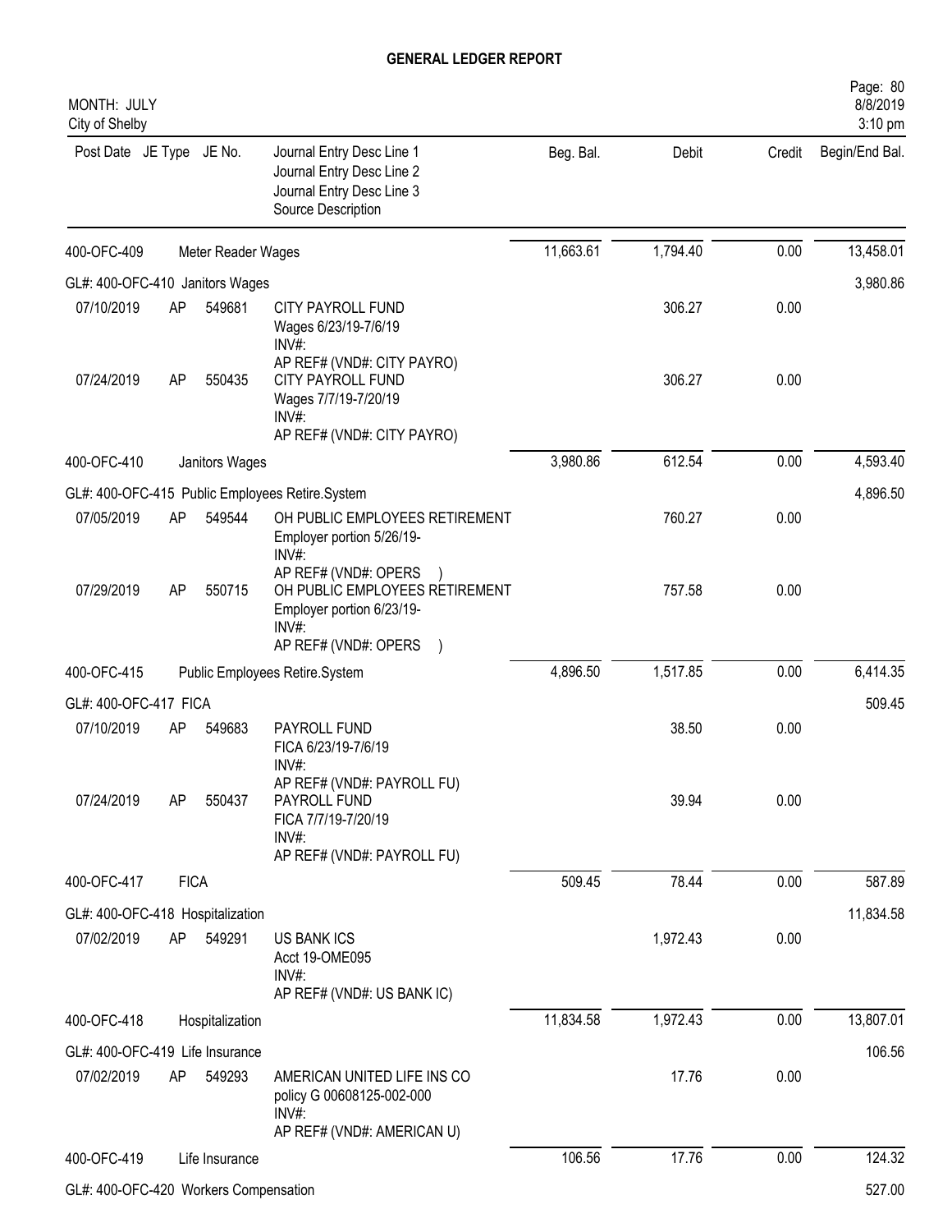# GENERAL LEDGER REPORT

MONTH: JULY
City of Shelby

| Post Date | JE Type | JE No. | Journal Entry Desc Line 1 / Journal Entry Desc Line 2 / Journal Entry Desc Line 3 / Source Description | Beg. Bal. | Debit | Credit | Begin/End Bal. |
|---|---|---|---|---|---|---|---|
| 400-OFC-409 | | | Meter Reader Wages | 11,663.61 | 1,794.40 | 0.00 | 13,458.01 |
| GL#: 400-OFC-410 Janitors Wages | | | | | | | 3,980.86 |
| 07/10/2019 | AP | 549681 | CITY PAYROLL FUND<br>Wages 6/23/19-7/6/19<br>INV#:<br>AP REF# (VND#: CITY PAYRO) | | 306.27 | 0.00 | |
| 07/24/2019 | AP | 550435 | CITY PAYROLL FUND<br>Wages 7/7/19-7/20/19<br>INV#:<br>AP REF# (VND#: CITY PAYRO) | | 306.27 | 0.00 | |
| 400-OFC-410 | | | Janitors Wages | 3,980.86 | 612.54 | 0.00 | 4,593.40 |
| GL#: 400-OFC-415 Public Employees Retire.System | | | | | | | 4,896.50 |
| 07/05/2019 | AP | 549544 | OH PUBLIC EMPLOYEES RETIREMENT<br>Employer portion 5/26/19-<br>INV#:<br>AP REF# (VND#: OPERS ) | | 760.27 | 0.00 | |
| 07/29/2019 | AP | 550715 | OH PUBLIC EMPLOYEES RETIREMENT<br>Employer portion 6/23/19-<br>INV#:<br>AP REF# (VND#: OPERS ) | | 757.58 | 0.00 | |
| 400-OFC-415 | | | Public Employees Retire.System | 4,896.50 | 1,517.85 | 0.00 | 6,414.35 |
| GL#: 400-OFC-417 FICA | | | | | | | 509.45 |
| 07/10/2019 | AP | 549683 | PAYROLL FUND<br>FICA 6/23/19-7/6/19<br>INV#:<br>AP REF# (VND#: PAYROLL FU) | | 38.50 | 0.00 | |
| 07/24/2019 | AP | 550437 | PAYROLL FUND<br>FICA 7/7/19-7/20/19<br>INV#:<br>AP REF# (VND#: PAYROLL FU) | | 39.94 | 0.00 | |
| 400-OFC-417 | | | FICA | 509.45 | 78.44 | 0.00 | 587.89 |
| GL#: 400-OFC-418 Hospitalization | | | | | | | 11,834.58 |
| 07/02/2019 | AP | 549291 | US BANK ICS<br>Acct 19-OME095<br>INV#:<br>AP REF# (VND#: US BANK IC) | | 1,972.43 | 0.00 | |
| 400-OFC-418 | | | Hospitalization | 11,834.58 | 1,972.43 | 0.00 | 13,807.01 |
| GL#: 400-OFC-419 Life Insurance | | | | | | | 106.56 |
| 07/02/2019 | AP | 549293 | AMERICAN UNITED LIFE INS CO<br>policy G 00608125-002-000<br>INV#:<br>AP REF# (VND#: AMERICAN U) | | 17.76 | 0.00 | |
| 400-OFC-419 | | | Life Insurance | 106.56 | 17.76 | 0.00 | 124.32 |
| GL#: 400-OFC-420 Workers Compensation | | | | | | | 527.00 |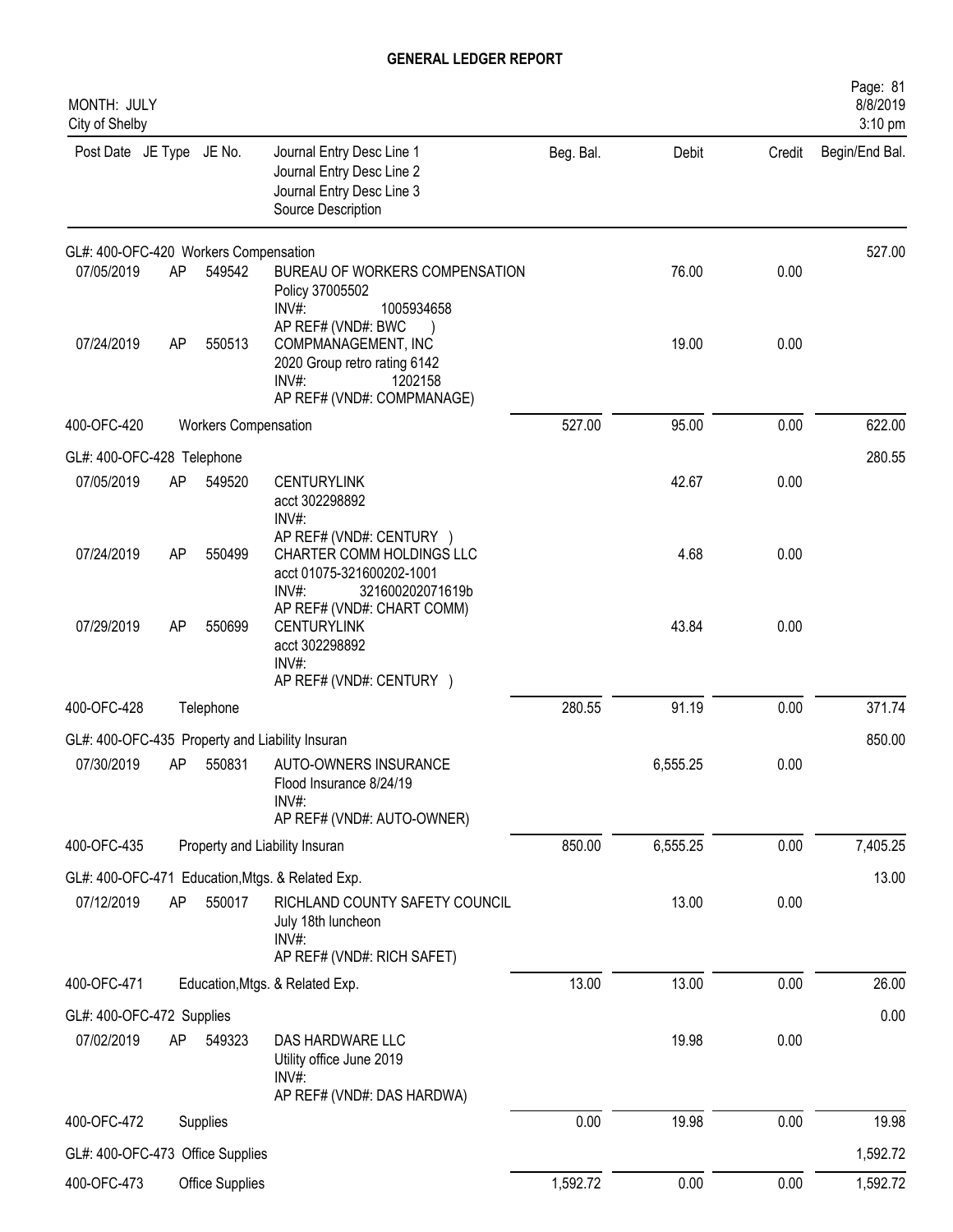# GENERAL LEDGER REPORT

MONTH: JULY
City of Shelby

| Post Date | JE Type | JE No. | Journal Entry Desc Line 1 / Journal Entry Desc Line 2 / Journal Entry Desc Line 3 / Source Description | Beg. Bal. | Debit | Credit | Begin/End Bal. |
|---|---|---|---|---|---|---|---|
| GL#: 400-OFC-420 Workers Compensation | | | | | | | 527.00 |
| 07/05/2019 | AP | 549542 | BUREAU OF WORKERS COMPENSATION<br>Policy 37005502<br>INV#: 1005934658<br>AP REF# (VND#: BWC ) | | 76.00 | 0.00 | |
| 07/24/2019 | AP | 550513 | COMPMANAGEMENT, INC<br>2020 Group retro rating 6142<br>INV#: 1202158<br>AP REF# (VND#: COMPMANAGE) | | 19.00 | 0.00 | |
| 400-OFC-420 | | Workers Compensation | | 527.00 | 95.00 | 0.00 | 622.00 |
| GL#: 400-OFC-428 Telephone | | | | | | | 280.55 |
| 07/05/2019 | AP | 549520 | CENTURYLINK<br>acct 302298892<br>INV#:<br>AP REF# (VND#: CENTURY ) | | 42.67 | 0.00 | |
| 07/24/2019 | AP | 550499 | CHARTER COMM HOLDINGS LLC<br>acct 01075-321600202-1001<br>INV#: 321600202071619b<br>AP REF# (VND#: CHART COMM) | | 4.68 | 0.00 | |
| 07/29/2019 | AP | 550699 | CENTURYLINK<br>acct 302298892<br>INV#:<br>AP REF# (VND#: CENTURY ) | | 43.84 | 0.00 | |
| 400-OFC-428 | | Telephone | | 280.55 | 91.19 | 0.00 | 371.74 |
| GL#: 400-OFC-435 Property and Liability Insuran | | | | | | | 850.00 |
| 07/30/2019 | AP | 550831 | AUTO-OWNERS INSURANCE<br>Flood Insurance 8/24/19<br>INV#:<br>AP REF# (VND#: AUTO-OWNER) | | 6,555.25 | 0.00 | |
| 400-OFC-435 | | Property and Liability Insuran | | 850.00 | 6,555.25 | 0.00 | 7,405.25 |
| GL#: 400-OFC-471 Education,Mtgs. & Related Exp. | | | | | | | 13.00 |
| 07/12/2019 | AP | 550017 | RICHLAND COUNTY SAFETY COUNCIL<br>July 18th luncheon<br>INV#:<br>AP REF# (VND#: RICH SAFET) | | 13.00 | 0.00 | |
| 400-OFC-471 | | Education,Mtgs. & Related Exp. | | 13.00 | 13.00 | 0.00 | 26.00 |
| GL#: 400-OFC-472 Supplies | | | | | | | 0.00 |
| 07/02/2019 | AP | 549323 | DAS HARDWARE LLC<br>Utility office June 2019<br>INV#:<br>AP REF# (VND#: DAS HARDWA) | | 19.98 | 0.00 | |
| 400-OFC-472 | | Supplies | | 0.00 | 19.98 | 0.00 | 19.98 |
| GL#: 400-OFC-473 Office Supplies | | | | | | | 1,592.72 |
| 400-OFC-473 | | Office Supplies | | 1,592.72 | 0.00 | 0.00 | 1,592.72 |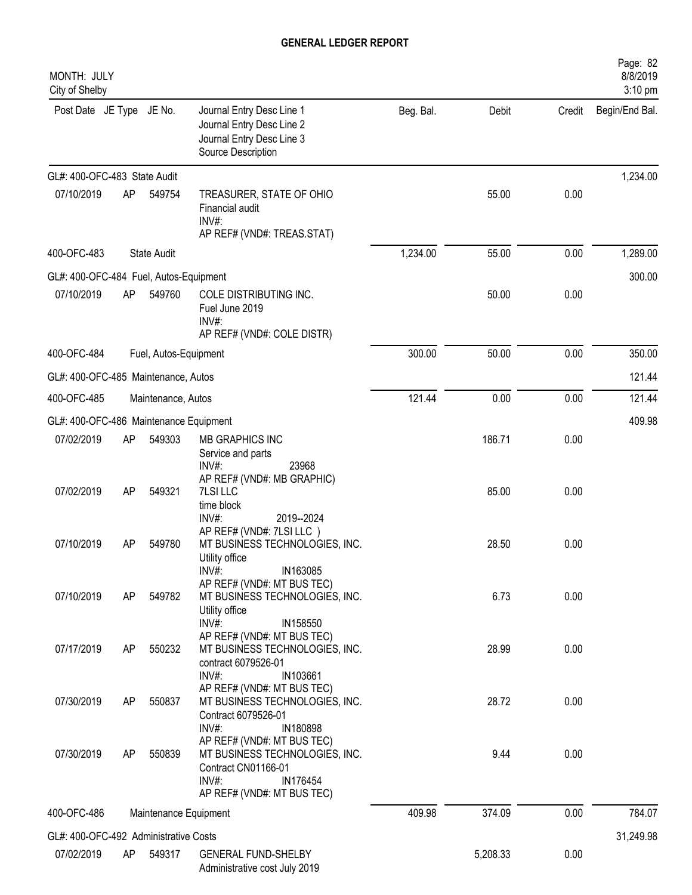# GENERAL LEDGER REPORT

MONTH: JULY
City of Shelby

| Post Date | JE Type | JE No. | Journal Entry Desc Line 1<br>Journal Entry Desc Line 2<br>Journal Entry Desc Line 3<br>Source Description | Beg. Bal. | Debit | Credit | Begin/End Bal. |
|---|---|---|---|---|---|---|---|
| GL#: 400-OFC-483 State Audit | | | | | | | 1,234.00 |
| 07/10/2019 | AP | 549754 | TREASURER, STATE OF OHIO<br>Financial audit<br>INV#:<br>AP REF# (VND#: TREAS.STAT) | | 55.00 | 0.00 | |
| 400-OFC-483 | | State Audit | | 1,234.00 | 55.00 | 0.00 | 1,289.00 |
| GL#: 400-OFC-484 Fuel, Autos-Equipment | | | | | | | 300.00 |
| 07/10/2019 | AP | 549760 | COLE DISTRIBUTING INC.<br>Fuel June 2019<br>INV#:<br>AP REF# (VND#: COLE DISTR) | | 50.00 | 0.00 | |
| 400-OFC-484 | | Fuel, Autos-Equipment | | 300.00 | 50.00 | 0.00 | 350.00 |
| GL#: 400-OFC-485 Maintenance, Autos | | | | | | | 121.44 |
| 400-OFC-485 | | Maintenance, Autos | | 121.44 | 0.00 | 0.00 | 121.44 |
| GL#: 400-OFC-486 Maintenance Equipment | | | | | | | 409.98 |
| 07/02/2019 | AP | 549303 | MB GRAPHICS INC<br>Service and parts<br>INV#: 23968<br>AP REF# (VND#: MB GRAPHIC) | | 186.71 | 0.00 | |
| 07/02/2019 | AP | 549321 | 7LSI LLC<br>time block<br>INV#: 2019--2024<br>AP REF# (VND#: 7LSI LLC ) | | 85.00 | 0.00 | |
| 07/10/2019 | AP | 549780 | MT BUSINESS TECHNOLOGIES, INC.<br>Utility office<br>INV#: IN163085<br>AP REF# (VND#: MT BUS TEC) | | 28.50 | 0.00 | |
| 07/10/2019 | AP | 549782 | MT BUSINESS TECHNOLOGIES, INC.<br>Utility office<br>INV#: IN158550<br>AP REF# (VND#: MT BUS TEC) | | 6.73 | 0.00 | |
| 07/17/2019 | AP | 550232 | MT BUSINESS TECHNOLOGIES, INC.<br>contract 6079526-01<br>INV#: IN103661<br>AP REF# (VND#: MT BUS TEC) | | 28.99 | 0.00 | |
| 07/30/2019 | AP | 550837 | MT BUSINESS TECHNOLOGIES, INC.<br>Contract 6079526-01<br>INV#: IN180898<br>AP REF# (VND#: MT BUS TEC) | | 28.72 | 0.00 | |
| 07/30/2019 | AP | 550839 | MT BUSINESS TECHNOLOGIES, INC.<br>Contract CN01166-01<br>INV#: IN176454<br>AP REF# (VND#: MT BUS TEC) | | 9.44 | 0.00 | |
| 400-OFC-486 | | Maintenance Equipment | | 409.98 | 374.09 | 0.00 | 784.07 |
| GL#: 400-OFC-492 Administrative Costs | | | | | | | 31,249.98 |
| 07/02/2019 | AP | 549317 | GENERAL FUND-SHELBY<br>Administrative cost July 2019 | | 5,208.33 | 0.00 | |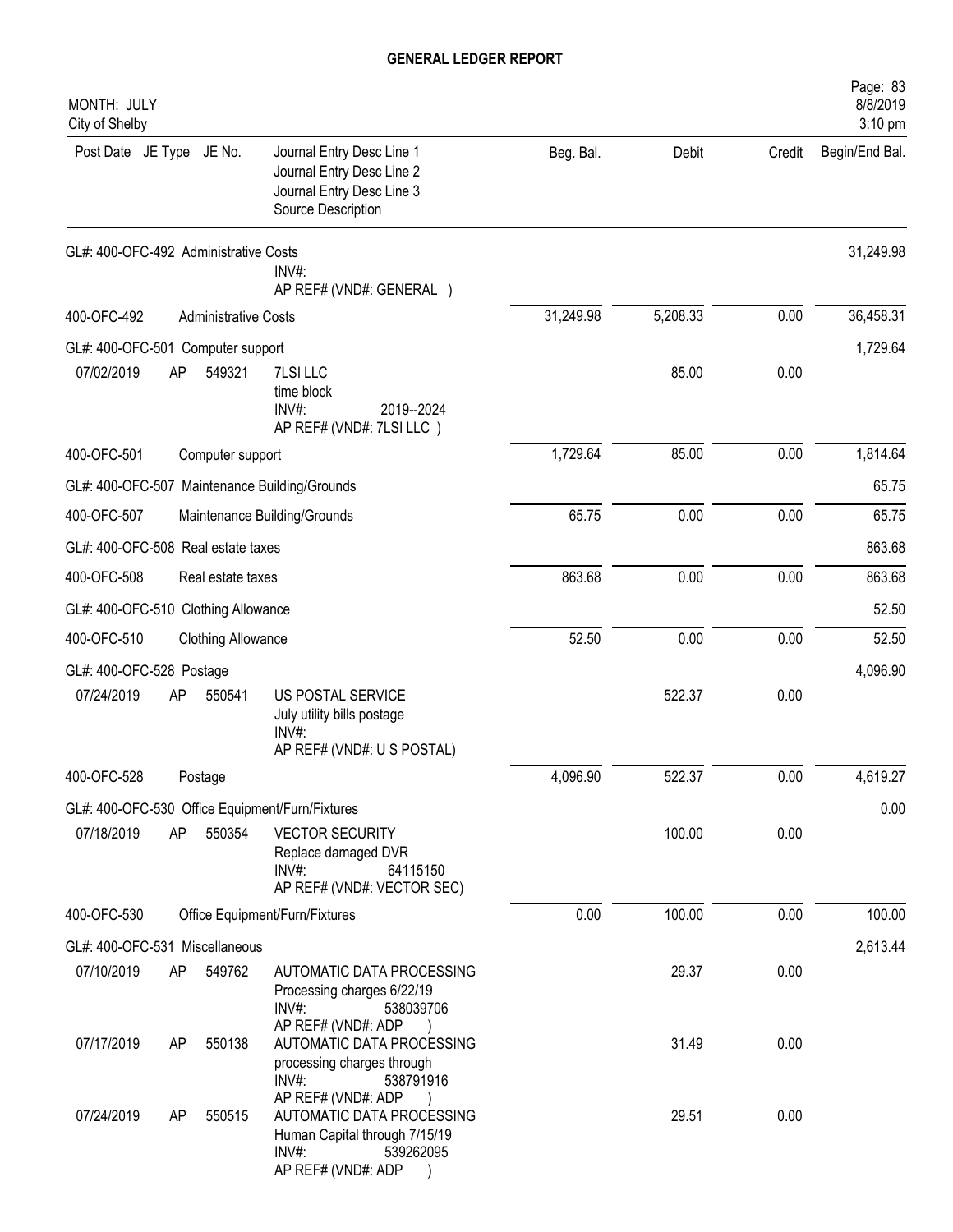# GENERAL LEDGER REPORT

MONTH: JULY
City of Shelby

| Post Date | JE Type | JE No. | Journal Entry Desc Line 1 / Journal Entry Desc Line 2 / Journal Entry Desc Line 3 / Source Description | Beg. Bal. | Debit | Credit | Begin/End Bal. |
|---|---|---|---|---|---|---|---|
| GL#: 400-OFC-492 Administrative Costs | | | | | | | 31,249.98 |
| | | | INV#: AP REF# (VND#: GENERAL ) | | | | |
| 400-OFC-492 | | | Administrative Costs | 31,249.98 | 5,208.33 | 0.00 | 36,458.31 |
| GL#: 400-OFC-501 Computer support | | | | | | | 1,729.64 |
| 07/02/2019 | AP | 549321 | 7LSI LLC time block INV#: 2019--2024 AP REF# (VND#: 7LSI LLC ) | | 85.00 | 0.00 | |
| 400-OFC-501 | | | Computer support | 1,729.64 | 85.00 | 0.00 | 1,814.64 |
| GL#: 400-OFC-507 Maintenance Building/Grounds | | | | | | | 65.75 |
| 400-OFC-507 | | | Maintenance Building/Grounds | 65.75 | 0.00 | 0.00 | 65.75 |
| GL#: 400-OFC-508 Real estate taxes | | | | | | | 863.68 |
| 400-OFC-508 | | | Real estate taxes | 863.68 | 0.00 | 0.00 | 863.68 |
| GL#: 400-OFC-510 Clothing Allowance | | | | | | | 52.50 |
| 400-OFC-510 | | | Clothing Allowance | 52.50 | 0.00 | 0.00 | 52.50 |
| GL#: 400-OFC-528 Postage | | | | | | | 4,096.90 |
| 07/24/2019 | AP | 550541 | US POSTAL SERVICE July utility bills postage INV#: AP REF# (VND#: U S POSTAL) | | 522.37 | 0.00 | |
| 400-OFC-528 | | | Postage | 4,096.90 | 522.37 | 0.00 | 4,619.27 |
| GL#: 400-OFC-530 Office Equipment/Furn/Fixtures | | | | | | | 0.00 |
| 07/18/2019 | AP | 550354 | VECTOR SECURITY Replace damaged DVR INV#: 64115150 AP REF# (VND#: VECTOR SEC) | | 100.00 | 0.00 | |
| 400-OFC-530 | | | Office Equipment/Furn/Fixtures | 0.00 | 100.00 | 0.00 | 100.00 |
| GL#: 400-OFC-531 Miscellaneous | | | | | | | 2,613.44 |
| 07/10/2019 | AP | 549762 | AUTOMATIC DATA PROCESSING Processing charges 6/22/19 INV#: 538039706 AP REF# (VND#: ADP ) | | 29.37 | 0.00 | |
| 07/17/2019 | AP | 550138 | AUTOMATIC DATA PROCESSING processing charges through INV#: 538791916 AP REF# (VND#: ADP ) | | 31.49 | 0.00 | |
| 07/24/2019 | AP | 550515 | AUTOMATIC DATA PROCESSING Human Capital through 7/15/19 INV#: 539262095 AP REF# (VND#: ADP ) | | 29.51 | 0.00 | |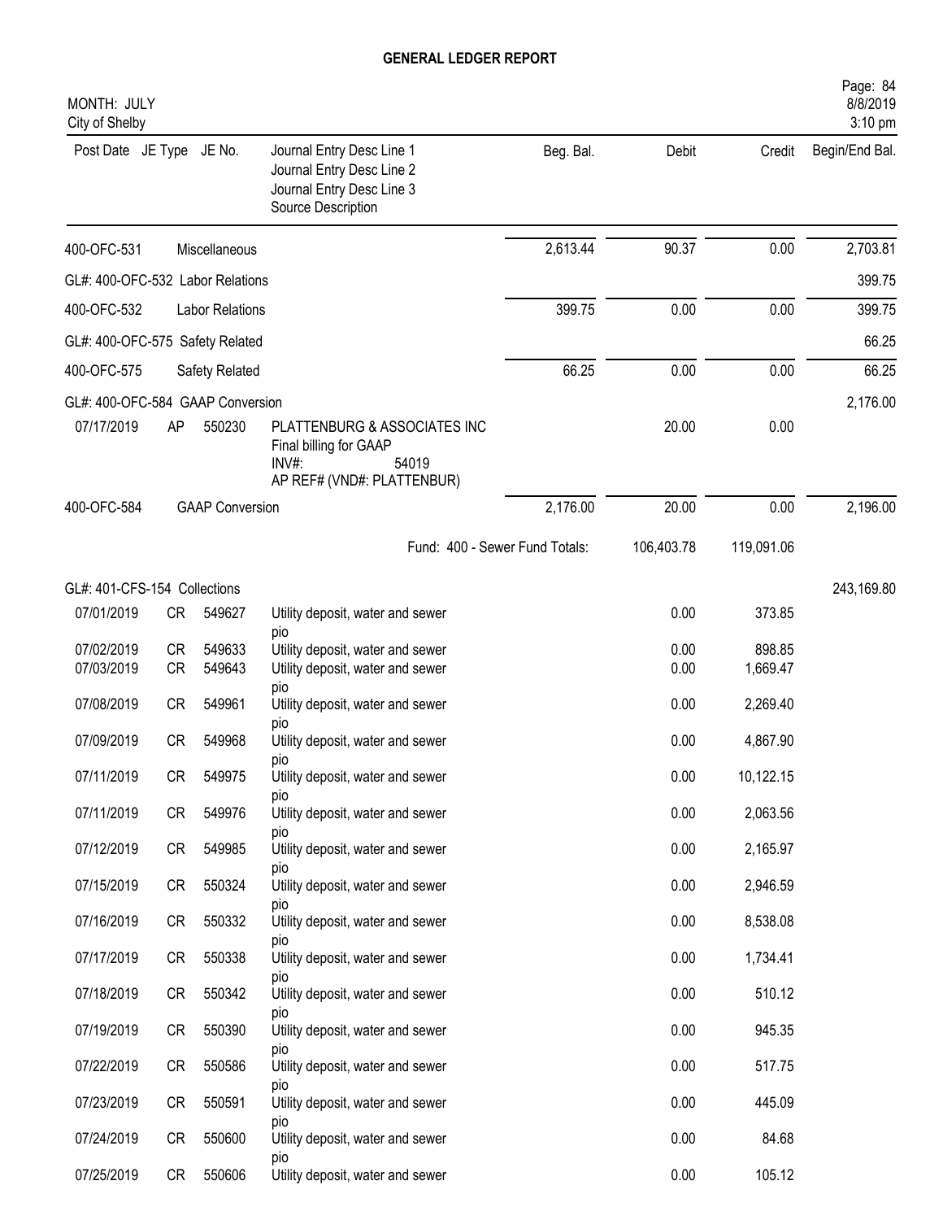# GENERAL LEDGER REPORT

MONTH: JULY
City of Shelby

| Post Date | JE Type | JE No. | Journal Entry Desc Line 1 / Journal Entry Desc Line 2 / Journal Entry Desc Line 3 / Source Description | Beg. Bal. | Debit | Credit | Begin/End Bal. |
|---|---|---|---|---|---|---|---|
| 400-OFC-531 | | Miscellaneous | | 2,613.44 | 90.37 | 0.00 | 2,703.81 |
| GL#: 400-OFC-532 Labor Relations | | | | | | | 399.75 |
| 400-OFC-532 | | Labor Relations | | 399.75 | 0.00 | 0.00 | 399.75 |
| GL#: 400-OFC-575 Safety Related | | | | | | | 66.25 |
| 400-OFC-575 | | Safety Related | | 66.25 | 0.00 | 0.00 | 66.25 |
| GL#: 400-OFC-584 GAAP Conversion | | | | | | | 2,176.00 |
| 07/17/2019 | AP | 550230 | PLATTENBURG & ASSOCIATES INC<br>Final billing for GAAP<br>INV#: 54019<br>AP REF# (VND#: PLATTENBUR) | | 20.00 | 0.00 | |
| 400-OFC-584 | | GAAP Conversion | | 2,176.00 | 20.00 | 0.00 | 2,196.00 |
| | | | Fund: 400 - Sewer Fund Totals: | | 106,403.78 | 119,091.06 | |
| GL#: 401-CFS-154 Collections | | | | | | | 243,169.80 |
| 07/01/2019 | CR | 549627 | Utility deposit, water and sewer<br>pio | | 0.00 | 373.85 | |
| 07/02/2019 | CR | 549633 | Utility deposit, water and sewer | | 0.00 | 898.85 | |
| 07/03/2019 | CR | 549643 | Utility deposit, water and sewer<br>pio | | 0.00 | 1,669.47 | |
| 07/08/2019 | CR | 549961 | Utility deposit, water and sewer<br>pio | | 0.00 | 2,269.40 | |
| 07/09/2019 | CR | 549968 | Utility deposit, water and sewer<br>pio | | 0.00 | 4,867.90 | |
| 07/11/2019 | CR | 549975 | Utility deposit, water and sewer<br>pio | | 0.00 | 10,122.15 | |
| 07/11/2019 | CR | 549976 | Utility deposit, water and sewer<br>pio | | 0.00 | 2,063.56 | |
| 07/12/2019 | CR | 549985 | Utility deposit, water and sewer<br>pio | | 0.00 | 2,165.97 | |
| 07/15/2019 | CR | 550324 | Utility deposit, water and sewer<br>pio | | 0.00 | 2,946.59 | |
| 07/16/2019 | CR | 550332 | Utility deposit, water and sewer<br>pio | | 0.00 | 8,538.08 | |
| 07/17/2019 | CR | 550338 | Utility deposit, water and sewer<br>pio | | 0.00 | 1,734.41 | |
| 07/18/2019 | CR | 550342 | Utility deposit, water and sewer<br>pio | | 0.00 | 510.12 | |
| 07/19/2019 | CR | 550390 | Utility deposit, water and sewer<br>pio | | 0.00 | 945.35 | |
| 07/22/2019 | CR | 550586 | Utility deposit, water and sewer<br>pio | | 0.00 | 517.75 | |
| 07/23/2019 | CR | 550591 | Utility deposit, water and sewer<br>pio | | 0.00 | 445.09 | |
| 07/24/2019 | CR | 550600 | Utility deposit, water and sewer<br>pio | | 0.00 | 84.68 | |
| 07/25/2019 | CR | 550606 | Utility deposit, water and sewer | | 0.00 | 105.12 | |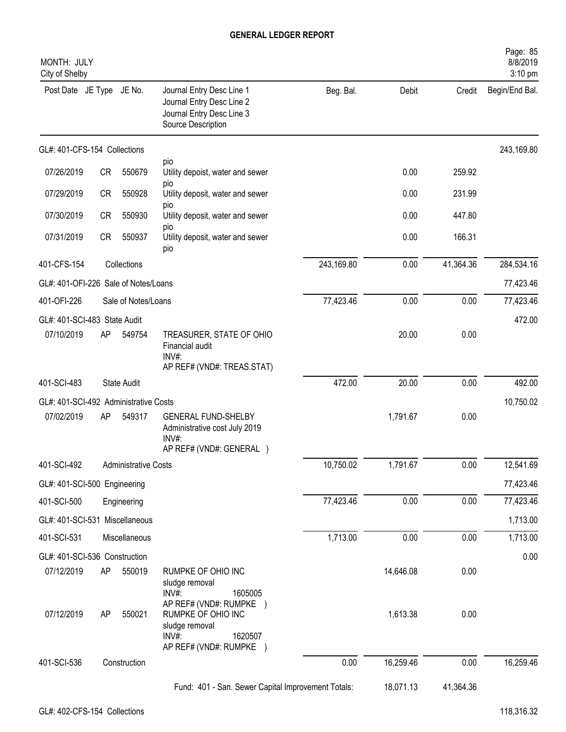# GENERAL LEDGER REPORT

MONTH: JULY
City of Shelby

Page: 85
8/8/2019
3:10 pm

| Post Date | JE Type | JE No. | Journal Entry Desc Line 1 / Journal Entry Desc Line 2 / Journal Entry Desc Line 3 / Source Description | Beg. Bal. | Debit | Credit | Begin/End Bal. |
|---|---|---|---|---|---|---|---|
| GL#: 401-CFS-154 Collections | | | | | | | 243,169.80 |
| | | | pio | | | | |
| 07/26/2019 | CR | 550679 | Utility depoist, water and sewer pio | | 0.00 | 259.92 | |
| 07/29/2019 | CR | 550928 | Utility deposit, water and sewer pio | | 0.00 | 231.99 | |
| 07/30/2019 | CR | 550930 | Utility deposit, water and sewer pio | | 0.00 | 447.80 | |
| 07/31/2019 | CR | 550937 | Utility deposit, water and sewer pio | | 0.00 | 166.31 | |
| 401-CFS-154 | | Collections | | 243,169.80 | 0.00 | 41,364.36 | 284,534.16 |
| GL#: 401-OFI-226 Sale of Notes/Loans | | | | | | | 77,423.46 |
| 401-OFI-226 | | Sale of Notes/Loans | | 77,423.46 | 0.00 | 0.00 | 77,423.46 |
| GL#: 401-SCI-483 State Audit | | | | | | | 472.00 |
| 07/10/2019 | AP | 549754 | TREASURER, STATE OF OHIO<br>Financial audit<br>INV#:<br>AP REF# (VND#: TREAS.STAT) | | 20.00 | 0.00 | |
| 401-SCI-483 | | State Audit | | 472.00 | 20.00 | 0.00 | 492.00 |
| GL#: 401-SCI-492 Administrative Costs | | | | | | | 10,750.02 |
| 07/02/2019 | AP | 549317 | GENERAL FUND-SHELBY<br>Administrative cost July 2019<br>INV#:<br>AP REF# (VND#: GENERAL ) | | 1,791.67 | 0.00 | |
| 401-SCI-492 | | Administrative Costs | | 10,750.02 | 1,791.67 | 0.00 | 12,541.69 |
| GL#: 401-SCI-500 Engineering | | | | | | | 77,423.46 |
| 401-SCI-500 | | Engineering | | 77,423.46 | 0.00 | 0.00 | 77,423.46 |
| GL#: 401-SCI-531 Miscellaneous | | | | | | | 1,713.00 |
| 401-SCI-531 | | Miscellaneous | | 1,713.00 | 0.00 | 0.00 | 1,713.00 |
| GL#: 401-SCI-536 Construction | | | | | | | 0.00 |
| 07/12/2019 | AP | 550019 | RUMPKE OF OHIO INC<br>sludge removal<br>INV#: 1605005<br>AP REF# (VND#: RUMPKE ) | | 14,646.08 | 0.00 | |
| 07/12/2019 | AP | 550021 | RUMPKE OF OHIO INC<br>sludge removal<br>INV#: 1620507<br>AP REF# (VND#: RUMPKE ) | | 1,613.38 | 0.00 | |
| 401-SCI-536 | | Construction | | 0.00 | 16,259.46 | 0.00 | 16,259.46 |
| | | | Fund: 401 - San. Sewer Capital Improvement Totals: | | 18,071.13 | 41,364.36 | |
| GL#: 402-CFS-154 Collections | | | | | | | 118,316.32 |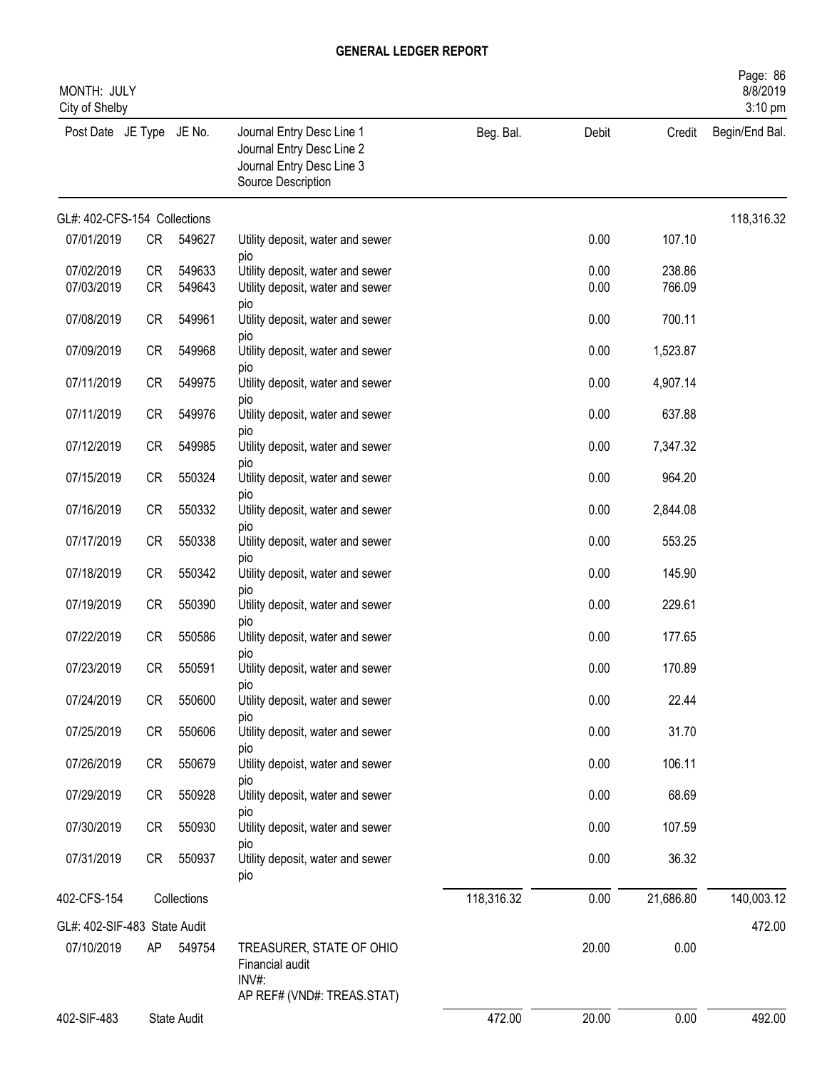# GENERAL LEDGER REPORT

MONTH: JULY
City of Shelby

| Post Date | JE Type | JE No. | Journal Entry Desc Line 1 / Journal Entry Desc Line 2 / Journal Entry Desc Line 3 / Source Description | Beg. Bal. | Debit | Credit | Begin/End Bal. |
|---|---|---|---|---|---|---|---|
| GL#: 402-CFS-154 Collections | | | | | | | 118,316.32 |
| 07/01/2019 | CR | 549627 | Utility deposit, water and sewer pio | | 0.00 | 107.10 | |
| 07/02/2019 | CR | 549633 | Utility deposit, water and sewer | | 0.00 | 238.86 | |
| 07/03/2019 | CR | 549643 | Utility deposit, water and sewer pio | | 0.00 | 766.09 | |
| 07/08/2019 | CR | 549961 | Utility deposit, water and sewer pio | | 0.00 | 700.11 | |
| 07/09/2019 | CR | 549968 | Utility deposit, water and sewer pio | | 0.00 | 1,523.87 | |
| 07/11/2019 | CR | 549975 | Utility deposit, water and sewer pio | | 0.00 | 4,907.14 | |
| 07/11/2019 | CR | 549976 | Utility deposit, water and sewer pio | | 0.00 | 637.88 | |
| 07/12/2019 | CR | 549985 | Utility deposit, water and sewer pio | | 0.00 | 7,347.32 | |
| 07/15/2019 | CR | 550324 | Utility deposit, water and sewer pio | | 0.00 | 964.20 | |
| 07/16/2019 | CR | 550332 | Utility deposit, water and sewer pio | | 0.00 | 2,844.08 | |
| 07/17/2019 | CR | 550338 | Utility deposit, water and sewer pio | | 0.00 | 553.25 | |
| 07/18/2019 | CR | 550342 | Utility deposit, water and sewer pio | | 0.00 | 145.90 | |
| 07/19/2019 | CR | 550390 | Utility deposit, water and sewer pio | | 0.00 | 229.61 | |
| 07/22/2019 | CR | 550586 | Utility deposit, water and sewer pio | | 0.00 | 177.65 | |
| 07/23/2019 | CR | 550591 | Utility deposit, water and sewer pio | | 0.00 | 170.89 | |
| 07/24/2019 | CR | 550600 | Utility deposit, water and sewer pio | | 0.00 | 22.44 | |
| 07/25/2019 | CR | 550606 | Utility deposit, water and sewer pio | | 0.00 | 31.70 | |
| 07/26/2019 | CR | 550679 | Utility depoist, water and sewer pio | | 0.00 | 106.11 | |
| 07/29/2019 | CR | 550928 | Utility deposit, water and sewer pio | | 0.00 | 68.69 | |
| 07/30/2019 | CR | 550930 | Utility deposit, water and sewer pio | | 0.00 | 107.59 | |
| 07/31/2019 | CR | 550937 | Utility deposit, water and sewer pio | | 0.00 | 36.32 | |
| 402-CFS-154 | | Collections | | 118,316.32 | 0.00 | 21,686.80 | 140,003.12 |
| GL#: 402-SIF-483 State Audit | | | | | | | 472.00 |
| 07/10/2019 | AP | 549754 | TREASURER, STATE OF OHIO<br>Financial audit<br>INV#:<br>AP REF# (VND#: TREAS.STAT) | | 20.00 | 0.00 | |
| 402-SIF-483 | | State Audit | | 472.00 | 20.00 | 0.00 | 492.00 |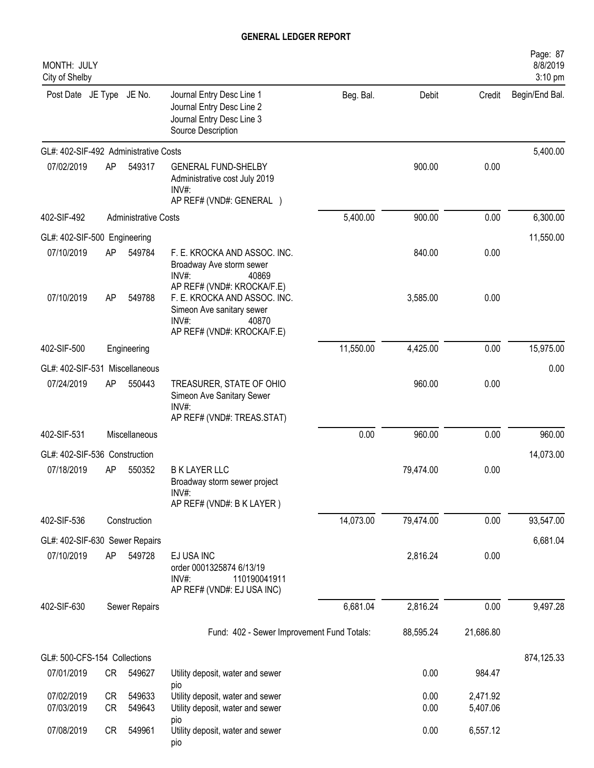# GENERAL LEDGER REPORT

MONTH: JULY
City of Shelby

| Post Date | JE Type | JE No. | Journal Entry Desc Line 1 / Journal Entry Desc Line 2 / Journal Entry Desc Line 3 / Source Description | Beg. Bal. | Debit | Credit | Begin/End Bal. |
|---|---|---|---|---|---|---|---|
| GL#: 402-SIF-492 Administrative Costs | | | | | | | 5,400.00 |
| 07/02/2019 | AP | 549317 | GENERAL FUND-SHELBY<br>Administrative cost July 2019<br>INV#:<br>AP REF# (VND#: GENERAL ) | | 900.00 | 0.00 | |
| 402-SIF-492 | | Administrative Costs | | 5,400.00 | 900.00 | 0.00 | 6,300.00 |
| GL#: 402-SIF-500 Engineering | | | | | | | 11,550.00 |
| 07/10/2019 | AP | 549784 | F. E. KROCKA AND ASSOC. INC.<br>Broadway Ave storm sewer<br>INV#: 40869<br>AP REF# (VND#: KROCKA/F.E) | | 840.00 | 0.00 | |
| 07/10/2019 | AP | 549788 | F. E. KROCKA AND ASSOC. INC.<br>Simeon Ave sanitary sewer<br>INV#: 40870<br>AP REF# (VND#: KROCKA/F.E) | | 3,585.00 | 0.00 | |
| 402-SIF-500 | | Engineering | | 11,550.00 | 4,425.00 | 0.00 | 15,975.00 |
| GL#: 402-SIF-531 Miscellaneous | | | | | | | 0.00 |
| 07/24/2019 | AP | 550443 | TREASURER, STATE OF OHIO<br>Simeon Ave Sanitary Sewer<br>INV#:<br>AP REF# (VND#: TREAS.STAT) | | 960.00 | 0.00 | |
| 402-SIF-531 | | Miscellaneous | | 0.00 | 960.00 | 0.00 | 960.00 |
| GL#: 402-SIF-536 Construction | | | | | | | 14,073.00 |
| 07/18/2019 | AP | 550352 | B K LAYER LLC<br>Broadway storm sewer project<br>INV#:<br>AP REF# (VND#: B K LAYER ) | | 79,474.00 | 0.00 | |
| 402-SIF-536 | | Construction | | 14,073.00 | 79,474.00 | 0.00 | 93,547.00 |
| GL#: 402-SIF-630 Sewer Repairs | | | | | | | 6,681.04 |
| 07/10/2019 | AP | 549728 | EJ USA INC<br>order 0001325874 6/13/19<br>INV#: 110190041911<br>AP REF# (VND#: EJ USA INC) | | 2,816.24 | 0.00 | |
| 402-SIF-630 | | Sewer Repairs | | 6,681.04 | 2,816.24 | 0.00 | 9,497.28 |
| | | | Fund: 402 - Sewer Improvement Fund Totals: | | 88,595.24 | 21,686.80 | |
| GL#: 500-CFS-154 Collections | | | | | | | 874,125.33 |
| 07/01/2019 | CR | 549627 | Utility deposit, water and sewer<br>pio | | 0.00 | 984.47 | |
| 07/02/2019 | CR | 549633 | Utility deposit, water and sewer | | 0.00 | 2,471.92 | |
| 07/03/2019 | CR | 549643 | Utility deposit, water and sewer<br>pio | | 0.00 | 5,407.06 | |
| 07/08/2019 | CR | 549961 | Utility deposit, water and sewer<br>pio | | 0.00 | 6,557.12 | |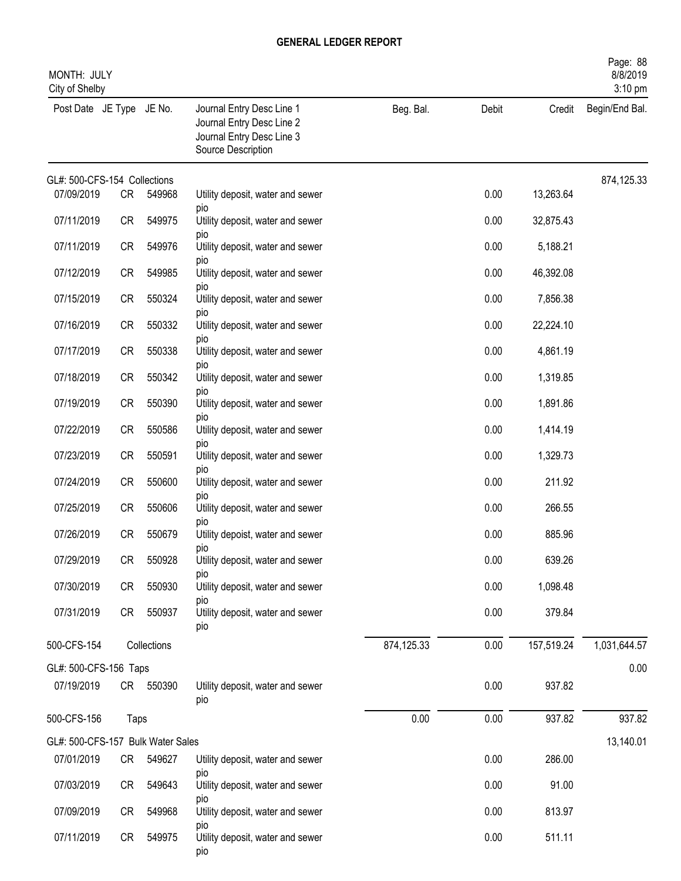# GENERAL LEDGER REPORT

MONTH: JULY
City of Shelby

| Post Date | JE Type | JE No. | Journal Entry Desc Line 1 / Journal Entry Desc Line 2 / Journal Entry Desc Line 3 / Source Description | Beg. Bal. | Debit | Credit | Begin/End Bal. |
|---|---|---|---|---|---|---|---|
| GL#: 500-CFS-154 Collections | | | | | | | 874,125.33 |
| 07/09/2019 | CR | 549968 | Utility deposit, water and sewer pio | | 0.00 | 13,263.64 | |
| 07/11/2019 | CR | 549975 | Utility deposit, water and sewer pio | | 0.00 | 32,875.43 | |
| 07/11/2019 | CR | 549976 | Utility deposit, water and sewer pio | | 0.00 | 5,188.21 | |
| 07/12/2019 | CR | 549985 | Utility deposit, water and sewer pio | | 0.00 | 46,392.08 | |
| 07/15/2019 | CR | 550324 | Utility deposit, water and sewer pio | | 0.00 | 7,856.38 | |
| 07/16/2019 | CR | 550332 | Utility deposit, water and sewer pio | | 0.00 | 22,224.10 | |
| 07/17/2019 | CR | 550338 | Utility deposit, water and sewer pio | | 0.00 | 4,861.19 | |
| 07/18/2019 | CR | 550342 | Utility deposit, water and sewer pio | | 0.00 | 1,319.85 | |
| 07/19/2019 | CR | 550390 | Utility deposit, water and sewer pio | | 0.00 | 1,891.86 | |
| 07/22/2019 | CR | 550586 | Utility deposit, water and sewer pio | | 0.00 | 1,414.19 | |
| 07/23/2019 | CR | 550591 | Utility deposit, water and sewer pio | | 0.00 | 1,329.73 | |
| 07/24/2019 | CR | 550600 | Utility deposit, water and sewer pio | | 0.00 | 211.92 | |
| 07/25/2019 | CR | 550606 | Utility deposit, water and sewer pio | | 0.00 | 266.55 | |
| 07/26/2019 | CR | 550679 | Utility depoist, water and sewer pio | | 0.00 | 885.96 | |
| 07/29/2019 | CR | 550928 | Utility deposit, water and sewer pio | | 0.00 | 639.26 | |
| 07/30/2019 | CR | 550930 | Utility deposit, water and sewer pio | | 0.00 | 1,098.48 | |
| 07/31/2019 | CR | 550937 | Utility deposit, water and sewer pio | | 0.00 | 379.84 | |
| 500-CFS-154 | | Collections | | 874,125.33 | 0.00 | 157,519.24 | 1,031,644.57 |
| GL#: 500-CFS-156 Taps | | | | | | | 0.00 |
| 07/19/2019 | CR | 550390 | Utility deposit, water and sewer pio | | 0.00 | 937.82 | |
| 500-CFS-156 | | Taps | | 0.00 | 0.00 | 937.82 | 937.82 |
| GL#: 500-CFS-157 Bulk Water Sales | | | | | | | 13,140.01 |
| 07/01/2019 | CR | 549627 | Utility deposit, water and sewer pio | | 0.00 | 286.00 | |
| 07/03/2019 | CR | 549643 | Utility deposit, water and sewer pio | | 0.00 | 91.00 | |
| 07/09/2019 | CR | 549968 | Utility deposit, water and sewer pio | | 0.00 | 813.97 | |
| 07/11/2019 | CR | 549975 | Utility deposit, water and sewer pio | | 0.00 | 511.11 | |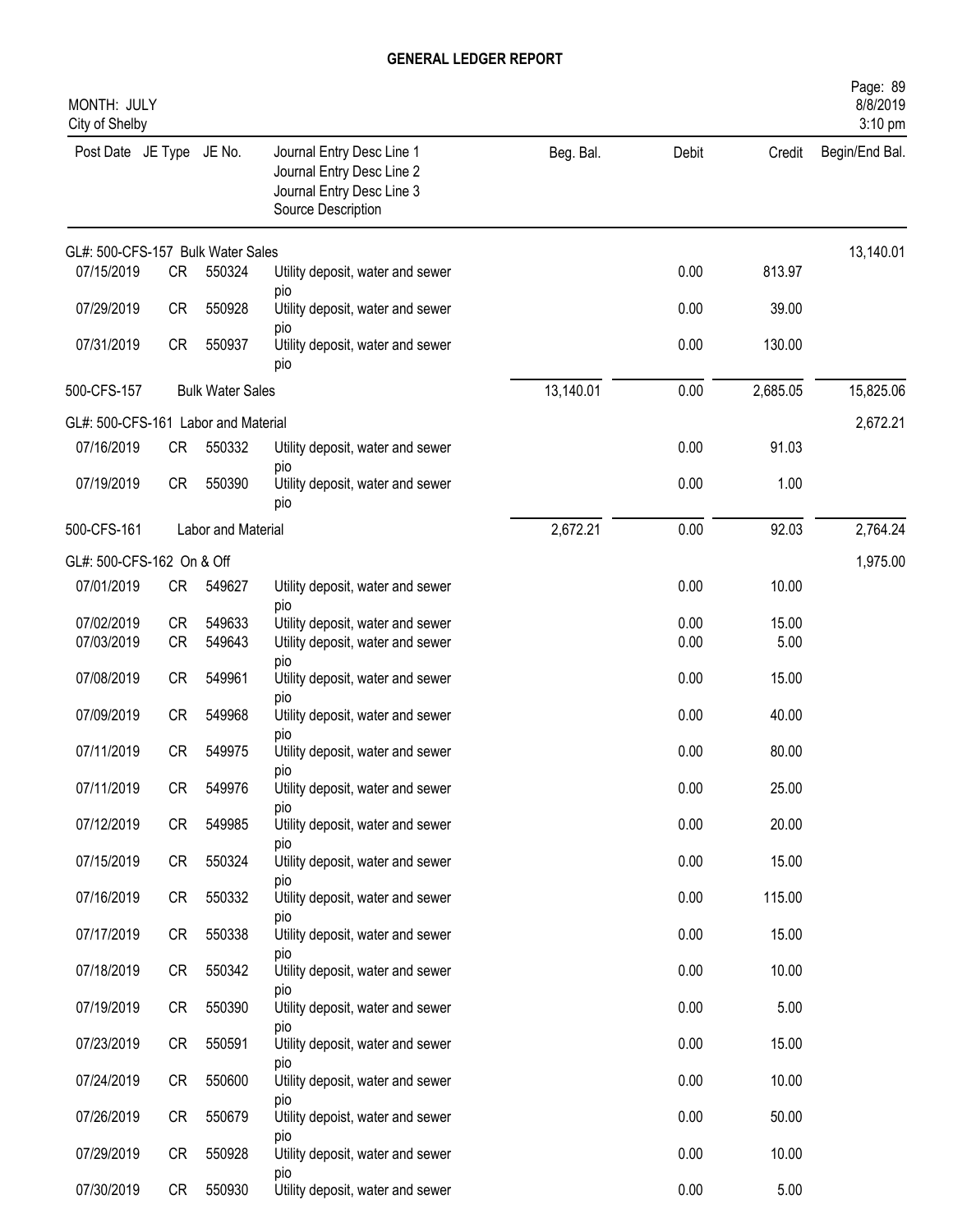# GENERAL LEDGER REPORT

MONTH: JULY
City of Shelby

| Post Date | JE Type | JE No. | Journal Entry Desc Line 1 / Journal Entry Desc Line 2 / Journal Entry Desc Line 3 / Source Description | Beg. Bal. | Debit | Credit | Begin/End Bal. |
|---|---|---|---|---|---|---|---|
| GL#: 500-CFS-157 Bulk Water Sales | | | | | | | 13,140.01 |
| 07/15/2019 | CR | 550324 | Utility deposit, water and sewer pio | | 0.00 | 813.97 | |
| 07/29/2019 | CR | 550928 | Utility deposit, water and sewer pio | | 0.00 | 39.00 | |
| 07/31/2019 | CR | 550937 | Utility deposit, water and sewer pio | | 0.00 | 130.00 | |
| 500-CFS-157 | | Bulk Water Sales | | 13,140.01 | 0.00 | 2,685.05 | 15,825.06 |
| GL#: 500-CFS-161 Labor and Material | | | | | | | 2,672.21 |
| 07/16/2019 | CR | 550332 | Utility deposit, water and sewer pio | | 0.00 | 91.03 | |
| 07/19/2019 | CR | 550390 | Utility deposit, water and sewer pio | | 0.00 | 1.00 | |
| 500-CFS-161 | | Labor and Material | | 2,672.21 | 0.00 | 92.03 | 2,764.24 |
| GL#: 500-CFS-162 On & Off | | | | | | | 1,975.00 |
| 07/01/2019 | CR | 549627 | Utility deposit, water and sewer pio | | 0.00 | 10.00 | |
| 07/02/2019 | CR | 549633 | Utility deposit, water and sewer | | 0.00 | 15.00 | |
| 07/03/2019 | CR | 549643 | Utility deposit, water and sewer pio | | 0.00 | 5.00 | |
| 07/08/2019 | CR | 549961 | Utility deposit, water and sewer pio | | 0.00 | 15.00 | |
| 07/09/2019 | CR | 549968 | Utility deposit, water and sewer pio | | 0.00 | 40.00 | |
| 07/11/2019 | CR | 549975 | Utility deposit, water and sewer pio | | 0.00 | 80.00 | |
| 07/11/2019 | CR | 549976 | Utility deposit, water and sewer pio | | 0.00 | 25.00 | |
| 07/12/2019 | CR | 549985 | Utility deposit, water and sewer pio | | 0.00 | 20.00 | |
| 07/15/2019 | CR | 550324 | Utility deposit, water and sewer pio | | 0.00 | 15.00 | |
| 07/16/2019 | CR | 550332 | Utility deposit, water and sewer pio | | 0.00 | 115.00 | |
| 07/17/2019 | CR | 550338 | Utility deposit, water and sewer pio | | 0.00 | 15.00 | |
| 07/18/2019 | CR | 550342 | Utility deposit, water and sewer pio | | 0.00 | 10.00 | |
| 07/19/2019 | CR | 550390 | Utility deposit, water and sewer pio | | 0.00 | 5.00 | |
| 07/23/2019 | CR | 550591 | Utility deposit, water and sewer pio | | 0.00 | 15.00 | |
| 07/24/2019 | CR | 550600 | Utility deposit, water and sewer pio | | 0.00 | 10.00 | |
| 07/26/2019 | CR | 550679 | Utility depoist, water and sewer pio | | 0.00 | 50.00 | |
| 07/29/2019 | CR | 550928 | Utility deposit, water and sewer pio | | 0.00 | 10.00 | |
| 07/30/2019 | CR | 550930 | Utility deposit, water and sewer | | 0.00 | 5.00 | |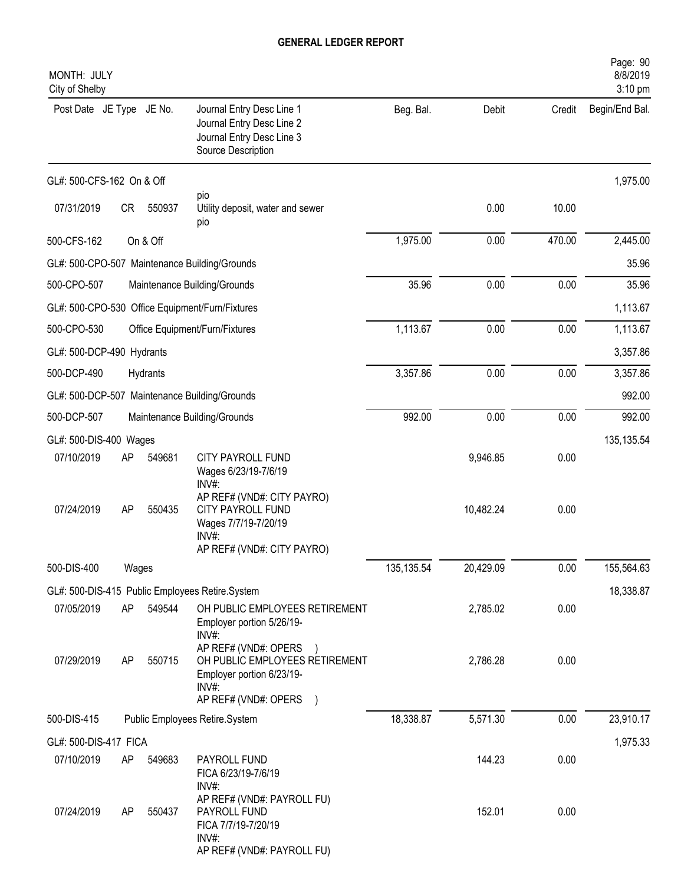# GENERAL LEDGER REPORT

MONTH: JULY
City of Shelby

| Post Date | JE Type | JE No. | Journal Entry Desc Line 1 / Journal Entry Desc Line 2 / Journal Entry Desc Line 3 / Source Description | Beg. Bal. | Debit | Credit | Begin/End Bal. |
|---|---|---|---|---|---|---|---|
| GL#: 500-CFS-162 On & Off | | | | | | | 1,975.00 |
| 07/31/2019 | CR | 550937 | pio<br>Utility deposit, water and sewer<br>pio | | 0.00 | 10.00 | |
| 500-CFS-162 | | On & Off | | 1,975.00 | 0.00 | 470.00 | 2,445.00 |
| GL#: 500-CPO-507 Maintenance Building/Grounds | | | | | | | 35.96 |
| 500-CPO-507 | | | Maintenance Building/Grounds | 35.96 | 0.00 | 0.00 | 35.96 |
| GL#: 500-CPO-530 Office Equipment/Furn/Fixtures | | | | | | | 1,113.67 |
| 500-CPO-530 | | | Office Equipment/Furn/Fixtures | 1,113.67 | 0.00 | 0.00 | 1,113.67 |
| GL#: 500-DCP-490 Hydrants | | | | | | | 3,357.86 |
| 500-DCP-490 | | Hydrants | | 3,357.86 | 0.00 | 0.00 | 3,357.86 |
| GL#: 500-DCP-507 Maintenance Building/Grounds | | | | | | | 992.00 |
| 500-DCP-507 | | | Maintenance Building/Grounds | 992.00 | 0.00 | 0.00 | 992.00 |
| GL#: 500-DIS-400 Wages | | | | | | | 135,135.54 |
| 07/10/2019 | AP | 549681 | CITY PAYROLL FUND<br>Wages 6/23/19-7/6/19<br>INV#:<br>AP REF# (VND#: CITY PAYRO) | | 9,946.85 | 0.00 | |
| 07/24/2019 | AP | 550435 | CITY PAYROLL FUND<br>Wages 7/7/19-7/20/19<br>INV#:<br>AP REF# (VND#: CITY PAYRO) | | 10,482.24 | 0.00 | |
| 500-DIS-400 | | Wages | | 135,135.54 | 20,429.09 | 0.00 | 155,564.63 |
| GL#: 500-DIS-415 Public Employees Retire.System | | | | | | | 18,338.87 |
| 07/05/2019 | AP | 549544 | OH PUBLIC EMPLOYEES RETIREMENT<br>Employer portion 5/26/19-<br>INV#:<br>AP REF# (VND#: OPERS ) | | 2,785.02 | 0.00 | |
| 07/29/2019 | AP | 550715 | OH PUBLIC EMPLOYEES RETIREMENT<br>Employer portion 6/23/19-<br>INV#:<br>AP REF# (VND#: OPERS ) | | 2,786.28 | 0.00 | |
| 500-DIS-415 | | | Public Employees Retire.System | 18,338.87 | 5,571.30 | 0.00 | 23,910.17 |
| GL#: 500-DIS-417 FICA | | | | | | | 1,975.33 |
| 07/10/2019 | AP | 549683 | PAYROLL FUND<br>FICA 6/23/19-7/6/19<br>INV#:<br>AP REF# (VND#: PAYROLL FU) | | 144.23 | 0.00 | |
| 07/24/2019 | AP | 550437 | PAYROLL FUND<br>FICA 7/7/19-7/20/19<br>INV#:<br>AP REF# (VND#: PAYROLL FU) | | 152.01 | 0.00 | |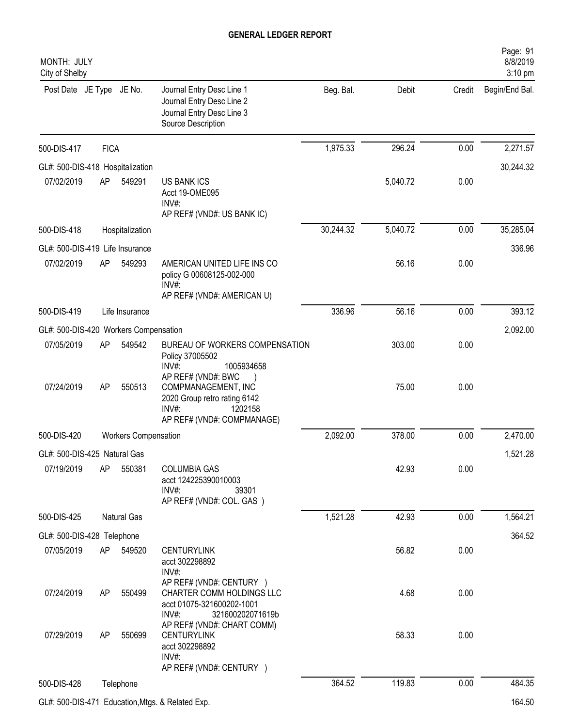# GENERAL LEDGER REPORT

MONTH: JULY
City of Shelby

8/8/2019
3:10 pm

| Post Date | JE Type | JE No. | Journal Entry Desc Line 1 / Journal Entry Desc Line 2 / Journal Entry Desc Line 3 / Source Description | Beg. Bal. | Debit | Credit | Begin/End Bal. |
|---|---|---|---|---|---|---|---|
| 500-DIS-417 | FICA | | | 1,975.33 | 296.24 | 0.00 | 2,271.57 |
| GL#: 500-DIS-418 Hospitalization | | | | | | | 30,244.32 |
| 07/02/2019 | AP | 549291 | US BANK ICS<br>Acct 19-OME095<br>INV#:<br>AP REF# (VND#: US BANK IC) | | 5,040.72 | 0.00 | |
| 500-DIS-418 | Hospitalization | | | 30,244.32 | 5,040.72 | 0.00 | 35,285.04 |
| GL#: 500-DIS-419 Life Insurance | | | | | | | 336.96 |
| 07/02/2019 | AP | 549293 | AMERICAN UNITED LIFE INS CO<br>policy G 00608125-002-000<br>INV#:<br>AP REF# (VND#: AMERICAN U) | | 56.16 | 0.00 | |
| 500-DIS-419 | Life Insurance | | | 336.96 | 56.16 | 0.00 | 393.12 |
| GL#: 500-DIS-420 Workers Compensation | | | | | | | 2,092.00 |
| 07/05/2019 | AP | 549542 | BUREAU OF WORKERS COMPENSATION<br>Policy 37005502<br>INV#: 1005934658<br>AP REF# (VND#: BWC ) | | 303.00 | 0.00 | |
| 07/24/2019 | AP | 550513 | COMPMANAGEMENT, INC<br>2020 Group retro rating 6142<br>INV#: 1202158<br>AP REF# (VND#: COMPMANAGE) | | 75.00 | 0.00 | |
| 500-DIS-420 | Workers Compensation | | | 2,092.00 | 378.00 | 0.00 | 2,470.00 |
| GL#: 500-DIS-425 Natural Gas | | | | | | | 1,521.28 |
| 07/19/2019 | AP | 550381 | COLUMBIA GAS<br>acct 124225390010003<br>INV#: 39301<br>AP REF# (VND#: COL. GAS ) | | 42.93 | 0.00 | |
| 500-DIS-425 | Natural Gas | | | 1,521.28 | 42.93 | 0.00 | 1,564.21 |
| GL#: 500-DIS-428 Telephone | | | | | | | 364.52 |
| 07/05/2019 | AP | 549520 | CENTURYLINK<br>acct 302298892<br>INV#:<br>AP REF# (VND#: CENTURY ) | | 56.82 | 0.00 | |
| 07/24/2019 | AP | 550499 | CHARTER COMM HOLDINGS LLC<br>acct 01075-321600202-1001<br>INV#: 321600202071619b<br>AP REF# (VND#: CHART COMM) | | 4.68 | 0.00 | |
| 07/29/2019 | AP | 550699 | CENTURYLINK<br>acct 302298892<br>INV#:<br>AP REF# (VND#: CENTURY ) | | 58.33 | 0.00 | |
| 500-DIS-428 | Telephone | | | 364.52 | 119.83 | 0.00 | 484.35 |
| GL#: 500-DIS-471 Education,Mtgs. & Related Exp. | | | | | | | 164.50 |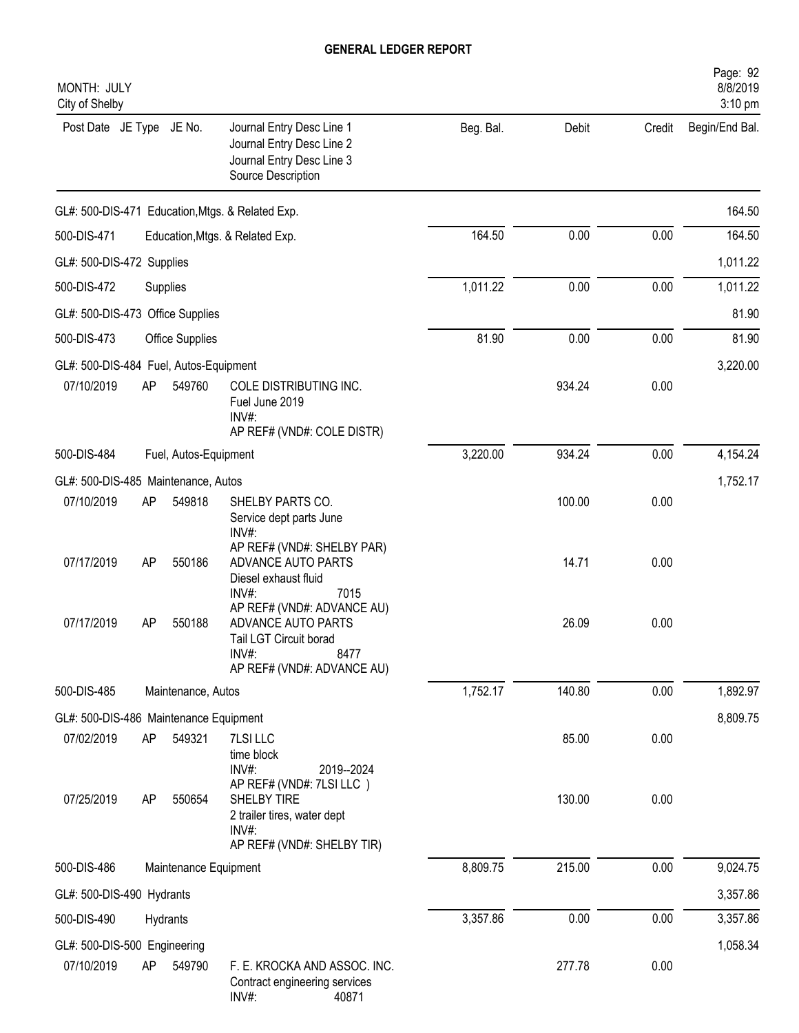# GENERAL LEDGER REPORT

MONTH: JULY
City of Shelby

| Post Date | JE Type | JE No. | Journal Entry Desc Line 1 / Journal Entry Desc Line 2 / Journal Entry Desc Line 3 / Source Description | Beg. Bal. | Debit | Credit | Begin/End Bal. |
|---|---|---|---|---|---|---|---|
| GL#: 500-DIS-471 Education,Mtgs. & Related Exp. | | | | | | | 164.50 |
| 500-DIS-471 | | | Education,Mtgs. & Related Exp. | 164.50 | 0.00 | 0.00 | 164.50 |
| GL#: 500-DIS-472 Supplies | | | | | | | 1,011.22 |
| 500-DIS-472 | | | Supplies | 1,011.22 | 0.00 | 0.00 | 1,011.22 |
| GL#: 500-DIS-473 Office Supplies | | | | | | | 81.90 |
| 500-DIS-473 | | | Office Supplies | 81.90 | 0.00 | 0.00 | 81.90 |
| GL#: 500-DIS-484 Fuel, Autos-Equipment | | | | | | | 3,220.00 |
| 07/10/2019 | AP | 549760 | COLE DISTRIBUTING INC. / Fuel June 2019 / INV#: / AP REF# (VND#: COLE DISTR) | | 934.24 | 0.00 | |
| 500-DIS-484 | | | Fuel, Autos-Equipment | 3,220.00 | 934.24 | 0.00 | 4,154.24 |
| GL#: 500-DIS-485 Maintenance, Autos | | | | | | | 1,752.17 |
| 07/10/2019 | AP | 549818 | SHELBY PARTS CO. / Service dept parts June / INV#: / AP REF# (VND#: SHELBY PAR) | | 100.00 | 0.00 | |
| 07/17/2019 | AP | 550186 | ADVANCE AUTO PARTS / Diesel exhaust fluid / INV#: 7015 / AP REF# (VND#: ADVANCE AU) | | 14.71 | 0.00 | |
| 07/17/2019 | AP | 550188 | ADVANCE AUTO PARTS / Tail LGT Circuit borad / INV#: 8477 / AP REF# (VND#: ADVANCE AU) | | 26.09 | 0.00 | |
| 500-DIS-485 | | | Maintenance, Autos | 1,752.17 | 140.80 | 0.00 | 1,892.97 |
| GL#: 500-DIS-486 Maintenance Equipment | | | | | | | 8,809.75 |
| 07/02/2019 | AP | 549321 | 7LSI LLC / time block / INV#: 2019--2024 / AP REF# (VND#: 7LSI LLC ) | | 85.00 | 0.00 | |
| 07/25/2019 | AP | 550654 | SHELBY TIRE / 2 trailer tires, water dept / INV#: / AP REF# (VND#: SHELBY TIR) | | 130.00 | 0.00 | |
| 500-DIS-486 | | | Maintenance Equipment | 8,809.75 | 215.00 | 0.00 | 9,024.75 |
| GL#: 500-DIS-490 Hydrants | | | | | | | 3,357.86 |
| 500-DIS-490 | | | Hydrants | 3,357.86 | 0.00 | 0.00 | 3,357.86 |
| GL#: 500-DIS-500 Engineering | | | | | | | 1,058.34 |
| 07/10/2019 | AP | 549790 | F. E. KROCKA AND ASSOC. INC. / Contract engineering services / INV#: 40871 | | 277.78 | 0.00 | |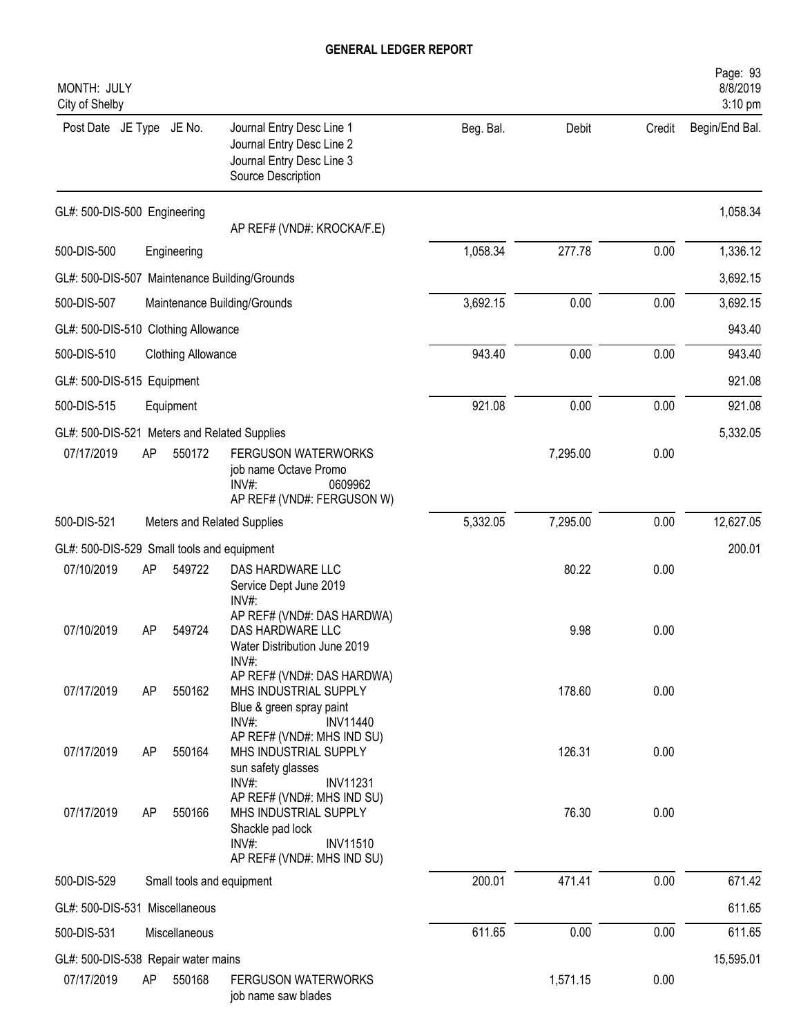**GENERAL LEDGER REPORT**

MONTH: JULY
City of Shelby

| Post Date | JE Type | JE No. | Journal Entry Desc Line 1 / Journal Entry Desc Line 2 / Journal Entry Desc Line 3 / Source Description | Beg. Bal. | Debit | Credit | Begin/End Bal. |
|---|---|---|---|---|---|---|---|
| GL#: 500-DIS-500 Engineering | | | | | | | 1,058.34 |
| | | | AP REF# (VND#: KROCKA/F.E) | | | | |
| 500-DIS-500 | | | Engineering | 1,058.34 | 277.78 | 0.00 | 1,336.12 |
| GL#: 500-DIS-507 Maintenance Building/Grounds | | | | | | | 3,692.15 |
| 500-DIS-507 | | | Maintenance Building/Grounds | 3,692.15 | 0.00 | 0.00 | 3,692.15 |
| GL#: 500-DIS-510 Clothing Allowance | | | | | | | 943.40 |
| 500-DIS-510 | | | Clothing Allowance | 943.40 | 0.00 | 0.00 | 943.40 |
| GL#: 500-DIS-515 Equipment | | | | | | | 921.08 |
| 500-DIS-515 | | | Equipment | 921.08 | 0.00 | 0.00 | 921.08 |
| GL#: 500-DIS-521 Meters and Related Supplies | | | | | | | 5,332.05 |
| 07/17/2019 | AP | 550172 | FERGUSON WATERWORKS<br>job name Octave Promo<br>INV#: 0609962<br>AP REF# (VND#: FERGUSON W) | | 7,295.00 | 0.00 | |
| 500-DIS-521 | | | Meters and Related Supplies | 5,332.05 | 7,295.00 | 0.00 | 12,627.05 |
| GL#: 500-DIS-529 Small tools and equipment | | | | | | | 200.01 |
| 07/10/2019 | AP | 549722 | DAS HARDWARE LLC<br>Service Dept June 2019<br>INV#:<br>AP REF# (VND#: DAS HARDWA) | | 80.22 | 0.00 | |
| 07/10/2019 | AP | 549724 | DAS HARDWARE LLC<br>Water Distribution June 2019<br>INV#:<br>AP REF# (VND#: DAS HARDWA) | | 9.98 | 0.00 | |
| 07/17/2019 | AP | 550162 | MHS INDUSTRIAL SUPPLY<br>Blue & green spray paint<br>INV#: INV11440<br>AP REF# (VND#: MHS IND SU) | | 178.60 | 0.00 | |
| 07/17/2019 | AP | 550164 | MHS INDUSTRIAL SUPPLY<br>sun safety glasses<br>INV#: INV11231<br>AP REF# (VND#: MHS IND SU) | | 126.31 | 0.00 | |
| 07/17/2019 | AP | 550166 | MHS INDUSTRIAL SUPPLY<br>Shackle pad lock<br>INV#: INV11510<br>AP REF# (VND#: MHS IND SU) | | 76.30 | 0.00 | |
| 500-DIS-529 | | | Small tools and equipment | 200.01 | 471.41 | 0.00 | 671.42 |
| GL#: 500-DIS-531 Miscellaneous | | | | | | | 611.65 |
| 500-DIS-531 | | | Miscellaneous | 611.65 | 0.00 | 0.00 | 611.65 |
| GL#: 500-DIS-538 Repair water mains | | | | | | | 15,595.01 |
| 07/17/2019 | AP | 550168 | FERGUSON WATERWORKS<br>job name saw blades | | 1,571.15 | 0.00 | |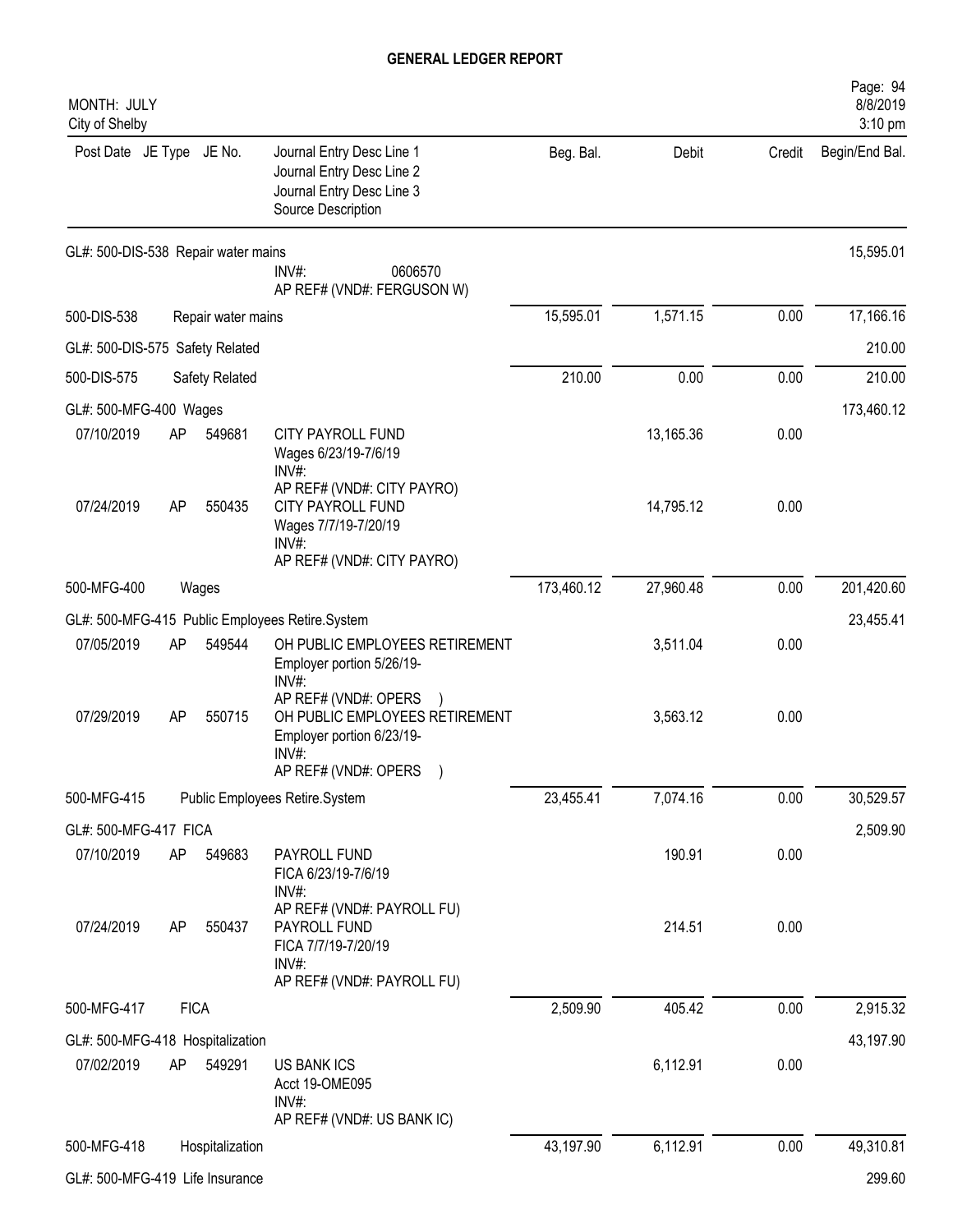# GENERAL LEDGER REPORT

MONTH: JULY
City of Shelby

| Post Date | JE Type | JE No. | Journal Entry Desc Line 1 / Journal Entry Desc Line 2 / Journal Entry Desc Line 3 / Source Description | Beg. Bal. | Debit | Credit | Begin/End Bal. |
|---|---|---|---|---|---|---|---|
| GL#: 500-DIS-538 Repair water mains | | | | | | | 15,595.01 |
| | | | INV#: 0606570<br>AP REF# (VND#: FERGUSON W) | | | | |
| 500-DIS-538 | | Repair water mains | | 15,595.01 | 1,571.15 | 0.00 | 17,166.16 |
| GL#: 500-DIS-575 Safety Related | | | | | | | 210.00 |
| 500-DIS-575 | | Safety Related | | 210.00 | 0.00 | 0.00 | 210.00 |
| GL#: 500-MFG-400 Wages | | | | | | | 173,460.12 |
| 07/10/2019 | AP | 549681 | CITY PAYROLL FUND<br>Wages 6/23/19-7/6/19<br>INV#:<br>AP REF# (VND#: CITY PAYRO) | | 13,165.36 | 0.00 | |
| 07/24/2019 | AP | 550435 | CITY PAYROLL FUND<br>Wages 7/7/19-7/20/19<br>INV#:<br>AP REF# (VND#: CITY PAYRO) | | 14,795.12 | 0.00 | |
| 500-MFG-400 | | Wages | | 173,460.12 | 27,960.48 | 0.00 | 201,420.60 |
| GL#: 500-MFG-415 Public Employees Retire.System | | | | | | | 23,455.41 |
| 07/05/2019 | AP | 549544 | OH PUBLIC EMPLOYEES RETIREMENT<br>Employer portion 5/26/19-<br>INV#:<br>AP REF# (VND#: OPERS ) | | 3,511.04 | 0.00 | |
| 07/29/2019 | AP | 550715 | OH PUBLIC EMPLOYEES RETIREMENT<br>Employer portion 6/23/19-<br>INV#:<br>AP REF# (VND#: OPERS ) | | 3,563.12 | 0.00 | |
| 500-MFG-415 | | Public Employees Retire.System | | 23,455.41 | 7,074.16 | 0.00 | 30,529.57 |
| GL#: 500-MFG-417 FICA | | | | | | | 2,509.90 |
| 07/10/2019 | AP | 549683 | PAYROLL FUND<br>FICA 6/23/19-7/6/19<br>INV#:<br>AP REF# (VND#: PAYROLL FU) | | 190.91 | 0.00 | |
| 07/24/2019 | AP | 550437 | PAYROLL FUND<br>FICA 7/7/19-7/20/19<br>INV#:<br>AP REF# (VND#: PAYROLL FU) | | 214.51 | 0.00 | |
| 500-MFG-417 | | FICA | | 2,509.90 | 405.42 | 0.00 | 2,915.32 |
| GL#: 500-MFG-418 Hospitalization | | | | | | | 43,197.90 |
| 07/02/2019 | AP | 549291 | US BANK ICS<br>Acct 19-OME095<br>INV#:<br>AP REF# (VND#: US BANK IC) | | 6,112.91 | 0.00 | |
| 500-MFG-418 | | Hospitalization | | 43,197.90 | 6,112.91 | 0.00 | 49,310.81 |
| GL#: 500-MFG-419 Life Insurance | | | | | | | 299.60 |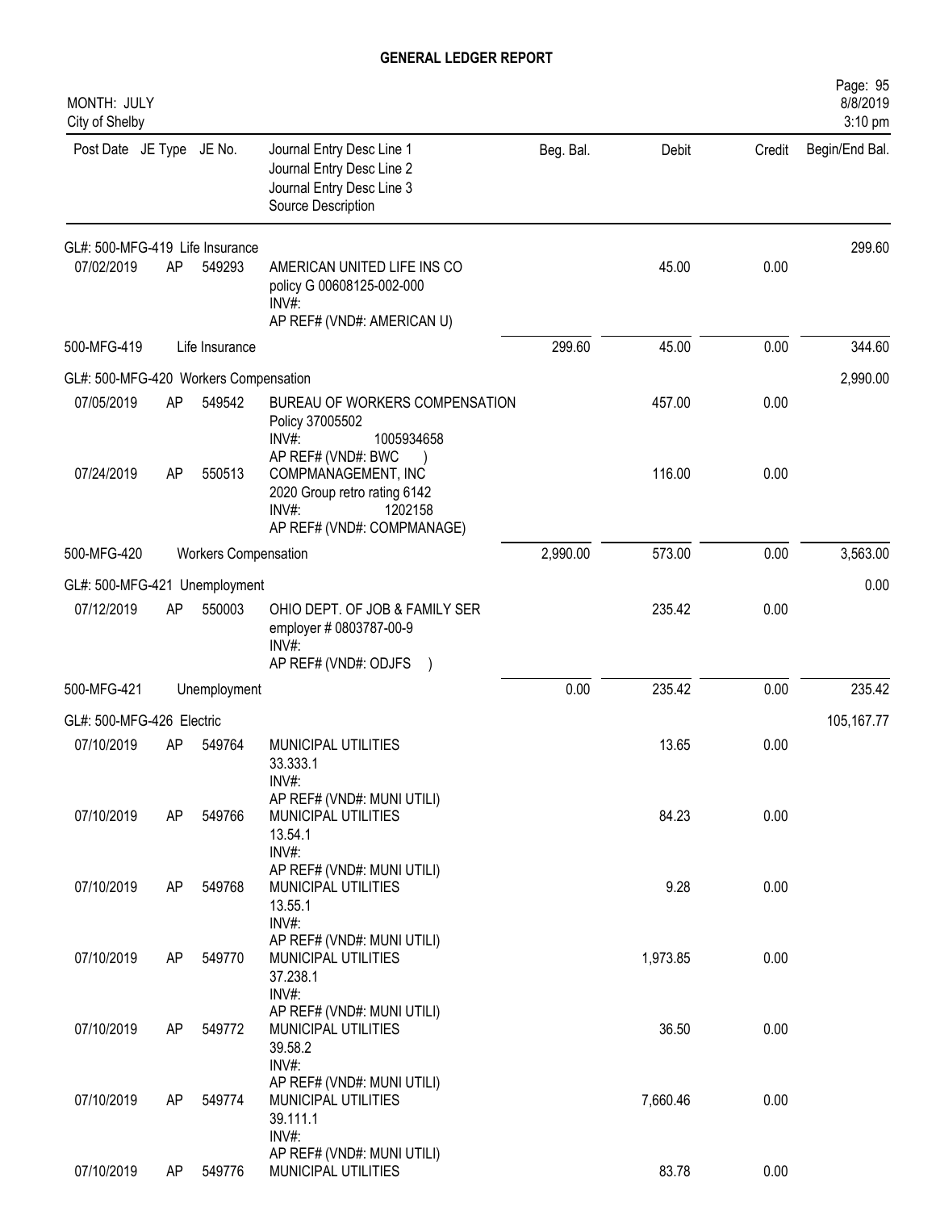# GENERAL LEDGER REPORT

MONTH: JULY
City of Shelby

| Post Date | JE Type | JE No. | Journal Entry Desc Line 1 / Journal Entry Desc Line 2 / Journal Entry Desc Line 3 / Source Description | Beg. Bal. | Debit | Credit | Begin/End Bal. |
|---|---|---|---|---|---|---|---|
| GL#: 500-MFG-419 Life Insurance | | | | | | | 299.60 |
| 07/02/2019 | AP | 549293 | AMERICAN UNITED LIFE INS CO<br>policy G 00608125-002-000<br>INV#:<br>AP REF# (VND#: AMERICAN U) | | 45.00 | 0.00 | |
| 500-MFG-419 | | Life Insurance | | 299.60 | 45.00 | 0.00 | 344.60 |
| GL#: 500-MFG-420 Workers Compensation | | | | | | | 2,990.00 |
| 07/05/2019 | AP | 549542 | BUREAU OF WORKERS COMPENSATION<br>Policy 37005502<br>INV#: 1005934658<br>AP REF# (VND#: BWC ) | | 457.00 | 0.00 | |
| 07/24/2019 | AP | 550513 | COMPMANAGEMENT, INC<br>2020 Group retro rating 6142<br>INV#: 1202158<br>AP REF# (VND#: COMPMANAGE) | | 116.00 | 0.00 | |
| 500-MFG-420 | | Workers Compensation | | 2,990.00 | 573.00 | 0.00 | 3,563.00 |
| GL#: 500-MFG-421 Unemployment | | | | | | | 0.00 |
| 07/12/2019 | AP | 550003 | OHIO DEPT. OF JOB & FAMILY SER<br>employer # 0803787-00-9<br>INV#:<br>AP REF# (VND#: ODJFS ) | | 235.42 | 0.00 | |
| 500-MFG-421 | | Unemployment | | 0.00 | 235.42 | 0.00 | 235.42 |
| GL#: 500-MFG-426 Electric | | | | | | | 105,167.77 |
| 07/10/2019 | AP | 549764 | MUNICIPAL UTILITIES<br>33.333.1<br>INV#:<br>AP REF# (VND#: MUNI UTILI) | | 13.65 | 0.00 | |
| 07/10/2019 | AP | 549766 | MUNICIPAL UTILITIES<br>13.54.1<br>INV#:<br>AP REF# (VND#: MUNI UTILI) | | 84.23 | 0.00 | |
| 07/10/2019 | AP | 549768 | MUNICIPAL UTILITIES<br>13.55.1<br>INV#:<br>AP REF# (VND#: MUNI UTILI) | | 9.28 | 0.00 | |
| 07/10/2019 | AP | 549770 | MUNICIPAL UTILITIES<br>37.238.1<br>INV#:<br>AP REF# (VND#: MUNI UTILI) | | 1,973.85 | 0.00 | |
| 07/10/2019 | AP | 549772 | MUNICIPAL UTILITIES<br>39.58.2<br>INV#:<br>AP REF# (VND#: MUNI UTILI) | | 36.50 | 0.00 | |
| 07/10/2019 | AP | 549774 | MUNICIPAL UTILITIES<br>39.111.1<br>INV#:<br>AP REF# (VND#: MUNI UTILI) | | 7,660.46 | 0.00 | |
| 07/10/2019 | AP | 549776 | MUNICIPAL UTILITIES | | 83.78 | 0.00 | |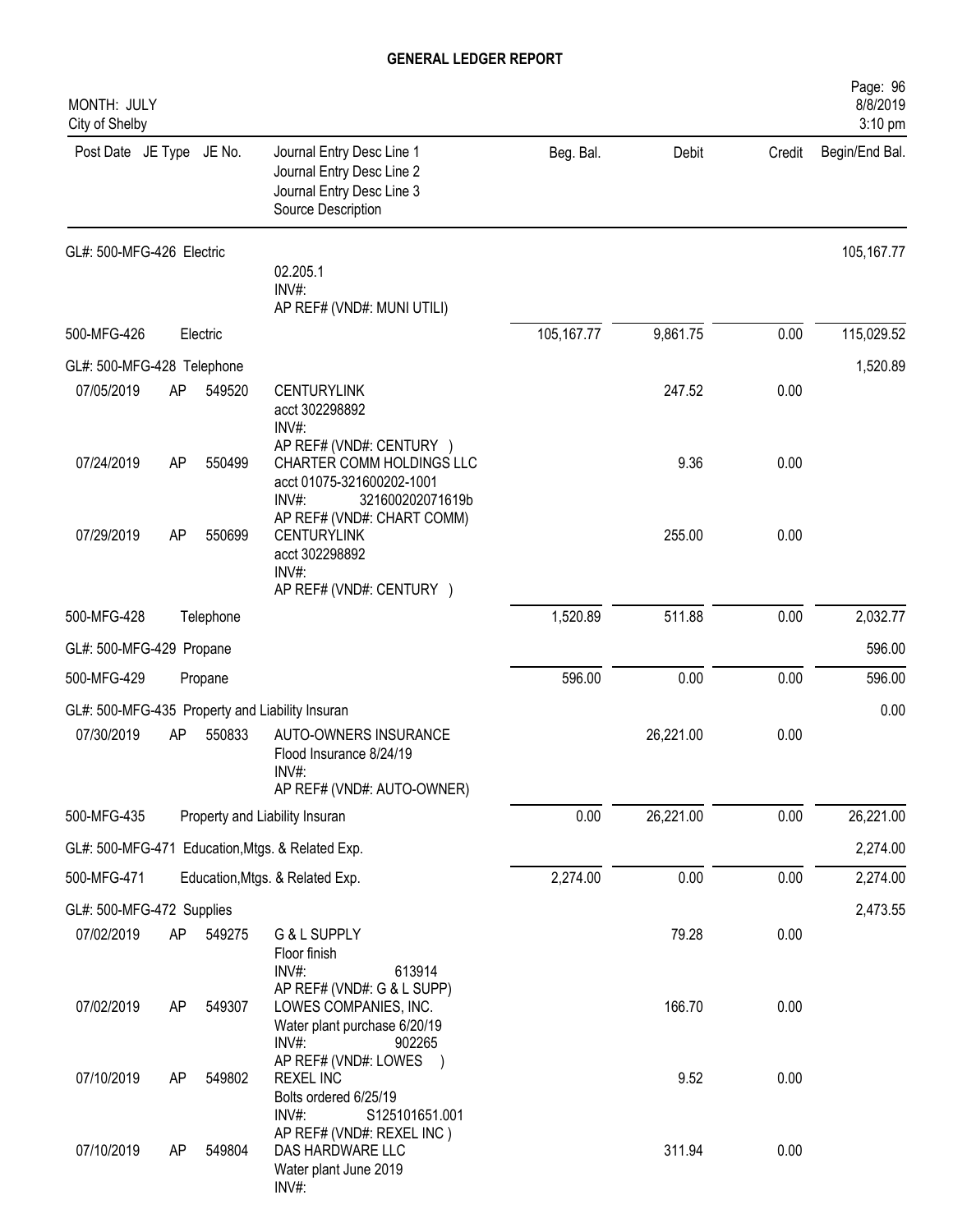# GENERAL LEDGER REPORT

MONTH: JULY
City of Shelby

| Post Date | JE Type | JE No. | Journal Entry Desc Line 1 / Journal Entry Desc Line 2 / Journal Entry Desc Line 3 / Source Description | Beg. Bal. | Debit | Credit | Begin/End Bal. |
|---|---|---|---|---|---|---|---|
| GL#: 500-MFG-426 Electric | | | | | | | 105,167.77 |
| | | | 02.205.1<br>INV#:<br>AP REF# (VND#: MUNI UTILI) | | | | |
| 500-MFG-426 | | | Electric | 105,167.77 | 9,861.75 | 0.00 | 115,029.52 |
| GL#: 500-MFG-428 Telephone | | | | | | | 1,520.89 |
| 07/05/2019 | AP | 549520 | CENTURYLINK<br>acct 302298892<br>INV#:<br>AP REF# (VND#: CENTURY ) | | 247.52 | 0.00 | |
| 07/24/2019 | AP | 550499 | CHARTER COMM HOLDINGS LLC<br>acct 01075-321600202-1001<br>INV#: 321600202071619b<br>AP REF# (VND#: CHART COMM) | | 9.36 | 0.00 | |
| 07/29/2019 | AP | 550699 | CENTURYLINK<br>acct 302298892<br>INV#:<br>AP REF# (VND#: CENTURY ) | | 255.00 | 0.00 | |
| 500-MFG-428 | | | Telephone | 1,520.89 | 511.88 | 0.00 | 2,032.77 |
| GL#: 500-MFG-429 Propane | | | | | | | 596.00 |
| 500-MFG-429 | | | Propane | 596.00 | 0.00 | 0.00 | 596.00 |
| GL#: 500-MFG-435 Property and Liability Insuran | | | | | | | 0.00 |
| 07/30/2019 | AP | 550833 | AUTO-OWNERS INSURANCE<br>Flood Insurance 8/24/19<br>INV#:<br>AP REF# (VND#: AUTO-OWNER) | | 26,221.00 | 0.00 | |
| 500-MFG-435 | | | Property and Liability Insuran | 0.00 | 26,221.00 | 0.00 | 26,221.00 |
| GL#: 500-MFG-471 Education,Mtgs. & Related Exp. | | | | | | | 2,274.00 |
| 500-MFG-471 | | | Education,Mtgs. & Related Exp. | 2,274.00 | 0.00 | 0.00 | 2,274.00 |
| GL#: 500-MFG-472 Supplies | | | | | | | 2,473.55 |
| 07/02/2019 | AP | 549275 | G & L SUPPLY<br>Floor finish<br>INV#: 613914<br>AP REF# (VND#: G & L SUPP) | | 79.28 | 0.00 | |
| 07/02/2019 | AP | 549307 | LOWES COMPANIES, INC.<br>Water plant purchase 6/20/19<br>INV#: 902265<br>AP REF# (VND#: LOWES ) | | 166.70 | 0.00 | |
| 07/10/2019 | AP | 549802 | REXEL INC<br>Bolts ordered 6/25/19<br>INV#: S125101651.001<br>AP REF# (VND#: REXEL INC ) | | 9.52 | 0.00 | |
| 07/10/2019 | AP | 549804 | DAS HARDWARE LLC<br>Water plant June 2019<br>INV#: | | 311.94 | 0.00 | |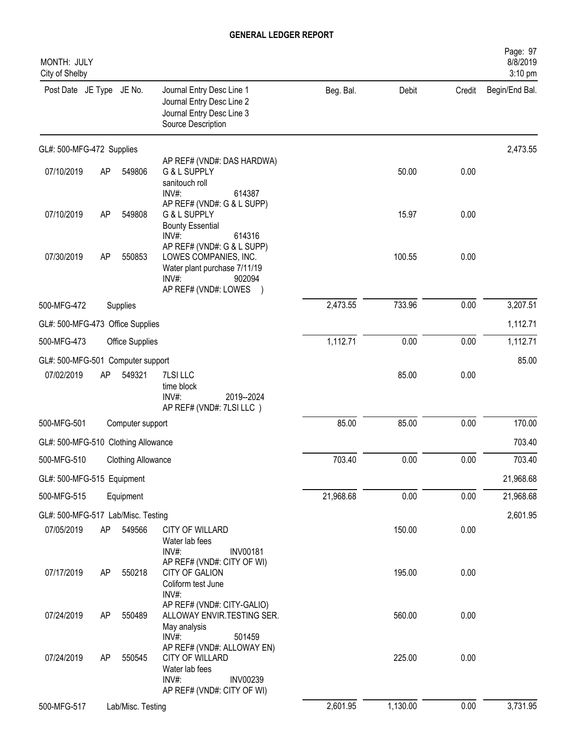# GENERAL LEDGER REPORT

MONTH: JULY
City of Shelby

Page: 97
8/8/2019
3:10 pm

| Post Date | JE Type | JE No. | Journal Entry Desc Line 1 / Journal Entry Desc Line 2 / Journal Entry Desc Line 3 / Source Description | Beg. Bal. | Debit | Credit | Begin/End Bal. |
|---|---|---|---|---|---|---|---|
| GL#: 500-MFG-472 Supplies | | | | | | | 2,473.55 |
| | | | AP REF# (VND#: DAS HARDWA) | | | | |
| 07/10/2019 | AP | 549806 | G & L SUPPLY<br>sanitouch roll<br>INV#: 614387<br>AP REF# (VND#: G & L SUPP) | | 50.00 | 0.00 | |
| 07/10/2019 | AP | 549808 | G & L SUPPLY<br>Bounty Essential<br>INV#: 614316<br>AP REF# (VND#: G & L SUPP) | | 15.97 | 0.00 | |
| 07/30/2019 | AP | 550853 | LOWES COMPANIES, INC.<br>Water plant purchase 7/11/19<br>INV#: 902094<br>AP REF# (VND#: LOWES ) | | 100.55 | 0.00 | |
| 500-MFG-472 | | Supplies | | 2,473.55 | 733.96 | 0.00 | 3,207.51 |
| GL#: 500-MFG-473 Office Supplies | | | | | | | 1,112.71 |
| 500-MFG-473 | | Office Supplies | | 1,112.71 | 0.00 | 0.00 | 1,112.71 |
| GL#: 500-MFG-501 Computer support | | | | | | | 85.00 |
| 07/02/2019 | AP | 549321 | 7LSI LLC<br>time block<br>INV#: 2019--2024<br>AP REF# (VND#: 7LSI LLC ) | | 85.00 | 0.00 | |
| 500-MFG-501 | | Computer support | | 85.00 | 85.00 | 0.00 | 170.00 |
| GL#: 500-MFG-510 Clothing Allowance | | | | | | | 703.40 |
| 500-MFG-510 | | Clothing Allowance | | 703.40 | 0.00 | 0.00 | 703.40 |
| GL#: 500-MFG-515 Equipment | | | | | | | 21,968.68 |
| 500-MFG-515 | | Equipment | | 21,968.68 | 0.00 | 0.00 | 21,968.68 |
| GL#: 500-MFG-517 Lab/Misc. Testing | | | | | | | 2,601.95 |
| 07/05/2019 | AP | 549566 | CITY OF WILLARD<br>Water lab fees<br>INV#: INV00181<br>AP REF# (VND#: CITY OF WI) | | 150.00 | 0.00 | |
| 07/17/2019 | AP | 550218 | CITY OF GALION<br>Coliform test June<br>INV#:<br>AP REF# (VND#: CITY-GALIO) | | 195.00 | 0.00 | |
| 07/24/2019 | AP | 550489 | ALLOWAY ENVIR.TESTING SER.<br>May analysis<br>INV#: 501459<br>AP REF# (VND#: ALLOWAY EN) | | 560.00 | 0.00 | |
| 07/24/2019 | AP | 550545 | CITY OF WILLARD<br>Water lab fees<br>INV#: INV00239<br>AP REF# (VND#: CITY OF WI) | | 225.00 | 0.00 | |
| 500-MFG-517 | | Lab/Misc. Testing | | 2,601.95 | 1,130.00 | 0.00 | 3,731.95 |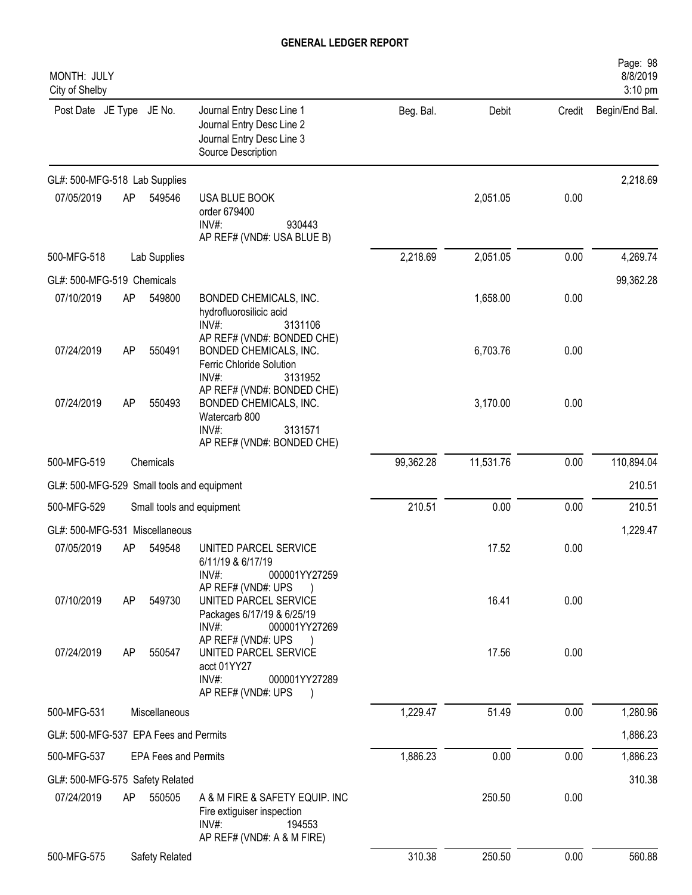# GENERAL LEDGER REPORT

MONTH: JULY
City of Shelby

| Post Date | JE Type | JE No. | Journal Entry Desc Line 1 / Journal Entry Desc Line 2 / Journal Entry Desc Line 3 / Source Description | Beg. Bal. | Debit | Credit | Begin/End Bal. |
|---|---|---|---|---|---|---|---|
| GL#: 500-MFG-518 Lab Supplies | | | | | | | 2,218.69 |
| 07/05/2019 | AP | 549546 | USA BLUE BOOK<br>order 679400<br>INV#: 930443<br>AP REF# (VND#: USA BLUE B) | | 2,051.05 | 0.00 | |
| 500-MFG-518 | | Lab Supplies | | 2,218.69 | 2,051.05 | 0.00 | 4,269.74 |
| GL#: 500-MFG-519 Chemicals | | | | | | | 99,362.28 |
| 07/10/2019 | AP | 549800 | BONDED CHEMICALS, INC.<br>hydrofluorosilicic acid<br>INV#: 3131106<br>AP REF# (VND#: BONDED CHE) | | 1,658.00 | 0.00 | |
| 07/24/2019 | AP | 550491 | BONDED CHEMICALS, INC.<br>Ferric Chloride Solution<br>INV#: 3131952<br>AP REF# (VND#: BONDED CHE) | | 6,703.76 | 0.00 | |
| 07/24/2019 | AP | 550493 | BONDED CHEMICALS, INC.<br>Watercarb 800<br>INV#: 3131571<br>AP REF# (VND#: BONDED CHE) | | 3,170.00 | 0.00 | |
| 500-MFG-519 | | Chemicals | | 99,362.28 | 11,531.76 | 0.00 | 110,894.04 |
| GL#: 500-MFG-529 Small tools and equipment | | | | | | | 210.51 |
| 500-MFG-529 | | Small tools and equipment | | 210.51 | 0.00 | 0.00 | 210.51 |
| GL#: 500-MFG-531 Miscellaneous | | | | | | | 1,229.47 |
| 07/05/2019 | AP | 549548 | UNITED PARCEL SERVICE<br>6/11/19 & 6/17/19<br>INV#: 000001YY27259<br>AP REF# (VND#: UPS ) | | 17.52 | 0.00 | |
| 07/10/2019 | AP | 549730 | UNITED PARCEL SERVICE<br>Packages 6/17/19 & 6/25/19<br>INV#: 000001YY27269<br>AP REF# (VND#: UPS ) | | 16.41 | 0.00 | |
| 07/24/2019 | AP | 550547 | UNITED PARCEL SERVICE<br>acct 01YY27<br>INV#: 000001YY27289<br>AP REF# (VND#: UPS ) | | 17.56 | 0.00 | |
| 500-MFG-531 | | Miscellaneous | | 1,229.47 | 51.49 | 0.00 | 1,280.96 |
| GL#: 500-MFG-537 EPA Fees and Permits | | | | | | | 1,886.23 |
| 500-MFG-537 | | EPA Fees and Permits | | 1,886.23 | 0.00 | 0.00 | 1,886.23 |
| GL#: 500-MFG-575 Safety Related | | | | | | | 310.38 |
| 07/24/2019 | AP | 550505 | A & M FIRE & SAFETY EQUIP. INC<br>Fire extiguiser inspection<br>INV#: 194553<br>AP REF# (VND#: A & M FIRE) | | 250.50 | 0.00 | |
| 500-MFG-575 | | Safety Related | | 310.38 | 250.50 | 0.00 | 560.88 |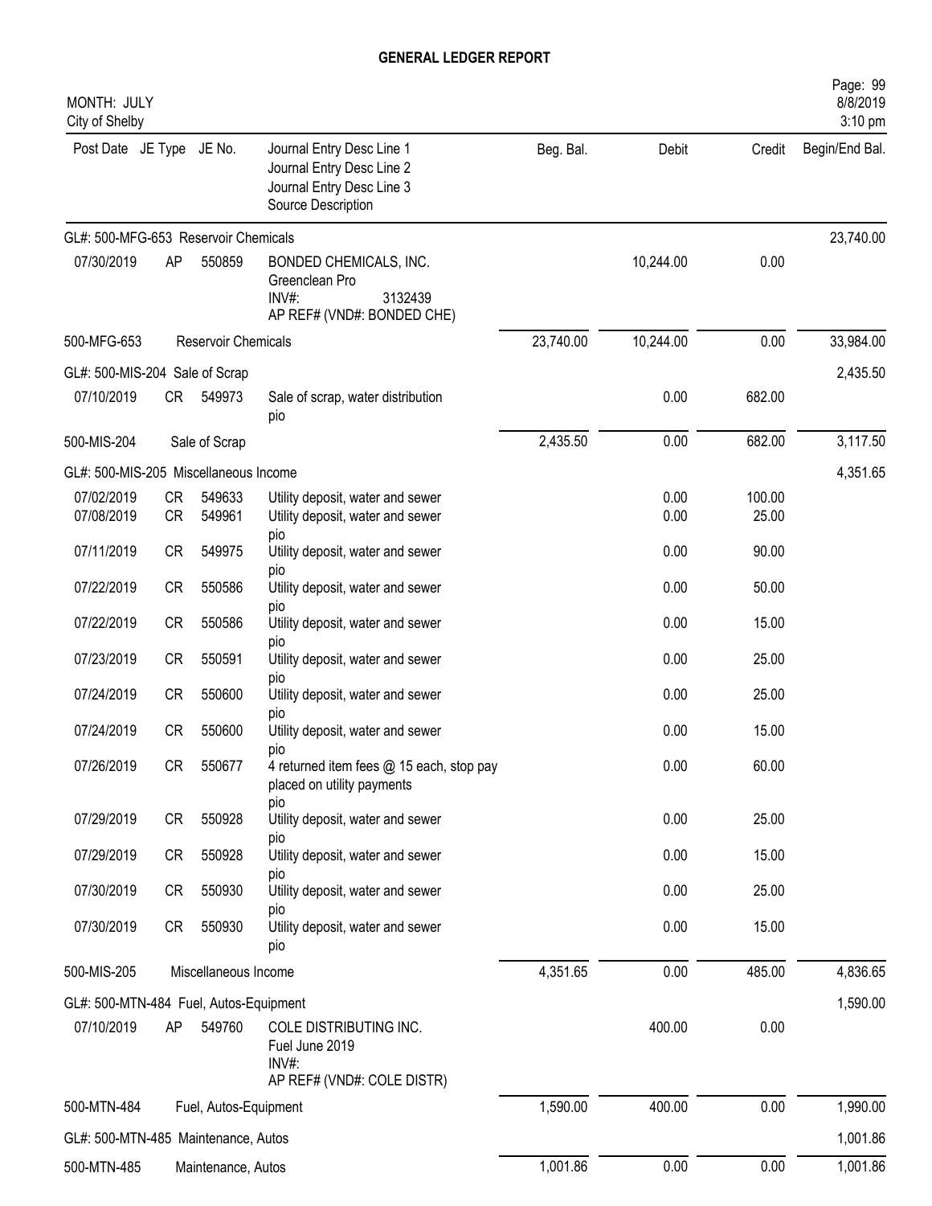# GENERAL LEDGER REPORT

MONTH: JULY
City of Shelby

| Post Date | JE Type | JE No. | Journal Entry Desc Line 1 / Journal Entry Desc Line 2 / Journal Entry Desc Line 3 / Source Description | Beg. Bal. | Debit | Credit | Begin/End Bal. |
|---|---|---|---|---|---|---|---|
| GL#: 500-MFG-653 Reservoir Chemicals | | | | | | | 23,740.00 |
| 07/30/2019 | AP | 550859 | BONDED CHEMICALS, INC. Greenclean Pro INV#: 3132439 AP REF# (VND#: BONDED CHE) | | 10,244.00 | 0.00 | |
| 500-MFG-653 | | Reservoir Chemicals | | 23,740.00 | 10,244.00 | 0.00 | 33,984.00 |
| GL#: 500-MIS-204 Sale of Scrap | | | | | | | 2,435.50 |
| 07/10/2019 | CR | 549973 | Sale of scrap, water distribution pio | | 0.00 | 682.00 | |
| 500-MIS-204 | | Sale of Scrap | | 2,435.50 | 0.00 | 682.00 | 3,117.50 |
| GL#: 500-MIS-205 Miscellaneous Income | | | | | | | 4,351.65 |
| 07/02/2019 | CR | 549633 | Utility deposit, water and sewer | | 0.00 | 100.00 | |
| 07/08/2019 | CR | 549961 | Utility deposit, water and sewer pio | | 0.00 | 25.00 | |
| 07/11/2019 | CR | 549975 | Utility deposit, water and sewer pio | | 0.00 | 90.00 | |
| 07/22/2019 | CR | 550586 | Utility deposit, water and sewer pio | | 0.00 | 50.00 | |
| 07/22/2019 | CR | 550586 | Utility deposit, water and sewer pio | | 0.00 | 15.00 | |
| 07/23/2019 | CR | 550591 | Utility deposit, water and sewer pio | | 0.00 | 25.00 | |
| 07/24/2019 | CR | 550600 | Utility deposit, water and sewer pio | | 0.00 | 25.00 | |
| 07/24/2019 | CR | 550600 | Utility deposit, water and sewer pio | | 0.00 | 15.00 | |
| 07/26/2019 | CR | 550677 | 4 returned item fees @ 15 each, stop pay placed on utility payments pio | | 0.00 | 60.00 | |
| 07/29/2019 | CR | 550928 | Utility deposit, water and sewer pio | | 0.00 | 25.00 | |
| 07/29/2019 | CR | 550928 | Utility deposit, water and sewer pio | | 0.00 | 15.00 | |
| 07/30/2019 | CR | 550930 | Utility deposit, water and sewer pio | | 0.00 | 25.00 | |
| 07/30/2019 | CR | 550930 | Utility deposit, water and sewer pio | | 0.00 | 15.00 | |
| 500-MIS-205 | | Miscellaneous Income | | 4,351.65 | 0.00 | 485.00 | 4,836.65 |
| GL#: 500-MTN-484 Fuel, Autos-Equipment | | | | | | | 1,590.00 |
| 07/10/2019 | AP | 549760 | COLE DISTRIBUTING INC. Fuel June 2019 INV#: AP REF# (VND#: COLE DISTR) | | 400.00 | 0.00 | |
| 500-MTN-484 | | Fuel, Autos-Equipment | | 1,590.00 | 400.00 | 0.00 | 1,990.00 |
| GL#: 500-MTN-485 Maintenance, Autos | | | | | | | 1,001.86 |
| 500-MTN-485 | | Maintenance, Autos | | 1,001.86 | 0.00 | 0.00 | 1,001.86 |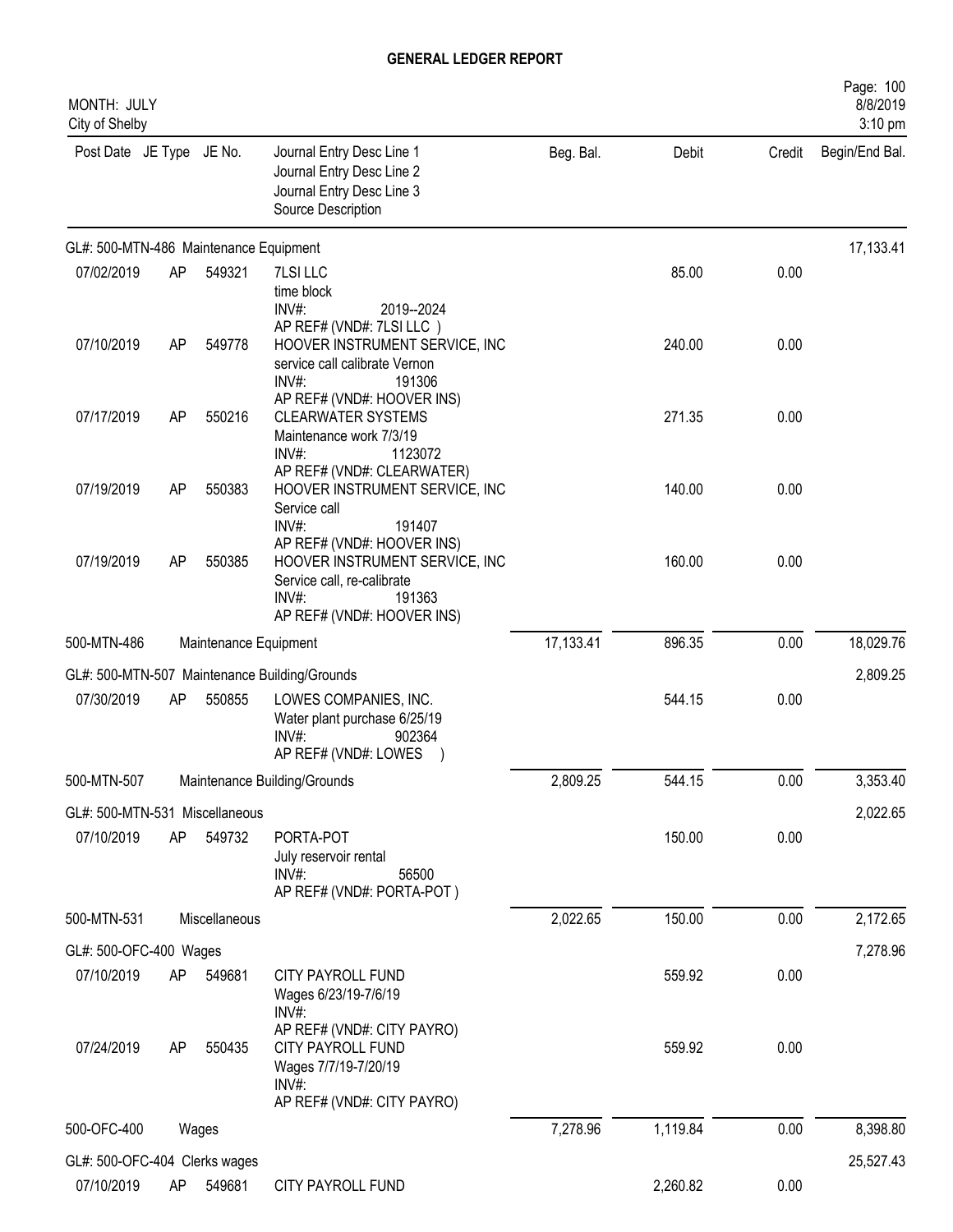# GENERAL LEDGER REPORT

MONTH: JULY
City of Shelby

| Post Date | JE Type | JE No. | Journal Entry Desc Line 1 / Journal Entry Desc Line 2 / Journal Entry Desc Line 3 / Source Description | Beg. Bal. | Debit | Credit | Begin/End Bal. |
|---|---|---|---|---|---|---|---|
| **GL#: 500-MTN-486 Maintenance Equipment** | | | | | | | 17,133.41 |
| 07/02/2019 | AP | 549321 | 7LSI LLC<br>time block<br>INV#: 2019--2024<br>AP REF# (VND#: 7LSI LLC ) | | 85.00 | 0.00 | |
| 07/10/2019 | AP | 549778 | HOOVER INSTRUMENT SERVICE, INC<br>service call calibrate Vernon<br>INV#: 191306<br>AP REF# (VND#: HOOVER INS) | | 240.00 | 0.00 | |
| 07/17/2019 | AP | 550216 | CLEARWATER SYSTEMS<br>Maintenance work 7/3/19<br>INV#: 1123072<br>AP REF# (VND#: CLEARWATER) | | 271.35 | 0.00 | |
| 07/19/2019 | AP | 550383 | HOOVER INSTRUMENT SERVICE, INC<br>Service call<br>INV#: 191407<br>AP REF# (VND#: HOOVER INS) | | 140.00 | 0.00 | |
| 07/19/2019 | AP | 550385 | HOOVER INSTRUMENT SERVICE, INC<br>Service call, re-calibrate<br>INV#: 191363<br>AP REF# (VND#: HOOVER INS) | | 160.00 | 0.00 | |
| 500-MTN-486 | | | Maintenance Equipment | 17,133.41 | 896.35 | 0.00 | 18,029.76 |
| **GL#: 500-MTN-507 Maintenance Building/Grounds** | | | | | | | 2,809.25 |
| 07/30/2019 | AP | 550855 | LOWES COMPANIES, INC.<br>Water plant purchase 6/25/19<br>INV#: 902364<br>AP REF# (VND#: LOWES ) | | 544.15 | 0.00 | |
| 500-MTN-507 | | | Maintenance Building/Grounds | 2,809.25 | 544.15 | 0.00 | 3,353.40 |
| **GL#: 500-MTN-531 Miscellaneous** | | | | | | | 2,022.65 |
| 07/10/2019 | AP | 549732 | PORTA-POT<br>July reservoir rental<br>INV#: 56500<br>AP REF# (VND#: PORTA-POT ) | | 150.00 | 0.00 | |
| 500-MTN-531 | | | Miscellaneous | 2,022.65 | 150.00 | 0.00 | 2,172.65 |
| **GL#: 500-OFC-400 Wages** | | | | | | | 7,278.96 |
| 07/10/2019 | AP | 549681 | CITY PAYROLL FUND<br>Wages 6/23/19-7/6/19<br>INV#:<br>AP REF# (VND#: CITY PAYRO) | | 559.92 | 0.00 | |
| 07/24/2019 | AP | 550435 | CITY PAYROLL FUND<br>Wages 7/7/19-7/20/19<br>INV#:<br>AP REF# (VND#: CITY PAYRO) | | 559.92 | 0.00 | |
| 500-OFC-400 | | | Wages | 7,278.96 | 1,119.84 | 0.00 | 8,398.80 |
| **GL#: 500-OFC-404 Clerks wages** | | | | | | | 25,527.43 |
| 07/10/2019 | AP | 549681 | CITY PAYROLL FUND | | 2,260.82 | 0.00 | |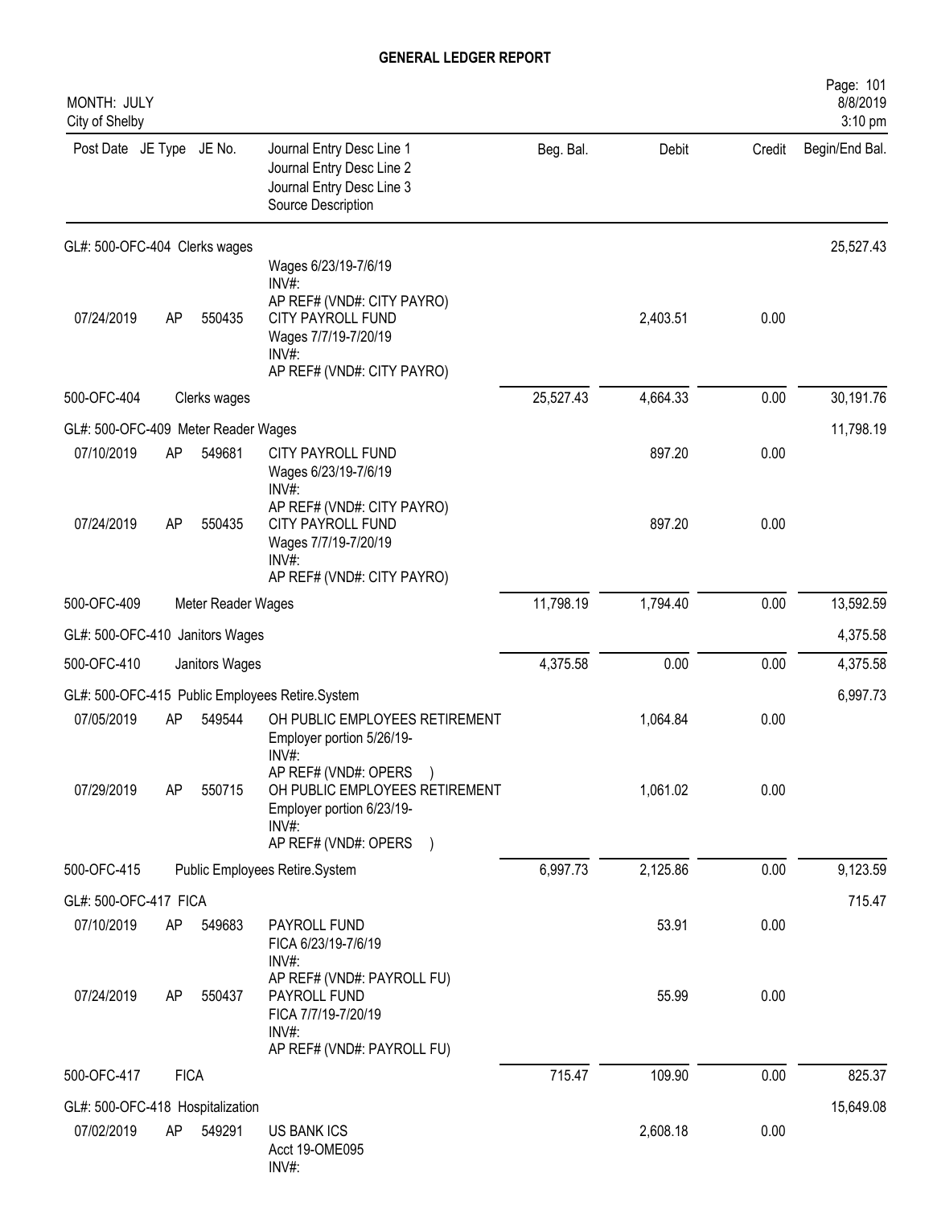# GENERAL LEDGER REPORT

MONTH: JULY
City of Shelby

| Post Date | JE Type | JE No. | Journal Entry Desc Line 1 / Journal Entry Desc Line 2 / Journal Entry Desc Line 3 / Source Description | Beg. Bal. | Debit | Credit | Begin/End Bal. |
|---|---|---|---|---|---|---|---|
| GL#: 500-OFC-404 Clerks wages | | | | | | | 25,527.43 |
| | | | Wages 6/23/19-7/6/19 INV#: AP REF# (VND#: CITY PAYRO) | | | | |
| 07/24/2019 | AP | 550435 | CITY PAYROLL FUND Wages 7/7/19-7/20/19 INV#: AP REF# (VND#: CITY PAYRO) | | 2,403.51 | 0.00 | |
| 500-OFC-404 | | | Clerks wages | 25,527.43 | 4,664.33 | 0.00 | 30,191.76 |
| GL#: 500-OFC-409 Meter Reader Wages | | | | | | | 11,798.19 |
| 07/10/2019 | AP | 549681 | CITY PAYROLL FUND Wages 6/23/19-7/6/19 INV#: AP REF# (VND#: CITY PAYRO) | | 897.20 | 0.00 | |
| 07/24/2019 | AP | 550435 | CITY PAYROLL FUND Wages 7/7/19-7/20/19 INV#: AP REF# (VND#: CITY PAYRO) | | 897.20 | 0.00 | |
| 500-OFC-409 | | | Meter Reader Wages | 11,798.19 | 1,794.40 | 0.00 | 13,592.59 |
| GL#: 500-OFC-410 Janitors Wages | | | | | | | 4,375.58 |
| 500-OFC-410 | | | Janitors Wages | 4,375.58 | 0.00 | 0.00 | 4,375.58 |
| GL#: 500-OFC-415 Public Employees Retire.System | | | | | | | 6,997.73 |
| 07/05/2019 | AP | 549544 | OH PUBLIC EMPLOYEES RETIREMENT Employer portion 5/26/19- INV#: AP REF# (VND#: OPERS ) | | 1,064.84 | 0.00 | |
| 07/29/2019 | AP | 550715 | OH PUBLIC EMPLOYEES RETIREMENT Employer portion 6/23/19- INV#: AP REF# (VND#: OPERS ) | | 1,061.02 | 0.00 | |
| 500-OFC-415 | | | Public Employees Retire.System | 6,997.73 | 2,125.86 | 0.00 | 9,123.59 |
| GL#: 500-OFC-417 FICA | | | | | | | 715.47 |
| 07/10/2019 | AP | 549683 | PAYROLL FUND FICA 6/23/19-7/6/19 INV#: AP REF# (VND#: PAYROLL FU) | | 53.91 | 0.00 | |
| 07/24/2019 | AP | 550437 | PAYROLL FUND FICA 7/7/19-7/20/19 INV#: AP REF# (VND#: PAYROLL FU) | | 55.99 | 0.00 | |
| 500-OFC-417 | | | FICA | 715.47 | 109.90 | 0.00 | 825.37 |
| GL#: 500-OFC-418 Hospitalization | | | | | | | 15,649.08 |
| 07/02/2019 | AP | 549291 | US BANK ICS Acct 19-OME095 INV#: | | 2,608.18 | 0.00 | |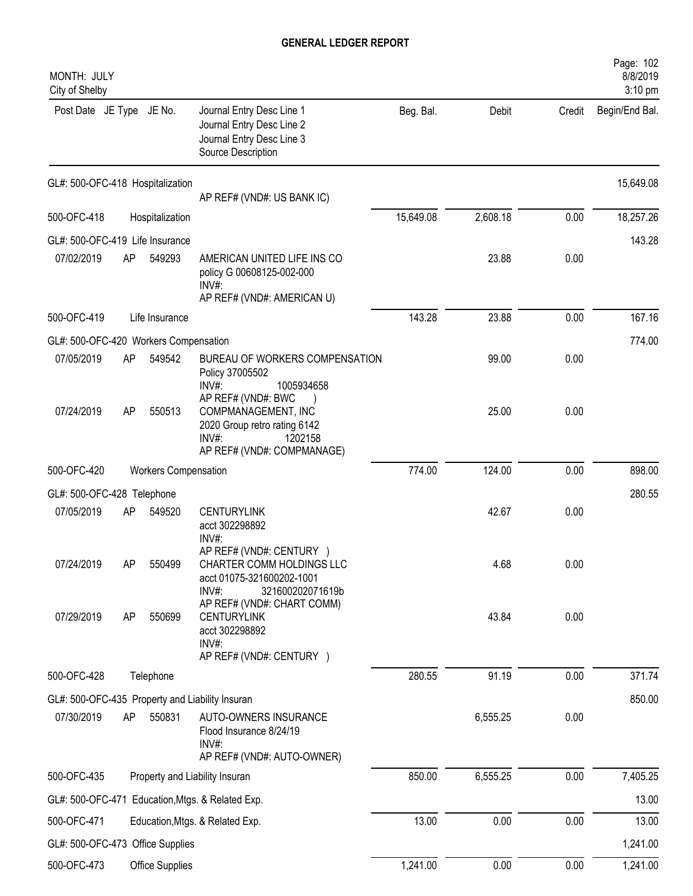# GENERAL LEDGER REPORT

MONTH: JULY
City of Shelby

| Post Date | JE Type | JE No. | Journal Entry Desc Line 1<br>Journal Entry Desc Line 2<br>Journal Entry Desc Line 3<br>Source Description | Beg. Bal. | Debit | Credit | Begin/End Bal. |
|---|---|---|---|---|---|---|---|
| GL#: 500-OFC-418 Hospitalization | | | | | | | 15,649.08 |
| | | | AP REF# (VND#: US BANK IC) | | | | |
| 500-OFC-418 | | | Hospitalization | 15,649.08 | 2,608.18 | 0.00 | 18,257.26 |
| GL#: 500-OFC-419 Life Insurance | | | | | | | 143.28 |
| 07/02/2019 | AP | 549293 | AMERICAN UNITED LIFE INS CO<br>policy G 00608125-002-000<br>INV#:<br>AP REF# (VND#: AMERICAN U) | | 23.88 | 0.00 | |
| 500-OFC-419 | | | Life Insurance | 143.28 | 23.88 | 0.00 | 167.16 |
| GL#: 500-OFC-420 Workers Compensation | | | | | | | 774.00 |
| 07/05/2019 | AP | 549542 | BUREAU OF WORKERS COMPENSATION<br>Policy 37005502<br>INV#: 1005934658<br>AP REF# (VND#: BWC ) | | 99.00 | 0.00 | |
| 07/24/2019 | AP | 550513 | COMPMANAGEMENT, INC<br>2020 Group retro rating 6142<br>INV#: 1202158<br>AP REF# (VND#: COMPMANAGE) | | 25.00 | 0.00 | |
| 500-OFC-420 | | | Workers Compensation | 774.00 | 124.00 | 0.00 | 898.00 |
| GL#: 500-OFC-428 Telephone | | | | | | | 280.55 |
| 07/05/2019 | AP | 549520 | CENTURYLINK<br>acct 302298892<br>INV#:<br>AP REF# (VND#: CENTURY ) | | 42.67 | 0.00 | |
| 07/24/2019 | AP | 550499 | CHARTER COMM HOLDINGS LLC<br>acct 01075-321600202-1001<br>INV#: 321600202071619b<br>AP REF# (VND#: CHART COMM) | | 4.68 | 0.00 | |
| 07/29/2019 | AP | 550699 | CENTURYLINK<br>acct 302298892<br>INV#:<br>AP REF# (VND#: CENTURY ) | | 43.84 | 0.00 | |
| 500-OFC-428 | | | Telephone | 280.55 | 91.19 | 0.00 | 371.74 |
| GL#: 500-OFC-435 Property and Liability Insuran | | | | | | | 850.00 |
| 07/30/2019 | AP | 550831 | AUTO-OWNERS INSURANCE<br>Flood Insurance 8/24/19<br>INV#:<br>AP REF# (VND#: AUTO-OWNER) | | 6,555.25 | 0.00 | |
| 500-OFC-435 | | | Property and Liability Insuran | 850.00 | 6,555.25 | 0.00 | 7,405.25 |
| GL#: 500-OFC-471 Education,Mtgs. & Related Exp. | | | | | | | 13.00 |
| 500-OFC-471 | | | Education,Mtgs. & Related Exp. | 13.00 | 0.00 | 0.00 | 13.00 |
| GL#: 500-OFC-473 Office Supplies | | | | | | | 1,241.00 |
| 500-OFC-473 | | | Office Supplies | 1,241.00 | 0.00 | 0.00 | 1,241.00 |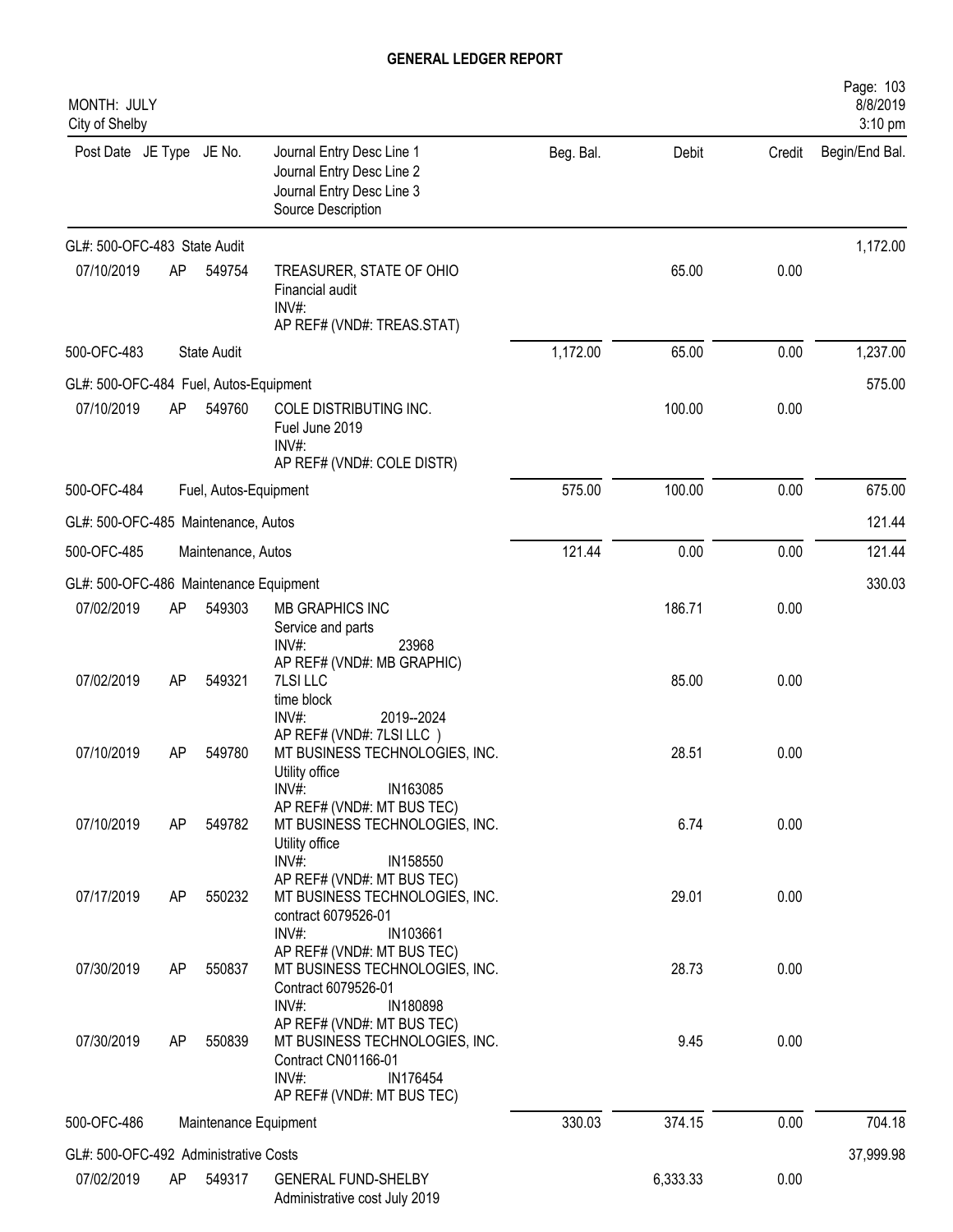# GENERAL LEDGER REPORT

MONTH: JULY
City of Shelby

| Post Date | JE Type | JE No. | Journal Entry Desc Line 1<br>Journal Entry Desc Line 2<br>Journal Entry Desc Line 3<br>Source Description | Beg. Bal. | Debit | Credit | Begin/End Bal. |
|---|---|---|---|---|---|---|---|
| GL#: 500-OFC-483 State Audit | | | | | | | 1,172.00 |
| 07/10/2019 | AP | 549754 | TREASURER, STATE OF OHIO<br>Financial audit<br>INV#:<br>AP REF# (VND#: TREAS.STAT) | | 65.00 | 0.00 | |
| 500-OFC-483 | | State Audit | | 1,172.00 | 65.00 | 0.00 | 1,237.00 |
| GL#: 500-OFC-484 Fuel, Autos-Equipment | | | | | | | 575.00 |
| 07/10/2019 | AP | 549760 | COLE DISTRIBUTING INC.<br>Fuel June 2019<br>INV#:<br>AP REF# (VND#: COLE DISTR) | | 100.00 | 0.00 | |
| 500-OFC-484 | | Fuel, Autos-Equipment | | 575.00 | 100.00 | 0.00 | 675.00 |
| GL#: 500-OFC-485 Maintenance, Autos | | | | | | | 121.44 |
| 500-OFC-485 | | Maintenance, Autos | | 121.44 | 0.00 | 0.00 | 121.44 |
| GL#: 500-OFC-486 Maintenance Equipment | | | | | | | 330.03 |
| 07/02/2019 | AP | 549303 | MB GRAPHICS INC<br>Service and parts<br>INV#: 23968<br>AP REF# (VND#: MB GRAPHIC) | | 186.71 | 0.00 | |
| 07/02/2019 | AP | 549321 | 7LSI LLC<br>time block<br>INV#: 2019--2024<br>AP REF# (VND#: 7LSI LLC ) | | 85.00 | 0.00 | |
| 07/10/2019 | AP | 549780 | MT BUSINESS TECHNOLOGIES, INC.<br>Utility office<br>INV#: IN163085<br>AP REF# (VND#: MT BUS TEC) | | 28.51 | 0.00 | |
| 07/10/2019 | AP | 549782 | MT BUSINESS TECHNOLOGIES, INC.<br>Utility office<br>INV#: IN158550<br>AP REF# (VND#: MT BUS TEC) | | 6.74 | 0.00 | |
| 07/17/2019 | AP | 550232 | MT BUSINESS TECHNOLOGIES, INC.<br>contract 6079526-01<br>INV#: IN103661<br>AP REF# (VND#: MT BUS TEC) | | 29.01 | 0.00 | |
| 07/30/2019 | AP | 550837 | MT BUSINESS TECHNOLOGIES, INC.<br>Contract 6079526-01<br>INV#: IN180898<br>AP REF# (VND#: MT BUS TEC) | | 28.73 | 0.00 | |
| 07/30/2019 | AP | 550839 | MT BUSINESS TECHNOLOGIES, INC.<br>Contract CN01166-01<br>INV#: IN176454<br>AP REF# (VND#: MT BUS TEC) | | 9.45 | 0.00 | |
| 500-OFC-486 | | Maintenance Equipment | | 330.03 | 374.15 | 0.00 | 704.18 |
| GL#: 500-OFC-492 Administrative Costs | | | | | | | 37,999.98 |
| 07/02/2019 | AP | 549317 | GENERAL FUND-SHELBY<br>Administrative cost July 2019 | | 6,333.33 | 0.00 | |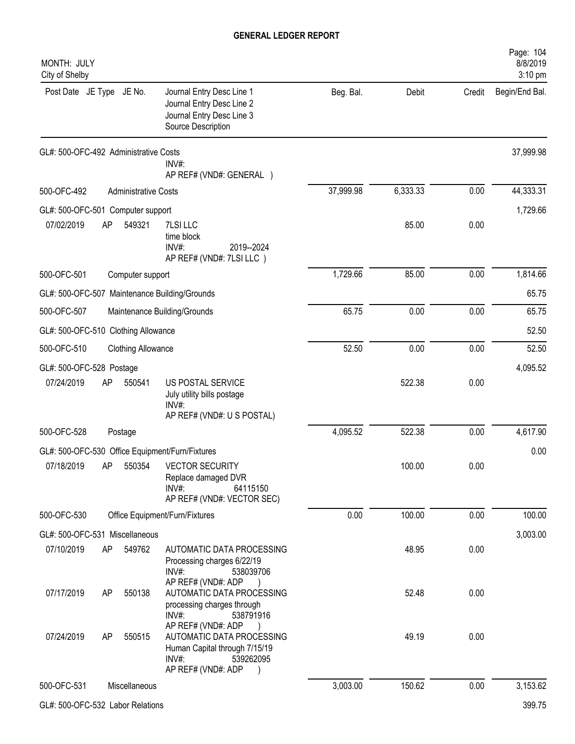# GENERAL LEDGER REPORT

MONTH: JULY
City of Shelby

| Post Date | JE Type | JE No. | Journal Entry Desc Line 1 / Journal Entry Desc Line 2 / Journal Entry Desc Line 3 / Source Description | Beg. Bal. | Debit | Credit | Begin/End Bal. |
|---|---|---|---|---|---|---|---|
| GL#: 500-OFC-492 Administrative Costs | | | | | | | 37,999.98 |
| | | | INV#: AP REF# (VND#: GENERAL ) | | | | |
| 500-OFC-492 | | | Administrative Costs | 37,999.98 | 6,333.33 | 0.00 | 44,333.31 |
| GL#: 500-OFC-501 Computer support | | | | | | | 1,729.66 |
| 07/02/2019 | AP | 549321 | 7LSI LLC / time block / INV#: 2019--2024 / AP REF# (VND#: 7LSI LLC ) | | 85.00 | 0.00 | |
| 500-OFC-501 | | | Computer support | 1,729.66 | 85.00 | 0.00 | 1,814.66 |
| GL#: 500-OFC-507 Maintenance Building/Grounds | | | | | | | 65.75 |
| 500-OFC-507 | | | Maintenance Building/Grounds | 65.75 | 0.00 | 0.00 | 65.75 |
| GL#: 500-OFC-510 Clothing Allowance | | | | | | | 52.50 |
| 500-OFC-510 | | | Clothing Allowance | 52.50 | 0.00 | 0.00 | 52.50 |
| GL#: 500-OFC-528 Postage | | | | | | | 4,095.52 |
| 07/24/2019 | AP | 550541 | US POSTAL SERVICE / July utility bills postage / INV#: / AP REF# (VND#: U S POSTAL) | | 522.38 | 0.00 | |
| 500-OFC-528 | | | Postage | 4,095.52 | 522.38 | 0.00 | 4,617.90 |
| GL#: 500-OFC-530 Office Equipment/Furn/Fixtures | | | | | | | 0.00 |
| 07/18/2019 | AP | 550354 | VECTOR SECURITY / Replace damaged DVR / INV#: 64115150 / AP REF# (VND#: VECTOR SEC) | | 100.00 | 0.00 | |
| 500-OFC-530 | | | Office Equipment/Furn/Fixtures | 0.00 | 100.00 | 0.00 | 100.00 |
| GL#: 500-OFC-531 Miscellaneous | | | | | | | 3,003.00 |
| 07/10/2019 | AP | 549762 | AUTOMATIC DATA PROCESSING / Processing charges 6/22/19 / INV#: 538039706 / AP REF# (VND#: ADP ) | | 48.95 | 0.00 | |
| 07/17/2019 | AP | 550138 | AUTOMATIC DATA PROCESSING / processing charges through / INV#: 538791916 / AP REF# (VND#: ADP ) | | 52.48 | 0.00 | |
| 07/24/2019 | AP | 550515 | AUTOMATIC DATA PROCESSING / Human Capital through 7/15/19 / INV#: 539262095 / AP REF# (VND#: ADP ) | | 49.19 | 0.00 | |
| 500-OFC-531 | | | Miscellaneous | 3,003.00 | 150.62 | 0.00 | 3,153.62 |
| GL#: 500-OFC-532 Labor Relations | | | | | | | 399.75 |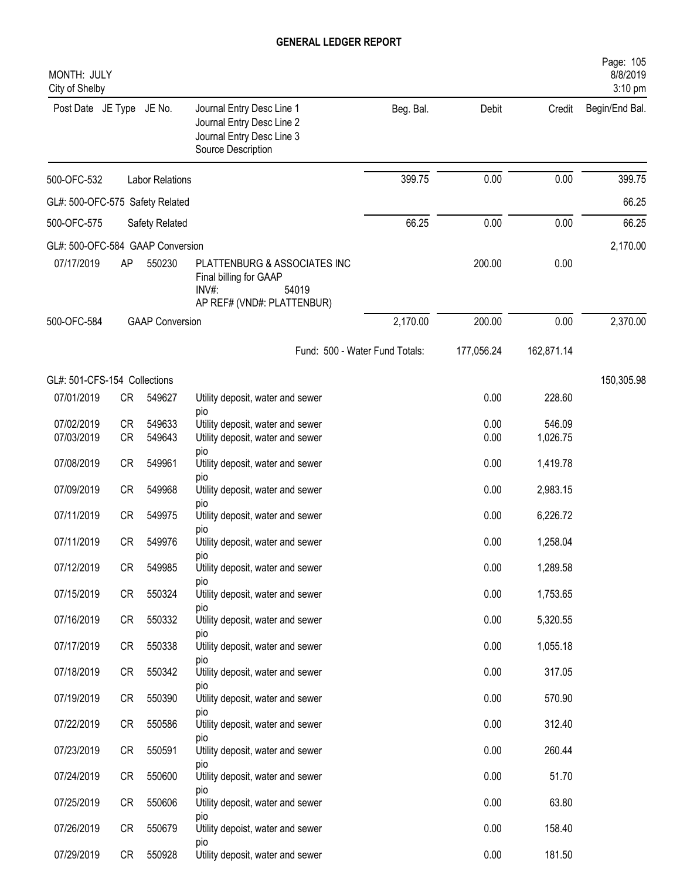# GENERAL LEDGER REPORT

MONTH: JULY
City of Shelby

| Post Date | JE Type | JE No. | Journal Entry Desc Line 1 / Journal Entry Desc Line 2 / Journal Entry Desc Line 3 / Source Description | Beg. Bal. | Debit | Credit | Begin/End Bal. |
|---|---|---|---|---|---|---|---|
| 500-OFC-532 | | Labor Relations | | 399.75 | 0.00 | 0.00 | 399.75 |
| GL#: 500-OFC-575 Safety Related | | | | | | | 66.25 |
| 500-OFC-575 | | Safety Related | | 66.25 | 0.00 | 0.00 | 66.25 |
| GL#: 500-OFC-584 GAAP Conversion | | | | | | | 2,170.00 |
| 07/17/2019 | AP | 550230 | PLATTENBURG & ASSOCIATES INC<br>Final billing for GAAP<br>INV#: 54019<br>AP REF# (VND#: PLATTENBUR) | | 200.00 | 0.00 | |
| 500-OFC-584 | | GAAP Conversion | | 2,170.00 | 200.00 | 0.00 | 2,370.00 |
| | | | | Fund: 500 - Water Fund Totals: | 177,056.24 | 162,871.14 | |
| GL#: 501-CFS-154 Collections | | | | | | | 150,305.98 |
| 07/01/2019 | CR | 549627 | Utility deposit, water and sewer<br>pio | | 0.00 | 228.60 | |
| 07/02/2019 | CR | 549633 | Utility deposit, water and sewer | | 0.00 | 546.09 | |
| 07/03/2019 | CR | 549643 | Utility deposit, water and sewer<br>pio | | 0.00 | 1,026.75 | |
| 07/08/2019 | CR | 549961 | Utility deposit, water and sewer<br>pio | | 0.00 | 1,419.78 | |
| 07/09/2019 | CR | 549968 | Utility deposit, water and sewer<br>pio | | 0.00 | 2,983.15 | |
| 07/11/2019 | CR | 549975 | Utility deposit, water and sewer<br>pio | | 0.00 | 6,226.72 | |
| 07/11/2019 | CR | 549976 | Utility deposit, water and sewer<br>pio | | 0.00 | 1,258.04 | |
| 07/12/2019 | CR | 549985 | Utility deposit, water and sewer<br>pio | | 0.00 | 1,289.58 | |
| 07/15/2019 | CR | 550324 | Utility deposit, water and sewer<br>pio | | 0.00 | 1,753.65 | |
| 07/16/2019 | CR | 550332 | Utility deposit, water and sewer<br>pio | | 0.00 | 5,320.55 | |
| 07/17/2019 | CR | 550338 | Utility deposit, water and sewer<br>pio | | 0.00 | 1,055.18 | |
| 07/18/2019 | CR | 550342 | Utility deposit, water and sewer<br>pio | | 0.00 | 317.05 | |
| 07/19/2019 | CR | 550390 | Utility deposit, water and sewer<br>pio | | 0.00 | 570.90 | |
| 07/22/2019 | CR | 550586 | Utility deposit, water and sewer<br>pio | | 0.00 | 312.40 | |
| 07/23/2019 | CR | 550591 | Utility deposit, water and sewer<br>pio | | 0.00 | 260.44 | |
| 07/24/2019 | CR | 550600 | Utility deposit, water and sewer<br>pio | | 0.00 | 51.70 | |
| 07/25/2019 | CR | 550606 | Utility deposit, water and sewer<br>pio | | 0.00 | 63.80 | |
| 07/26/2019 | CR | 550679 | Utility depoist, water and sewer<br>pio | | 0.00 | 158.40 | |
| 07/29/2019 | CR | 550928 | Utility deposit, water and sewer | | 0.00 | 181.50 | |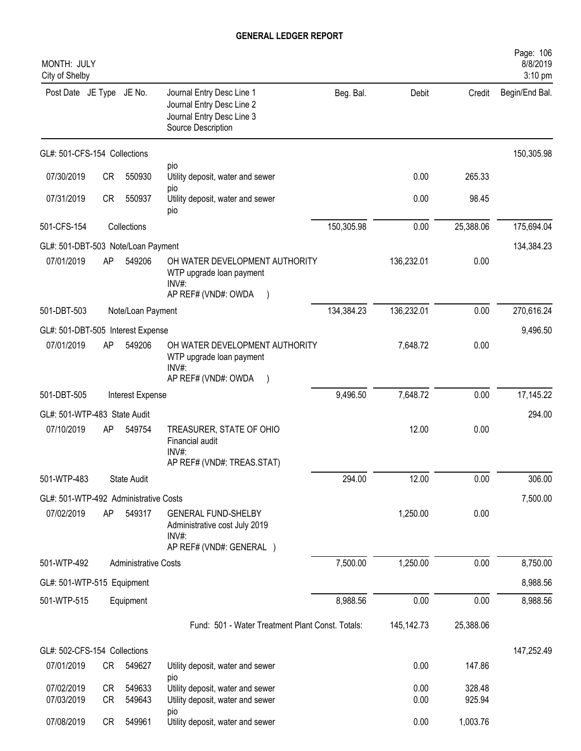# GENERAL LEDGER REPORT

MONTH: JULY
City of Shelby

| Post Date | JE Type | JE No. | Journal Entry Desc Line 1 / Journal Entry Desc Line 2 / Journal Entry Desc Line 3 / Source Description | Beg. Bal. | Debit | Credit | Begin/End Bal. |
|---|---|---|---|---|---|---|---|
| GL#: 501-CFS-154 Collections | | | | | | | 150,305.98 |
| | | | pio | | | | |
| 07/30/2019 | CR | 550930 | Utility deposit, water and sewer pio | | 0.00 | 265.33 | |
| 07/31/2019 | CR | 550937 | Utility deposit, water and sewer pio | | 0.00 | 98.45 | |
| 501-CFS-154 | | Collections | | 150,305.98 | 0.00 | 25,388.06 | 175,694.04 |
| GL#: 501-DBT-503 Note/Loan Payment | | | | | | | 134,384.23 |
| 07/01/2019 | AP | 549206 | OH WATER DEVELOPMENT AUTHORITY WTP upgrade loan payment INV#: AP REF# (VND#: OWDA ) | | 136,232.01 | 0.00 | |
| 501-DBT-503 | | Note/Loan Payment | | 134,384.23 | 136,232.01 | 0.00 | 270,616.24 |
| GL#: 501-DBT-505 Interest Expense | | | | | | | 9,496.50 |
| 07/01/2019 | AP | 549206 | OH WATER DEVELOPMENT AUTHORITY WTP upgrade loan payment INV#: AP REF# (VND#: OWDA ) | | 7,648.72 | 0.00 | |
| 501-DBT-505 | | Interest Expense | | 9,496.50 | 7,648.72 | 0.00 | 17,145.22 |
| GL#: 501-WTP-483 State Audit | | | | | | | 294.00 |
| 07/10/2019 | AP | 549754 | TREASURER, STATE OF OHIO Financial audit INV#: AP REF# (VND#: TREAS.STAT) | | 12.00 | 0.00 | |
| 501-WTP-483 | | State Audit | | 294.00 | 12.00 | 0.00 | 306.00 |
| GL#: 501-WTP-492 Administrative Costs | | | | | | | 7,500.00 |
| 07/02/2019 | AP | 549317 | GENERAL FUND-SHELBY Administrative cost July 2019 INV#: AP REF# (VND#: GENERAL ) | | 1,250.00 | 0.00 | |
| 501-WTP-492 | | Administrative Costs | | 7,500.00 | 1,250.00 | 0.00 | 8,750.00 |
| GL#: 501-WTP-515 Equipment | | | | | | | 8,988.56 |
| 501-WTP-515 | | Equipment | | 8,988.56 | 0.00 | 0.00 | 8,988.56 |
| | | | Fund: 501 - Water Treatment Plant Const. Totals: | | 145,142.73 | 25,388.06 | |
| GL#: 502-CFS-154 Collections | | | | | | | 147,252.49 |
| 07/01/2019 | CR | 549627 | Utility deposit, water and sewer pio | | 0.00 | 147.86 | |
| 07/02/2019 | CR | 549633 | Utility deposit, water and sewer | | 0.00 | 328.48 | |
| 07/03/2019 | CR | 549643 | Utility deposit, water and sewer pio | | 0.00 | 925.94 | |
| 07/08/2019 | CR | 549961 | Utility deposit, water and sewer | | 0.00 | 1,003.76 | |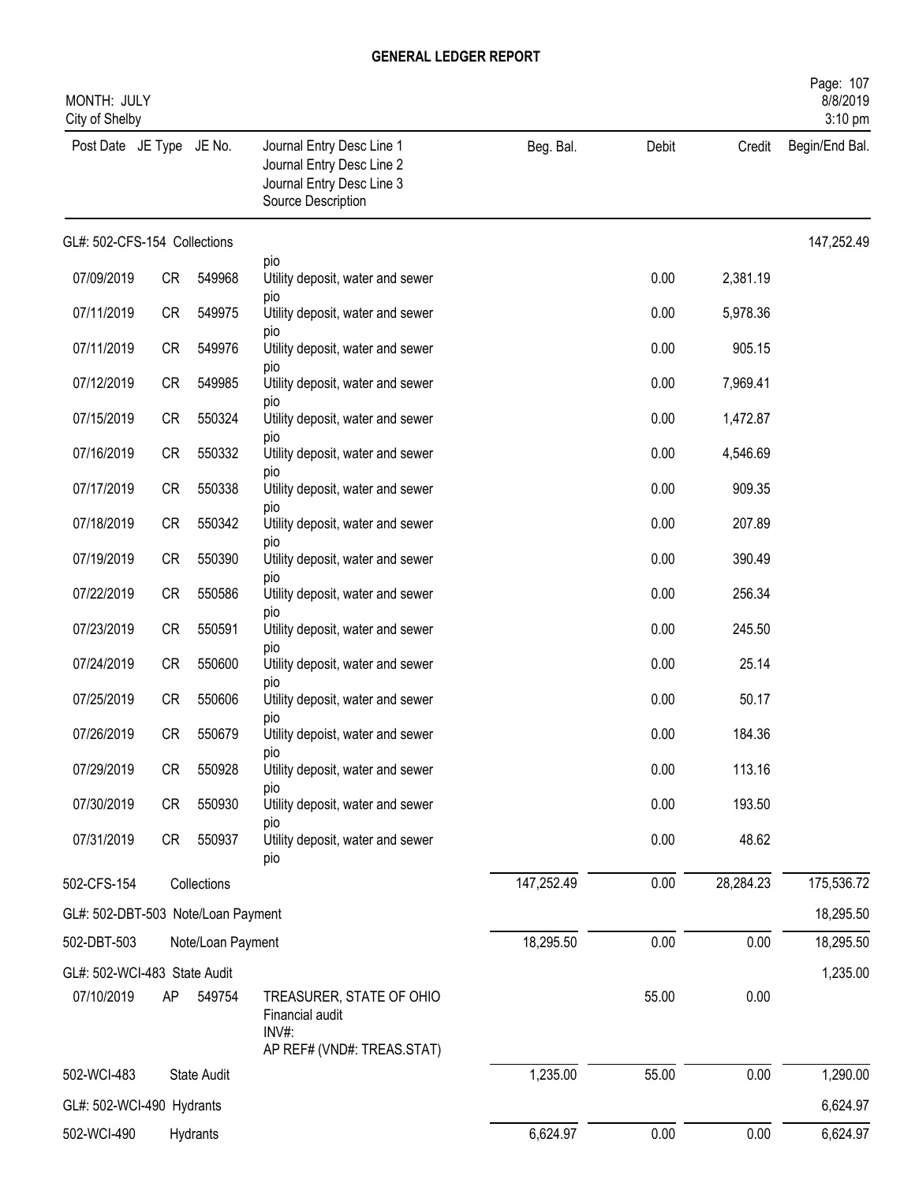# GENERAL LEDGER REPORT

MONTH: JULY
City of Shelby

| Post Date | JE Type | JE No. | Journal Entry Desc Line 1 / Journal Entry Desc Line 2 / Journal Entry Desc Line 3 / Source Description | Beg. Bal. | Debit | Credit | Begin/End Bal. |
|---|---|---|---|---|---|---|---|
| GL#: 502-CFS-154 Collections | | | | | | | 147,252.49 |
| | | | pio | | | | |
| 07/09/2019 | CR | 549968 | Utility deposit, water and sewer pio | | 0.00 | 2,381.19 | |
| 07/11/2019 | CR | 549975 | Utility deposit, water and sewer pio | | 0.00 | 5,978.36 | |
| 07/11/2019 | CR | 549976 | Utility deposit, water and sewer pio | | 0.00 | 905.15 | |
| 07/12/2019 | CR | 549985 | Utility deposit, water and sewer pio | | 0.00 | 7,969.41 | |
| 07/15/2019 | CR | 550324 | Utility deposit, water and sewer pio | | 0.00 | 1,472.87 | |
| 07/16/2019 | CR | 550332 | Utility deposit, water and sewer pio | | 0.00 | 4,546.69 | |
| 07/17/2019 | CR | 550338 | Utility deposit, water and sewer pio | | 0.00 | 909.35 | |
| 07/18/2019 | CR | 550342 | Utility deposit, water and sewer pio | | 0.00 | 207.89 | |
| 07/19/2019 | CR | 550390 | Utility deposit, water and sewer pio | | 0.00 | 390.49 | |
| 07/22/2019 | CR | 550586 | Utility deposit, water and sewer pio | | 0.00 | 256.34 | |
| 07/23/2019 | CR | 550591 | Utility deposit, water and sewer pio | | 0.00 | 245.50 | |
| 07/24/2019 | CR | 550600 | Utility deposit, water and sewer pio | | 0.00 | 25.14 | |
| 07/25/2019 | CR | 550606 | Utility deposit, water and sewer pio | | 0.00 | 50.17 | |
| 07/26/2019 | CR | 550679 | Utility depoist, water and sewer pio | | 0.00 | 184.36 | |
| 07/29/2019 | CR | 550928 | Utility deposit, water and sewer pio | | 0.00 | 113.16 | |
| 07/30/2019 | CR | 550930 | Utility deposit, water and sewer pio | | 0.00 | 193.50 | |
| 07/31/2019 | CR | 550937 | Utility deposit, water and sewer pio | | 0.00 | 48.62 | |
| 502-CFS-154 | | Collections | | 147,252.49 | 0.00 | 28,284.23 | 175,536.72 |
| GL#: 502-DBT-503 Note/Loan Payment | | | | | | | 18,295.50 |
| 502-DBT-503 | | Note/Loan Payment | | 18,295.50 | 0.00 | 0.00 | 18,295.50 |
| GL#: 502-WCI-483 State Audit | | | | | | | 1,235.00 |
| 07/10/2019 | AP | 549754 | TREASURER, STATE OF OHIO Financial audit INV#: AP REF# (VND#: TREAS.STAT) | | 55.00 | 0.00 | |
| 502-WCI-483 | | State Audit | | 1,235.00 | 55.00 | 0.00 | 1,290.00 |
| GL#: 502-WCI-490 Hydrants | | | | | | | 6,624.97 |
| 502-WCI-490 | | Hydrants | | 6,624.97 | 0.00 | 0.00 | 6,624.97 |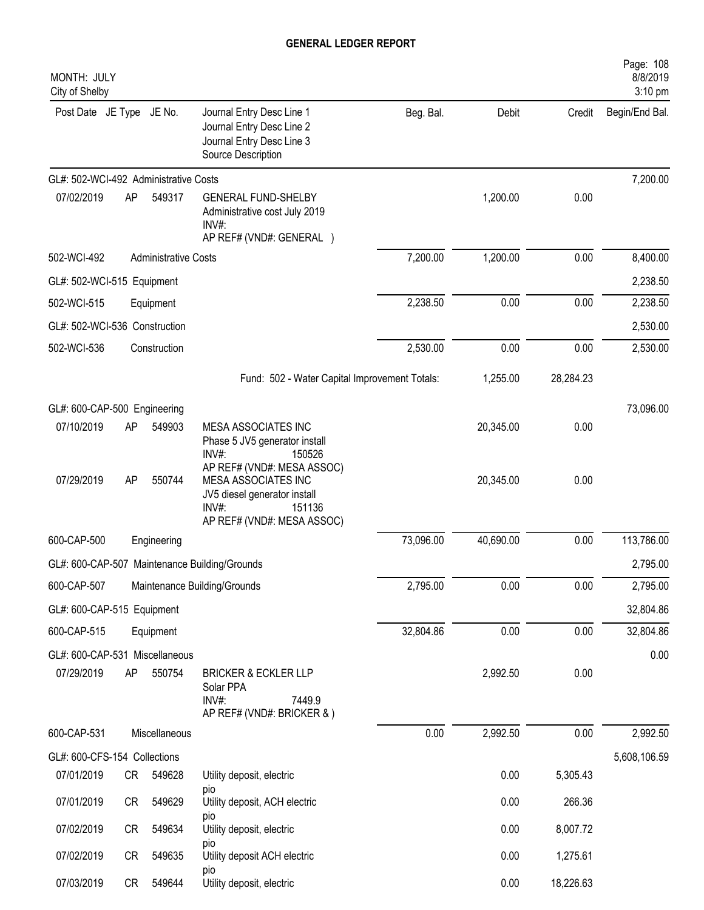# GENERAL LEDGER REPORT

MONTH: JULY
City of Shelby

| Post Date | JE Type | JE No. | Journal Entry Desc Line 1<br>Journal Entry Desc Line 2<br>Journal Entry Desc Line 3<br>Source Description | Beg. Bal. | Debit | Credit | Begin/End Bal. |
|---|---|---|---|---|---|---|---|
| GL#: 502-WCI-492 Administrative Costs | | | | | | | 7,200.00 |
| 07/02/2019 | AP | 549317 | GENERAL FUND-SHELBY<br>Administrative cost July 2019<br>INV#:<br>AP REF# (VND#: GENERAL ) | | 1,200.00 | 0.00 | |
| 502-WCI-492 | | Administrative Costs | | 7,200.00 | 1,200.00 | 0.00 | 8,400.00 |
| GL#: 502-WCI-515 Equipment | | | | | | | 2,238.50 |
| 502-WCI-515 | | Equipment | | 2,238.50 | 0.00 | 0.00 | 2,238.50 |
| GL#: 502-WCI-536 Construction | | | | | | | 2,530.00 |
| 502-WCI-536 | | Construction | | 2,530.00 | 0.00 | 0.00 | 2,530.00 |
| | | | Fund: 502 - Water Capital Improvement Totals: | | 1,255.00 | 28,284.23 | |
| GL#: 600-CAP-500 Engineering | | | | | | | 73,096.00 |
| 07/10/2019 | AP | 549903 | MESA ASSOCIATES INC<br>Phase 5 JV5 generator install<br>INV#: 150526<br>AP REF# (VND#: MESA ASSOC) | | 20,345.00 | 0.00 | |
| 07/29/2019 | AP | 550744 | MESA ASSOCIATES INC<br>JV5 diesel generator install<br>INV#: 151136<br>AP REF# (VND#: MESA ASSOC) | | 20,345.00 | 0.00 | |
| 600-CAP-500 | | Engineering | | 73,096.00 | 40,690.00 | 0.00 | 113,786.00 |
| GL#: 600-CAP-507 Maintenance Building/Grounds | | | | | | | 2,795.00 |
| 600-CAP-507 | | Maintenance Building/Grounds | | 2,795.00 | 0.00 | 0.00 | 2,795.00 |
| GL#: 600-CAP-515 Equipment | | | | | | | 32,804.86 |
| 600-CAP-515 | | Equipment | | 32,804.86 | 0.00 | 0.00 | 32,804.86 |
| GL#: 600-CAP-531 Miscellaneous | | | | | | | 0.00 |
| 07/29/2019 | AP | 550754 | BRICKER & ECKLER LLP<br>Solar PPA<br>INV#: 7449.9<br>AP REF# (VND#: BRICKER & ) | | 2,992.50 | 0.00 | |
| 600-CAP-531 | | Miscellaneous | | 0.00 | 2,992.50 | 0.00 | 2,992.50 |
| GL#: 600-CFS-154 Collections | | | | | | | 5,608,106.59 |
| 07/01/2019 | CR | 549628 | Utility deposit, electric<br>pio | | 0.00 | 5,305.43 | |
| 07/01/2019 | CR | 549629 | Utility deposit, ACH electric<br>pio | | 0.00 | 266.36 | |
| 07/02/2019 | CR | 549634 | Utility deposit, electric<br>pio | | 0.00 | 8,007.72 | |
| 07/02/2019 | CR | 549635 | Utility deposit ACH electric<br>pio | | 0.00 | 1,275.61 | |
| 07/03/2019 | CR | 549644 | Utility deposit, electric | | 0.00 | 18,226.63 | |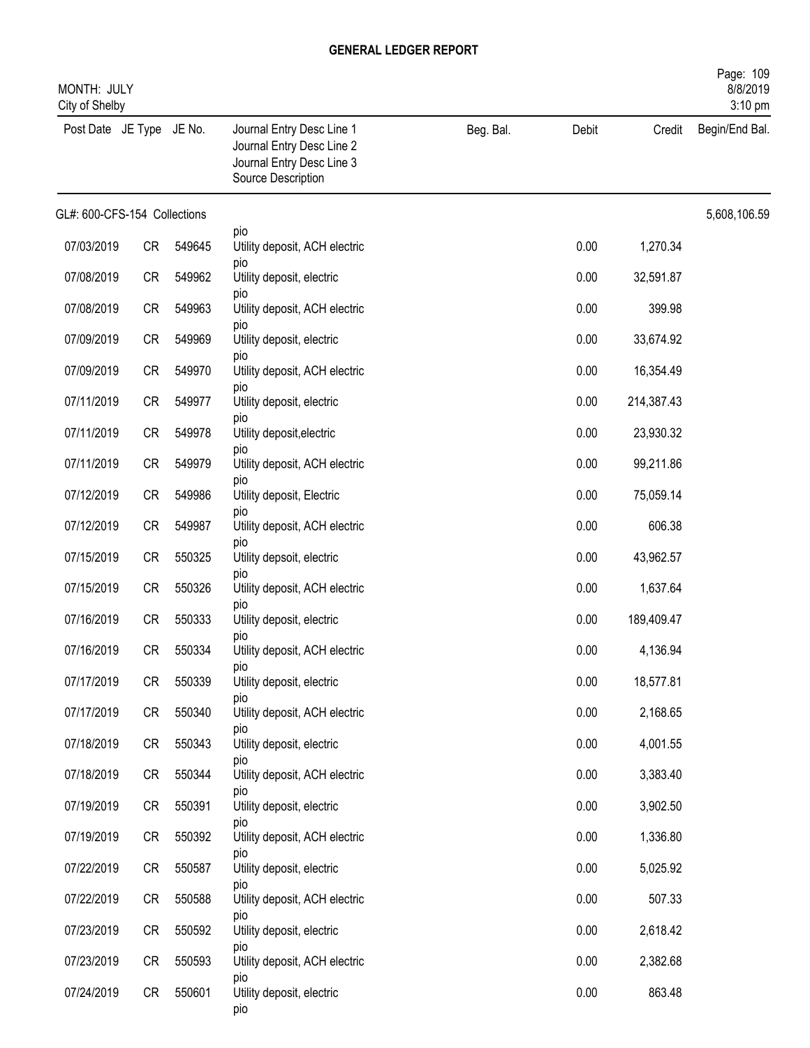# GENERAL LEDGER REPORT

MONTH: JULY
City of Shelby

| Post Date | JE Type | JE No. | Journal Entry Desc Line 1 / Journal Entry Desc Line 2 / Journal Entry Desc Line 3 / Source Description | Beg. Bal. | Debit | Credit | Begin/End Bal. |
|---|---|---|---|---|---|---|---|
| GL#: 600-CFS-154 Collections | | | | | | | 5,608,106.59 |
| | | | pio | | | | |
| 07/03/2019 | CR | 549645 | Utility deposit, ACH electric pio | | 0.00 | 1,270.34 | |
| 07/08/2019 | CR | 549962 | Utility deposit, electric pio | | 0.00 | 32,591.87 | |
| 07/08/2019 | CR | 549963 | Utility deposit, ACH electric pio | | 0.00 | 399.98 | |
| 07/09/2019 | CR | 549969 | Utility deposit, electric pio | | 0.00 | 33,674.92 | |
| 07/09/2019 | CR | 549970 | Utility deposit, ACH electric pio | | 0.00 | 16,354.49 | |
| 07/11/2019 | CR | 549977 | Utility deposit, electric pio | | 0.00 | 214,387.43 | |
| 07/11/2019 | CR | 549978 | Utility deposit,electric pio | | 0.00 | 23,930.32 | |
| 07/11/2019 | CR | 549979 | Utility deposit, ACH electric pio | | 0.00 | 99,211.86 | |
| 07/12/2019 | CR | 549986 | Utility deposit, Electric pio | | 0.00 | 75,059.14 | |
| 07/12/2019 | CR | 549987 | Utility deposit, ACH electric pio | | 0.00 | 606.38 | |
| 07/15/2019 | CR | 550325 | Utility depsoit, electric pio | | 0.00 | 43,962.57 | |
| 07/15/2019 | CR | 550326 | Utility deposit, ACH electric pio | | 0.00 | 1,637.64 | |
| 07/16/2019 | CR | 550333 | Utility deposit, electric pio | | 0.00 | 189,409.47 | |
| 07/16/2019 | CR | 550334 | Utility deposit, ACH electric pio | | 0.00 | 4,136.94 | |
| 07/17/2019 | CR | 550339 | Utility deposit, electric pio | | 0.00 | 18,577.81 | |
| 07/17/2019 | CR | 550340 | Utility deposit, ACH electric pio | | 0.00 | 2,168.65 | |
| 07/18/2019 | CR | 550343 | Utility deposit, electric pio | | 0.00 | 4,001.55 | |
| 07/18/2019 | CR | 550344 | Utility deposit, ACH electric pio | | 0.00 | 3,383.40 | |
| 07/19/2019 | CR | 550391 | Utility deposit, electric pio | | 0.00 | 3,902.50 | |
| 07/19/2019 | CR | 550392 | Utility deposit, ACH electric pio | | 0.00 | 1,336.80 | |
| 07/22/2019 | CR | 550587 | Utility deposit, electric pio | | 0.00 | 5,025.92 | |
| 07/22/2019 | CR | 550588 | Utility deposit, ACH electric pio | | 0.00 | 507.33 | |
| 07/23/2019 | CR | 550592 | Utility deposit, electric pio | | 0.00 | 2,618.42 | |
| 07/23/2019 | CR | 550593 | Utility deposit, ACH electric pio | | 0.00 | 2,382.68 | |
| 07/24/2019 | CR | 550601 | Utility deposit, electric pio | | 0.00 | 863.48 | |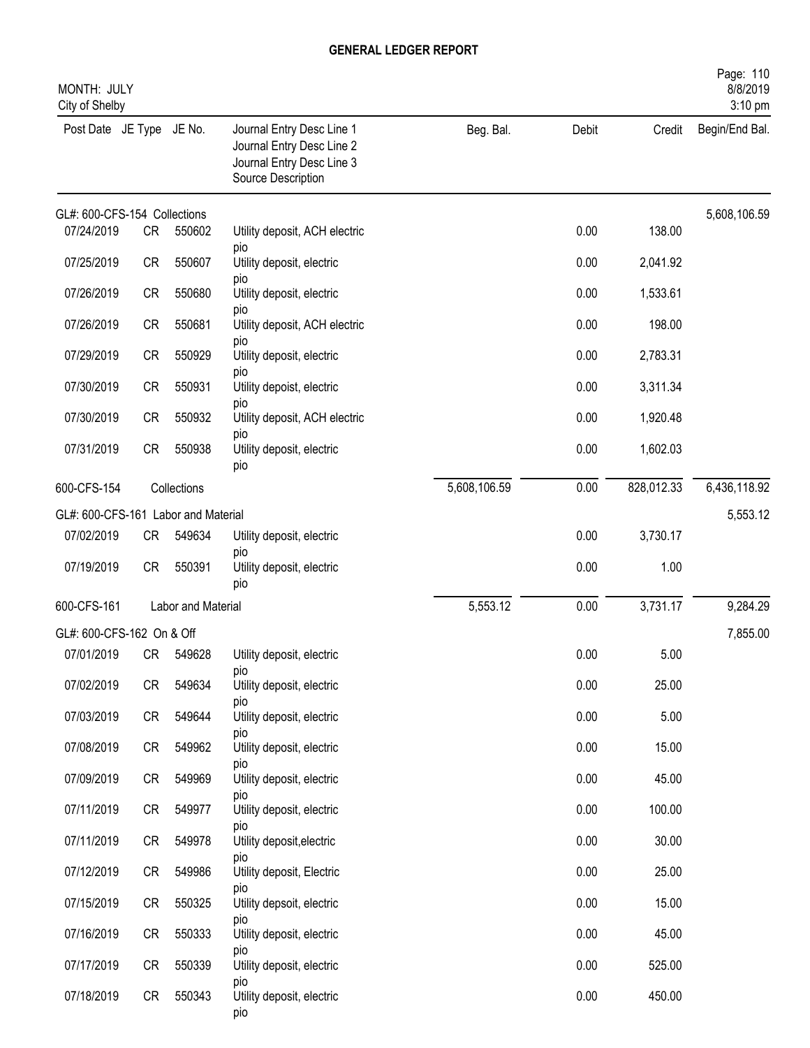# GENERAL LEDGER REPORT

MONTH: JULY
City of Shelby

| Post Date | JE Type | JE No. | Journal Entry Desc Line 1 / Journal Entry Desc Line 2 / Journal Entry Desc Line 3 / Source Description | Beg. Bal. | Debit | Credit | Begin/End Bal. |
|---|---|---|---|---|---|---|---|
| GL#: 600-CFS-154 Collections | | | | | | | 5,608,106.59 |
| 07/24/2019 | CR | 550602 | Utility deposit, ACH electric pio | | 0.00 | 138.00 | |
| 07/25/2019 | CR | 550607 | Utility deposit, electric pio | | 0.00 | 2,041.92 | |
| 07/26/2019 | CR | 550680 | Utility deposit, electric pio | | 0.00 | 1,533.61 | |
| 07/26/2019 | CR | 550681 | Utility deposit, ACH electric pio | | 0.00 | 198.00 | |
| 07/29/2019 | CR | 550929 | Utility deposit, electric pio | | 0.00 | 2,783.31 | |
| 07/30/2019 | CR | 550931 | Utility depoist, electric pio | | 0.00 | 3,311.34 | |
| 07/30/2019 | CR | 550932 | Utility deposit, ACH electric pio | | 0.00 | 1,920.48 | |
| 07/31/2019 | CR | 550938 | Utility deposit, electric pio | | 0.00 | 1,602.03 | |
| 600-CFS-154 | | Collections | | 5,608,106.59 | 0.00 | 828,012.33 | 6,436,118.92 |
| GL#: 600-CFS-161 Labor and Material | | | | | | | 5,553.12 |
| 07/02/2019 | CR | 549634 | Utility deposit, electric pio | | 0.00 | 3,730.17 | |
| 07/19/2019 | CR | 550391 | Utility deposit, electric pio | | 0.00 | 1.00 | |
| 600-CFS-161 | | Labor and Material | | 5,553.12 | 0.00 | 3,731.17 | 9,284.29 |
| GL#: 600-CFS-162 On & Off | | | | | | | 7,855.00 |
| 07/01/2019 | CR | 549628 | Utility deposit, electric pio | | 0.00 | 5.00 | |
| 07/02/2019 | CR | 549634 | Utility deposit, electric pio | | 0.00 | 25.00 | |
| 07/03/2019 | CR | 549644 | Utility deposit, electric pio | | 0.00 | 5.00 | |
| 07/08/2019 | CR | 549962 | Utility deposit, electric pio | | 0.00 | 15.00 | |
| 07/09/2019 | CR | 549969 | Utility deposit, electric pio | | 0.00 | 45.00 | |
| 07/11/2019 | CR | 549977 | Utility deposit, electric pio | | 0.00 | 100.00 | |
| 07/11/2019 | CR | 549978 | Utility deposit,electric pio | | 0.00 | 30.00 | |
| 07/12/2019 | CR | 549986 | Utility deposit, Electric pio | | 0.00 | 25.00 | |
| 07/15/2019 | CR | 550325 | Utility depsoit, electric pio | | 0.00 | 15.00 | |
| 07/16/2019 | CR | 550333 | Utility deposit, electric pio | | 0.00 | 45.00 | |
| 07/17/2019 | CR | 550339 | Utility deposit, electric pio | | 0.00 | 525.00 | |
| 07/18/2019 | CR | 550343 | Utility deposit, electric pio | | 0.00 | 450.00 | |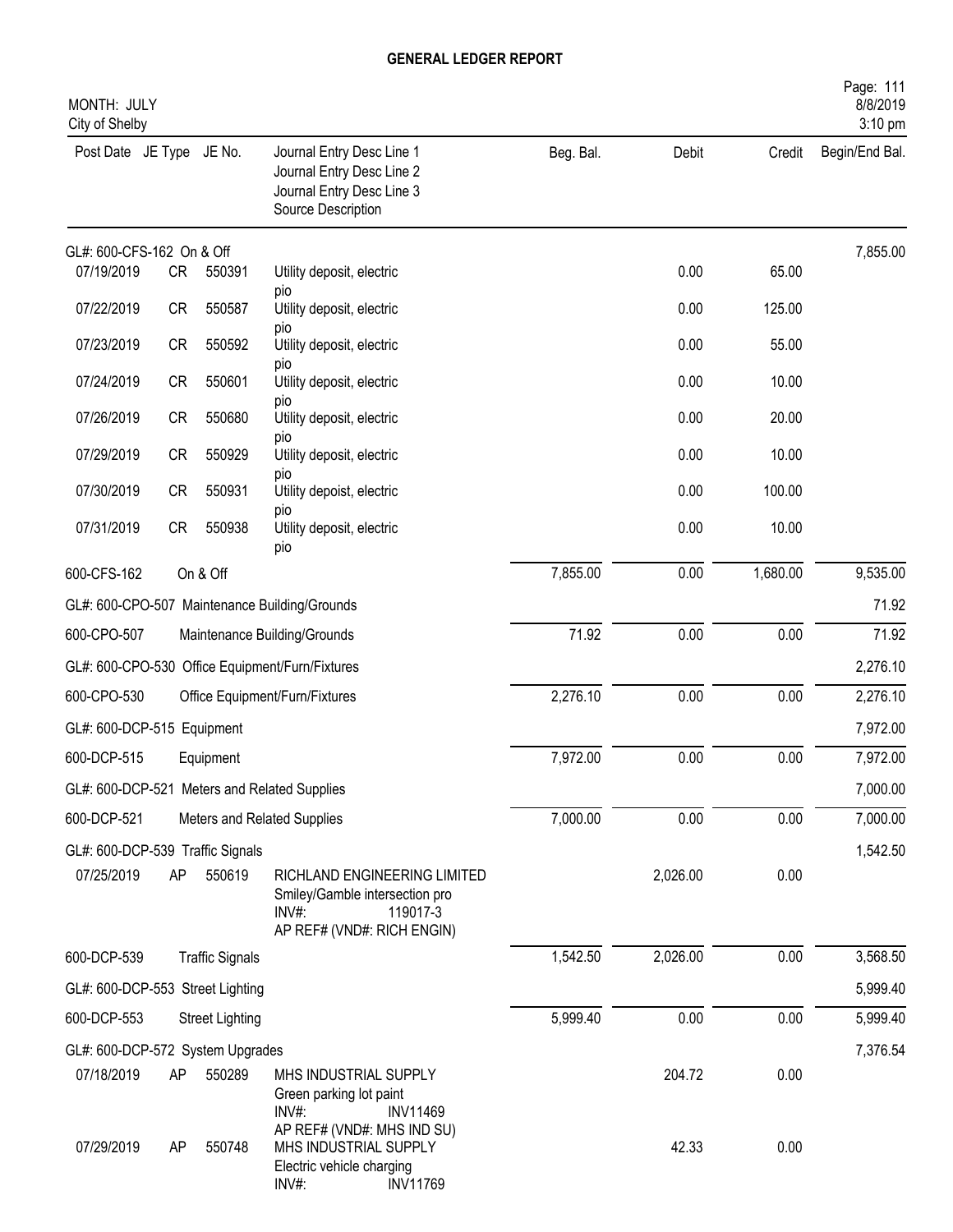# GENERAL LEDGER REPORT

MONTH: JULY
City of Shelby

| Post Date | JE Type | JE No. | Journal Entry Desc Line 1 / Journal Entry Desc Line 2 / Journal Entry Desc Line 3 / Source Description | Beg. Bal. | Debit | Credit | Begin/End Bal. |
|---|---|---|---|---|---|---|---|
| GL#: 600-CFS-162 On & Off | | | | | | | 7,855.00 |
| 07/19/2019 | CR | 550391 | Utility deposit, electric pio | | 0.00 | 65.00 | |
| 07/22/2019 | CR | 550587 | Utility deposit, electric pio | | 0.00 | 125.00 | |
| 07/23/2019 | CR | 550592 | Utility deposit, electric pio | | 0.00 | 55.00 | |
| 07/24/2019 | CR | 550601 | Utility deposit, electric pio | | 0.00 | 10.00 | |
| 07/26/2019 | CR | 550680 | Utility deposit, electric pio | | 0.00 | 20.00 | |
| 07/29/2019 | CR | 550929 | Utility deposit, electric pio | | 0.00 | 10.00 | |
| 07/30/2019 | CR | 550931 | Utility depoist, electric pio | | 0.00 | 100.00 | |
| 07/31/2019 | CR | 550938 | Utility deposit, electric pio | | 0.00 | 10.00 | |
| 600-CFS-162 | | On & Off | | 7,855.00 | 0.00 | 1,680.00 | 9,535.00 |
| GL#: 600-CPO-507 Maintenance Building/Grounds | | | | | | | 71.92 |
| 600-CPO-507 | | Maintenance Building/Grounds | | 71.92 | 0.00 | 0.00 | 71.92 |
| GL#: 600-CPO-530 Office Equipment/Furn/Fixtures | | | | | | | 2,276.10 |
| 600-CPO-530 | | Office Equipment/Furn/Fixtures | | 2,276.10 | 0.00 | 0.00 | 2,276.10 |
| GL#: 600-DCP-515 Equipment | | | | | | | 7,972.00 |
| 600-DCP-515 | | Equipment | | 7,972.00 | 0.00 | 0.00 | 7,972.00 |
| GL#: 600-DCP-521 Meters and Related Supplies | | | | | | | 7,000.00 |
| 600-DCP-521 | | Meters and Related Supplies | | 7,000.00 | 0.00 | 0.00 | 7,000.00 |
| GL#: 600-DCP-539 Traffic Signals | | | | | | | 1,542.50 |
| 07/25/2019 | AP | 550619 | RICHLAND ENGINEERING LIMITED<br>Smiley/Gamble intersection pro<br>INV#: 119017-3<br>AP REF# (VND#: RICH ENGIN) | | 2,026.00 | 0.00 | |
| 600-DCP-539 | | Traffic Signals | | 1,542.50 | 2,026.00 | 0.00 | 3,568.50 |
| GL#: 600-DCP-553 Street Lighting | | | | | | | 5,999.40 |
| 600-DCP-553 | | Street Lighting | | 5,999.40 | 0.00 | 0.00 | 5,999.40 |
| GL#: 600-DCP-572 System Upgrades | | | | | | | 7,376.54 |
| 07/18/2019 | AP | 550289 | MHS INDUSTRIAL SUPPLY<br>Green parking lot paint<br>INV#: INV11469<br>AP REF# (VND#: MHS IND SU) | | 204.72 | 0.00 | |
| 07/29/2019 | AP | 550748 | MHS INDUSTRIAL SUPPLY<br>Electric vehicle charging<br>INV#: INV11769 | | 42.33 | 0.00 | |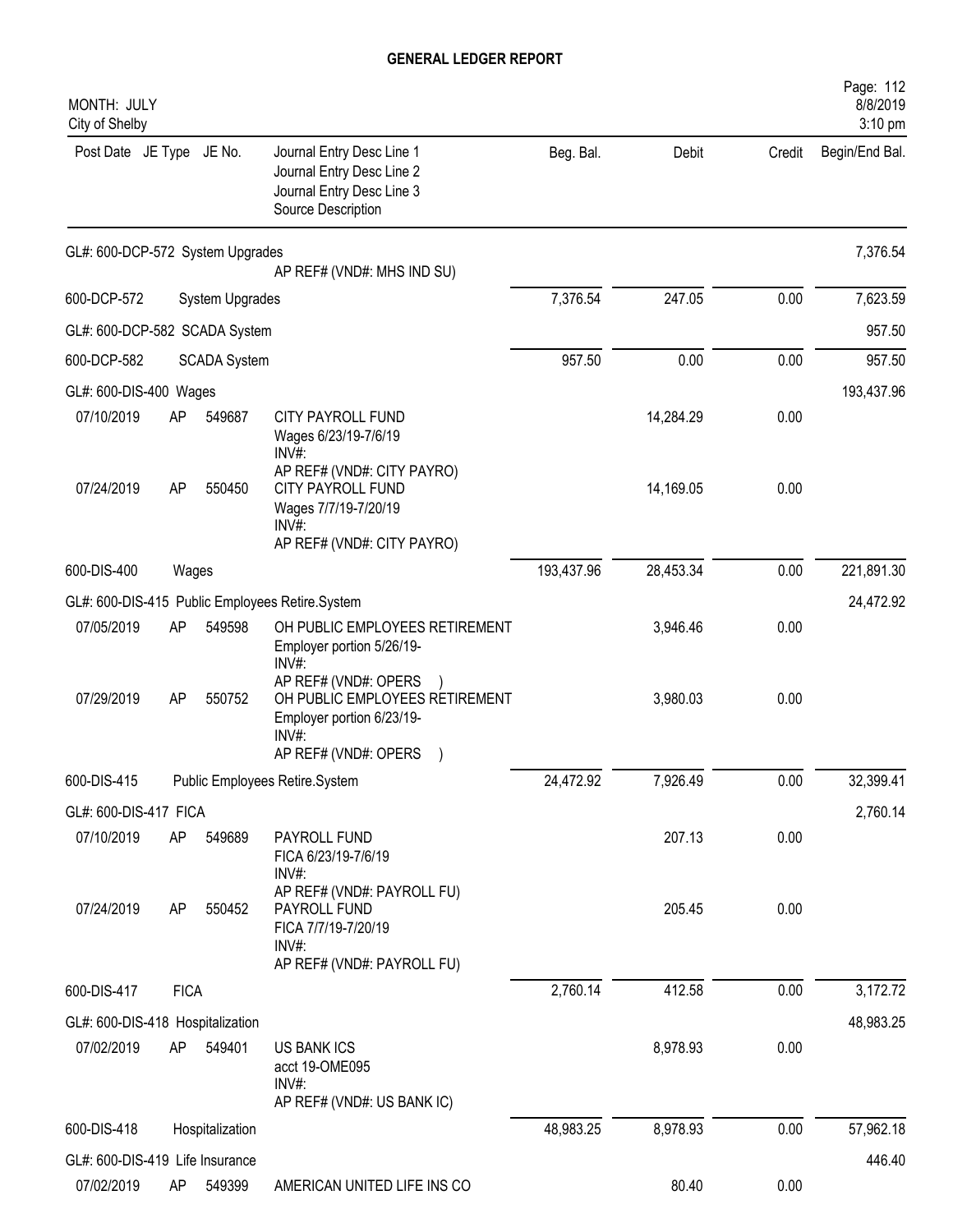**GENERAL LEDGER REPORT**

MONTH: JULY
City of Shelby

| Post Date | JE Type | JE No. | Journal Entry Desc Line 1 / Journal Entry Desc Line 2 / Journal Entry Desc Line 3 / Source Description | Beg. Bal. | Debit | Credit | Begin/End Bal. |
|---|---|---|---|---|---|---|---|
| GL#: 600-DCP-572 System Upgrades | | | | | | | 7,376.54 |
| | | | AP REF# (VND#: MHS IND SU) | | | | |
| 600-DCP-572 | | System Upgrades | | 7,376.54 | 247.05 | 0.00 | 7,623.59 |
| GL#: 600-DCP-582 SCADA System | | | | | | | 957.50 |
| 600-DCP-582 | | SCADA System | | 957.50 | 0.00 | 0.00 | 957.50 |
| GL#: 600-DIS-400 Wages | | | | | | | 193,437.96 |
| 07/10/2019 | AP | 549687 | CITY PAYROLL FUND Wages 6/23/19-7/6/19 INV#: AP REF# (VND#: CITY PAYRO) | | 14,284.29 | 0.00 | |
| 07/24/2019 | AP | 550450 | CITY PAYROLL FUND Wages 7/7/19-7/20/19 INV#: AP REF# (VND#: CITY PAYRO) | | 14,169.05 | 0.00 | |
| 600-DIS-400 | | Wages | | 193,437.96 | 28,453.34 | 0.00 | 221,891.30 |
| GL#: 600-DIS-415 Public Employees Retire.System | | | | | | | 24,472.92 |
| 07/05/2019 | AP | 549598 | OH PUBLIC EMPLOYEES RETIREMENT Employer portion 5/26/19- INV#: AP REF# (VND#: OPERS ) | | 3,946.46 | 0.00 | |
| 07/29/2019 | AP | 550752 | OH PUBLIC EMPLOYEES RETIREMENT Employer portion 6/23/19- INV#: AP REF# (VND#: OPERS ) | | 3,980.03 | 0.00 | |
| 600-DIS-415 | | Public Employees Retire.System | | 24,472.92 | 7,926.49 | 0.00 | 32,399.41 |
| GL#: 600-DIS-417 FICA | | | | | | | 2,760.14 |
| 07/10/2019 | AP | 549689 | PAYROLL FUND FICA 6/23/19-7/6/19 INV#: AP REF# (VND#: PAYROLL FU) | | 207.13 | 0.00 | |
| 07/24/2019 | AP | 550452 | PAYROLL FUND FICA 7/7/19-7/20/19 INV#: AP REF# (VND#: PAYROLL FU) | | 205.45 | 0.00 | |
| 600-DIS-417 | | FICA | | 2,760.14 | 412.58 | 0.00 | 3,172.72 |
| GL#: 600-DIS-418 Hospitalization | | | | | | | 48,983.25 |
| 07/02/2019 | AP | 549401 | US BANK ICS acct 19-OME095 INV#: AP REF# (VND#: US BANK IC) | | 8,978.93 | 0.00 | |
| 600-DIS-418 | | Hospitalization | | 48,983.25 | 8,978.93 | 0.00 | 57,962.18 |
| GL#: 600-DIS-419 Life Insurance | | | | | | | 446.40 |
| 07/02/2019 | AP | 549399 | AMERICAN UNITED LIFE INS CO | | 80.40 | 0.00 | |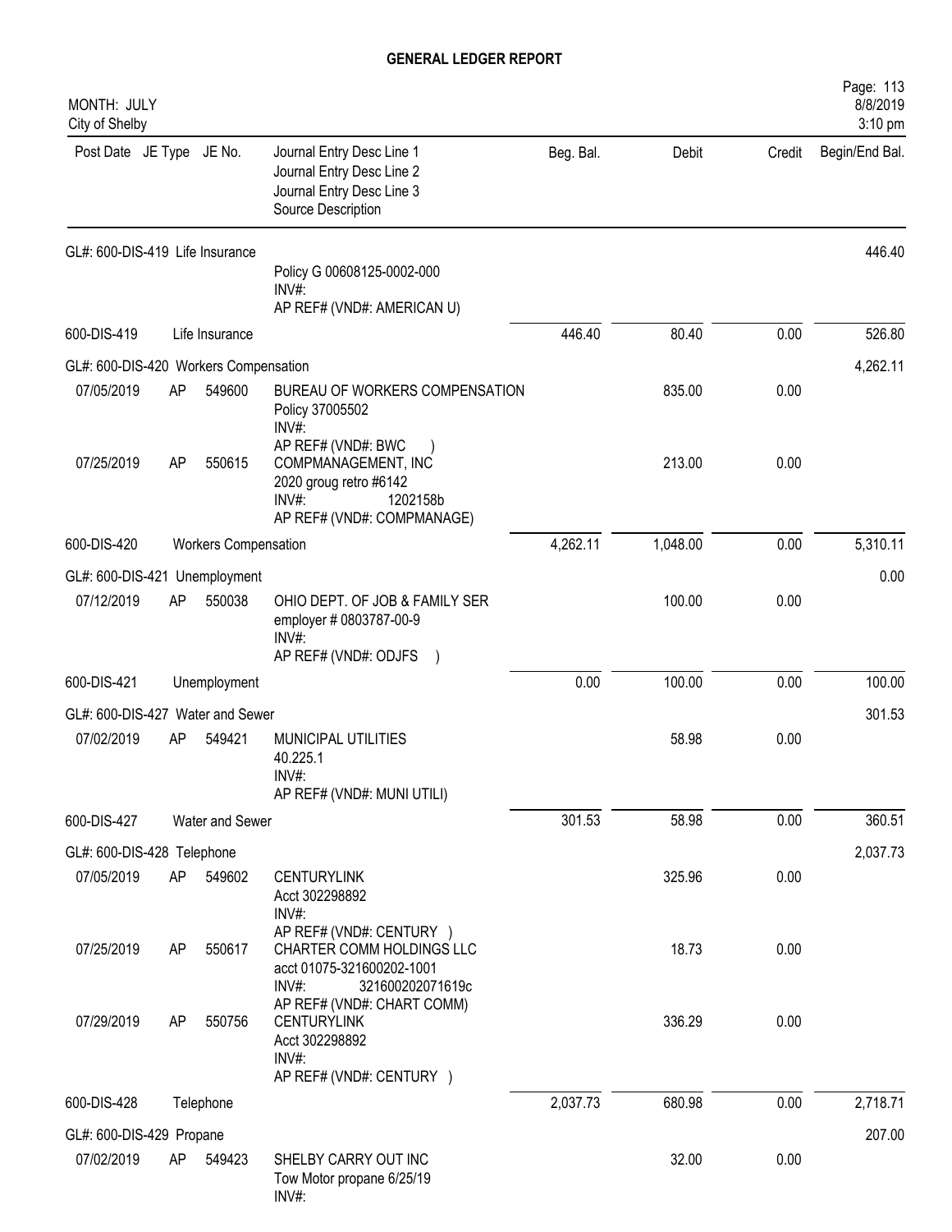# GENERAL LEDGER REPORT

MONTH: JULY
City of Shelby

| Post Date | JE Type | JE No. | Journal Entry Desc Line 1 / Journal Entry Desc Line 2 / Journal Entry Desc Line 3 / Source Description | Beg. Bal. | Debit | Credit | Begin/End Bal. |
|---|---|---|---|---|---|---|---|
| GL#: 600-DIS-419 Life Insurance | | | | | | | 446.40 |
| | | | Policy G 00608125-0002-000 INV#: AP REF# (VND#: AMERICAN U) | | | | |
| 600-DIS-419 | | Life Insurance | | 446.40 | 80.40 | 0.00 | 526.80 |
| GL#: 600-DIS-420 Workers Compensation | | | | | | | 4,262.11 |
| 07/05/2019 | AP | 549600 | BUREAU OF WORKERS COMPENSATION Policy 37005502 INV#: AP REF# (VND#: BWC ) | | 835.00 | 0.00 | |
| 07/25/2019 | AP | 550615 | COMPMANAGEMENT, INC 2020 groug retro #6142 INV#: 1202158b AP REF# (VND#: COMPMANAGE) | | 213.00 | 0.00 | |
| 600-DIS-420 | | Workers Compensation | | 4,262.11 | 1,048.00 | 0.00 | 5,310.11 |
| GL#: 600-DIS-421 Unemployment | | | | | | | 0.00 |
| 07/12/2019 | AP | 550038 | OHIO DEPT. OF JOB & FAMILY SER employer # 0803787-00-9 INV#: AP REF# (VND#: ODJFS ) | | 100.00 | 0.00 | |
| 600-DIS-421 | | Unemployment | | 0.00 | 100.00 | 0.00 | 100.00 |
| GL#: 600-DIS-427 Water and Sewer | | | | | | | 301.53 |
| 07/02/2019 | AP | 549421 | MUNICIPAL UTILITIES 40.225.1 INV#: AP REF# (VND#: MUNI UTILI) | | 58.98 | 0.00 | |
| 600-DIS-427 | | Water and Sewer | | 301.53 | 58.98 | 0.00 | 360.51 |
| GL#: 600-DIS-428 Telephone | | | | | | | 2,037.73 |
| 07/05/2019 | AP | 549602 | CENTURYLINK Acct 302298892 INV#: AP REF# (VND#: CENTURY ) | | 325.96 | 0.00 | |
| 07/25/2019 | AP | 550617 | CHARTER COMM HOLDINGS LLC acct 01075-321600202-1001 INV#: 321600202071619c AP REF# (VND#: CHART COMM) | | 18.73 | 0.00 | |
| 07/29/2019 | AP | 550756 | CENTURYLINK Acct 302298892 INV#: AP REF# (VND#: CENTURY ) | | 336.29 | 0.00 | |
| 600-DIS-428 | | Telephone | | 2,037.73 | 680.98 | 0.00 | 2,718.71 |
| GL#: 600-DIS-429 Propane | | | | | | | 207.00 |
| 07/02/2019 | AP | 549423 | SHELBY CARRY OUT INC Tow Motor propane 6/25/19 INV#: | | 32.00 | 0.00 | |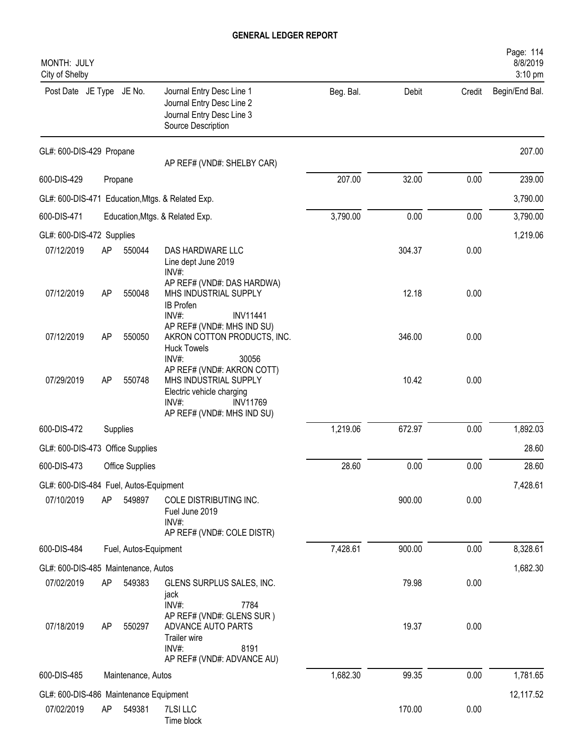# GENERAL LEDGER REPORT

MONTH: JULY
City of Shelby

| Post Date | JE Type | JE No. | Journal Entry Desc Line 1<br>Journal Entry Desc Line 2<br>Journal Entry Desc Line 3<br>Source Description | Beg. Bal. | Debit | Credit | Begin/End Bal. |
|---|---|---|---|---|---|---|---|
| GL#: 600-DIS-429 Propane | | | | | | | 207.00 |
| | | | AP REF# (VND#: SHELBY CAR) | | | | |
| 600-DIS-429 | | Propane | | 207.00 | 32.00 | 0.00 | 239.00 |
| GL#: 600-DIS-471 Education,Mtgs. & Related Exp. | | | | | | | 3,790.00 |
| 600-DIS-471 | | Education,Mtgs. & Related Exp. | | 3,790.00 | 0.00 | 0.00 | 3,790.00 |
| GL#: 600-DIS-472 Supplies | | | | | | | 1,219.06 |
| 07/12/2019 | AP | 550044 | DAS HARDWARE LLC<br>Line dept June 2019<br>INV#:<br>AP REF# (VND#: DAS HARDWA) | | 304.37 | 0.00 | |
| 07/12/2019 | AP | 550048 | MHS INDUSTRIAL SUPPLY<br>IB Profen<br>INV#: INV11441<br>AP REF# (VND#: MHS IND SU) | | 12.18 | 0.00 | |
| 07/12/2019 | AP | 550050 | AKRON COTTON PRODUCTS, INC.<br>Huck Towels<br>INV#: 30056<br>AP REF# (VND#: AKRON COTT) | | 346.00 | 0.00 | |
| 07/29/2019 | AP | 550748 | MHS INDUSTRIAL SUPPLY<br>Electric vehicle charging<br>INV#: INV11769<br>AP REF# (VND#: MHS IND SU) | | 10.42 | 0.00 | |
| 600-DIS-472 | | Supplies | | 1,219.06 | 672.97 | 0.00 | 1,892.03 |
| GL#: 600-DIS-473 Office Supplies | | | | | | | 28.60 |
| 600-DIS-473 | | Office Supplies | | 28.60 | 0.00 | 0.00 | 28.60 |
| GL#: 600-DIS-484 Fuel, Autos-Equipment | | | | | | | 7,428.61 |
| 07/10/2019 | AP | 549897 | COLE DISTRIBUTING INC.<br>Fuel June 2019<br>INV#:<br>AP REF# (VND#: COLE DISTR) | | 900.00 | 0.00 | |
| 600-DIS-484 | | Fuel, Autos-Equipment | | 7,428.61 | 900.00 | 0.00 | 8,328.61 |
| GL#: 600-DIS-485 Maintenance, Autos | | | | | | | 1,682.30 |
| 07/02/2019 | AP | 549383 | GLENS SURPLUS SALES, INC.<br>jack<br>INV#: 7784<br>AP REF# (VND#: GLENS SUR ) | | 79.98 | 0.00 | |
| 07/18/2019 | AP | 550297 | ADVANCE AUTO PARTS<br>Trailer wire<br>INV#: 8191<br>AP REF# (VND#: ADVANCE AU) | | 19.37 | 0.00 | |
| 600-DIS-485 | | Maintenance, Autos | | 1,682.30 | 99.35 | 0.00 | 1,781.65 |
| GL#: 600-DIS-486 Maintenance Equipment | | | | | | | 12,117.52 |
| 07/02/2019 | AP | 549381 | 7LSI LLC<br>Time block | | 170.00 | 0.00 | |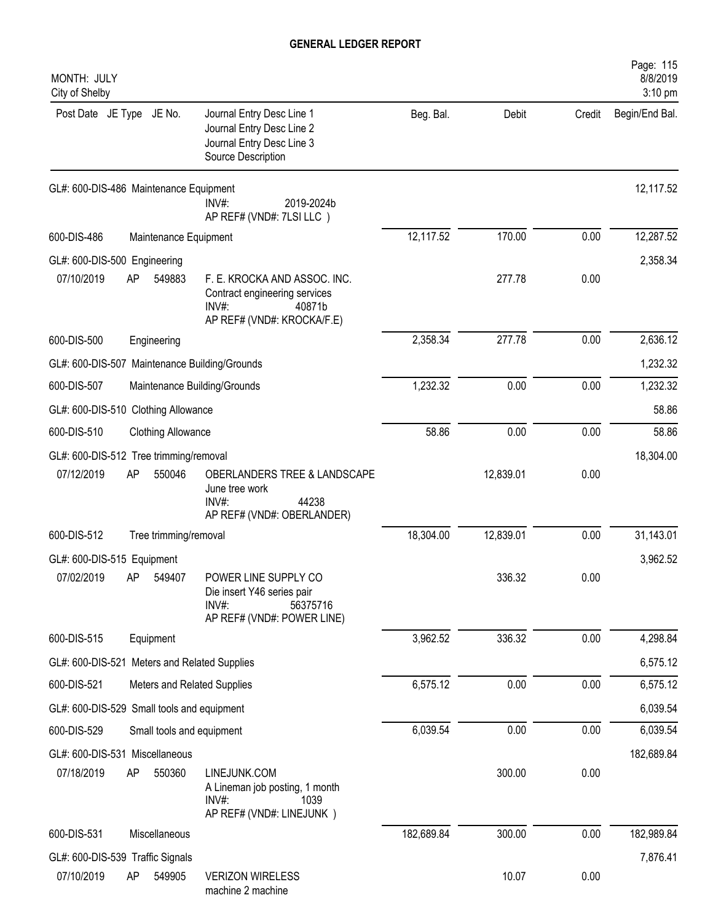# GENERAL LEDGER REPORT

MONTH: JULY
City of Shelby

8/8/2019
3:10 pm

| Post Date | JE Type | JE No. | Journal Entry Desc Line 1 / Journal Entry Desc Line 2 / Journal Entry Desc Line 3 / Source Description | Beg. Bal. | Debit | Credit | Begin/End Bal. |
|---|---|---|---|---|---|---|---|
| GL#: 600-DIS-486 Maintenance Equipment | | | | | | | 12,117.52 |
| | | | INV#: 2019-2024b<br>AP REF# (VND#: 7LSI LLC ) | | | | |
| 600-DIS-486 | | | Maintenance Equipment | 12,117.52 | 170.00 | 0.00 | 12,287.52 |
| GL#: 600-DIS-500 Engineering | | | | | | | 2,358.34 |
| 07/10/2019 | AP | 549883 | F. E. KROCKA AND ASSOC. INC.<br>Contract engineering services<br>INV#: 40871b<br>AP REF# (VND#: KROCKA/F.E) | | 277.78 | 0.00 | |
| 600-DIS-500 | | | Engineering | 2,358.34 | 277.78 | 0.00 | 2,636.12 |
| GL#: 600-DIS-507 Maintenance Building/Grounds | | | | | | | 1,232.32 |
| 600-DIS-507 | | | Maintenance Building/Grounds | 1,232.32 | 0.00 | 0.00 | 1,232.32 |
| GL#: 600-DIS-510 Clothing Allowance | | | | | | | 58.86 |
| 600-DIS-510 | | | Clothing Allowance | 58.86 | 0.00 | 0.00 | 58.86 |
| GL#: 600-DIS-512 Tree trimming/removal | | | | | | | 18,304.00 |
| 07/12/2019 | AP | 550046 | OBERLANDERS TREE & LANDSCAPE<br>June tree work<br>INV#: 44238<br>AP REF# (VND#: OBERLANDER) | | 12,839.01 | 0.00 | |
| 600-DIS-512 | | | Tree trimming/removal | 18,304.00 | 12,839.01 | 0.00 | 31,143.01 |
| GL#: 600-DIS-515 Equipment | | | | | | | 3,962.52 |
| 07/02/2019 | AP | 549407 | POWER LINE SUPPLY CO<br>Die insert Y46 series pair<br>INV#: 56375716<br>AP REF# (VND#: POWER LINE) | | 336.32 | 0.00 | |
| 600-DIS-515 | | | Equipment | 3,962.52 | 336.32 | 0.00 | 4,298.84 |
| GL#: 600-DIS-521 Meters and Related Supplies | | | | | | | 6,575.12 |
| 600-DIS-521 | | | Meters and Related Supplies | 6,575.12 | 0.00 | 0.00 | 6,575.12 |
| GL#: 600-DIS-529 Small tools and equipment | | | | | | | 6,039.54 |
| 600-DIS-529 | | | Small tools and equipment | 6,039.54 | 0.00 | 0.00 | 6,039.54 |
| GL#: 600-DIS-531 Miscellaneous | | | | | | | 182,689.84 |
| 07/18/2019 | AP | 550360 | LINEJUNK.COM<br>A Lineman job posting, 1 month<br>INV#: 1039<br>AP REF# (VND#: LINEJUNK ) | | 300.00 | 0.00 | |
| 600-DIS-531 | | | Miscellaneous | 182,689.84 | 300.00 | 0.00 | 182,989.84 |
| GL#: 600-DIS-539 Traffic Signals | | | | | | | 7,876.41 |
| 07/10/2019 | AP | 549905 | VERIZON WIRELESS<br>machine 2 machine | | 10.07 | 0.00 | |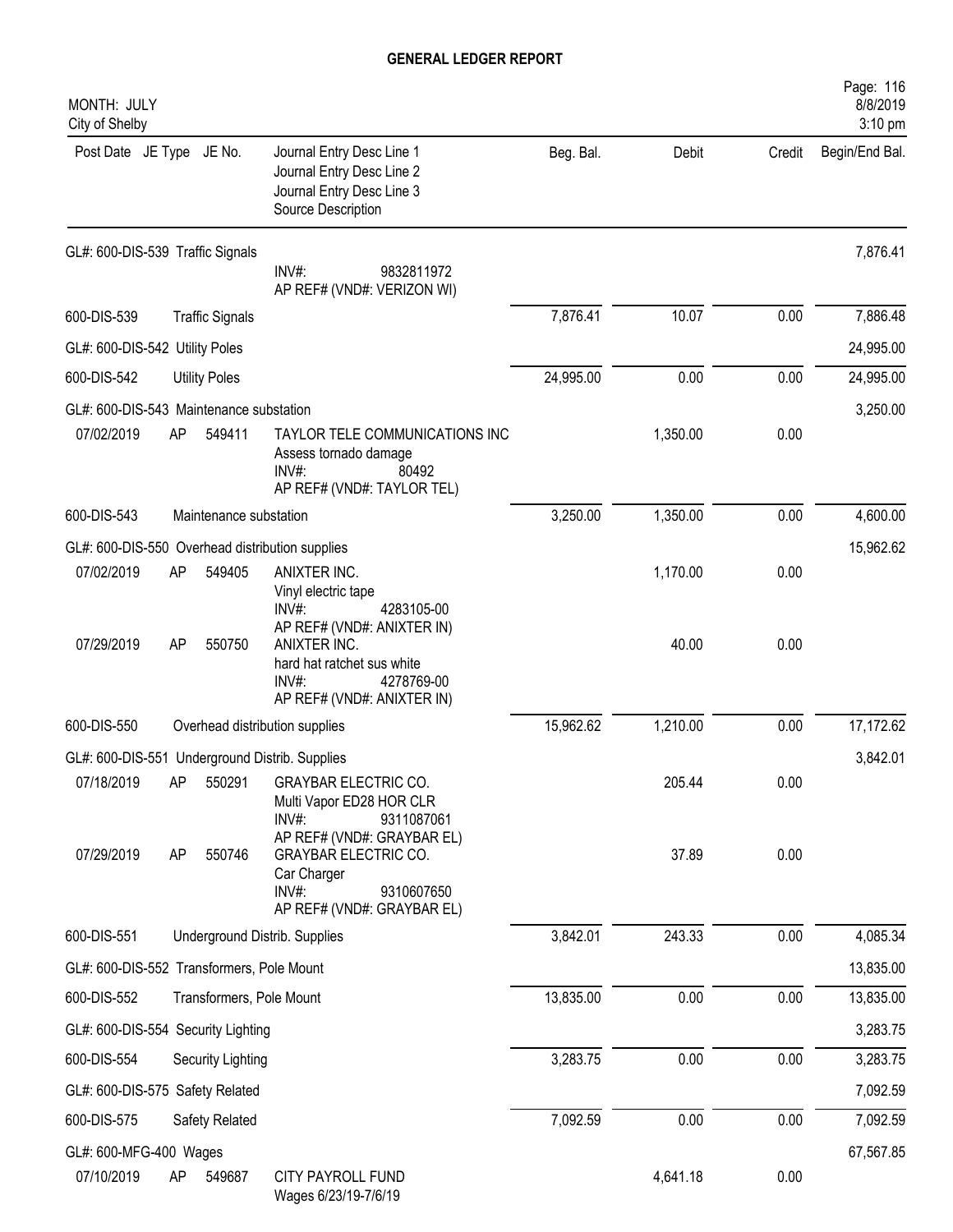# GENERAL LEDGER REPORT

MONTH: JULY
City of Shelby

| Post Date | JE Type | JE No. | Journal Entry Desc Line 1 / Journal Entry Desc Line 2 / Journal Entry Desc Line 3 / Source Description | Beg. Bal. | Debit | Credit | Begin/End Bal. |
|---|---|---|---|---|---|---|---|
| GL#: 600-DIS-539 Traffic Signals | | | | | | | 7,876.41 |
| | | | INV#: 9832811972<br>AP REF# (VND#: VERIZON WI) | | | | |
| 600-DIS-539 | | Traffic Signals | | 7,876.41 | 10.07 | 0.00 | 7,886.48 |
| GL#: 600-DIS-542 Utility Poles | | | | | | | 24,995.00 |
| 600-DIS-542 | | Utility Poles | | 24,995.00 | 0.00 | 0.00 | 24,995.00 |
| GL#: 600-DIS-543 Maintenance substation | | | | | | | 3,250.00 |
| 07/02/2019 | AP | 549411 | TAYLOR TELE COMMUNICATIONS INC<br>Assess tornado damage<br>INV#: 80492<br>AP REF# (VND#: TAYLOR TEL) | | 1,350.00 | 0.00 | |
| 600-DIS-543 | | Maintenance substation | | 3,250.00 | 1,350.00 | 0.00 | 4,600.00 |
| GL#: 600-DIS-550 Overhead distribution supplies | | | | | | | 15,962.62 |
| 07/02/2019 | AP | 549405 | ANIXTER INC.<br>Vinyl electric tape<br>INV#: 4283105-00<br>AP REF# (VND#: ANIXTER IN) | | 1,170.00 | 0.00 | |
| 07/29/2019 | AP | 550750 | ANIXTER INC.<br>hard hat ratchet sus white<br>INV#: 4278769-00<br>AP REF# (VND#: ANIXTER IN) | | 40.00 | 0.00 | |
| 600-DIS-550 | | Overhead distribution supplies | | 15,962.62 | 1,210.00 | 0.00 | 17,172.62 |
| GL#: 600-DIS-551 Underground Distrib. Supplies | | | | | | | 3,842.01 |
| 07/18/2019 | AP | 550291 | GRAYBAR ELECTRIC CO.<br>Multi Vapor ED28 HOR CLR<br>INV#: 9311087061<br>AP REF# (VND#: GRAYBAR EL) | | 205.44 | 0.00 | |
| 07/29/2019 | AP | 550746 | GRAYBAR ELECTRIC CO.<br>Car Charger<br>INV#: 9310607650<br>AP REF# (VND#: GRAYBAR EL) | | 37.89 | 0.00 | |
| 600-DIS-551 | | Underground Distrib. Supplies | | 3,842.01 | 243.33 | 0.00 | 4,085.34 |
| GL#: 600-DIS-552 Transformers, Pole Mount | | | | | | | 13,835.00 |
| 600-DIS-552 | | Transformers, Pole Mount | | 13,835.00 | 0.00 | 0.00 | 13,835.00 |
| GL#: 600-DIS-554 Security Lighting | | | | | | | 3,283.75 |
| 600-DIS-554 | | Security Lighting | | 3,283.75 | 0.00 | 0.00 | 3,283.75 |
| GL#: 600-DIS-575 Safety Related | | | | | | | 7,092.59 |
| 600-DIS-575 | | Safety Related | | 7,092.59 | 0.00 | 0.00 | 7,092.59 |
| GL#: 600-MFG-400 Wages | | | | | | | 67,567.85 |
| 07/10/2019 | AP | 549687 | CITY PAYROLL FUND<br>Wages 6/23/19-7/6/19 | | 4,641.18 | 0.00 | |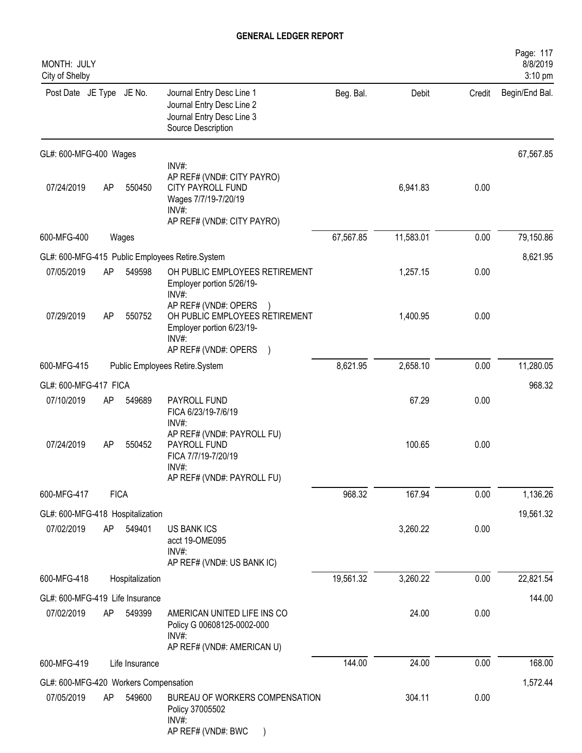# GENERAL LEDGER REPORT

MONTH: JULY
City of Shelby

| Post Date | JE Type | JE No. | Journal Entry Desc Line 1 / Journal Entry Desc Line 2 / Journal Entry Desc Line 3 / Source Description | Beg. Bal. | Debit | Credit | Begin/End Bal. |
|---|---|---|---|---|---|---|---|
| GL#: 600-MFG-400 Wages | | | | | | | 67,567.85 |
| | | | INV#: AP REF# (VND#: CITY PAYRO) | | | | |
| 07/24/2019 | AP | 550450 | CITY PAYROLL FUND Wages 7/7/19-7/20/19 INV#: AP REF# (VND#: CITY PAYRO) | | 6,941.83 | 0.00 | |
| 600-MFG-400 | | | Wages | 67,567.85 | 11,583.01 | 0.00 | 79,150.86 |
| GL#: 600-MFG-415 Public Employees Retire.System | | | | | | | 8,621.95 |
| 07/05/2019 | AP | 549598 | OH PUBLIC EMPLOYEES RETIREMENT Employer portion 5/26/19- INV#: AP REF# (VND#: OPERS ) | | 1,257.15 | 0.00 | |
| 07/29/2019 | AP | 550752 | OH PUBLIC EMPLOYEES RETIREMENT Employer portion 6/23/19- INV#: AP REF# (VND#: OPERS ) | | 1,400.95 | 0.00 | |
| 600-MFG-415 | | | Public Employees Retire.System | 8,621.95 | 2,658.10 | 0.00 | 11,280.05 |
| GL#: 600-MFG-417 FICA | | | | | | | 968.32 |
| 07/10/2019 | AP | 549689 | PAYROLL FUND FICA 6/23/19-7/6/19 INV#: AP REF# (VND#: PAYROLL FU) | | 67.29 | 0.00 | |
| 07/24/2019 | AP | 550452 | PAYROLL FUND FICA 7/7/19-7/20/19 INV#: AP REF# (VND#: PAYROLL FU) | | 100.65 | 0.00 | |
| 600-MFG-417 | | | FICA | 968.32 | 167.94 | 0.00 | 1,136.26 |
| GL#: 600-MFG-418 Hospitalization | | | | | | | 19,561.32 |
| 07/02/2019 | AP | 549401 | US BANK ICS acct 19-OME095 INV#: AP REF# (VND#: US BANK IC) | | 3,260.22 | 0.00 | |
| 600-MFG-418 | | | Hospitalization | 19,561.32 | 3,260.22 | 0.00 | 22,821.54 |
| GL#: 600-MFG-419 Life Insurance | | | | | | | 144.00 |
| 07/02/2019 | AP | 549399 | AMERICAN UNITED LIFE INS CO Policy G 00608125-0002-000 INV#: AP REF# (VND#: AMERICAN U) | | 24.00 | 0.00 | |
| 600-MFG-419 | | | Life Insurance | 144.00 | 24.00 | 0.00 | 168.00 |
| GL#: 600-MFG-420 Workers Compensation | | | | | | | 1,572.44 |
| 07/05/2019 | AP | 549600 | BUREAU OF WORKERS COMPENSATION Policy 37005502 INV#: AP REF# (VND#: BWC ) | | 304.11 | 0.00 | |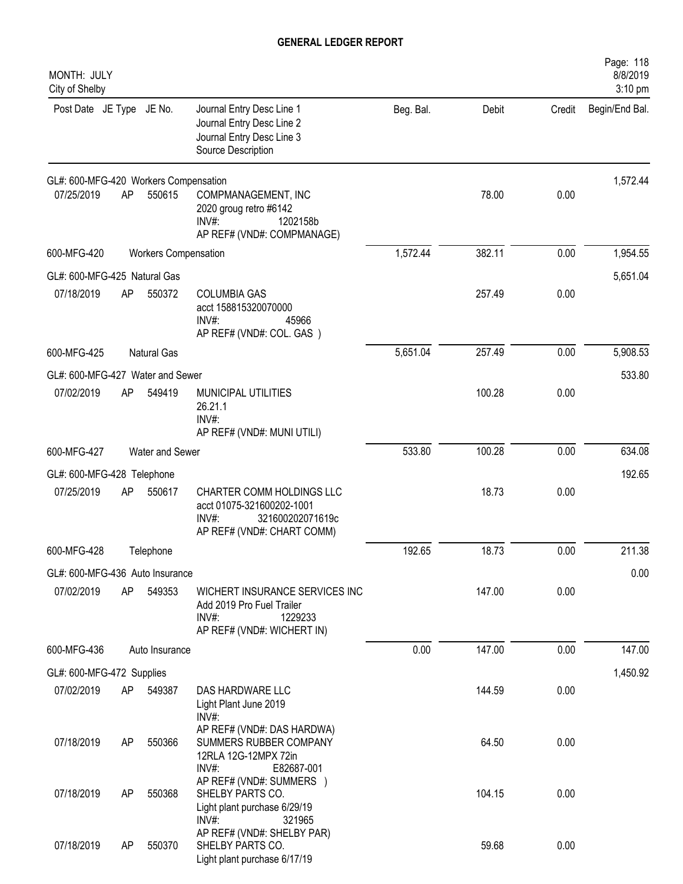# GENERAL LEDGER REPORT

MONTH: JULY
City of Shelby

| Post Date | JE Type | JE No. | Journal Entry Desc Line 1 / Journal Entry Desc Line 2 / Journal Entry Desc Line 3 / Source Description | Beg. Bal. | Debit | Credit | Begin/End Bal. |
|---|---|---|---|---|---|---|---|
| GL#: 600-MFG-420 Workers Compensation | | | | | | | 1,572.44 |
| 07/25/2019 | AP | 550615 | COMPMANAGEMENT, INC<br>2020 groug retro #6142<br>INV#: 1202158b<br>AP REF# (VND#: COMPMANAGE) | | 78.00 | 0.00 | |
| 600-MFG-420 | Workers Compensation | | | 1,572.44 | 382.11 | 0.00 | 1,954.55 |
| GL#: 600-MFG-425 Natural Gas | | | | | | | 5,651.04 |
| 07/18/2019 | AP | 550372 | COLUMBIA GAS<br>acct 158815320070000<br>INV#: 45966<br>AP REF# (VND#: COL. GAS ) | | 257.49 | 0.00 | |
| 600-MFG-425 | Natural Gas | | | 5,651.04 | 257.49 | 0.00 | 5,908.53 |
| GL#: 600-MFG-427 Water and Sewer | | | | | | | 533.80 |
| 07/02/2019 | AP | 549419 | MUNICIPAL UTILITIES<br>26.21.1<br>INV#:<br>AP REF# (VND#: MUNI UTILI) | | 100.28 | 0.00 | |
| 600-MFG-427 | Water and Sewer | | | 533.80 | 100.28 | 0.00 | 634.08 |
| GL#: 600-MFG-428 Telephone | | | | | | | 192.65 |
| 07/25/2019 | AP | 550617 | CHARTER COMM HOLDINGS LLC<br>acct 01075-321600202-1001<br>INV#: 321600202071619c<br>AP REF# (VND#: CHART COMM) | | 18.73 | 0.00 | |
| 600-MFG-428 | Telephone | | | 192.65 | 18.73 | 0.00 | 211.38 |
| GL#: 600-MFG-436 Auto Insurance | | | | | | | 0.00 |
| 07/02/2019 | AP | 549353 | WICHERT INSURANCE SERVICES INC<br>Add 2019 Pro Fuel Trailer<br>INV#: 1229233<br>AP REF# (VND#: WICHERT IN) | | 147.00 | 0.00 | |
| 600-MFG-436 | Auto Insurance | | | 0.00 | 147.00 | 0.00 | 147.00 |
| GL#: 600-MFG-472 Supplies | | | | | | | 1,450.92 |
| 07/02/2019 | AP | 549387 | DAS HARDWARE LLC<br>Light Plant June 2019<br>INV#:<br>AP REF# (VND#: DAS HARDWA) | | 144.59 | 0.00 | |
| 07/18/2019 | AP | 550366 | SUMMERS RUBBER COMPANY<br>12RLA 12G-12MPX 72in<br>INV#: E82687-001<br>AP REF# (VND#: SUMMERS ) | | 64.50 | 0.00 | |
| 07/18/2019 | AP | 550368 | SHELBY PARTS CO.<br>Light plant purchase 6/29/19<br>INV#: 321965<br>AP REF# (VND#: SHELBY PAR) | | 104.15 | 0.00 | |
| 07/18/2019 | AP | 550370 | SHELBY PARTS CO.<br>Light plant purchase 6/17/19 | | 59.68 | 0.00 | |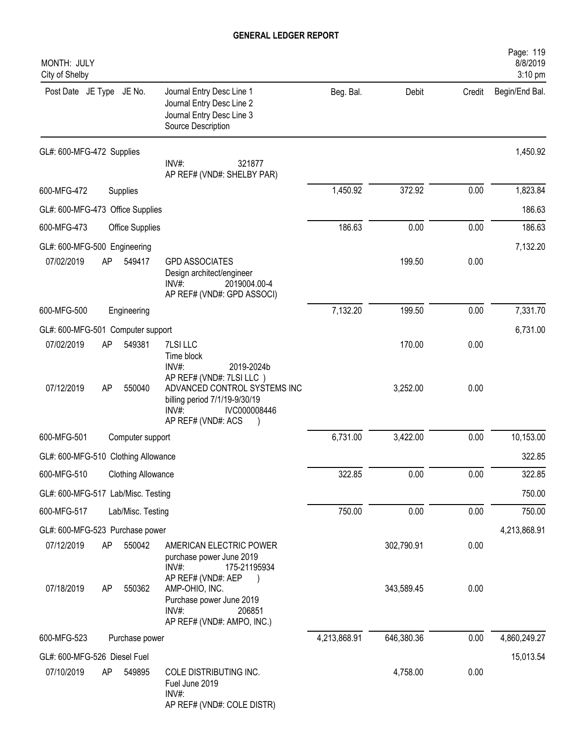# GENERAL LEDGER REPORT

MONTH: JULY
City of Shelby

| Post Date | JE Type | JE No. | Journal Entry Desc Line 1 / Journal Entry Desc Line 2 / Journal Entry Desc Line 3 / Source Description | Beg. Bal. | Debit | Credit | Begin/End Bal. |
|---|---|---|---|---|---|---|---|
| GL#: 600-MFG-472 Supplies | | | | | | | 1,450.92 |
| | | | INV#: 321877<br>AP REF# (VND#: SHELBY PAR) | | | | |
| 600-MFG-472 | | | Supplies | 1,450.92 | 372.92 | 0.00 | 1,823.84 |
| GL#: 600-MFG-473 Office Supplies | | | | | | | 186.63 |
| 600-MFG-473 | | | Office Supplies | 186.63 | 0.00 | 0.00 | 186.63 |
| GL#: 600-MFG-500 Engineering | | | | | | | 7,132.20 |
| 07/02/2019 | AP | 549417 | GPD ASSOCIATES<br>Design architect/engineer<br>INV#: 2019004.00-4<br>AP REF# (VND#: GPD ASSOCI) | | 199.50 | 0.00 | |
| 600-MFG-500 | | | Engineering | 7,132.20 | 199.50 | 0.00 | 7,331.70 |
| GL#: 600-MFG-501 Computer support | | | | | | | 6,731.00 |
| 07/02/2019 | AP | 549381 | 7LSI LLC<br>Time block<br>INV#: 2019-2024b<br>AP REF# (VND#: 7LSI LLC ) | | 170.00 | 0.00 | |
| 07/12/2019 | AP | 550040 | ADVANCED CONTROL SYSTEMS INC<br>billing period 7/1/19-9/30/19<br>INV#: IVC000008446<br>AP REF# (VND#: ACS ) | | 3,252.00 | 0.00 | |
| 600-MFG-501 | | | Computer support | 6,731.00 | 3,422.00 | 0.00 | 10,153.00 |
| GL#: 600-MFG-510 Clothing Allowance | | | | | | | 322.85 |
| 600-MFG-510 | | | Clothing Allowance | 322.85 | 0.00 | 0.00 | 322.85 |
| GL#: 600-MFG-517 Lab/Misc. Testing | | | | | | | 750.00 |
| 600-MFG-517 | | | Lab/Misc. Testing | 750.00 | 0.00 | 0.00 | 750.00 |
| GL#: 600-MFG-523 Purchase power | | | | | | | 4,213,868.91 |
| 07/12/2019 | AP | 550042 | AMERICAN ELECTRIC POWER<br>purchase power June 2019<br>INV#: 175-21195934<br>AP REF# (VND#: AEP ) | | 302,790.91 | 0.00 | |
| 07/18/2019 | AP | 550362 | AMP-OHIO, INC.<br>Purchase power June 2019<br>INV#: 206851<br>AP REF# (VND#: AMPO, INC.) | | 343,589.45 | 0.00 | |
| 600-MFG-523 | | | Purchase power | 4,213,868.91 | 646,380.36 | 0.00 | 4,860,249.27 |
| GL#: 600-MFG-526 Diesel Fuel | | | | | | | 15,013.54 |
| 07/10/2019 | AP | 549895 | COLE DISTRIBUTING INC.<br>Fuel June 2019<br>INV#:<br>AP REF# (VND#: COLE DISTR) | | 4,758.00 | 0.00 | |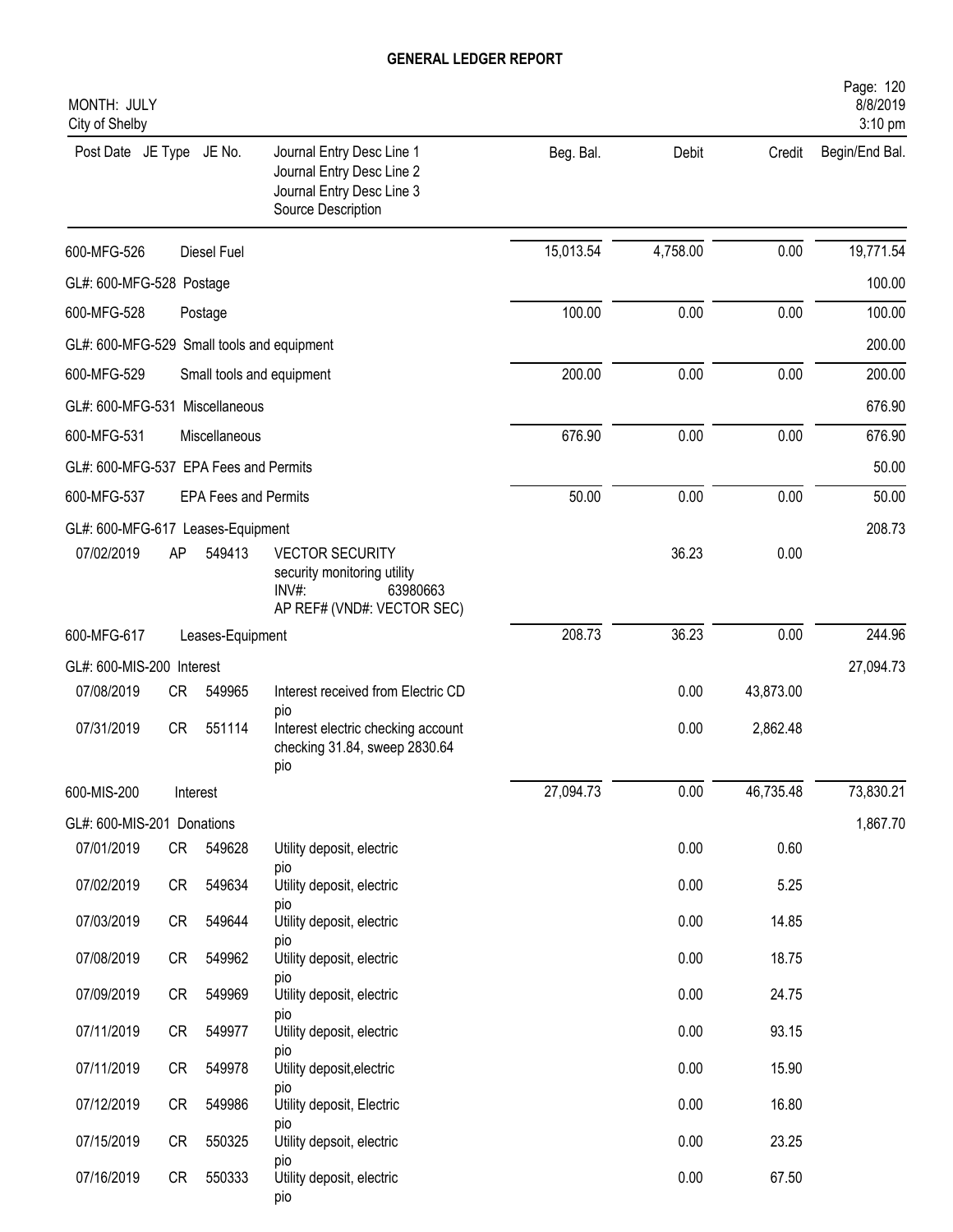# GENERAL LEDGER REPORT

MONTH: JULY
City of Shelby

| Post Date | JE Type | JE No. | Journal Entry Desc Line 1 / Journal Entry Desc Line 2 / Journal Entry Desc Line 3 / Source Description | Beg. Bal. | Debit | Credit | Begin/End Bal. |
|---|---|---|---|---|---|---|---|
| 600-MFG-526 | | | Diesel Fuel | 15,013.54 | 4,758.00 | 0.00 | 19,771.54 |
| GL#: 600-MFG-528 Postage | | | | | | | 100.00 |
| 600-MFG-528 | | | Postage | 100.00 | 0.00 | 0.00 | 100.00 |
| GL#: 600-MFG-529 Small tools and equipment | | | | | | | 200.00 |
| 600-MFG-529 | | | Small tools and equipment | 200.00 | 0.00 | 0.00 | 200.00 |
| GL#: 600-MFG-531 Miscellaneous | | | | | | | 676.90 |
| 600-MFG-531 | | | Miscellaneous | 676.90 | 0.00 | 0.00 | 676.90 |
| GL#: 600-MFG-537 EPA Fees and Permits | | | | | | | 50.00 |
| 600-MFG-537 | | | EPA Fees and Permits | 50.00 | 0.00 | 0.00 | 50.00 |
| GL#: 600-MFG-617 Leases-Equipment | | | | | | | 208.73 |
| 07/02/2019 | AP | 549413 | VECTOR SECURITY<br>security monitoring utility<br>INV#: 63980663<br>AP REF# (VND#: VECTOR SEC) | | 36.23 | 0.00 | |
| 600-MFG-617 | | | Leases-Equipment | 208.73 | 36.23 | 0.00 | 244.96 |
| GL#: 600-MIS-200 Interest | | | | | | | 27,094.73 |
| 07/08/2019 | CR | 549965 | Interest received from Electric CD<br>pio | | 0.00 | 43,873.00 | |
| 07/31/2019 | CR | 551114 | Interest electric checking account<br>checking 31.84, sweep 2830.64<br>pio | | 0.00 | 2,862.48 | |
| 600-MIS-200 | | | Interest | 27,094.73 | 0.00 | 46,735.48 | 73,830.21 |
| GL#: 600-MIS-201 Donations | | | | | | | 1,867.70 |
| 07/01/2019 | CR | 549628 | Utility deposit, electric<br>pio | | 0.00 | 0.60 | |
| 07/02/2019 | CR | 549634 | Utility deposit, electric<br>pio | | 0.00 | 5.25 | |
| 07/03/2019 | CR | 549644 | Utility deposit, electric<br>pio | | 0.00 | 14.85 | |
| 07/08/2019 | CR | 549962 | Utility deposit, electric<br>pio | | 0.00 | 18.75 | |
| 07/09/2019 | CR | 549969 | Utility deposit, electric<br>pio | | 0.00 | 24.75 | |
| 07/11/2019 | CR | 549977 | Utility deposit, electric<br>pio | | 0.00 | 93.15 | |
| 07/11/2019 | CR | 549978 | Utility deposit,electric<br>pio | | 0.00 | 15.90 | |
| 07/12/2019 | CR | 549986 | Utility deposit, Electric<br>pio | | 0.00 | 16.80 | |
| 07/15/2019 | CR | 550325 | Utility depsoit, electric<br>pio | | 0.00 | 23.25 | |
| 07/16/2019 | CR | 550333 | Utility deposit, electric<br>pio | | 0.00 | 67.50 | |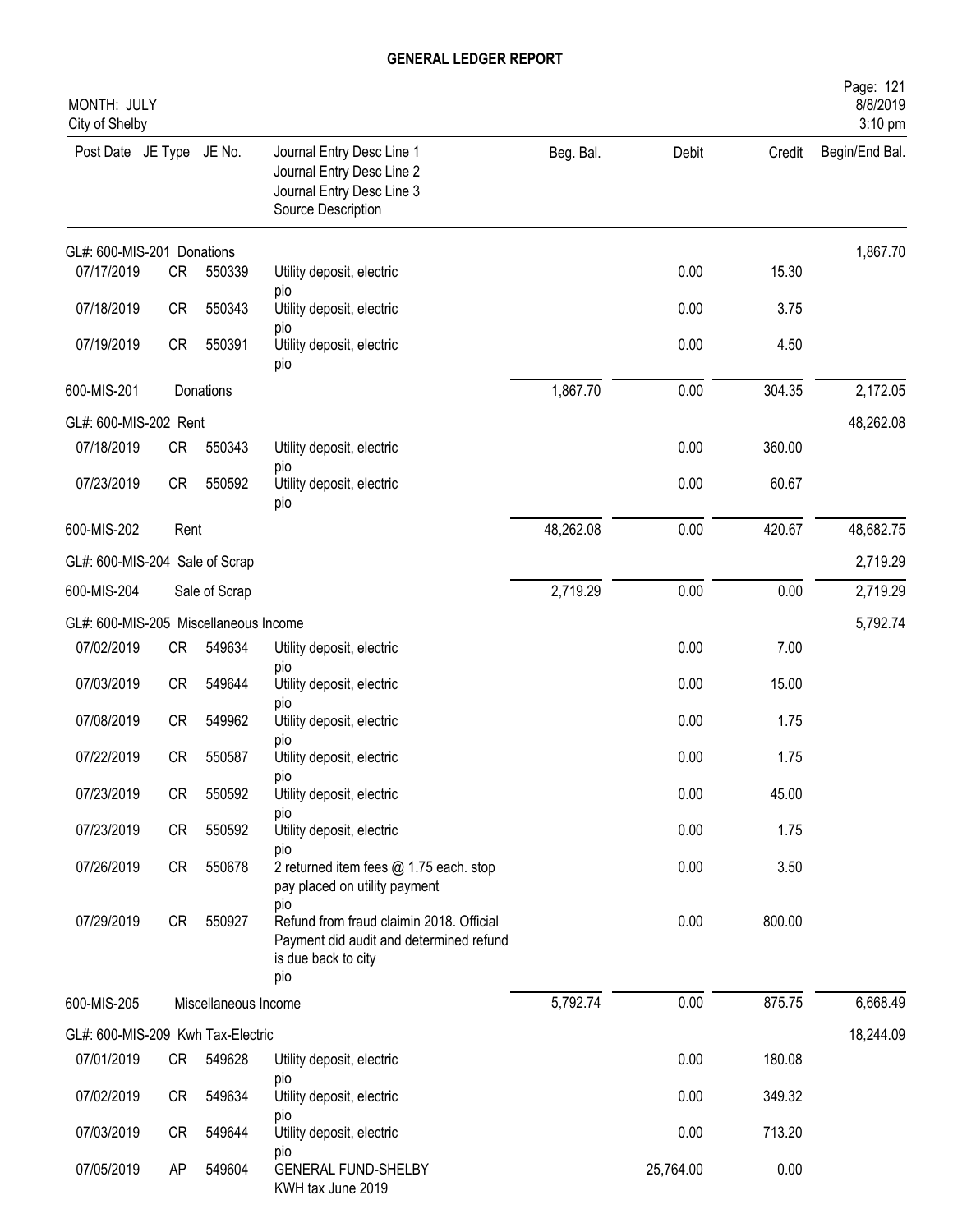# GENERAL LEDGER REPORT

MONTH: JULY
City of Shelby

| Post Date | JE Type | JE No. | Journal Entry Desc Line 1 / Journal Entry Desc Line 2 / Journal Entry Desc Line 3 / Source Description | Beg. Bal. | Debit | Credit | Begin/End Bal. |
|---|---|---|---|---|---|---|---|
| GL#: 600-MIS-201 Donations | | | | | | | 1,867.70 |
| 07/17/2019 | CR | 550339 | Utility deposit, electric pio | | 0.00 | 15.30 | |
| 07/18/2019 | CR | 550343 | Utility deposit, electric pio | | 0.00 | 3.75 | |
| 07/19/2019 | CR | 550391 | Utility deposit, electric pio | | 0.00 | 4.50 | |
| 600-MIS-201 | | Donations | | 1,867.70 | 0.00 | 304.35 | 2,172.05 |
| GL#: 600-MIS-202 Rent | | | | | | | 48,262.08 |
| 07/18/2019 | CR | 550343 | Utility deposit, electric pio | | 0.00 | 360.00 | |
| 07/23/2019 | CR | 550592 | Utility deposit, electric pio | | 0.00 | 60.67 | |
| 600-MIS-202 | | Rent | | 48,262.08 | 0.00 | 420.67 | 48,682.75 |
| GL#: 600-MIS-204 Sale of Scrap | | | | | | | 2,719.29 |
| 600-MIS-204 | | Sale of Scrap | | 2,719.29 | 0.00 | 0.00 | 2,719.29 |
| GL#: 600-MIS-205 Miscellaneous Income | | | | | | | 5,792.74 |
| 07/02/2019 | CR | 549634 | Utility deposit, electric pio | | 0.00 | 7.00 | |
| 07/03/2019 | CR | 549644 | Utility deposit, electric pio | | 0.00 | 15.00 | |
| 07/08/2019 | CR | 549962 | Utility deposit, electric pio | | 0.00 | 1.75 | |
| 07/22/2019 | CR | 550587 | Utility deposit, electric pio | | 0.00 | 1.75 | |
| 07/23/2019 | CR | 550592 | Utility deposit, electric pio | | 0.00 | 45.00 | |
| 07/23/2019 | CR | 550592 | Utility deposit, electric pio | | 0.00 | 1.75 | |
| 07/26/2019 | CR | 550678 | 2 returned item fees @ 1.75 each. stop pay placed on utility payment pio | | 0.00 | 3.50 | |
| 07/29/2019 | CR | 550927 | Refund from fraud claimin 2018. Official Payment did audit and determined refund is due back to city pio | | 0.00 | 800.00 | |
| 600-MIS-205 | | Miscellaneous Income | | 5,792.74 | 0.00 | 875.75 | 6,668.49 |
| GL#: 600-MIS-209 Kwh Tax-Electric | | | | | | | 18,244.09 |
| 07/01/2019 | CR | 549628 | Utility deposit, electric pio | | 0.00 | 180.08 | |
| 07/02/2019 | CR | 549634 | Utility deposit, electric pio | | 0.00 | 349.32 | |
| 07/03/2019 | CR | 549644 | Utility deposit, electric pio | | 0.00 | 713.20 | |
| 07/05/2019 | AP | 549604 | GENERAL FUND-SHELBY KWH tax June 2019 | | 25,764.00 | 0.00 | |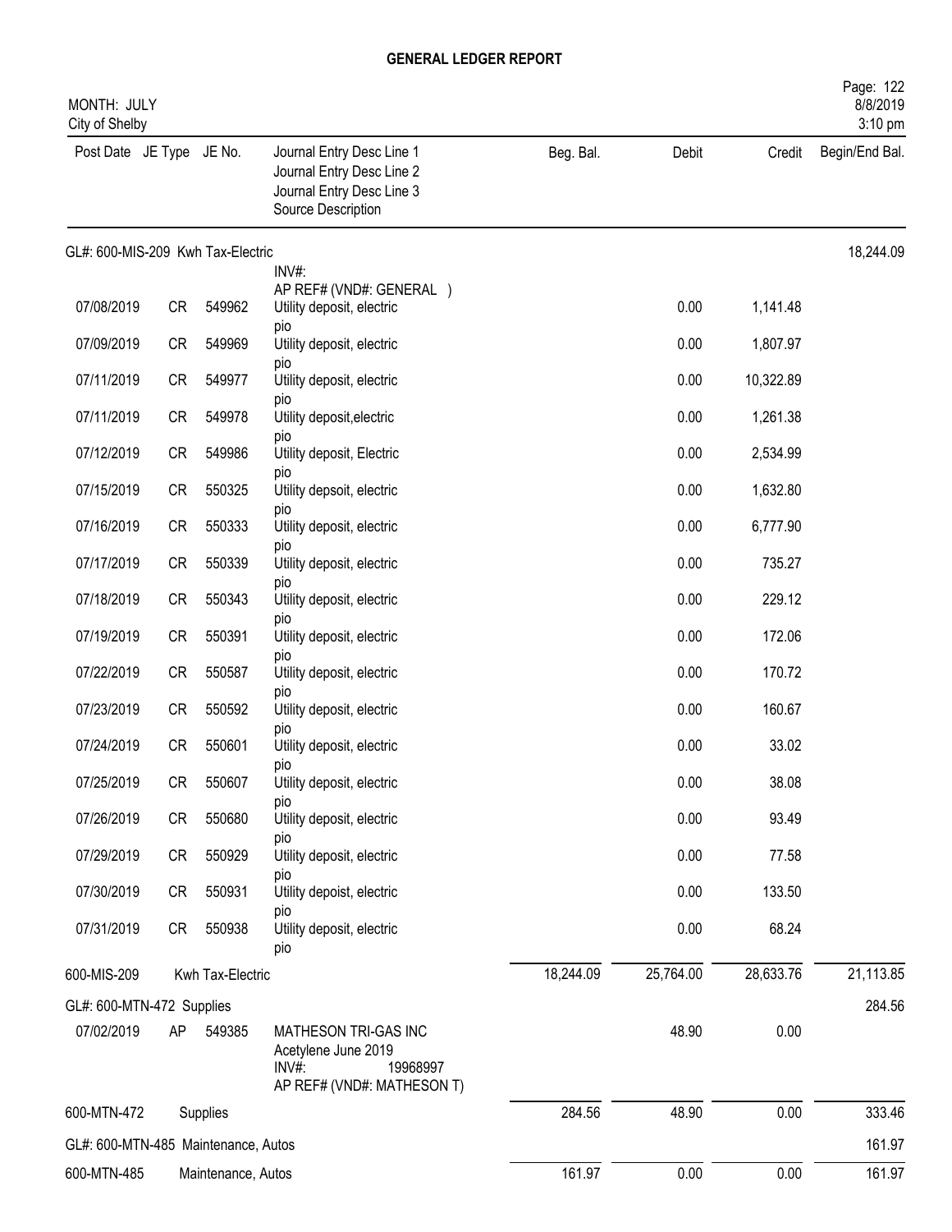# GENERAL LEDGER REPORT

MONTH: JULY
City of Shelby

| Post Date | JE Type | JE No. | Journal Entry Desc Line 1 / Journal Entry Desc Line 2 / Journal Entry Desc Line 3 / Source Description | Beg. Bal. | Debit | Credit | Begin/End Bal. |
|---|---|---|---|---|---|---|---|
| GL#: 600-MIS-209 Kwh Tax-Electric | | | | | | | 18,244.09 |
| | | | INV#: AP REF# (VND#: GENERAL ) | | | | |
| 07/08/2019 | CR | 549962 | Utility deposit, electric pio | | 0.00 | 1,141.48 | |
| 07/09/2019 | CR | 549969 | Utility deposit, electric pio | | 0.00 | 1,807.97 | |
| 07/11/2019 | CR | 549977 | Utility deposit, electric pio | | 0.00 | 10,322.89 | |
| 07/11/2019 | CR | 549978 | Utility deposit,electric pio | | 0.00 | 1,261.38 | |
| 07/12/2019 | CR | 549986 | Utility deposit, Electric pio | | 0.00 | 2,534.99 | |
| 07/15/2019 | CR | 550325 | Utility depsoit, electric pio | | 0.00 | 1,632.80 | |
| 07/16/2019 | CR | 550333 | Utility deposit, electric pio | | 0.00 | 6,777.90 | |
| 07/17/2019 | CR | 550339 | Utility deposit, electric pio | | 0.00 | 735.27 | |
| 07/18/2019 | CR | 550343 | Utility deposit, electric pio | | 0.00 | 229.12 | |
| 07/19/2019 | CR | 550391 | Utility deposit, electric pio | | 0.00 | 172.06 | |
| 07/22/2019 | CR | 550587 | Utility deposit, electric pio | | 0.00 | 170.72 | |
| 07/23/2019 | CR | 550592 | Utility deposit, electric pio | | 0.00 | 160.67 | |
| 07/24/2019 | CR | 550601 | Utility deposit, electric pio | | 0.00 | 33.02 | |
| 07/25/2019 | CR | 550607 | Utility deposit, electric pio | | 0.00 | 38.08 | |
| 07/26/2019 | CR | 550680 | Utility deposit, electric pio | | 0.00 | 93.49 | |
| 07/29/2019 | CR | 550929 | Utility deposit, electric pio | | 0.00 | 77.58 | |
| 07/30/2019 | CR | 550931 | Utility depoist, electric pio | | 0.00 | 133.50 | |
| 07/31/2019 | CR | 550938 | Utility deposit, electric pio | | 0.00 | 68.24 | |
| 600-MIS-209 | | Kwh Tax-Electric | | 18,244.09 | 25,764.00 | 28,633.76 | 21,113.85 |
| GL#: 600-MTN-472 Supplies | | | | | | | 284.56 |
| 07/02/2019 | AP | 549385 | MATHESON TRI-GAS INC Acetylene June 2019 INV#: 19968997 AP REF# (VND#: MATHESON T) | | 48.90 | 0.00 | |
| 600-MTN-472 | | Supplies | | 284.56 | 48.90 | 0.00 | 333.46 |
| GL#: 600-MTN-485 Maintenance, Autos | | | | | | | 161.97 |
| 600-MTN-485 | | Maintenance, Autos | | 161.97 | 0.00 | 0.00 | 161.97 |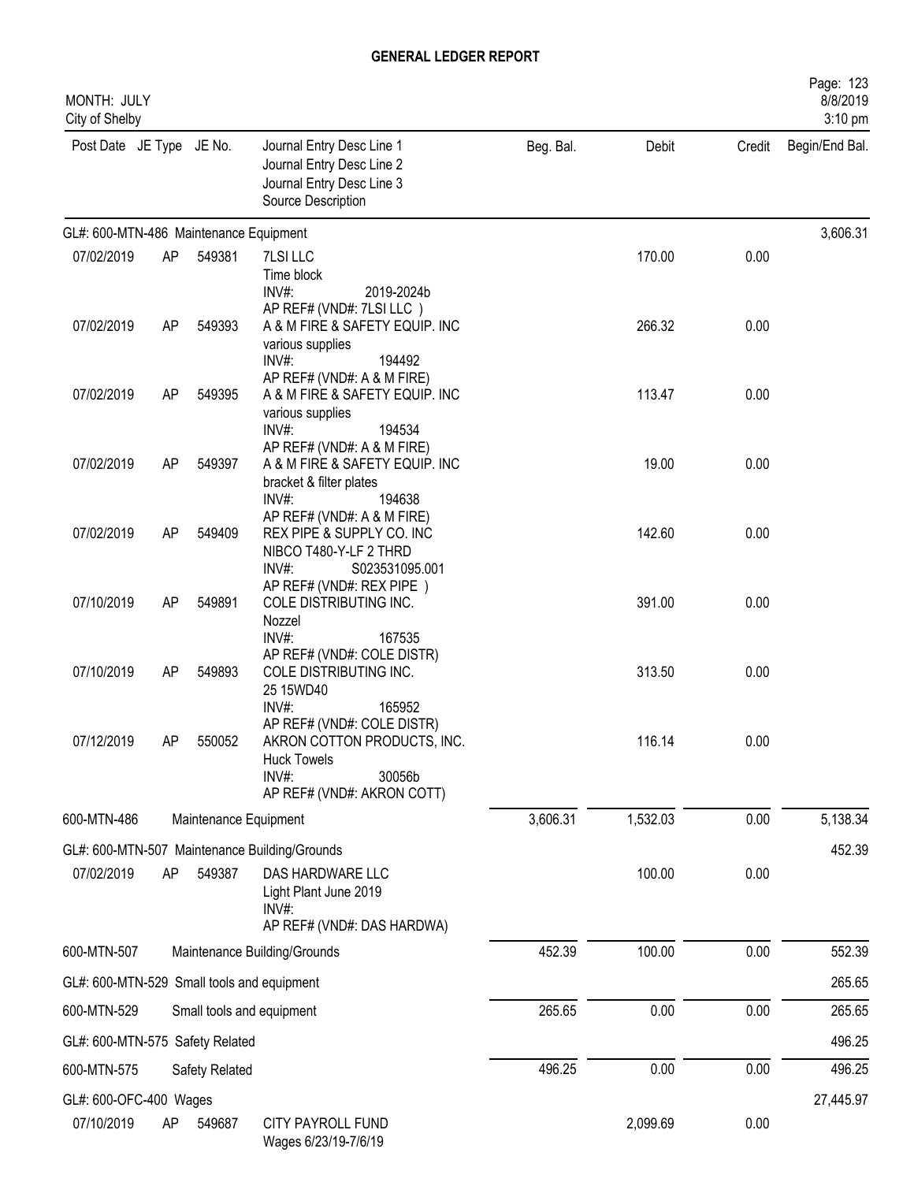# GENERAL LEDGER REPORT

MONTH: JULY
City of Shelby

| Post Date | JE Type | JE No. | Journal Entry Desc Line 1 / Journal Entry Desc Line 2 / Journal Entry Desc Line 3 / Source Description | Beg. Bal. | Debit | Credit | Begin/End Bal. |
|---|---|---|---|---|---|---|---|
| GL#: 600-MTN-486 Maintenance Equipment | | | | | | | 3,606.31 |
| 07/02/2019 | AP | 549381 | 7LSI LLC<br>Time block<br>INV#: 2019-2024b<br>AP REF# (VND#: 7LSI LLC ) | | 170.00 | 0.00 | |
| 07/02/2019 | AP | 549393 | A & M FIRE & SAFETY EQUIP. INC<br>various supplies<br>INV#: 194492<br>AP REF# (VND#: A & M FIRE) | | 266.32 | 0.00 | |
| 07/02/2019 | AP | 549395 | A & M FIRE & SAFETY EQUIP. INC<br>various supplies<br>INV#: 194534<br>AP REF# (VND#: A & M FIRE) | | 113.47 | 0.00 | |
| 07/02/2019 | AP | 549397 | A & M FIRE & SAFETY EQUIP. INC<br>bracket & filter plates<br>INV#: 194638<br>AP REF# (VND#: A & M FIRE) | | 19.00 | 0.00 | |
| 07/02/2019 | AP | 549409 | REX PIPE & SUPPLY CO. INC<br>NIBCO T480-Y-LF 2 THRD<br>INV#: S023531095.001<br>AP REF# (VND#: REX PIPE ) | | 142.60 | 0.00 | |
| 07/10/2019 | AP | 549891 | COLE DISTRIBUTING INC.<br>Nozzel<br>INV#: 167535<br>AP REF# (VND#: COLE DISTR) | | 391.00 | 0.00 | |
| 07/10/2019 | AP | 549893 | COLE DISTRIBUTING INC.<br>25 15WD40<br>INV#: 165952<br>AP REF# (VND#: COLE DISTR) | | 313.50 | 0.00 | |
| 07/12/2019 | AP | 550052 | AKRON COTTON PRODUCTS, INC.<br>Huck Towels<br>INV#: 30056b<br>AP REF# (VND#: AKRON COTT) | | 116.14 | 0.00 | |
| 600-MTN-486 | | | Maintenance Equipment | 3,606.31 | 1,532.03 | 0.00 | 5,138.34 |
| GL#: 600-MTN-507 Maintenance Building/Grounds | | | | | | | 452.39 |
| 07/02/2019 | AP | 549387 | DAS HARDWARE LLC<br>Light Plant June 2019<br>INV#:<br>AP REF# (VND#: DAS HARDWA) | | 100.00 | 0.00 | |
| 600-MTN-507 | | | Maintenance Building/Grounds | 452.39 | 100.00 | 0.00 | 552.39 |
| GL#: 600-MTN-529 Small tools and equipment | | | | | | | 265.65 |
| 600-MTN-529 | | | Small tools and equipment | 265.65 | 0.00 | 0.00 | 265.65 |
| GL#: 600-MTN-575 Safety Related | | | | | | | 496.25 |
| 600-MTN-575 | | | Safety Related | 496.25 | 0.00 | 0.00 | 496.25 |
| GL#: 600-OFC-400 Wages | | | | | | | 27,445.97 |
| 07/10/2019 | AP | 549687 | CITY PAYROLL FUND<br>Wages 6/23/19-7/6/19 | | 2,099.69 | 0.00 | |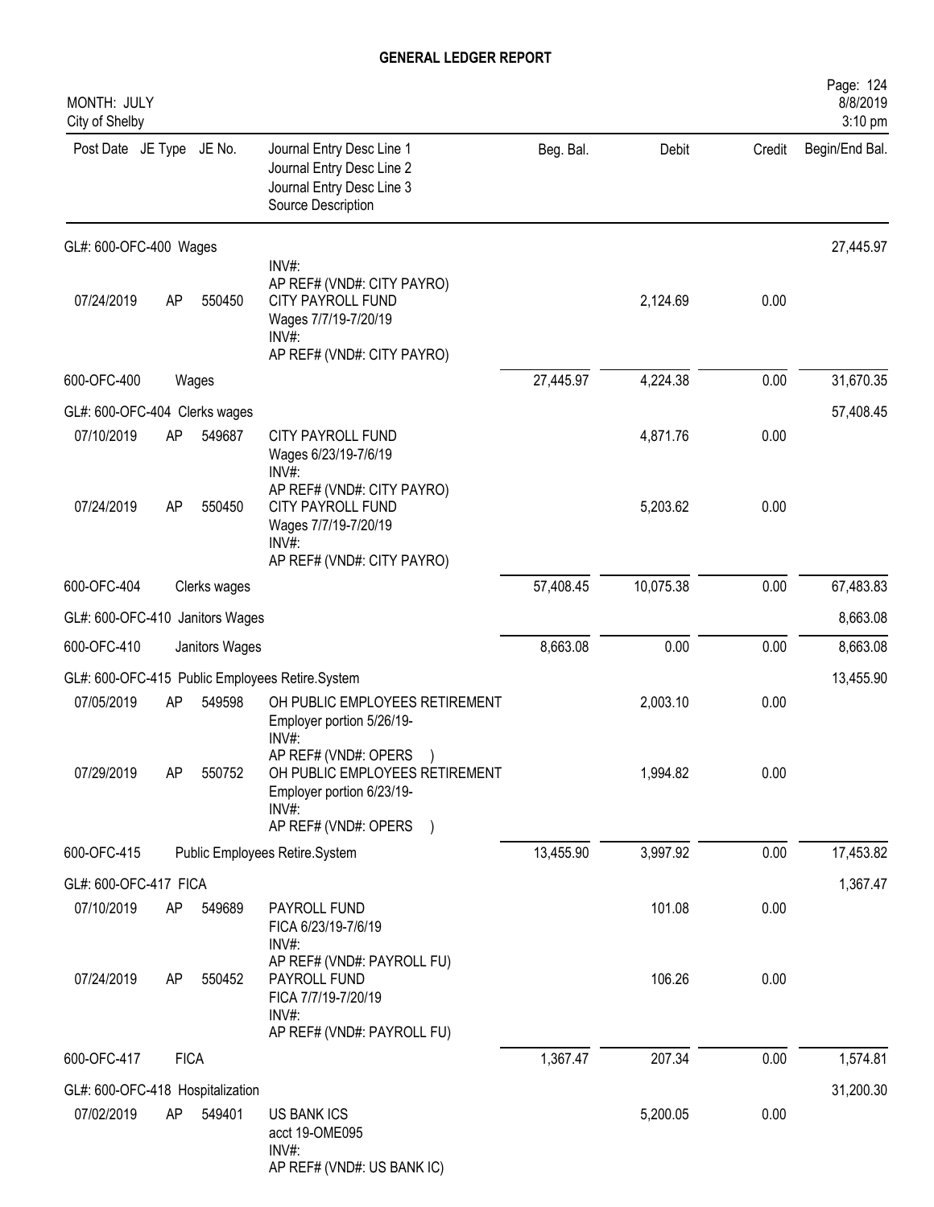**GENERAL LEDGER REPORT**

MONTH: JULY
City of Shelby

Page: 124
8/8/2019
3:10 pm

| Post Date | JE Type | JE No. | Journal Entry Desc Line 1 / Journal Entry Desc Line 2 / Journal Entry Desc Line 3 / Source Description | Beg. Bal. | Debit | Credit | Begin/End Bal. |
|---|---|---|---|---|---|---|---|
| GL#: 600-OFC-400 Wages | | | | | | | 27,445.97 |
| | | | INV#: AP REF# (VND#: CITY PAYRO) | | | | |
| 07/24/2019 | AP | 550450 | CITY PAYROLL FUND Wages 7/7/19-7/20/19 INV#: AP REF# (VND#: CITY PAYRO) | | 2,124.69 | 0.00 | |
| 600-OFC-400 | | | Wages | 27,445.97 | 4,224.38 | 0.00 | 31,670.35 |
| GL#: 600-OFC-404 Clerks wages | | | | | | | 57,408.45 |
| 07/10/2019 | AP | 549687 | CITY PAYROLL FUND Wages 6/23/19-7/6/19 INV#: AP REF# (VND#: CITY PAYRO) | | 4,871.76 | 0.00 | |
| 07/24/2019 | AP | 550450 | CITY PAYROLL FUND Wages 7/7/19-7/20/19 INV#: AP REF# (VND#: CITY PAYRO) | | 5,203.62 | 0.00 | |
| 600-OFC-404 | | | Clerks wages | 57,408.45 | 10,075.38 | 0.00 | 67,483.83 |
| GL#: 600-OFC-410 Janitors Wages | | | | | | | 8,663.08 |
| 600-OFC-410 | | | Janitors Wages | 8,663.08 | 0.00 | 0.00 | 8,663.08 |
| GL#: 600-OFC-415 Public Employees Retire.System | | | | | | | 13,455.90 |
| 07/05/2019 | AP | 549598 | OH PUBLIC EMPLOYEES RETIREMENT Employer portion 5/26/19- INV#: AP REF# (VND#: OPERS ) | | 2,003.10 | 0.00 | |
| 07/29/2019 | AP | 550752 | OH PUBLIC EMPLOYEES RETIREMENT Employer portion 6/23/19- INV#: AP REF# (VND#: OPERS ) | | 1,994.82 | 0.00 | |
| 600-OFC-415 | | | Public Employees Retire.System | 13,455.90 | 3,997.92 | 0.00 | 17,453.82 |
| GL#: 600-OFC-417 FICA | | | | | | | 1,367.47 |
| 07/10/2019 | AP | 549689 | PAYROLL FUND FICA 6/23/19-7/6/19 INV#: AP REF# (VND#: PAYROLL FU) | | 101.08 | 0.00 | |
| 07/24/2019 | AP | 550452 | PAYROLL FUND FICA 7/7/19-7/20/19 INV#: AP REF# (VND#: PAYROLL FU) | | 106.26 | 0.00 | |
| 600-OFC-417 | | | FICA | 1,367.47 | 207.34 | 0.00 | 1,574.81 |
| GL#: 600-OFC-418 Hospitalization | | | | | | | 31,200.30 |
| 07/02/2019 | AP | 549401 | US BANK ICS acct 19-OME095 INV#: AP REF# (VND#: US BANK IC) | | 5,200.05 | 0.00 | |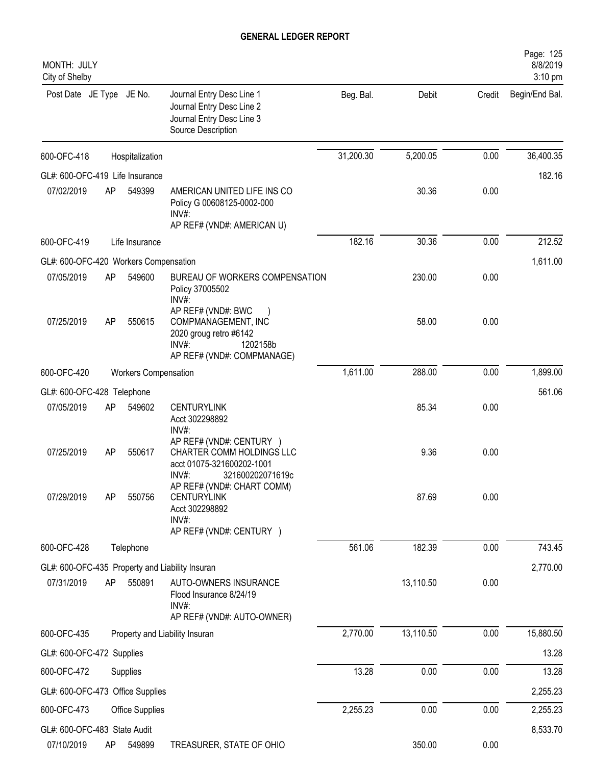# GENERAL LEDGER REPORT

MONTH: JULY
City of Shelby

8/8/2019
3:10 pm

| Post Date | JE Type | JE No. | Journal Entry Desc Line 1 / Journal Entry Desc Line 2 / Journal Entry Desc Line 3 / Source Description | Beg. Bal. | Debit | Credit | Begin/End Bal. |
|---|---|---|---|---|---|---|---|
| 600-OFC-418 | | Hospitalization | | 31,200.30 | 5,200.05 | 0.00 | 36,400.35 |
| GL#: 600-OFC-419 Life Insurance | | | | | | | 182.16 |
| 07/02/2019 | AP | 549399 | AMERICAN UNITED LIFE INS CO<br>Policy G 00608125-0002-000<br>INV#:<br>AP REF# (VND#: AMERICAN U) | | 30.36 | 0.00 | |
| 600-OFC-419 | | Life Insurance | | 182.16 | 30.36 | 0.00 | 212.52 |
| GL#: 600-OFC-420 Workers Compensation | | | | | | | 1,611.00 |
| 07/05/2019 | AP | 549600 | BUREAU OF WORKERS COMPENSATION<br>Policy 37005502<br>INV#:<br>AP REF# (VND#: BWC ) | | 230.00 | 0.00 | |
| 07/25/2019 | AP | 550615 | COMPMANAGEMENT, INC<br>2020 groug retro #6142<br>INV#: 1202158b<br>AP REF# (VND#: COMPMANAGE) | | 58.00 | 0.00 | |
| 600-OFC-420 | | Workers Compensation | | 1,611.00 | 288.00 | 0.00 | 1,899.00 |
| GL#: 600-OFC-428 Telephone | | | | | | | 561.06 |
| 07/05/2019 | AP | 549602 | CENTURYLINK<br>Acct 302298892<br>INV#:<br>AP REF# (VND#: CENTURY ) | | 85.34 | 0.00 | |
| 07/25/2019 | AP | 550617 | CHARTER COMM HOLDINGS LLC<br>acct 01075-321600202-1001<br>INV#: 321600202071619c<br>AP REF# (VND#: CHART COMM) | | 9.36 | 0.00 | |
| 07/29/2019 | AP | 550756 | CENTURYLINK<br>Acct 302298892<br>INV#:<br>AP REF# (VND#: CENTURY ) | | 87.69 | 0.00 | |
| 600-OFC-428 | | Telephone | | 561.06 | 182.39 | 0.00 | 743.45 |
| GL#: 600-OFC-435 Property and Liability Insuran | | | | | | | 2,770.00 |
| 07/31/2019 | AP | 550891 | AUTO-OWNERS INSURANCE<br>Flood Insurance 8/24/19<br>INV#:<br>AP REF# (VND#: AUTO-OWNER) | | 13,110.50 | 0.00 | |
| 600-OFC-435 | | Property and Liability Insuran | | 2,770.00 | 13,110.50 | 0.00 | 15,880.50 |
| GL#: 600-OFC-472 Supplies | | | | | | | 13.28 |
| 600-OFC-472 | | Supplies | | 13.28 | 0.00 | 0.00 | 13.28 |
| GL#: 600-OFC-473 Office Supplies | | | | | | | 2,255.23 |
| 600-OFC-473 | | Office Supplies | | 2,255.23 | 0.00 | 0.00 | 2,255.23 |
| GL#: 600-OFC-483 State Audit | | | | | | | 8,533.70 |
| 07/10/2019 | AP | 549899 | TREASURER, STATE OF OHIO | | 350.00 | 0.00 | |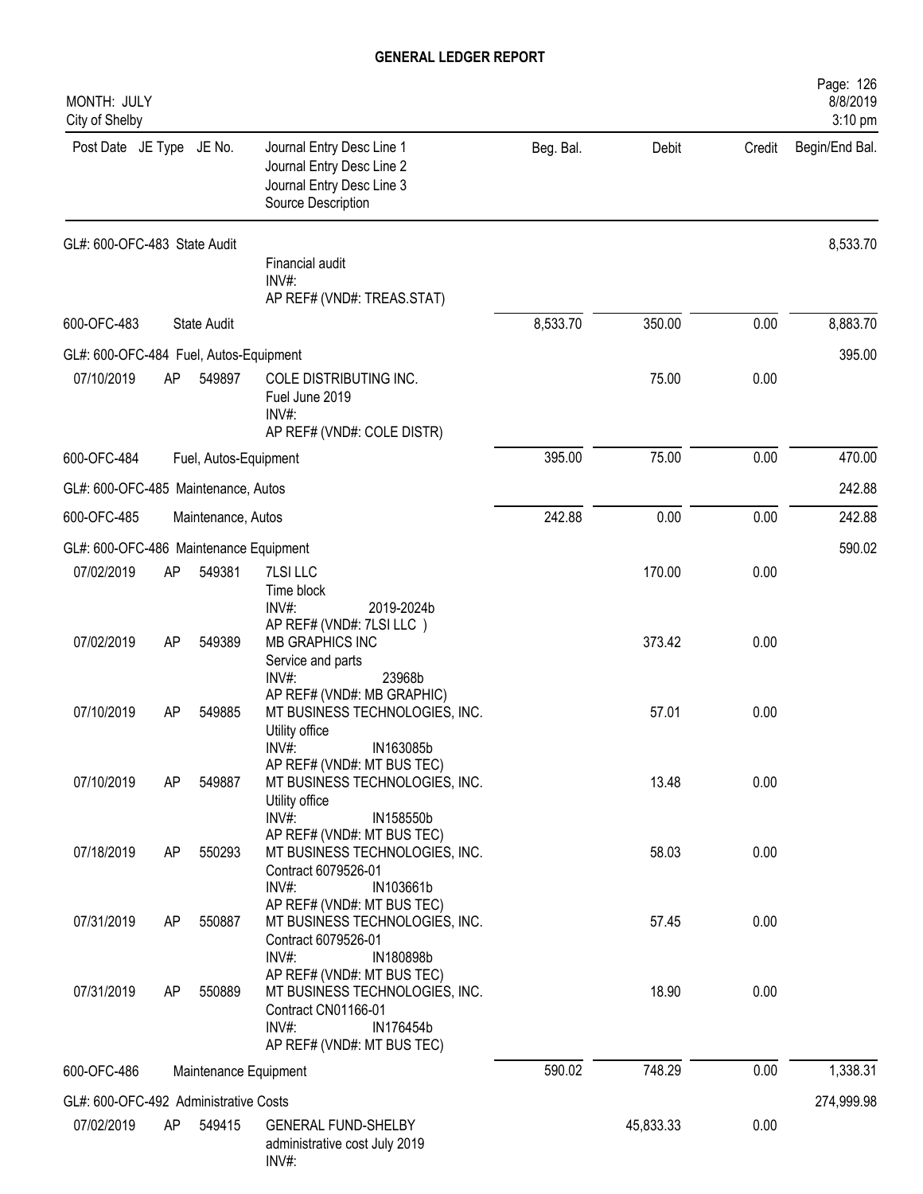# GENERAL LEDGER REPORT

MONTH: JULY
City of Shelby

| Post Date | JE Type | JE No. | Journal Entry Desc Line 1 / Journal Entry Desc Line 2 / Journal Entry Desc Line 3 / Source Description | Beg. Bal. | Debit | Credit | Begin/End Bal. |
|---|---|---|---|---|---|---|---|
| GL#: 600-OFC-483 State Audit | | | | | | | 8,533.70 |
| | | | Financial audit<br>INV#:<br>AP REF# (VND#: TREAS.STAT) | | | | |
| 600-OFC-483 | | State Audit | | 8,533.70 | 350.00 | 0.00 | 8,883.70 |
| GL#: 600-OFC-484 Fuel, Autos-Equipment | | | | | | | 395.00 |
| 07/10/2019 | AP | 549897 | COLE DISTRIBUTING INC.<br>Fuel June 2019<br>INV#:<br>AP REF# (VND#: COLE DISTR) | | 75.00 | 0.00 | |
| 600-OFC-484 | | Fuel, Autos-Equipment | | 395.00 | 75.00 | 0.00 | 470.00 |
| GL#: 600-OFC-485 Maintenance, Autos | | | | | | | 242.88 |
| 600-OFC-485 | | Maintenance, Autos | | 242.88 | 0.00 | 0.00 | 242.88 |
| GL#: 600-OFC-486 Maintenance Equipment | | | | | | | 590.02 |
| 07/02/2019 | AP | 549381 | 7LSI LLC<br>Time block<br>INV#: 2019-2024b<br>AP REF# (VND#: 7LSI LLC ) | | 170.00 | 0.00 | |
| 07/02/2019 | AP | 549389 | MB GRAPHICS INC<br>Service and parts<br>INV#: 23968b<br>AP REF# (VND#: MB GRAPHIC) | | 373.42 | 0.00 | |
| 07/10/2019 | AP | 549885 | MT BUSINESS TECHNOLOGIES, INC.<br>Utility office<br>INV#: IN163085b<br>AP REF# (VND#: MT BUS TEC) | | 57.01 | 0.00 | |
| 07/10/2019 | AP | 549887 | MT BUSINESS TECHNOLOGIES, INC.<br>Utility office<br>INV#: IN158550b<br>AP REF# (VND#: MT BUS TEC) | | 13.48 | 0.00 | |
| 07/18/2019 | AP | 550293 | MT BUSINESS TECHNOLOGIES, INC.<br>Contract 6079526-01<br>INV#: IN103661b<br>AP REF# (VND#: MT BUS TEC) | | 58.03 | 0.00 | |
| 07/31/2019 | AP | 550887 | MT BUSINESS TECHNOLOGIES, INC.<br>Contract 6079526-01<br>INV#: IN180898b<br>AP REF# (VND#: MT BUS TEC) | | 57.45 | 0.00 | |
| 07/31/2019 | AP | 550889 | MT BUSINESS TECHNOLOGIES, INC.<br>Contract CN01166-01<br>INV#: IN176454b<br>AP REF# (VND#: MT BUS TEC) | | 18.90 | 0.00 | |
| 600-OFC-486 | | Maintenance Equipment | | 590.02 | 748.29 | 0.00 | 1,338.31 |
| GL#: 600-OFC-492 Administrative Costs | | | | | | | 274,999.98 |
| 07/02/2019 | AP | 549415 | GENERAL FUND-SHELBY<br>administrative cost July 2019<br>INV#: | | 45,833.33 | 0.00 | |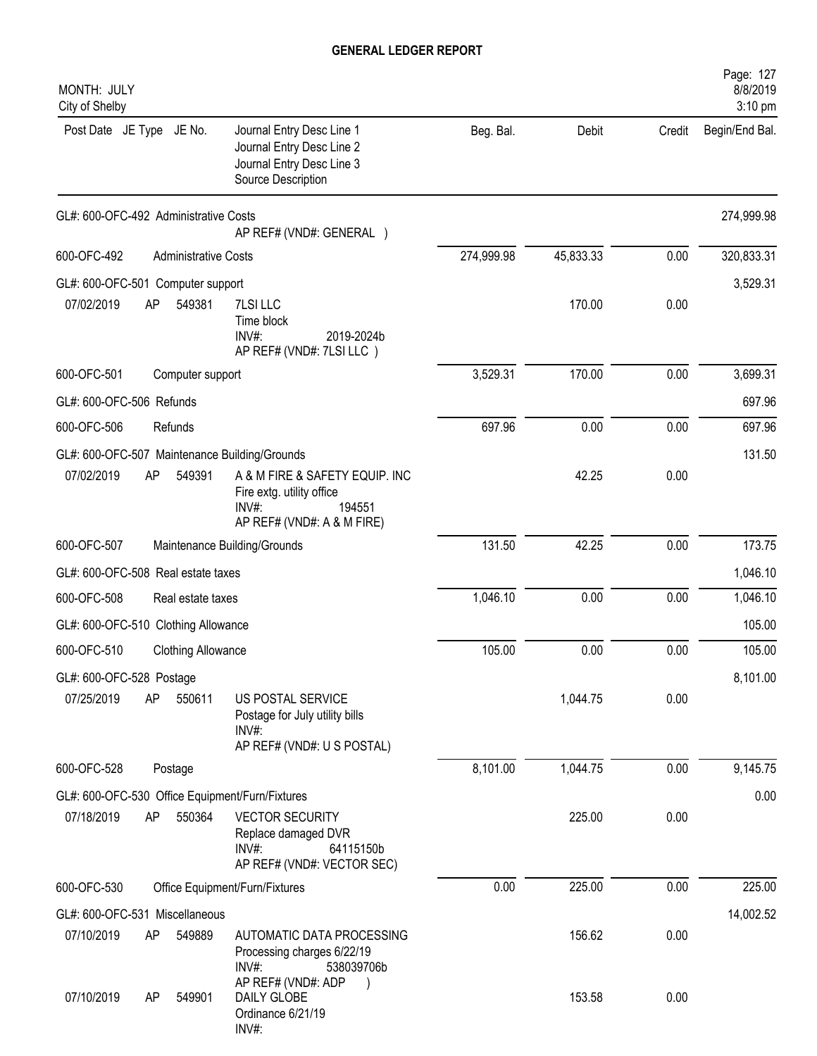# GENERAL LEDGER REPORT

MONTH: JULY
City of Shelby

| Post Date | JE Type | JE No. | Journal Entry Desc Line 1 / Journal Entry Desc Line 2 / Journal Entry Desc Line 3 / Source Description | Beg. Bal. | Debit | Credit | Begin/End Bal. |
|---|---|---|---|---|---|---|---|
| GL#: 600-OFC-492 Administrative Costs | | | | | | | 274,999.98 |
| | | | AP REF# (VND#: GENERAL ) | | | | |
| 600-OFC-492 | | | Administrative Costs | 274,999.98 | 45,833.33 | 0.00 | 320,833.31 |
| GL#: 600-OFC-501 Computer support | | | | | | | 3,529.31 |
| 07/02/2019 | AP | 549381 | 7LSI LLC<br>Time block<br>INV#: 2019-2024b<br>AP REF# (VND#: 7LSI LLC ) | | 170.00 | 0.00 | |
| 600-OFC-501 | | | Computer support | 3,529.31 | 170.00 | 0.00 | 3,699.31 |
| GL#: 600-OFC-506 Refunds | | | | | | | 697.96 |
| 600-OFC-506 | | | Refunds | 697.96 | 0.00 | 0.00 | 697.96 |
| GL#: 600-OFC-507 Maintenance Building/Grounds | | | | | | | 131.50 |
| 07/02/2019 | AP | 549391 | A & M FIRE & SAFETY EQUIP. INC<br>Fire extg. utility office<br>INV#: 194551<br>AP REF# (VND#: A & M FIRE) | | 42.25 | 0.00 | |
| 600-OFC-507 | | | Maintenance Building/Grounds | 131.50 | 42.25 | 0.00 | 173.75 |
| GL#: 600-OFC-508 Real estate taxes | | | | | | | 1,046.10 |
| 600-OFC-508 | | | Real estate taxes | 1,046.10 | 0.00 | 0.00 | 1,046.10 |
| GL#: 600-OFC-510 Clothing Allowance | | | | | | | 105.00 |
| 600-OFC-510 | | | Clothing Allowance | 105.00 | 0.00 | 0.00 | 105.00 |
| GL#: 600-OFC-528 Postage | | | | | | | 8,101.00 |
| 07/25/2019 | AP | 550611 | US POSTAL SERVICE<br>Postage for July utility bills<br>INV#:<br>AP REF# (VND#: U S POSTAL) | | 1,044.75 | 0.00 | |
| 600-OFC-528 | | | Postage | 8,101.00 | 1,044.75 | 0.00 | 9,145.75 |
| GL#: 600-OFC-530 Office Equipment/Furn/Fixtures | | | | | | | 0.00 |
| 07/18/2019 | AP | 550364 | VECTOR SECURITY<br>Replace damaged DVR<br>INV#: 64115150b<br>AP REF# (VND#: VECTOR SEC) | | 225.00 | 0.00 | |
| 600-OFC-530 | | | Office Equipment/Furn/Fixtures | 0.00 | 225.00 | 0.00 | 225.00 |
| GL#: 600-OFC-531 Miscellaneous | | | | | | | 14,002.52 |
| 07/10/2019 | AP | 549889 | AUTOMATIC DATA PROCESSING<br>Processing charges 6/22/19<br>INV#: 538039706b<br>AP REF# (VND#: ADP ) | | 156.62 | 0.00 | |
| 07/10/2019 | AP | 549901 | DAILY GLOBE<br>Ordinance 6/21/19<br>INV#: | | 153.58 | 0.00 | |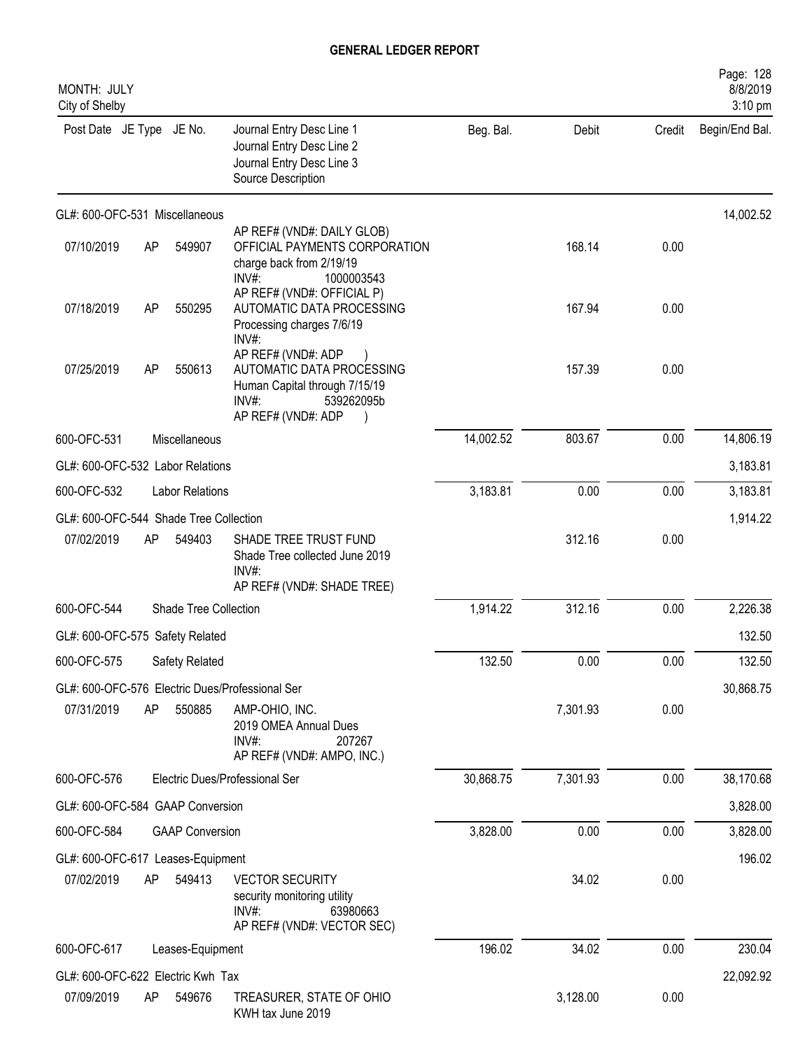# GENERAL LEDGER REPORT

MONTH: JULY
City of Shelby

| Post Date | JE Type | JE No. | Journal Entry Desc Line 1 / Journal Entry Desc Line 2 / Journal Entry Desc Line 3 / Source Description | Beg. Bal. | Debit | Credit | Begin/End Bal. |
|---|---|---|---|---|---|---|---|
| GL#: 600-OFC-531 Miscellaneous | | | | | | | 14,002.52 |
| | | | AP REF# (VND#: DAILY GLOB) | | | | |
| 07/10/2019 | AP | 549907 | OFFICIAL PAYMENTS CORPORATION<br>charge back from 2/19/19<br>INV#: 1000003543<br>AP REF# (VND#: OFFICIAL P) | | 168.14 | 0.00 | |
| 07/18/2019 | AP | 550295 | AUTOMATIC DATA PROCESSING<br>Processing charges 7/6/19<br>INV#:<br>AP REF# (VND#: ADP ) | | 167.94 | 0.00 | |
| 07/25/2019 | AP | 550613 | AUTOMATIC DATA PROCESSING<br>Human Capital through 7/15/19<br>INV#: 539262095b<br>AP REF# (VND#: ADP ) | | 157.39 | 0.00 | |
| 600-OFC-531 | | | Miscellaneous | 14,002.52 | 803.67 | 0.00 | 14,806.19 |
| GL#: 600-OFC-532 Labor Relations | | | | | | | 3,183.81 |
| 600-OFC-532 | | | Labor Relations | 3,183.81 | 0.00 | 0.00 | 3,183.81 |
| GL#: 600-OFC-544 Shade Tree Collection | | | | | | | 1,914.22 |
| 07/02/2019 | AP | 549403 | SHADE TREE TRUST FUND<br>Shade Tree collected June 2019<br>INV#:<br>AP REF# (VND#: SHADE TREE) | | 312.16 | 0.00 | |
| 600-OFC-544 | | | Shade Tree Collection | 1,914.22 | 312.16 | 0.00 | 2,226.38 |
| GL#: 600-OFC-575 Safety Related | | | | | | | 132.50 |
| 600-OFC-575 | | | Safety Related | 132.50 | 0.00 | 0.00 | 132.50 |
| GL#: 600-OFC-576 Electric Dues/Professional Ser | | | | | | | 30,868.75 |
| 07/31/2019 | AP | 550885 | AMP-OHIO, INC.<br>2019 OMEA Annual Dues<br>INV#: 207267<br>AP REF# (VND#: AMPO, INC.) | | 7,301.93 | 0.00 | |
| 600-OFC-576 | | | Electric Dues/Professional Ser | 30,868.75 | 7,301.93 | 0.00 | 38,170.68 |
| GL#: 600-OFC-584 GAAP Conversion | | | | | | | 3,828.00 |
| 600-OFC-584 | | | GAAP Conversion | 3,828.00 | 0.00 | 0.00 | 3,828.00 |
| GL#: 600-OFC-617 Leases-Equipment | | | | | | | 196.02 |
| 07/02/2019 | AP | 549413 | VECTOR SECURITY<br>security monitoring utility<br>INV#: 63980663<br>AP REF# (VND#: VECTOR SEC) | | 34.02 | 0.00 | |
| 600-OFC-617 | | | Leases-Equipment | 196.02 | 34.02 | 0.00 | 230.04 |
| GL#: 600-OFC-622 Electric Kwh Tax | | | | | | | 22,092.92 |
| 07/09/2019 | AP | 549676 | TREASURER, STATE OF OHIO<br>KWH tax June 2019 | | 3,128.00 | 0.00 | |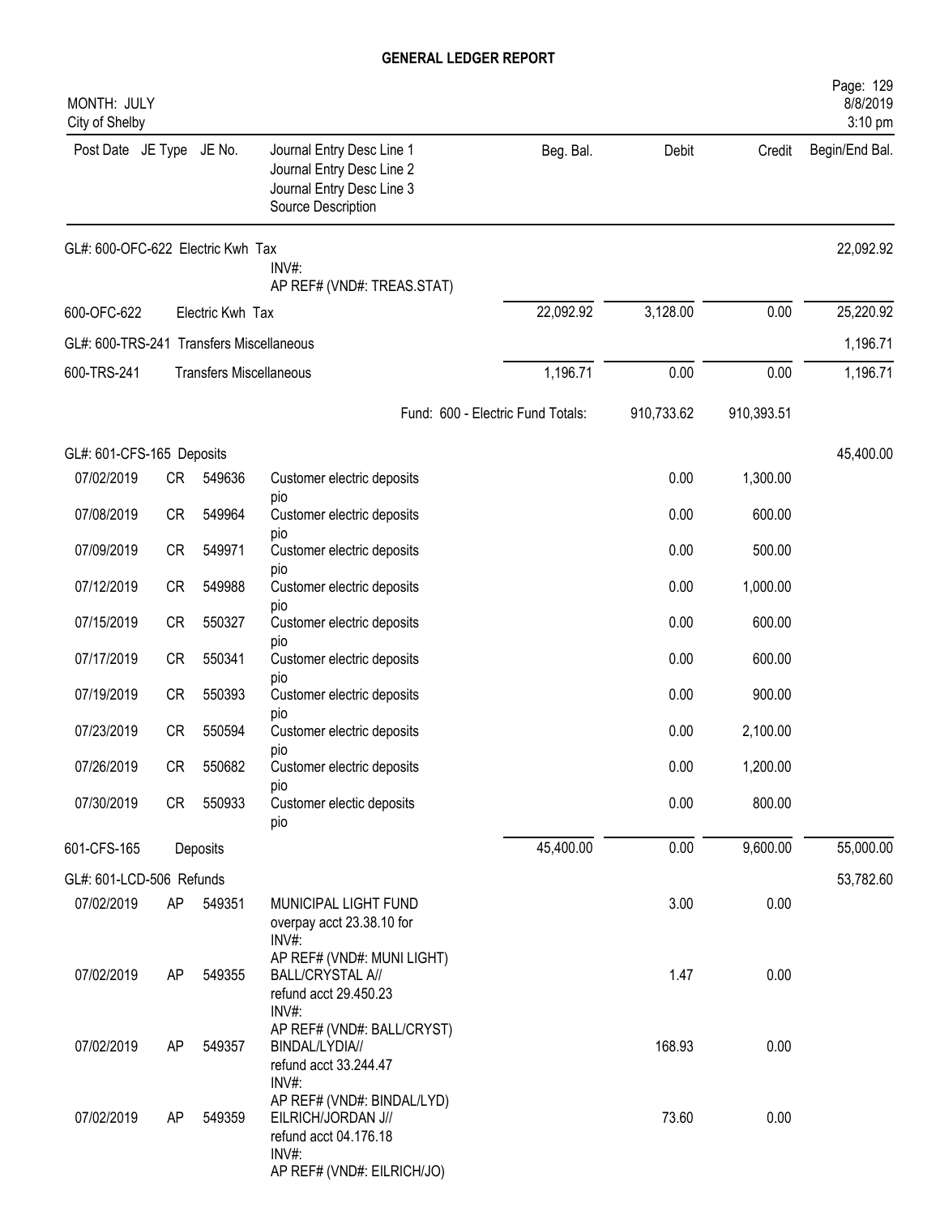**GENERAL LEDGER REPORT**

MONTH: JULY
City of Shelby

| Post Date | JE Type | JE No. | Journal Entry Desc Line 1 / Journal Entry Desc Line 2 / Journal Entry Desc Line 3 / Source Description | Beg. Bal. | Debit | Credit | Begin/End Bal. |
|---|---|---|---|---|---|---|---|
| GL#: 600-OFC-622 Electric Kwh Tax | | | | | | | 22,092.92 |
| | | | INV#: AP REF# (VND#: TREAS.STAT) | | | | |
| 600-OFC-622 | | Electric Kwh Tax | | 22,092.92 | 3,128.00 | 0.00 | 25,220.92 |
| GL#: 600-TRS-241 Transfers Miscellaneous | | | | | | | 1,196.71 |
| 600-TRS-241 | | Transfers Miscellaneous | | 1,196.71 | 0.00 | 0.00 | 1,196.71 |
| | | | Fund: 600 - Electric Fund Totals: | | 910,733.62 | 910,393.51 | |
| GL#: 601-CFS-165 Deposits | | | | | | | 45,400.00 |
| 07/02/2019 | CR | 549636 | Customer electric deposits pio | | 0.00 | 1,300.00 | |
| 07/08/2019 | CR | 549964 | Customer electric deposits pio | | 0.00 | 600.00 | |
| 07/09/2019 | CR | 549971 | Customer electric deposits pio | | 0.00 | 500.00 | |
| 07/12/2019 | CR | 549988 | Customer electric deposits pio | | 0.00 | 1,000.00 | |
| 07/15/2019 | CR | 550327 | Customer electric deposits pio | | 0.00 | 600.00 | |
| 07/17/2019 | CR | 550341 | Customer electric deposits pio | | 0.00 | 600.00 | |
| 07/19/2019 | CR | 550393 | Customer electric deposits pio | | 0.00 | 900.00 | |
| 07/23/2019 | CR | 550594 | Customer electric deposits pio | | 0.00 | 2,100.00 | |
| 07/26/2019 | CR | 550682 | Customer electric deposits pio | | 0.00 | 1,200.00 | |
| 07/30/2019 | CR | 550933 | Customer electic deposits pio | | 0.00 | 800.00 | |
| 601-CFS-165 | | Deposits | | 45,400.00 | 0.00 | 9,600.00 | 55,000.00 |
| GL#: 601-LCD-506 Refunds | | | | | | | 53,782.60 |
| 07/02/2019 | AP | 549351 | MUNICIPAL LIGHT FUND overpay acct 23.38.10 for INV#: AP REF# (VND#: MUNI LIGHT) | | 3.00 | 0.00 | |
| 07/02/2019 | AP | 549355 | BALL/CRYSTAL A// refund acct 29.450.23 INV#: AP REF# (VND#: BALL/CRYST) | | 1.47 | 0.00 | |
| 07/02/2019 | AP | 549357 | BINDAL/LYDIA// refund acct 33.244.47 INV#: AP REF# (VND#: BINDAL/LYD) | | 168.93 | 0.00 | |
| 07/02/2019 | AP | 549359 | EILRICH/JORDAN J// refund acct 04.176.18 INV#: AP REF# (VND#: EILRICH/JO) | | 73.60 | 0.00 | |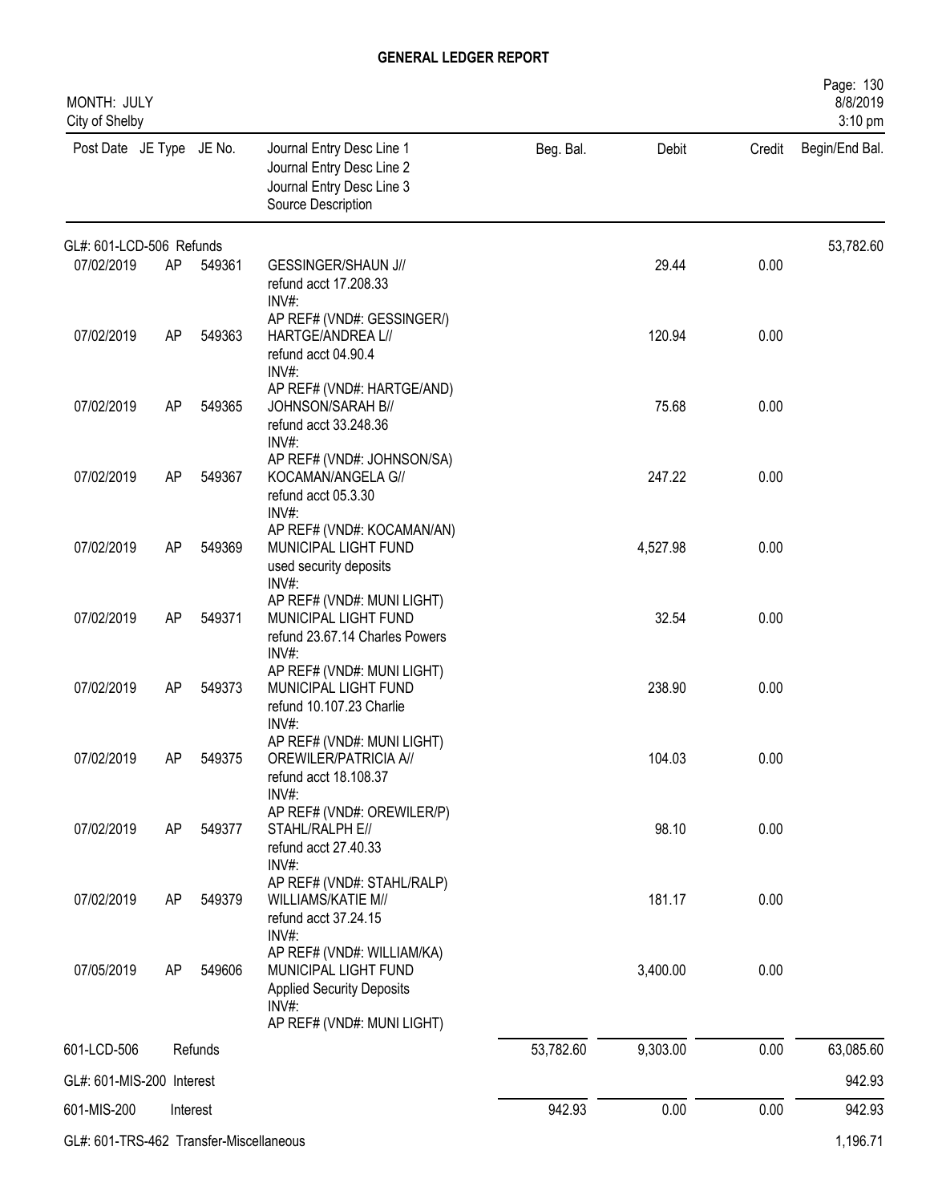# GENERAL LEDGER REPORT

MONTH: JULY
City of Shelby

| Post Date | JE Type | JE No. | Journal Entry Desc Line 1 / Journal Entry Desc Line 2 / Journal Entry Desc Line 3 / Source Description | Beg. Bal. | Debit | Credit | Begin/End Bal. |
|---|---|---|---|---|---|---|---|
| GL#: 601-LCD-506 Refunds | | | | | | | 53,782.60 |
| 07/02/2019 | AP | 549361 | GESSINGER/SHAUN J// refund acct 17.208.33 INV#: AP REF# (VND#: GESSINGER/) | | 29.44 | 0.00 | |
| 07/02/2019 | AP | 549363 | HARTGE/ANDREA L// refund acct 04.90.4 INV#: AP REF# (VND#: HARTGE/AND) | | 120.94 | 0.00 | |
| 07/02/2019 | AP | 549365 | JOHNSON/SARAH B// refund acct 33.248.36 INV#: AP REF# (VND#: JOHNSON/SA) | | 75.68 | 0.00 | |
| 07/02/2019 | AP | 549367 | KOCAMAN/ANGELA G// refund acct 05.3.30 INV#: AP REF# (VND#: KOCAMAN/AN) | | 247.22 | 0.00 | |
| 07/02/2019 | AP | 549369 | MUNICIPAL LIGHT FUND used security deposits INV#: AP REF# (VND#: MUNI LIGHT) | | 4,527.98 | 0.00 | |
| 07/02/2019 | AP | 549371 | MUNICIPAL LIGHT FUND refund 23.67.14 Charles Powers INV#: AP REF# (VND#: MUNI LIGHT) | | 32.54 | 0.00 | |
| 07/02/2019 | AP | 549373 | MUNICIPAL LIGHT FUND refund 10.107.23 Charlie INV#: AP REF# (VND#: MUNI LIGHT) | | 238.90 | 0.00 | |
| 07/02/2019 | AP | 549375 | OREWILER/PATRICIA A// refund acct 18.108.37 INV#: AP REF# (VND#: OREWILER/P) | | 104.03 | 0.00 | |
| 07/02/2019 | AP | 549377 | STAHL/RALPH E// refund acct 27.40.33 INV#: AP REF# (VND#: STAHL/RALP) | | 98.10 | 0.00 | |
| 07/02/2019 | AP | 549379 | WILLIAMS/KATIE M// refund acct 37.24.15 INV#: AP REF# (VND#: WILLIAM/KA) | | 181.17 | 0.00 | |
| 07/05/2019 | AP | 549606 | MUNICIPAL LIGHT FUND Applied Security Deposits INV#: AP REF# (VND#: MUNI LIGHT) | | 3,400.00 | 0.00 | |
| 601-LCD-506 | | Refunds | | 53,782.60 | 9,303.00 | 0.00 | 63,085.60 |
| GL#: 601-MIS-200 Interest | | | | | | | 942.93 |
| 601-MIS-200 | | Interest | | 942.93 | 0.00 | 0.00 | 942.93 |
| GL#: 601-TRS-462 Transfer-Miscellaneous | | | | | | | 1,196.71 |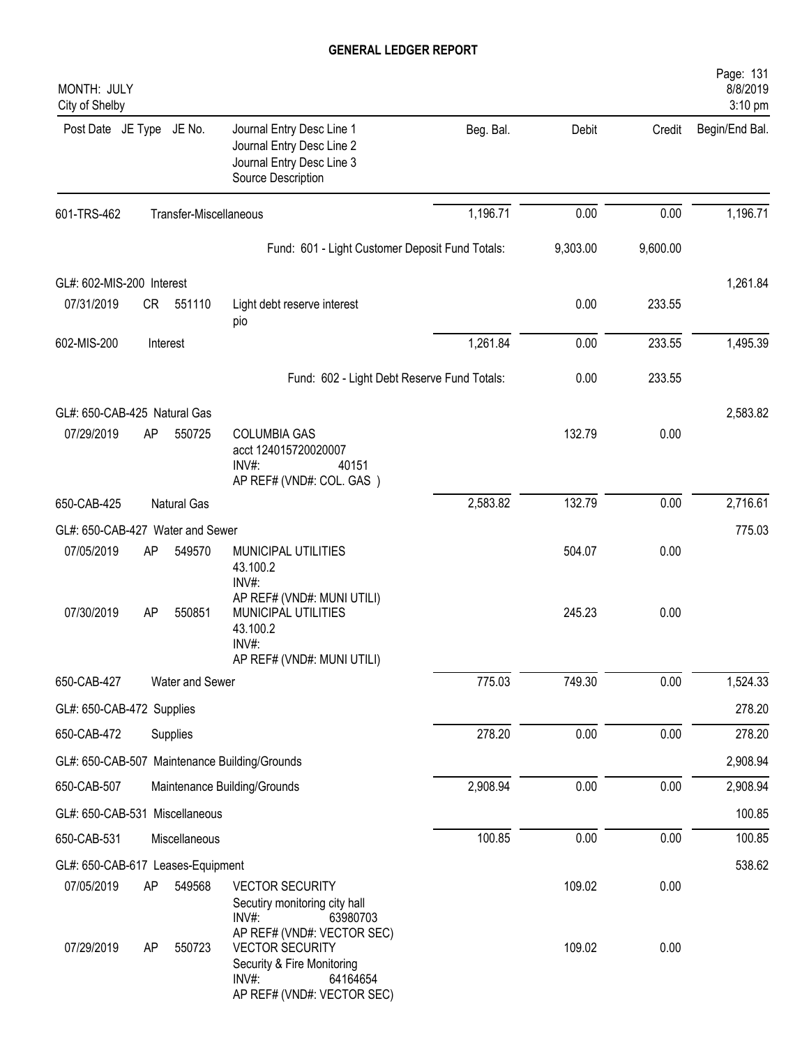# GENERAL LEDGER REPORT

MONTH: JULY
City of Shelby

| Post Date | JE Type | JE No. | Journal Entry Desc Line 1 / Journal Entry Desc Line 2 / Journal Entry Desc Line 3 / Source Description | Beg. Bal. | Debit | Credit | Begin/End Bal. |
|---|---|---|---|---|---|---|---|
| 601-TRS-462 | | | Transfer-Miscellaneous | 1,196.71 | 0.00 | 0.00 | 1,196.71 |
| | | | Fund: 601 - Light Customer Deposit Fund Totals: | | 9,303.00 | 9,600.00 | |
| GL#: 602-MIS-200 Interest | | | | | | | 1,261.84 |
| 07/31/2019 | CR | 551110 | Light debt reserve interest pio | | 0.00 | 233.55 | |
| 602-MIS-200 | | | Interest | 1,261.84 | 0.00 | 233.55 | 1,495.39 |
| | | | Fund: 602 - Light Debt Reserve Fund Totals: | | 0.00 | 233.55 | |
| GL#: 650-CAB-425 Natural Gas | | | | | | | 2,583.82 |
| 07/29/2019 | AP | 550725 | COLUMBIA GAS acct 124015720020007 INV#: 40151 AP REF# (VND#: COL. GAS ) | | 132.79 | 0.00 | |
| 650-CAB-425 | | | Natural Gas | 2,583.82 | 132.79 | 0.00 | 2,716.61 |
| GL#: 650-CAB-427 Water and Sewer | | | | | | | 775.03 |
| 07/05/2019 | AP | 549570 | MUNICIPAL UTILITIES 43.100.2 INV#: AP REF# (VND#: MUNI UTILI) | | 504.07 | 0.00 | |
| 07/30/2019 | AP | 550851 | MUNICIPAL UTILITIES 43.100.2 INV#: AP REF# (VND#: MUNI UTILI) | | 245.23 | 0.00 | |
| 650-CAB-427 | | | Water and Sewer | 775.03 | 749.30 | 0.00 | 1,524.33 |
| GL#: 650-CAB-472 Supplies | | | | | | | 278.20 |
| 650-CAB-472 | | | Supplies | 278.20 | 0.00 | 0.00 | 278.20 |
| GL#: 650-CAB-507 Maintenance Building/Grounds | | | | | | | 2,908.94 |
| 650-CAB-507 | | | Maintenance Building/Grounds | 2,908.94 | 0.00 | 0.00 | 2,908.94 |
| GL#: 650-CAB-531 Miscellaneous | | | | | | | 100.85 |
| 650-CAB-531 | | | Miscellaneous | 100.85 | 0.00 | 0.00 | 100.85 |
| GL#: 650-CAB-617 Leases-Equipment | | | | | | | 538.62 |
| 07/05/2019 | AP | 549568 | VECTOR SECURITY Secutiry monitoring city hall INV#: 63980703 AP REF# (VND#: VECTOR SEC) | | 109.02 | 0.00 | |
| 07/29/2019 | AP | 550723 | VECTOR SECURITY Security & Fire Monitoring INV#: 64164654 AP REF# (VND#: VECTOR SEC) | | 109.02 | 0.00 | |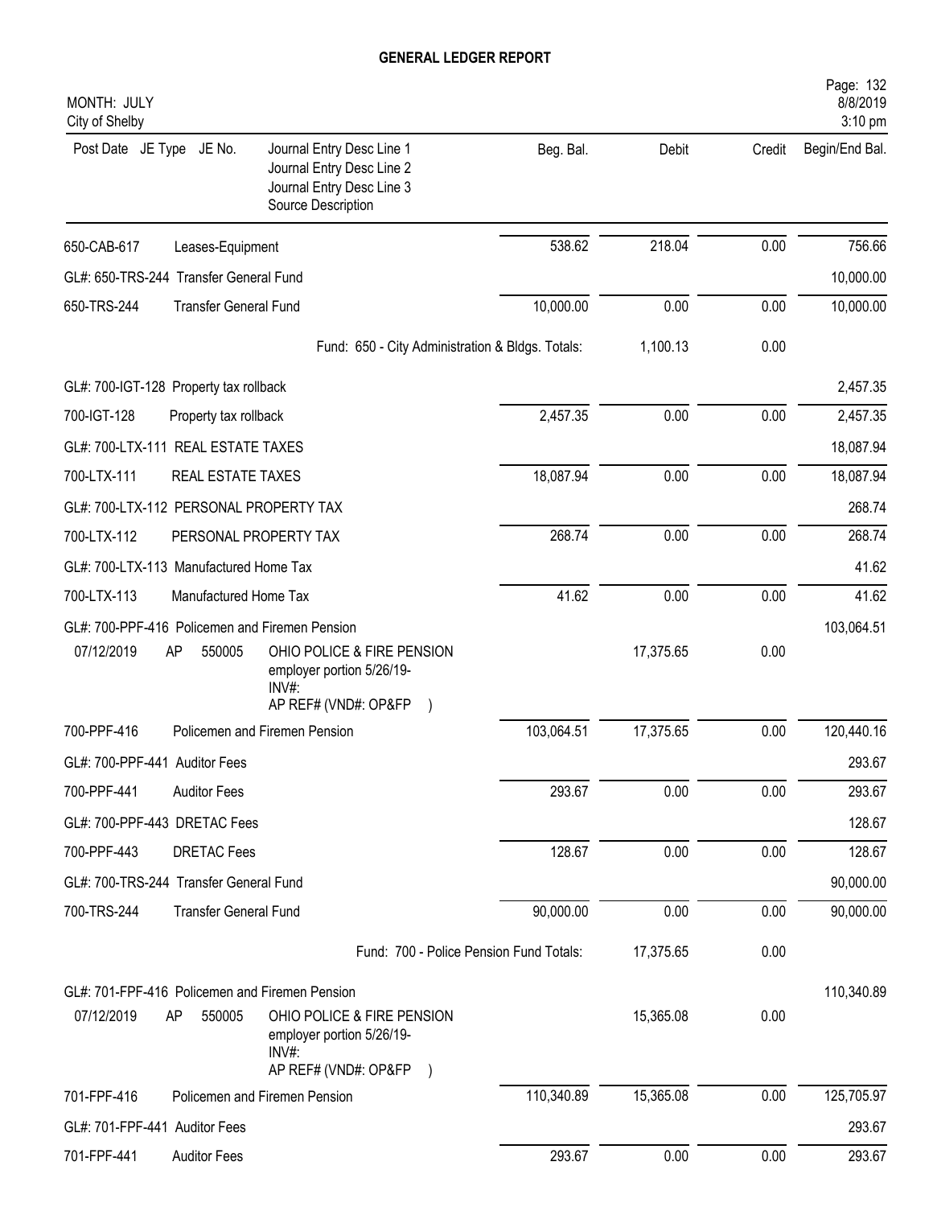# GENERAL LEDGER REPORT

MONTH: JULY
City of Shelby

| Post Date | JE Type | JE No. | Journal Entry Desc Line 1 / Journal Entry Desc Line 2 / Journal Entry Desc Line 3 / Source Description | Beg. Bal. | Debit | Credit | Begin/End Bal. |
|---|---|---|---|---|---|---|---|
| 650-CAB-617 | | | Leases-Equipment | 538.62 | 218.04 | 0.00 | 756.66 |
| GL#: 650-TRS-244 Transfer General Fund | | | | | | | 10,000.00 |
| 650-TRS-244 | | | Transfer General Fund | 10,000.00 | 0.00 | 0.00 | 10,000.00 |
| | | | Fund: 650 - City Administration & Bldgs. Totals: | | 1,100.13 | 0.00 | |
| GL#: 700-IGT-128 Property tax rollback | | | | | | | 2,457.35 |
| 700-IGT-128 | | | Property tax rollback | 2,457.35 | 0.00 | 0.00 | 2,457.35 |
| GL#: 700-LTX-111 REAL ESTATE TAXES | | | | | | | 18,087.94 |
| 700-LTX-111 | | | REAL ESTATE TAXES | 18,087.94 | 0.00 | 0.00 | 18,087.94 |
| GL#: 700-LTX-112 PERSONAL PROPERTY TAX | | | | | | | 268.74 |
| 700-LTX-112 | | | PERSONAL PROPERTY TAX | 268.74 | 0.00 | 0.00 | 268.74 |
| GL#: 700-LTX-113 Manufactured Home Tax | | | | | | | 41.62 |
| 700-LTX-113 | | | Manufactured Home Tax | 41.62 | 0.00 | 0.00 | 41.62 |
| GL#: 700-PPF-416 Policemen and Firemen Pension | | | | | | | 103,064.51 |
| 07/12/2019 | AP | 550005 | OHIO POLICE & FIRE PENSION<br>employer portion 5/26/19-<br>INV#:<br>AP REF# (VND#: OP&FP ) | | 17,375.65 | 0.00 | |
| 700-PPF-416 | | | Policemen and Firemen Pension | 103,064.51 | 17,375.65 | 0.00 | 120,440.16 |
| GL#: 700-PPF-441 Auditor Fees | | | | | | | 293.67 |
| 700-PPF-441 | | | Auditor Fees | 293.67 | 0.00 | 0.00 | 293.67 |
| GL#: 700-PPF-443 DRETAC Fees | | | | | | | 128.67 |
| 700-PPF-443 | | | DRETAC Fees | 128.67 | 0.00 | 0.00 | 128.67 |
| GL#: 700-TRS-244 Transfer General Fund | | | | | | | 90,000.00 |
| 700-TRS-244 | | | Transfer General Fund | 90,000.00 | 0.00 | 0.00 | 90,000.00 |
| | | | Fund: 700 - Police Pension Fund Totals: | | 17,375.65 | 0.00 | |
| GL#: 701-FPF-416 Policemen and Firemen Pension | | | | | | | 110,340.89 |
| 07/12/2019 | AP | 550005 | OHIO POLICE & FIRE PENSION<br>employer portion 5/26/19-<br>INV#:<br>AP REF# (VND#: OP&FP ) | | 15,365.08 | 0.00 | |
| 701-FPF-416 | | | Policemen and Firemen Pension | 110,340.89 | 15,365.08 | 0.00 | 125,705.97 |
| GL#: 701-FPF-441 Auditor Fees | | | | | | | 293.67 |
| 701-FPF-441 | | | Auditor Fees | 293.67 | 0.00 | 0.00 | 293.67 |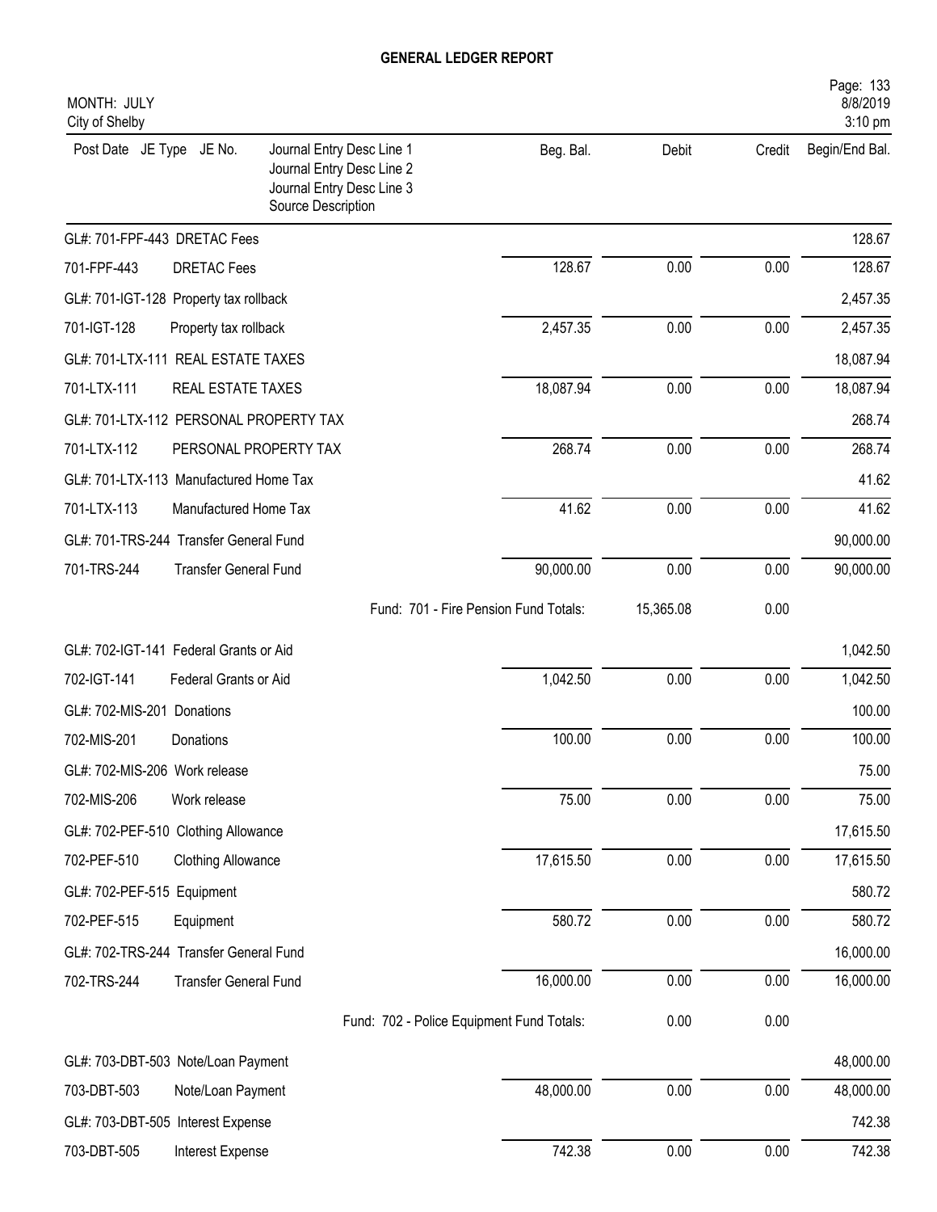# GENERAL LEDGER REPORT

MONTH: JULY
City of Shelby

| Post Date JE Type JE No. | Journal Entry Desc Line 1 / Journal Entry Desc Line 2 / Journal Entry Desc Line 3 / Source Description | Beg. Bal. | Debit | Credit | Begin/End Bal. |
|---|---|---|---|---|---|
| GL#: 701-FPF-443 DRETAC Fees | | | | | 128.67 |
| 701-FPF-443 | DRETAC Fees | 128.67 | 0.00 | 0.00 | 128.67 |
| GL#: 701-IGT-128 Property tax rollback | | | | | 2,457.35 |
| 701-IGT-128 | Property tax rollback | 2,457.35 | 0.00 | 0.00 | 2,457.35 |
| GL#: 701-LTX-111 REAL ESTATE TAXES | | | | | 18,087.94 |
| 701-LTX-111 | REAL ESTATE TAXES | 18,087.94 | 0.00 | 0.00 | 18,087.94 |
| GL#: 701-LTX-112 PERSONAL PROPERTY TAX | | | | | 268.74 |
| 701-LTX-112 | PERSONAL PROPERTY TAX | 268.74 | 0.00 | 0.00 | 268.74 |
| GL#: 701-LTX-113 Manufactured Home Tax | | | | | 41.62 |
| 701-LTX-113 | Manufactured Home Tax | 41.62 | 0.00 | 0.00 | 41.62 |
| GL#: 701-TRS-244 Transfer General Fund | | | | | 90,000.00 |
| 701-TRS-244 | Transfer General Fund | 90,000.00 | 0.00 | 0.00 | 90,000.00 |
| | Fund: 701 - Fire Pension Fund Totals: | | 15,365.08 | 0.00 | |
| GL#: 702-IGT-141 Federal Grants or Aid | | | | | 1,042.50 |
| 702-IGT-141 | Federal Grants or Aid | 1,042.50 | 0.00 | 0.00 | 1,042.50 |
| GL#: 702-MIS-201 Donations | | | | | 100.00 |
| 702-MIS-201 | Donations | 100.00 | 0.00 | 0.00 | 100.00 |
| GL#: 702-MIS-206 Work release | | | | | 75.00 |
| 702-MIS-206 | Work release | 75.00 | 0.00 | 0.00 | 75.00 |
| GL#: 702-PEF-510 Clothing Allowance | | | | | 17,615.50 |
| 702-PEF-510 | Clothing Allowance | 17,615.50 | 0.00 | 0.00 | 17,615.50 |
| GL#: 702-PEF-515 Equipment | | | | | 580.72 |
| 702-PEF-515 | Equipment | 580.72 | 0.00 | 0.00 | 580.72 |
| GL#: 702-TRS-244 Transfer General Fund | | | | | 16,000.00 |
| 702-TRS-244 | Transfer General Fund | 16,000.00 | 0.00 | 0.00 | 16,000.00 |
| | Fund: 702 - Police Equipment Fund Totals: | | 0.00 | 0.00 | |
| GL#: 703-DBT-503 Note/Loan Payment | | | | | 48,000.00 |
| 703-DBT-503 | Note/Loan Payment | 48,000.00 | 0.00 | 0.00 | 48,000.00 |
| GL#: 703-DBT-505 Interest Expense | | | | | 742.38 |
| 703-DBT-505 | Interest Expense | 742.38 | 0.00 | 0.00 | 742.38 |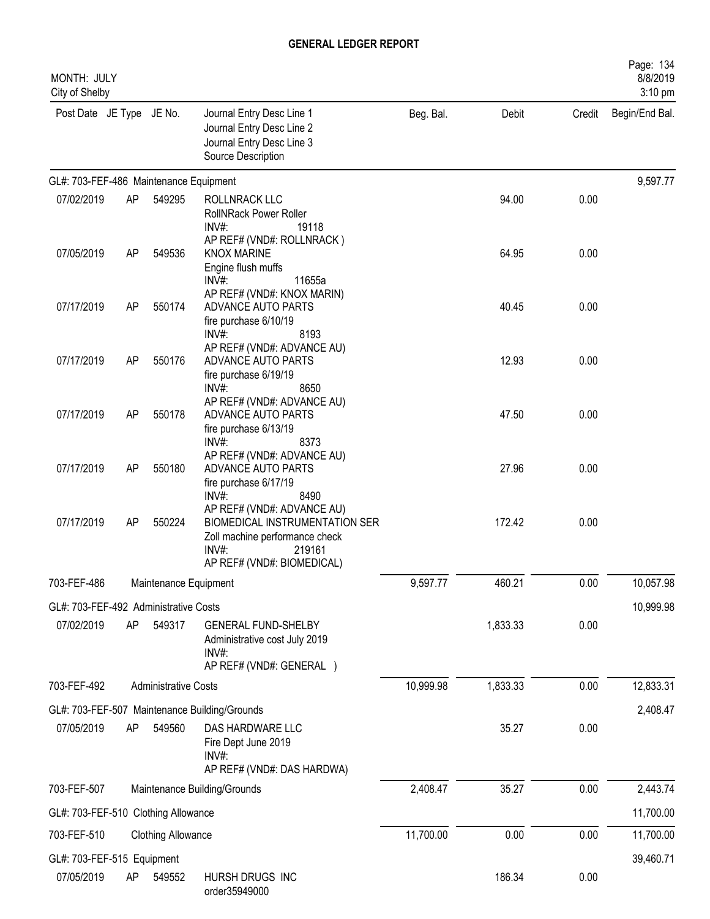# GENERAL LEDGER REPORT

MONTH: JULY
City of Shelby

| Post Date | JE Type | JE No. | Journal Entry Desc Line 1 / Journal Entry Desc Line 2 / Journal Entry Desc Line 3 / Source Description | Beg. Bal. | Debit | Credit | Begin/End Bal. |
|---|---|---|---|---|---|---|---|
| GL#: 703-FEF-486 Maintenance Equipment | | | | | | | 9,597.77 |
| 07/02/2019 | AP | 549295 | ROLLNRACK LLC<br>RollNRack Power Roller<br>INV#: 19118<br>AP REF# (VND#: ROLLNRACK ) | | 94.00 | 0.00 | |
| 07/05/2019 | AP | 549536 | KNOX MARINE<br>Engine flush muffs<br>INV#: 11655a<br>AP REF# (VND#: KNOX MARIN) | | 64.95 | 0.00 | |
| 07/17/2019 | AP | 550174 | ADVANCE AUTO PARTS<br>fire purchase 6/10/19<br>INV#: 8193<br>AP REF# (VND#: ADVANCE AU) | | 40.45 | 0.00 | |
| 07/17/2019 | AP | 550176 | ADVANCE AUTO PARTS<br>fire purchase 6/19/19<br>INV#: 8650<br>AP REF# (VND#: ADVANCE AU) | | 12.93 | 0.00 | |
| 07/17/2019 | AP | 550178 | ADVANCE AUTO PARTS<br>fire purchase 6/13/19<br>INV#: 8373<br>AP REF# (VND#: ADVANCE AU) | | 47.50 | 0.00 | |
| 07/17/2019 | AP | 550180 | ADVANCE AUTO PARTS<br>fire purchase 6/17/19<br>INV#: 8490<br>AP REF# (VND#: ADVANCE AU) | | 27.96 | 0.00 | |
| 07/17/2019 | AP | 550224 | BIOMEDICAL INSTRUMENTATION SER<br>Zoll machine performance check<br>INV#: 219161<br>AP REF# (VND#: BIOMEDICAL) | | 172.42 | 0.00 | |
| 703-FEF-486 | | | Maintenance Equipment | 9,597.77 | 460.21 | 0.00 | 10,057.98 |
| GL#: 703-FEF-492 Administrative Costs | | | | | | | 10,999.98 |
| 07/02/2019 | AP | 549317 | GENERAL FUND-SHELBY<br>Administrative cost July 2019<br>INV#:<br>AP REF# (VND#: GENERAL ) | | 1,833.33 | 0.00 | |
| 703-FEF-492 | | | Administrative Costs | 10,999.98 | 1,833.33 | 0.00 | 12,833.31 |
| GL#: 703-FEF-507 Maintenance Building/Grounds | | | | | | | 2,408.47 |
| 07/05/2019 | AP | 549560 | DAS HARDWARE LLC<br>Fire Dept June 2019<br>INV#:<br>AP REF# (VND#: DAS HARDWA) | | 35.27 | 0.00 | |
| 703-FEF-507 | | | Maintenance Building/Grounds | 2,408.47 | 35.27 | 0.00 | 2,443.74 |
| GL#: 703-FEF-510 Clothing Allowance | | | | | | | 11,700.00 |
| 703-FEF-510 | | | Clothing Allowance | 11,700.00 | 0.00 | 0.00 | 11,700.00 |
| GL#: 703-FEF-515 Equipment | | | | | | | 39,460.71 |
| 07/05/2019 | AP | 549552 | HURSH DRUGS INC<br>order35949000 | | 186.34 | 0.00 | |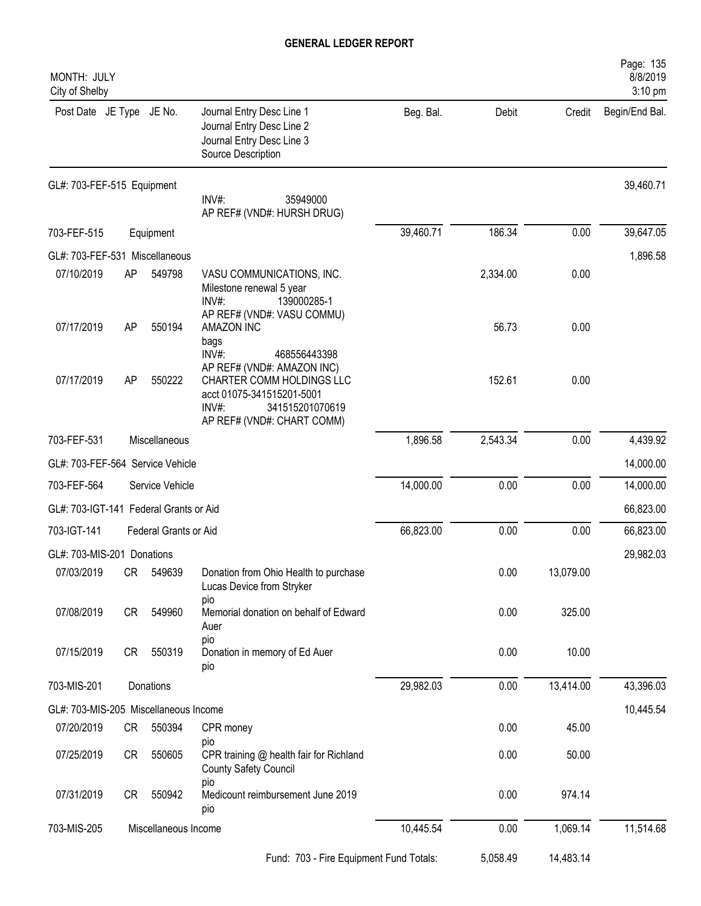# GENERAL LEDGER REPORT

MONTH: JULY
City of Shelby

| Post Date | JE Type | JE No. | Journal Entry Desc Line 1 / Journal Entry Desc Line 2 / Journal Entry Desc Line 3 / Source Description | Beg. Bal. | Debit | Credit | Begin/End Bal. |
|---|---|---|---|---|---|---|---|
| GL#: 703-FEF-515 Equipment | | | | | | | 39,460.71 |
| | | | INV#: 35949000 AP REF# (VND#: HURSH DRUG) | | | | |
| 703-FEF-515 | | | Equipment | 39,460.71 | 186.34 | 0.00 | 39,647.05 |
| GL#: 703-FEF-531 Miscellaneous | | | | | | | 1,896.58 |
| 07/10/2019 | AP | 549798 | VASU COMMUNICATIONS, INC. Milestone renewal 5 year INV#: 139000285-1 AP REF# (VND#: VASU COMMU) | | 2,334.00 | 0.00 | |
| 07/17/2019 | AP | 550194 | AMAZON INC bags INV#: 468556443398 AP REF# (VND#: AMAZON INC) | | 56.73 | 0.00 | |
| 07/17/2019 | AP | 550222 | CHARTER COMM HOLDINGS LLC acct 01075-341515201-5001 INV#: 341515201070619 AP REF# (VND#: CHART COMM) | | 152.61 | 0.00 | |
| 703-FEF-531 | | | Miscellaneous | 1,896.58 | 2,543.34 | 0.00 | 4,439.92 |
| GL#: 703-FEF-564 Service Vehicle | | | | | | | 14,000.00 |
| 703-FEF-564 | | | Service Vehicle | 14,000.00 | 0.00 | 0.00 | 14,000.00 |
| GL#: 703-IGT-141 Federal Grants or Aid | | | | | | | 66,823.00 |
| 703-IGT-141 | | | Federal Grants or Aid | 66,823.00 | 0.00 | 0.00 | 66,823.00 |
| GL#: 703-MIS-201 Donations | | | | | | | 29,982.03 |
| 07/03/2019 | CR | 549639 | Donation from Ohio Health to purchase Lucas Device from Stryker pio | | 0.00 | 13,079.00 | |
| 07/08/2019 | CR | 549960 | Memorial donation on behalf of Edward Auer pio | | 0.00 | 325.00 | |
| 07/15/2019 | CR | 550319 | Donation in memory of Ed Auer pio | | 0.00 | 10.00 | |
| 703-MIS-201 | | | Donations | 29,982.03 | 0.00 | 13,414.00 | 43,396.03 |
| GL#: 703-MIS-205 Miscellaneous Income | | | | | | | 10,445.54 |
| 07/20/2019 | CR | 550394 | CPR money pio | | 0.00 | 45.00 | |
| 07/25/2019 | CR | 550605 | CPR training @ health fair for Richland County Safety Council pio | | 0.00 | 50.00 | |
| 07/31/2019 | CR | 550942 | Medicount reimbursement June 2019 pio | | 0.00 | 974.14 | |
| 703-MIS-205 | | | Miscellaneous Income | 10,445.54 | 0.00 | 1,069.14 | 11,514.68 |
| | | | Fund: 703 - Fire Equipment Fund Totals: | | 5,058.49 | 14,483.14 | |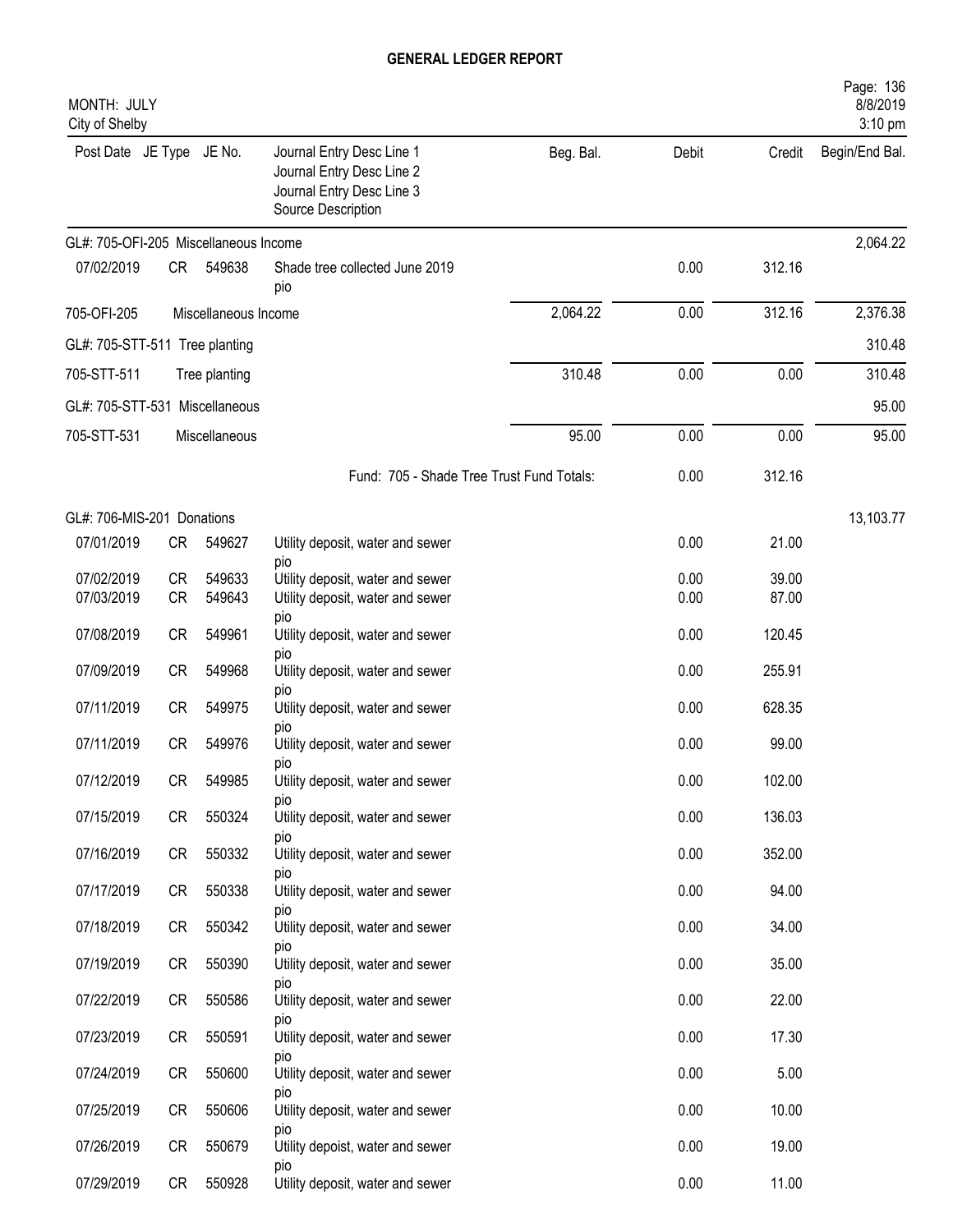# GENERAL LEDGER REPORT

MONTH: JULY
City of Shelby

| Post Date | JE Type | JE No. | Journal Entry Desc Line 1 / Journal Entry Desc Line 2 / Journal Entry Desc Line 3 / Source Description | Beg. Bal. | Debit | Credit | Begin/End Bal. |
|---|---|---|---|---|---|---|---|
| GL#: 705-OFI-205 Miscellaneous Income | | | | | | | 2,064.22 |
| 07/02/2019 | CR | 549638 | Shade tree collected June 2019 pio | | 0.00 | 312.16 | |
| 705-OFI-205 | | Miscellaneous Income | | 2,064.22 | 0.00 | 312.16 | 2,376.38 |
| GL#: 705-STT-511 Tree planting | | | | | | | 310.48 |
| 705-STT-511 | | Tree planting | | 310.48 | 0.00 | 0.00 | 310.48 |
| GL#: 705-STT-531 Miscellaneous | | | | | | | 95.00 |
| 705-STT-531 | | Miscellaneous | | 95.00 | 0.00 | 0.00 | 95.00 |
| | | | Fund: 705 - Shade Tree Trust Fund Totals: | | 0.00 | 312.16 | |
| GL#: 706-MIS-201 Donations | | | | | | | 13,103.77 |
| 07/01/2019 | CR | 549627 | Utility deposit, water and sewer pio | | 0.00 | 21.00 | |
| 07/02/2019 | CR | 549633 | Utility deposit, water and sewer | | 0.00 | 39.00 | |
| 07/03/2019 | CR | 549643 | Utility deposit, water and sewer pio | | 0.00 | 87.00 | |
| 07/08/2019 | CR | 549961 | Utility deposit, water and sewer pio | | 0.00 | 120.45 | |
| 07/09/2019 | CR | 549968 | Utility deposit, water and sewer pio | | 0.00 | 255.91 | |
| 07/11/2019 | CR | 549975 | Utility deposit, water and sewer pio | | 0.00 | 628.35 | |
| 07/11/2019 | CR | 549976 | Utility deposit, water and sewer pio | | 0.00 | 99.00 | |
| 07/12/2019 | CR | 549985 | Utility deposit, water and sewer pio | | 0.00 | 102.00 | |
| 07/15/2019 | CR | 550324 | Utility deposit, water and sewer pio | | 0.00 | 136.03 | |
| 07/16/2019 | CR | 550332 | Utility deposit, water and sewer pio | | 0.00 | 352.00 | |
| 07/17/2019 | CR | 550338 | Utility deposit, water and sewer pio | | 0.00 | 94.00 | |
| 07/18/2019 | CR | 550342 | Utility deposit, water and sewer pio | | 0.00 | 34.00 | |
| 07/19/2019 | CR | 550390 | Utility deposit, water and sewer pio | | 0.00 | 35.00 | |
| 07/22/2019 | CR | 550586 | Utility deposit, water and sewer pio | | 0.00 | 22.00 | |
| 07/23/2019 | CR | 550591 | Utility deposit, water and sewer pio | | 0.00 | 17.30 | |
| 07/24/2019 | CR | 550600 | Utility deposit, water and sewer pio | | 0.00 | 5.00 | |
| 07/25/2019 | CR | 550606 | Utility deposit, water and sewer pio | | 0.00 | 10.00 | |
| 07/26/2019 | CR | 550679 | Utility depoist, water and sewer pio | | 0.00 | 19.00 | |
| 07/29/2019 | CR | 550928 | Utility deposit, water and sewer | | 0.00 | 11.00 | |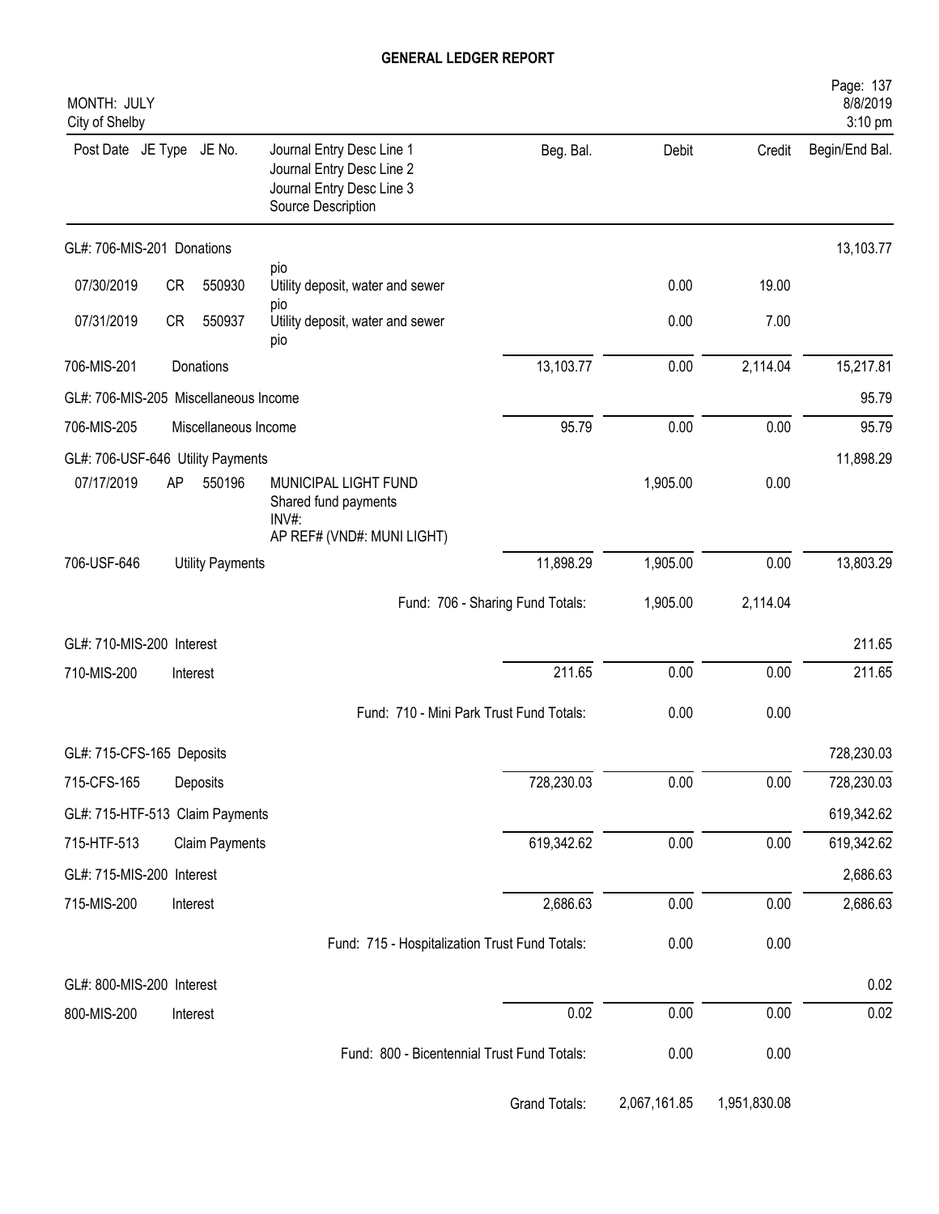# GENERAL LEDGER REPORT

MONTH: JULY
City of Shelby

| Post Date | JE Type | JE No. | Journal Entry Desc Line 1 / Journal Entry Desc Line 2 / Journal Entry Desc Line 3 / Source Description | Beg. Bal. | Debit | Credit | Begin/End Bal. |
|---|---|---|---|---|---|---|---|
| GL#: 706-MIS-201 Donations | | | | | | | 13,103.77 |
| | | | pio | | | | |
| 07/30/2019 | CR | 550930 | Utility deposit, water and sewer pio | | 0.00 | 19.00 | |
| 07/31/2019 | CR | 550937 | Utility deposit, water and sewer pio | | 0.00 | 7.00 | |
| 706-MIS-201 | Donations | | | 13,103.77 | 0.00 | 2,114.04 | 15,217.81 |
| GL#: 706-MIS-205 Miscellaneous Income | | | | | | | 95.79 |
| 706-MIS-205 | Miscellaneous Income | | | 95.79 | 0.00 | 0.00 | 95.79 |
| GL#: 706-USF-646 Utility Payments | | | | | | | 11,898.29 |
| 07/17/2019 | AP | 550196 | MUNICIPAL LIGHT FUND Shared fund payments INV#: AP REF# (VND#: MUNI LIGHT) | | 1,905.00 | 0.00 | |
| 706-USF-646 | Utility Payments | | | 11,898.29 | 1,905.00 | 0.00 | 13,803.29 |
| | | | Fund: 706 - Sharing Fund Totals: | | 1,905.00 | 2,114.04 | |
| GL#: 710-MIS-200 Interest | | | | | | | 211.65 |
| 710-MIS-200 | Interest | | | 211.65 | 0.00 | 0.00 | 211.65 |
| | | | Fund: 710 - Mini Park Trust Fund Totals: | | 0.00 | 0.00 | |
| GL#: 715-CFS-165 Deposits | | | | | | | 728,230.03 |
| 715-CFS-165 | Deposits | | | 728,230.03 | 0.00 | 0.00 | 728,230.03 |
| GL#: 715-HTF-513 Claim Payments | | | | | | | 619,342.62 |
| 715-HTF-513 | Claim Payments | | | 619,342.62 | 0.00 | 0.00 | 619,342.62 |
| GL#: 715-MIS-200 Interest | | | | | | | 2,686.63 |
| 715-MIS-200 | Interest | | | 2,686.63 | 0.00 | 0.00 | 2,686.63 |
| | | | Fund: 715 - Hospitalization Trust Fund Totals: | | 0.00 | 0.00 | |
| GL#: 800-MIS-200 Interest | | | | | | | 0.02 |
| 800-MIS-200 | Interest | | | 0.02 | 0.00 | 0.00 | 0.02 |
| | | | Fund: 800 - Bicentennial Trust Fund Totals: | | 0.00 | 0.00 | |
| | | | Grand Totals: | | 2,067,161.85 | 1,951,830.08 | |